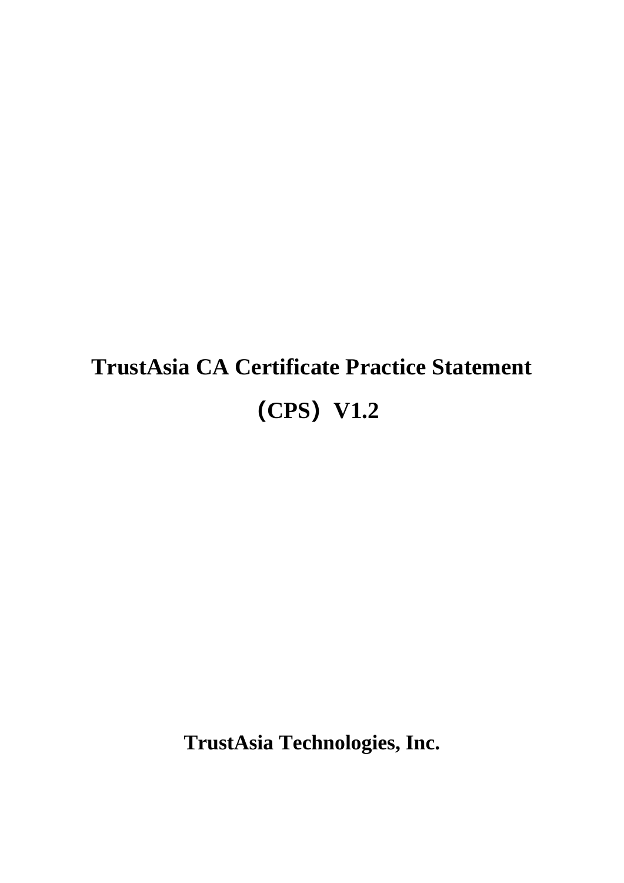# TrustAsia CA Certificate Practice Statement

# （CPS） V1.2

**TrustAsia Technologies, Inc.**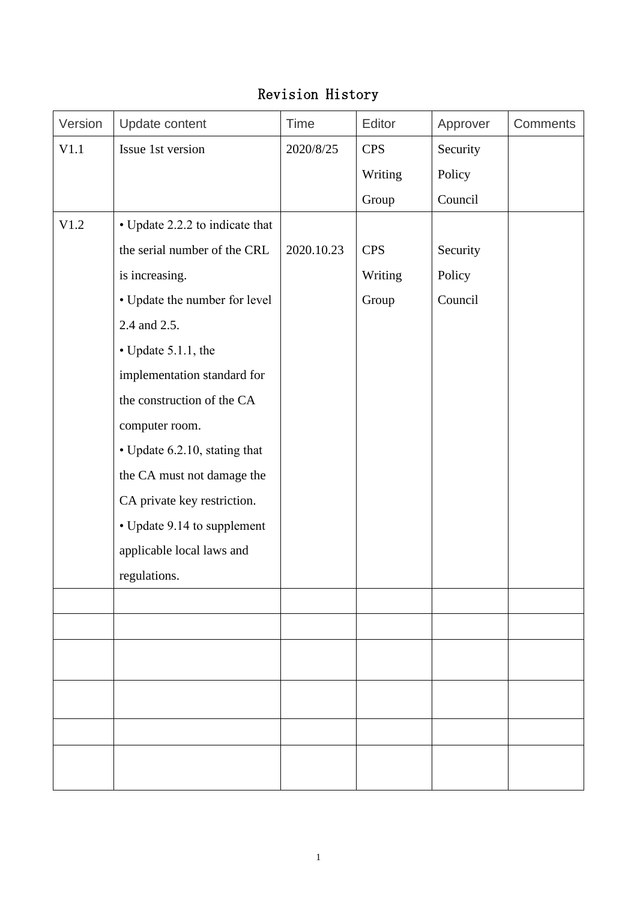# Revision History

| Version | Update content | Time | Editor | Approver | Comments |
|---|---|---|---|---|---|
| V1.1 | Issue 1st version | 2020/8/25 | CPS Writing Group | Security Policy Council | |
| V1.2 | • Update 2.2.2 to indicate that the serial number of the CRL is increasing.<br>• Update the number for level 2.4 and 2.5.<br>• Update 5.1.1, the implementation standard for the construction of the CA computer room.<br>• Update 6.2.10, stating that the CA must not damage the CA private key restriction.<br>• Update 9.14 to supplement applicable local laws and regulations. | 2020.10.23 | CPS Writing Group | Security Policy Council | |
| | | | | | |
| | | | | | |
| | | | | | |
| | | | | | |
| | | | | | |
| | | | | | |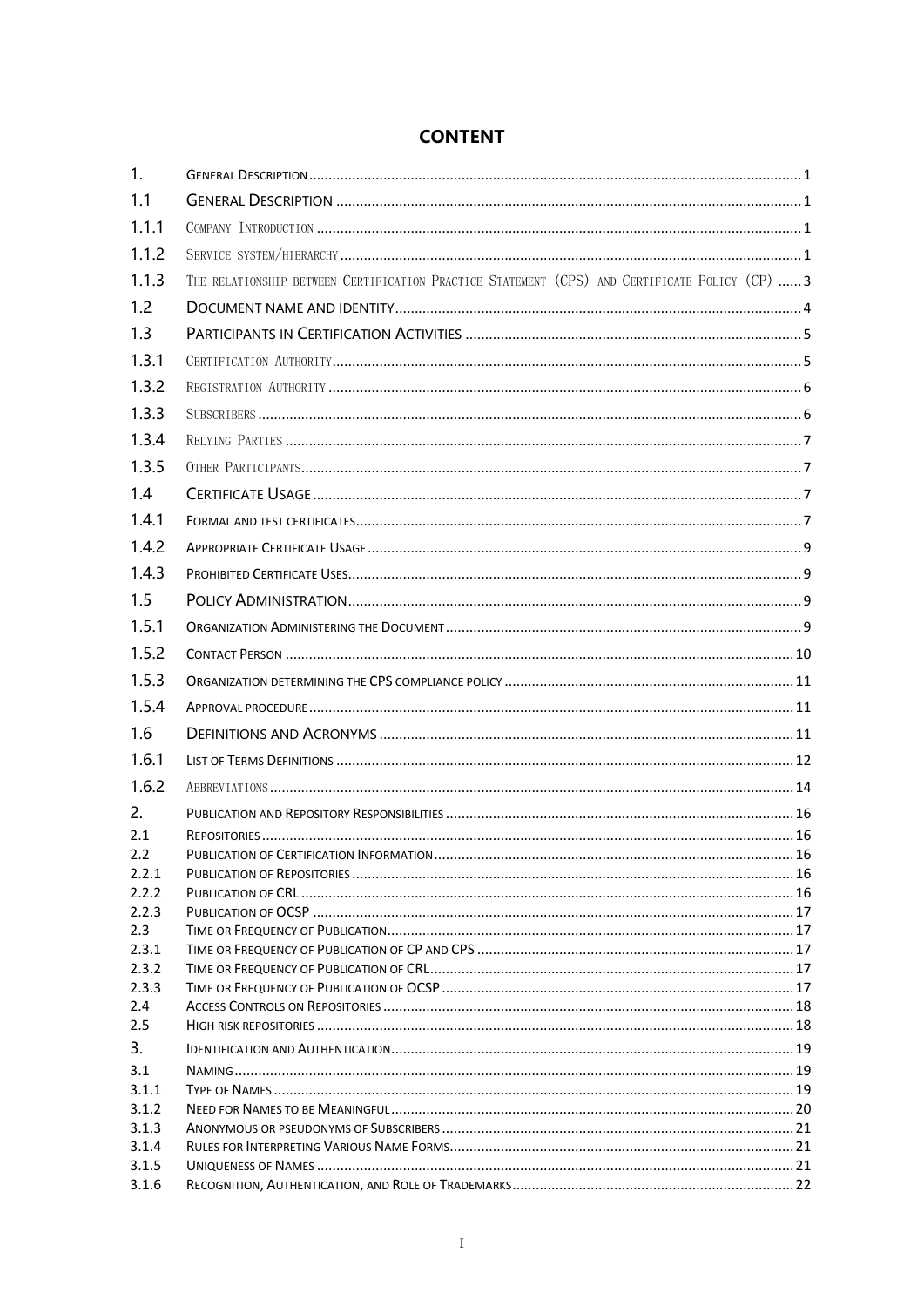# CONTENT

| | | |
|---|---|---|
| 1. | General Description | 1 |
| 1.1 | General Description | 1 |
| 1.1.1 | Company Introduction | 1 |
| 1.1.2 | Service system/hierarchy | 1 |
| 1.1.3 | The relationship between Certification Practice Statement (CPS) and Certificate Policy (CP) | 3 |
| 1.2 | Document name and identity | 4 |
| 1.3 | Participants in Certification Activities | 5 |
| 1.3.1 | Certification Authority | 5 |
| 1.3.2 | Registration Authority | 6 |
| 1.3.3 | Subscribers | 6 |
| 1.3.4 | Relying Parties | 7 |
| 1.3.5 | Other Participants | 7 |
| 1.4 | Certificate Usage | 7 |
| 1.4.1 | Formal and test certificates | 7 |
| 1.4.2 | Appropriate Certificate Usage | 9 |
| 1.4.3 | Prohibited Certificate Uses | 9 |
| 1.5 | Policy Administration | 9 |
| 1.5.1 | Organization Administering the Document | 9 |
| 1.5.2 | Contact Person | 10 |
| 1.5.3 | Organization determining the CPS compliance policy | 11 |
| 1.5.4 | Approval procedure | 11 |
| 1.6 | Definitions and Acronyms | 11 |
| 1.6.1 | List of Terms Definitions | 12 |
| 1.6.2 | Abbreviations | 14 |
| 2. | Publication and Repository Responsibilities | 16 |
| 2.1 | Repositories | 16 |
| 2.2 | Publication of Certification Information | 16 |
| 2.2.1 | Publication of Repositories | 16 |
| 2.2.2 | Publication of CRL | 16 |
| 2.2.3 | Publication of OCSP | 17 |
| 2.3 | Time or Frequency of Publication | 17 |
| 2.3.1 | Time or Frequency of Publication of CP and CPS | 17 |
| 2.3.2 | Time or Frequency of Publication of CRL | 17 |
| 2.3.3 | Time or Frequency of Publication of OCSP | 17 |
| 2.4 | Access Controls on Repositories | 18 |
| 2.5 | High risk repositories | 18 |
| 3. | Identification and Authentication | 19 |
| 3.1 | Naming | 19 |
| 3.1.1 | Type of Names | 19 |
| 3.1.2 | Need for Names to be Meaningful | 20 |
| 3.1.3 | Anonymous or pseudonyms of Subscribers | 21 |
| 3.1.4 | Rules for Interpreting Various Name Forms | 21 |
| 3.1.5 | Uniqueness of Names | 21 |
| 3.1.6 | Recognition, Authentication, and Role of Trademarks | 22 |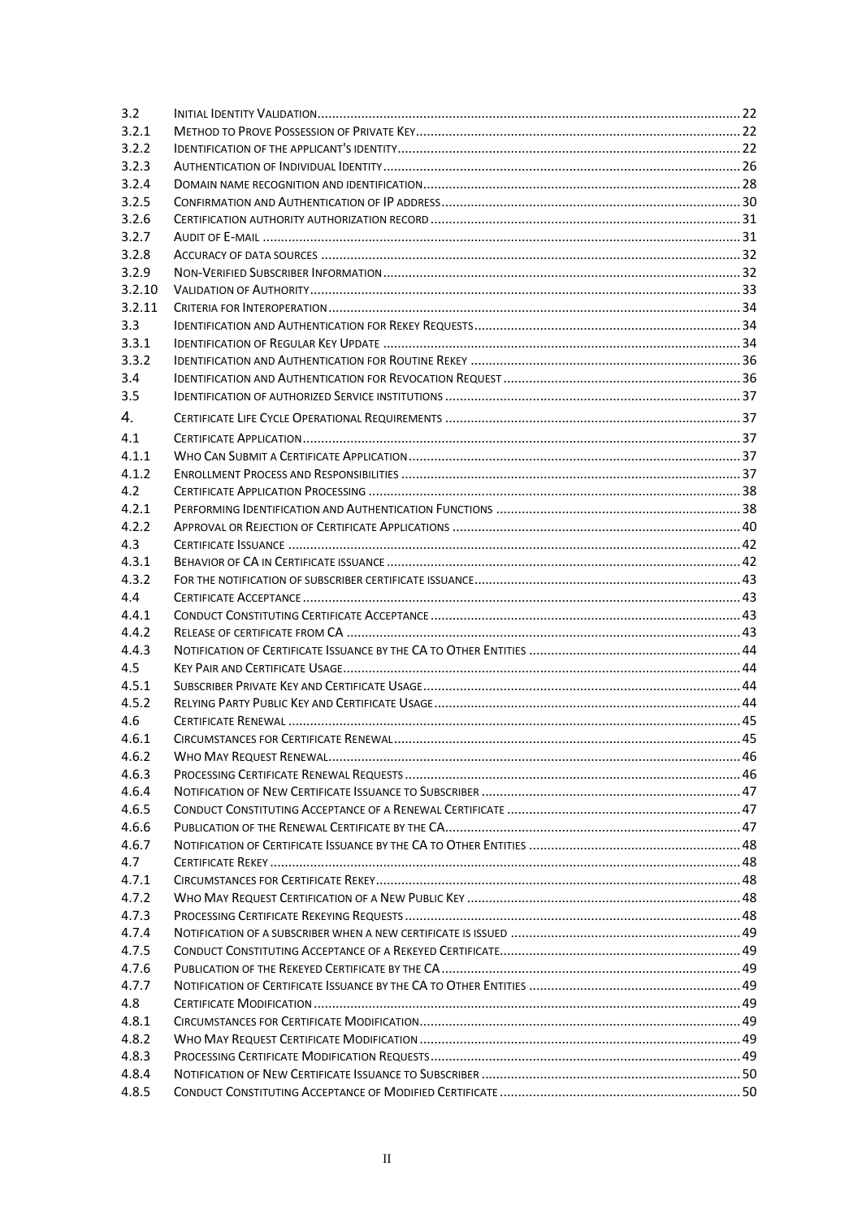| | | |
|---|---|---|
| 3.2 | Initial Identity Validation | 22 |
| 3.2.1 | Method to Prove Possession of Private Key | 22 |
| 3.2.2 | Identification of the applicant's identity | 22 |
| 3.2.3 | Authentication of Individual Identity | 26 |
| 3.2.4 | Domain name recognition and identification | 28 |
| 3.2.5 | Confirmation and Authentication of IP address | 30 |
| 3.2.6 | Certification authority authorization record | 31 |
| 3.2.7 | Audit of E-mail | 31 |
| 3.2.8 | Accuracy of data sources | 32 |
| 3.2.9 | Non-Verified Subscriber Information | 32 |
| 3.2.10 | Validation of Authority | 33 |
| 3.2.11 | Criteria for Interoperation | 34 |
| 3.3 | Identification and Authentication for Rekey Requests | 34 |
| 3.3.1 | Identification of Regular Key Update | 34 |
| 3.3.2 | Identification and Authentication for Routine Rekey | 36 |
| 3.4 | Identification and Authentication for Revocation Request | 36 |
| 3.5 | Identification of authorized Service institutions | 37 |
| 4. | Certificate Life Cycle Operational Requirements | 37 |
| 4.1 | Certificate Application | 37 |
| 4.1.1 | Who Can Submit a Certificate Application | 37 |
| 4.1.2 | Enrollment Process and Responsibilities | 37 |
| 4.2 | Certificate Application Processing | 38 |
| 4.2.1 | Performing Identification and Authentication Functions | 38 |
| 4.2.2 | Approval or Rejection of Certificate Applications | 40 |
| 4.3 | Certificate Issuance | 42 |
| 4.3.1 | Behavior of CA in Certificate issuance | 42 |
| 4.3.2 | For the notification of subscriber certificate issuance | 43 |
| 4.4 | Certificate Acceptance | 43 |
| 4.4.1 | Conduct Constituting Certificate Acceptance | 43 |
| 4.4.2 | Release of certificate from CA | 43 |
| 4.4.3 | Notification of Certificate Issuance by the CA to Other Entities | 44 |
| 4.5 | Key Pair and Certificate Usage | 44 |
| 4.5.1 | Subscriber Private Key and Certificate Usage | 44 |
| 4.5.2 | Relying Party Public Key and Certificate Usage | 44 |
| 4.6 | Certificate Renewal | 45 |
| 4.6.1 | Circumstances for Certificate Renewal | 45 |
| 4.6.2 | Who May Request Renewal | 46 |
| 4.6.3 | Processing Certificate Renewal Requests | 46 |
| 4.6.4 | Notification of New Certificate Issuance to Subscriber | 47 |
| 4.6.5 | Conduct Constituting Acceptance of a Renewal Certificate | 47 |
| 4.6.6 | Publication of the Renewal Certificate by the CA | 47 |
| 4.6.7 | Notification of Certificate Issuance by the CA to Other Entities | 48 |
| 4.7 | Certificate Rekey | 48 |
| 4.7.1 | Circumstances for Certificate Rekey | 48 |
| 4.7.2 | Who May Request Certification of a New Public Key | 48 |
| 4.7.3 | Processing Certificate Rekeying Requests | 48 |
| 4.7.4 | Notification of a subscriber when a new certificate is issued | 49 |
| 4.7.5 | Conduct Constituting Acceptance of a Rekeyed Certificate | 49 |
| 4.7.6 | Publication of the Rekeyed Certificate by the CA | 49 |
| 4.7.7 | Notification of Certificate Issuance by the CA to Other Entities | 49 |
| 4.8 | Certificate Modification | 49 |
| 4.8.1 | Circumstances for Certificate Modification | 49 |
| 4.8.2 | Who May Request Certificate Modification | 49 |
| 4.8.3 | Processing Certificate Modification Requests | 49 |
| 4.8.4 | Notification of New Certificate Issuance to Subscriber | 50 |
| 4.8.5 | Conduct Constituting Acceptance of Modified Certificate | 50 |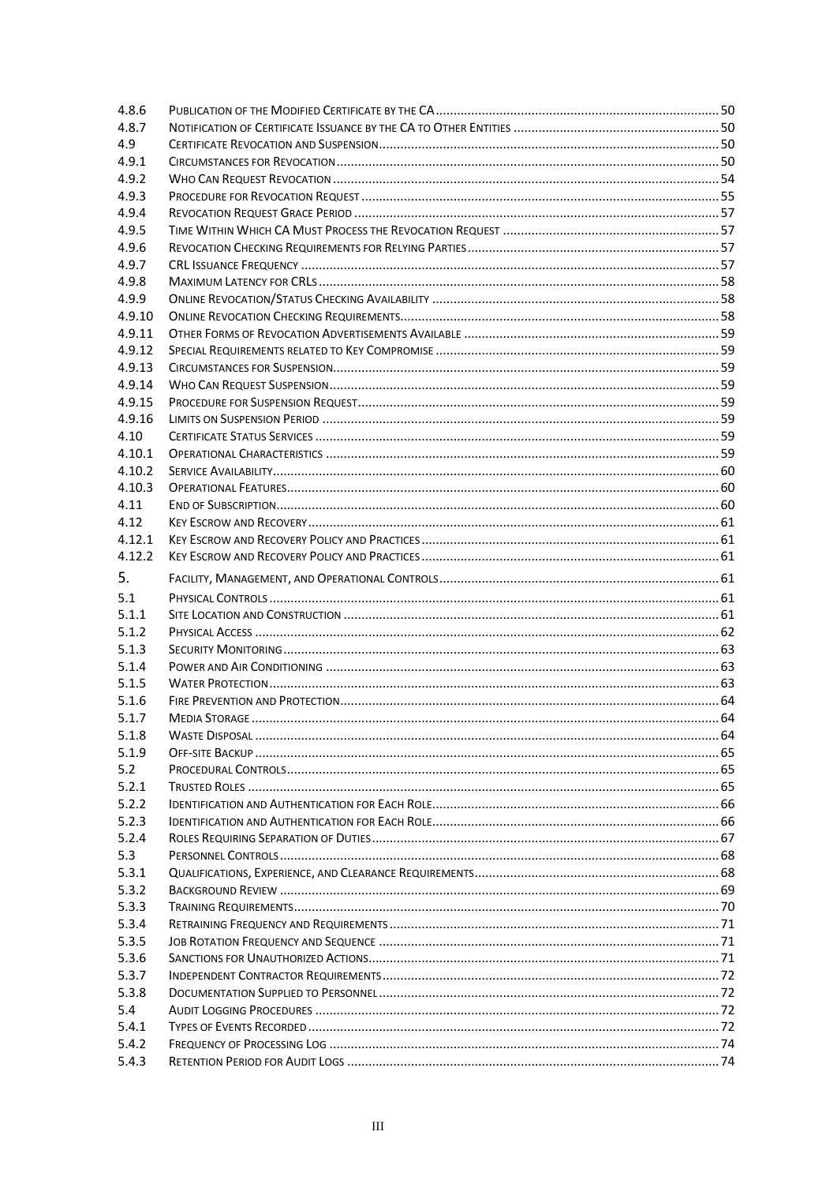| | | |
|---|---|---|
| 4.8.6 | Publication of the Modified Certificate by the CA | 50 |
| 4.8.7 | Notification of Certificate Issuance by the CA to Other Entities | 50 |
| 4.9 | Certificate Revocation and Suspension | 50 |
| 4.9.1 | Circumstances for Revocation | 50 |
| 4.9.2 | Who Can Request Revocation | 54 |
| 4.9.3 | Procedure for Revocation Request | 55 |
| 4.9.4 | Revocation Request Grace Period | 57 |
| 4.9.5 | Time Within Which CA Must Process the Revocation Request | 57 |
| 4.9.6 | Revocation Checking Requirements for Relying Parties | 57 |
| 4.9.7 | CRL Issuance Frequency | 57 |
| 4.9.8 | Maximum Latency for CRLs | 58 |
| 4.9.9 | Online Revocation/Status Checking Availability | 58 |
| 4.9.10 | Online Revocation Checking Requirements | 58 |
| 4.9.11 | Other Forms of Revocation Advertisements Available | 59 |
| 4.9.12 | Special Requirements related to Key Compromise | 59 |
| 4.9.13 | Circumstances for Suspension | 59 |
| 4.9.14 | Who Can Request Suspension | 59 |
| 4.9.15 | Procedure for Suspension Request | 59 |
| 4.9.16 | Limits on Suspension Period | 59 |
| 4.10 | Certificate Status Services | 59 |
| 4.10.1 | Operational Characteristics | 59 |
| 4.10.2 | Service Availability | 60 |
| 4.10.3 | Operational Features | 60 |
| 4.11 | End of Subscription | 60 |
| 4.12 | Key Escrow and Recovery | 61 |
| 4.12.1 | Key Escrow and Recovery Policy and Practices | 61 |
| 4.12.2 | Key Escrow and Recovery Policy and Practices | 61 |
| 5. | Facility, Management, and Operational Controls | 61 |
| 5.1 | Physical Controls | 61 |
| 5.1.1 | Site Location and Construction | 61 |
| 5.1.2 | Physical Access | 62 |
| 5.1.3 | Security Monitoring | 63 |
| 5.1.4 | Power and Air Conditioning | 63 |
| 5.1.5 | Water Protection | 63 |
| 5.1.6 | Fire Prevention and Protection | 64 |
| 5.1.7 | Media Storage | 64 |
| 5.1.8 | Waste Disposal | 64 |
| 5.1.9 | Off-site Backup | 65 |
| 5.2 | Procedural Controls | 65 |
| 5.2.1 | Trusted Roles | 65 |
| 5.2.2 | Identification and Authentication for Each Role | 66 |
| 5.2.3 | Identification and Authentication for Each Role | 66 |
| 5.2.4 | Roles Requiring Separation of Duties | 67 |
| 5.3 | Personnel Controls | 68 |
| 5.3.1 | Qualifications, Experience, and Clearance Requirements | 68 |
| 5.3.2 | Background Review | 69 |
| 5.3.3 | Training Requirements | 70 |
| 5.3.4 | Retraining Frequency and Requirements | 71 |
| 5.3.5 | Job Rotation Frequency and Sequence | 71 |
| 5.3.6 | Sanctions for Unauthorized Actions | 71 |
| 5.3.7 | Independent Contractor Requirements | 72 |
| 5.3.8 | Documentation Supplied to Personnel | 72 |
| 5.4 | Audit Logging Procedures | 72 |
| 5.4.1 | Types of Events Recorded | 72 |
| 5.4.2 | Frequency of Processing Log | 74 |
| 5.4.3 | Retention Period for Audit Logs | 74 |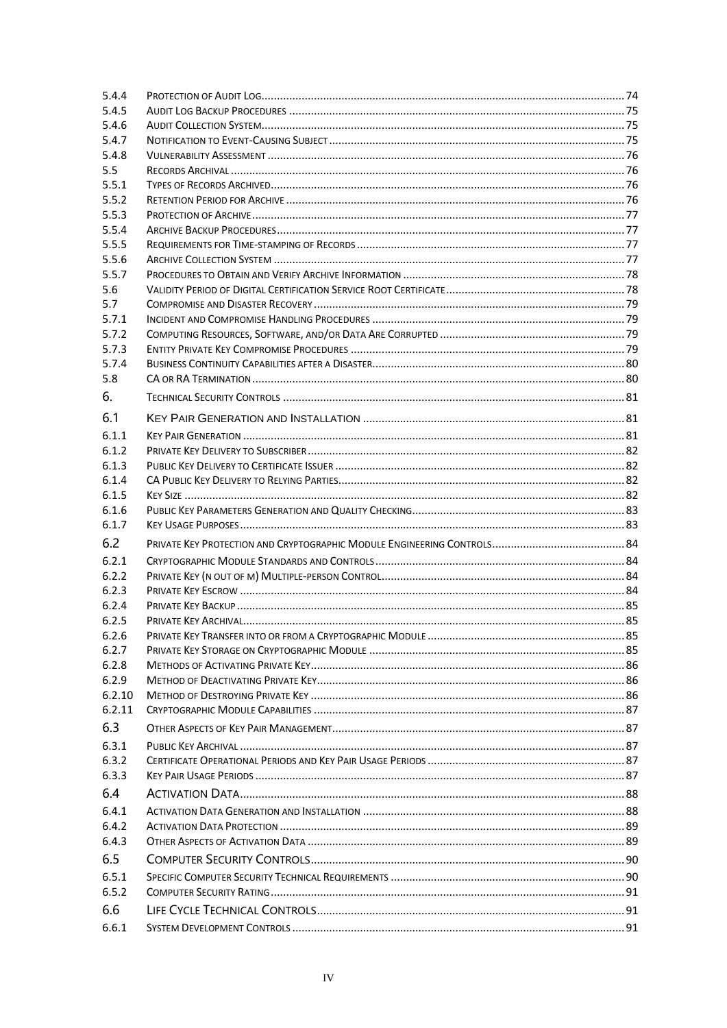| | | |
|---|---|---|
| 5.4.4 | PROTECTION OF AUDIT LOG | 74 |
| 5.4.5 | AUDIT LOG BACKUP PROCEDURES | 75 |
| 5.4.6 | AUDIT COLLECTION SYSTEM | 75 |
| 5.4.7 | NOTIFICATION TO EVENT-CAUSING SUBJECT | 75 |
| 5.4.8 | VULNERABILITY ASSESSMENT | 76 |
| 5.5 | RECORDS ARCHIVAL | 76 |
| 5.5.1 | TYPES OF RECORDS ARCHIVED | 76 |
| 5.5.2 | RETENTION PERIOD FOR ARCHIVE | 76 |
| 5.5.3 | PROTECTION OF ARCHIVE | 77 |
| 5.5.4 | ARCHIVE BACKUP PROCEDURES | 77 |
| 5.5.5 | REQUIREMENTS FOR TIME-STAMPING OF RECORDS | 77 |
| 5.5.6 | ARCHIVE COLLECTION SYSTEM | 77 |
| 5.5.7 | PROCEDURES TO OBTAIN AND VERIFY ARCHIVE INFORMATION | 78 |
| 5.6 | VALIDITY PERIOD OF DIGITAL CERTIFICATION SERVICE ROOT CERTIFICATE | 78 |
| 5.7 | COMPROMISE AND DISASTER RECOVERY | 79 |
| 5.7.1 | INCIDENT AND COMPROMISE HANDLING PROCEDURES | 79 |
| 5.7.2 | COMPUTING RESOURCES, SOFTWARE, AND/OR DATA ARE CORRUPTED | 79 |
| 5.7.3 | ENTITY PRIVATE KEY COMPROMISE PROCEDURES | 79 |
| 5.7.4 | BUSINESS CONTINUITY CAPABILITIES AFTER A DISASTER | 80 |
| 5.8 | CA OR RA TERMINATION | 80 |
| 6. | TECHNICAL SECURITY CONTROLS | 81 |
| 6.1 | KEY PAIR GENERATION AND INSTALLATION | 81 |
| 6.1.1 | KEY PAIR GENERATION | 81 |
| 6.1.2 | PRIVATE KEY DELIVERY TO SUBSCRIBER | 82 |
| 6.1.3 | PUBLIC KEY DELIVERY TO CERTIFICATE ISSUER | 82 |
| 6.1.4 | CA PUBLIC KEY DELIVERY TO RELYING PARTIES | 82 |
| 6.1.5 | KEY SIZE | 82 |
| 6.1.6 | PUBLIC KEY PARAMETERS GENERATION AND QUALITY CHECKING | 83 |
| 6.1.7 | KEY USAGE PURPOSES | 83 |
| 6.2 | PRIVATE KEY PROTECTION AND CRYPTOGRAPHIC MODULE ENGINEERING CONTROLS | 84 |
| 6.2.1 | CRYPTOGRAPHIC MODULE STANDARDS AND CONTROLS | 84 |
| 6.2.2 | PRIVATE KEY (N OUT OF M) MULTIPLE-PERSON CONTROL | 84 |
| 6.2.3 | PRIVATE KEY ESCROW | 84 |
| 6.2.4 | PRIVATE KEY BACKUP | 85 |
| 6.2.5 | PRIVATE KEY ARCHIVAL | 85 |
| 6.2.6 | PRIVATE KEY TRANSFER INTO OR FROM A CRYPTOGRAPHIC MODULE | 85 |
| 6.2.7 | PRIVATE KEY STORAGE ON CRYPTOGRAPHIC MODULE | 85 |
| 6.2.8 | METHODS OF ACTIVATING PRIVATE KEY | 86 |
| 6.2.9 | METHOD OF DEACTIVATING PRIVATE KEY | 86 |
| 6.2.10 | METHOD OF DESTROYING PRIVATE KEY | 86 |
| 6.2.11 | CRYPTOGRAPHIC MODULE CAPABILITIES | 87 |
| 6.3 | OTHER ASPECTS OF KEY PAIR MANAGEMENT | 87 |
| 6.3.1 | PUBLIC KEY ARCHIVAL | 87 |
| 6.3.2 | CERTIFICATE OPERATIONAL PERIODS AND KEY PAIR USAGE PERIODS | 87 |
| 6.3.3 | KEY PAIR USAGE PERIODS | 87 |
| 6.4 | ACTIVATION DATA | 88 |
| 6.4.1 | ACTIVATION DATA GENERATION AND INSTALLATION | 88 |
| 6.4.2 | ACTIVATION DATA PROTECTION | 89 |
| 6.4.3 | OTHER ASPECTS OF ACTIVATION DATA | 89 |
| 6.5 | COMPUTER SECURITY CONTROLS | 90 |
| 6.5.1 | SPECIFIC COMPUTER SECURITY TECHNICAL REQUIREMENTS | 90 |
| 6.5.2 | COMPUTER SECURITY RATING | 91 |
| 6.6 | LIFE CYCLE TECHNICAL CONTROLS | 91 |
| 6.6.1 | SYSTEM DEVELOPMENT CONTROLS | 91 |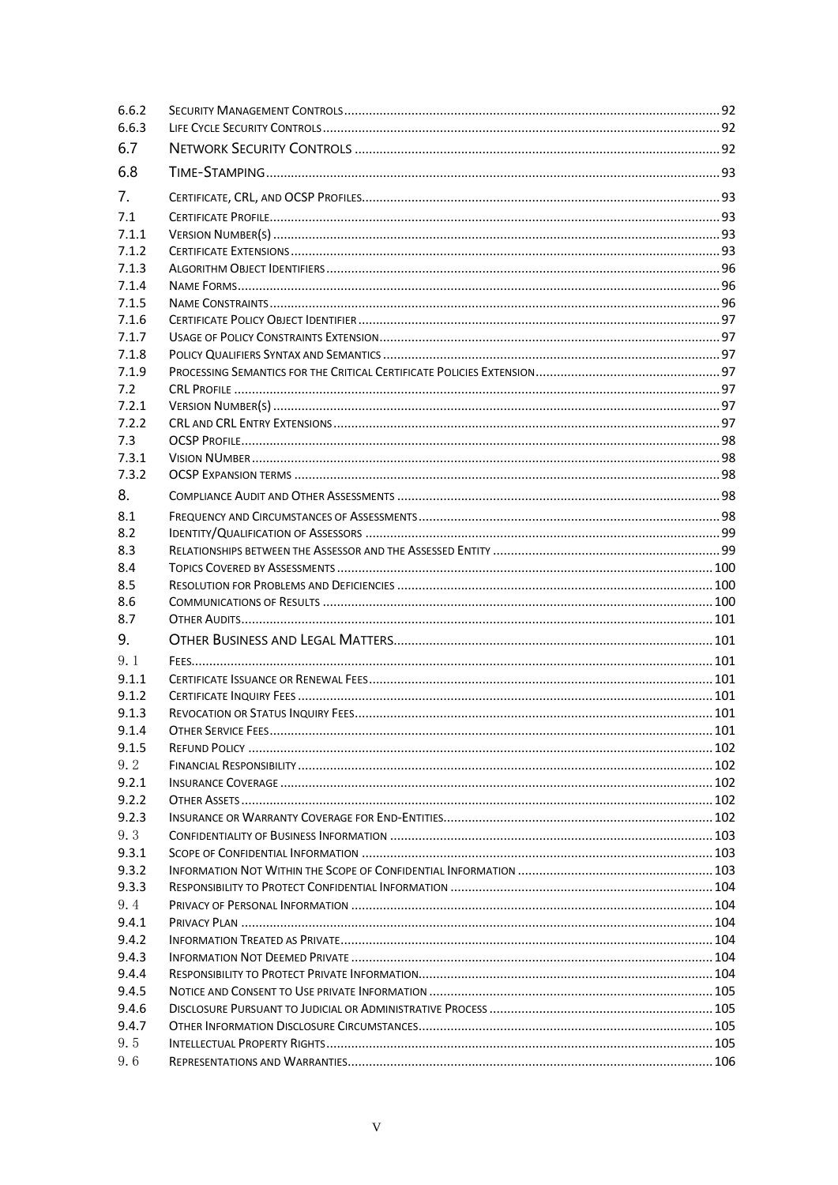| | | |
|---|---|---|
| 6.6.2 | SECURITY MANAGEMENT CONTROLS | 92 |
| 6.6.3 | LIFE CYCLE SECURITY CONTROLS | 92 |
| 6.7 | NETWORK SECURITY CONTROLS | 92 |
| 6.8 | TIME-STAMPING | 93 |
| 7. | CERTIFICATE, CRL, AND OCSP PROFILES | 93 |
| 7.1 | CERTIFICATE PROFILE | 93 |
| 7.1.1 | VERSION NUMBER(S) | 93 |
| 7.1.2 | CERTIFICATE EXTENSIONS | 93 |
| 7.1.3 | ALGORITHM OBJECT IDENTIFIERS | 96 |
| 7.1.4 | NAME FORMS | 96 |
| 7.1.5 | NAME CONSTRAINTS | 96 |
| 7.1.6 | CERTIFICATE POLICY OBJECT IDENTIFIER | 97 |
| 7.1.7 | USAGE OF POLICY CONSTRAINTS EXTENSION | 97 |
| 7.1.8 | POLICY QUALIFIERS SYNTAX AND SEMANTICS | 97 |
| 7.1.9 | PROCESSING SEMANTICS FOR THE CRITICAL CERTIFICATE POLICIES EXTENSION | 97 |
| 7.2 | CRL PROFILE | 97 |
| 7.2.1 | VERSION NUMBER(S) | 97 |
| 7.2.2 | CRL AND CRL ENTRY EXTENSIONS | 97 |
| 7.3 | OCSP PROFILE | 98 |
| 7.3.1 | VISION NUMBER | 98 |
| 7.3.2 | OCSP EXPANSION TERMS | 98 |
| 8. | COMPLIANCE AUDIT AND OTHER ASSESSMENTS | 98 |
| 8.1 | FREQUENCY AND CIRCUMSTANCES OF ASSESSMENTS | 98 |
| 8.2 | IDENTITY/QUALIFICATION OF ASSESSORS | 99 |
| 8.3 | RELATIONSHIPS BETWEEN THE ASSESSOR AND THE ASSESSED ENTITY | 99 |
| 8.4 | TOPICS COVERED BY ASSESSMENTS | 100 |
| 8.5 | RESOLUTION FOR PROBLEMS AND DEFICIENCIES | 100 |
| 8.6 | COMMUNICATIONS OF RESULTS | 100 |
| 8.7 | OTHER AUDITS | 101 |
| 9. | OTHER BUSINESS AND LEGAL MATTERS | 101 |
| 9.1 | FEES | 101 |
| 9.1.1 | CERTIFICATE ISSUANCE OR RENEWAL FEES | 101 |
| 9.1.2 | CERTIFICATE INQUIRY FEES | 101 |
| 9.1.3 | REVOCATION OR STATUS INQUIRY FEES | 101 |
| 9.1.4 | OTHER SERVICE FEES | 101 |
| 9.1.5 | REFUND POLICY | 102 |
| 9.2 | FINANCIAL RESPONSIBILITY | 102 |
| 9.2.1 | INSURANCE COVERAGE | 102 |
| 9.2.2 | OTHER ASSETS | 102 |
| 9.2.3 | INSURANCE OR WARRANTY COVERAGE FOR END-ENTITIES | 102 |
| 9.3 | CONFIDENTIALITY OF BUSINESS INFORMATION | 103 |
| 9.3.1 | SCOPE OF CONFIDENTIAL INFORMATION | 103 |
| 9.3.2 | INFORMATION NOT WITHIN THE SCOPE OF CONFIDENTIAL INFORMATION | 103 |
| 9.3.3 | RESPONSIBILITY TO PROTECT CONFIDENTIAL INFORMATION | 104 |
| 9.4 | PRIVACY OF PERSONAL INFORMATION | 104 |
| 9.4.1 | PRIVACY PLAN | 104 |
| 9.4.2 | INFORMATION TREATED AS PRIVATE | 104 |
| 9.4.3 | INFORMATION NOT DEEMED PRIVATE | 104 |
| 9.4.4 | RESPONSIBILITY TO PROTECT PRIVATE INFORMATION | 104 |
| 9.4.5 | NOTICE AND CONSENT TO USE PRIVATE INFORMATION | 105 |
| 9.4.6 | DISCLOSURE PURSUANT TO JUDICIAL OR ADMINISTRATIVE PROCESS | 105 |
| 9.4.7 | OTHER INFORMATION DISCLOSURE CIRCUMSTANCES | 105 |
| 9.5 | INTELLECTUAL PROPERTY RIGHTS | 105 |
| 9.6 | REPRESENTATIONS AND WARRANTIES | 106 |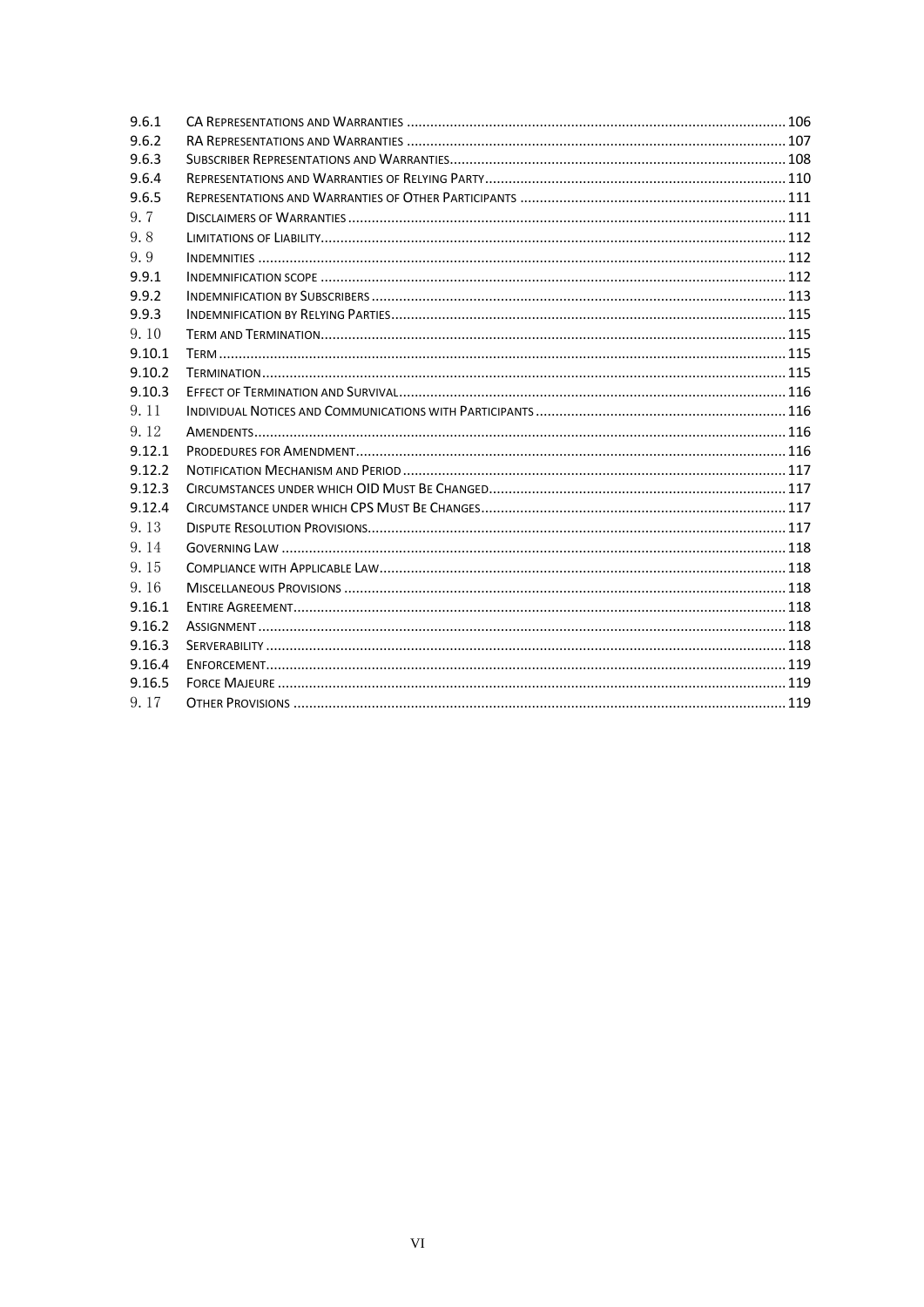| | | |
|---|---|---|
| 9.6.1 | CA Representations and Warranties | 106 |
| 9.6.2 | RA Representations and Warranties | 107 |
| 9.6.3 | Subscriber Representations and Warranties | 108 |
| 9.6.4 | Representations and Warranties of Relying Party | 110 |
| 9.6.5 | Representations and Warranties of Other Participants | 111 |
| 9.7 | Disclaimers of Warranties | 111 |
| 9.8 | Limitations of Liability | 112 |
| 9.9 | Indemnities | 112 |
| 9.9.1 | Indemnification scope | 112 |
| 9.9.2 | Indemnification by Subscribers | 113 |
| 9.9.3 | Indemnification by Relying Parties | 115 |
| 9.10 | Term and Termination | 115 |
| 9.10.1 | Term | 115 |
| 9.10.2 | Termination | 115 |
| 9.10.3 | Effect of Termination and Survival | 116 |
| 9.11 | Individual Notices and Communications with Participants | 116 |
| 9.12 | Amendents | 116 |
| 9.12.1 | Prodedures for Amendment | 116 |
| 9.12.2 | Notification Mechanism and Period | 117 |
| 9.12.3 | Circumstances under which OID Must Be Changed | 117 |
| 9.12.4 | Circumstance under which CPS Must Be Changes | 117 |
| 9.13 | Dispute Resolution Provisions | 117 |
| 9.14 | Governing Law | 118 |
| 9.15 | Compliance with Applicable Law | 118 |
| 9.16 | Miscellaneous Provisions | 118 |
| 9.16.1 | Entire Agreement | 118 |
| 9.16.2 | Assignment | 118 |
| 9.16.3 | Serverability | 118 |
| 9.16.4 | Enforcement | 119 |
| 9.16.5 | Force Majeure | 119 |
| 9.17 | Other Provisions | 119 |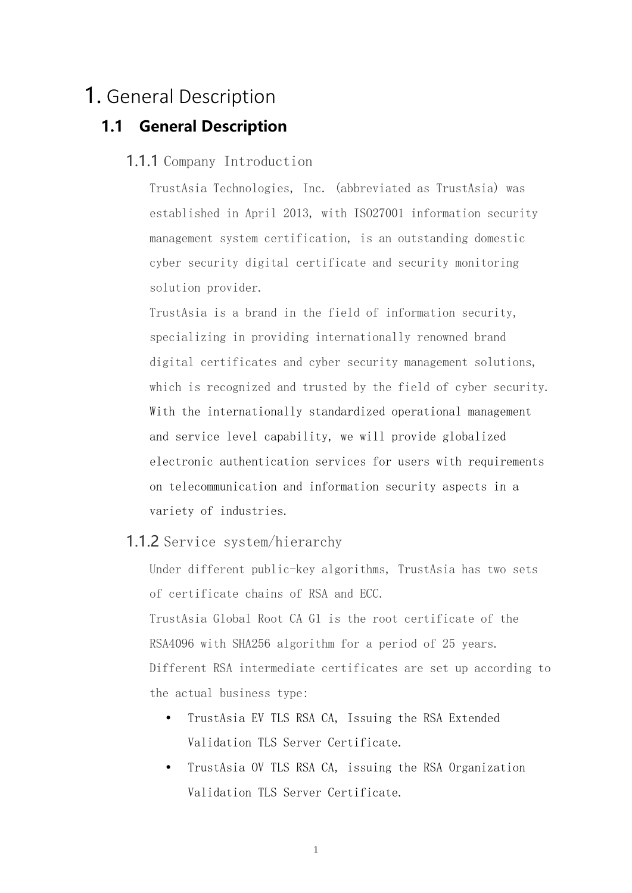# 1. General Description

## 1.1 General Description

### 1.1.1 Company Introduction

TrustAsia Technologies, Inc. (abbreviated as TrustAsia) was established in April 2013, with ISO27001 information security management system certification, is an outstanding domestic cyber security digital certificate and security monitoring solution provider.

TrustAsia is a brand in the field of information security, specializing in providing internationally renowned brand digital certificates and cyber security management solutions, which is recognized and trusted by the field of cyber security. With the internationally standardized operational management and service level capability, we will provide globalized electronic authentication services for users with requirements on telecommunication and information security aspects in a variety of industries.

### 1.1.2 Service system/hierarchy

Under different public-key algorithms, TrustAsia has two sets of certificate chains of RSA and ECC.

TrustAsia Global Root CA G1 is the root certificate of the RSA4096 with SHA256 algorithm for a period of 25 years. Different RSA intermediate certificates are set up according to the actual business type:

- TrustAsia EV TLS RSA CA, Issuing the RSA Extended Validation TLS Server Certificate.
- TrustAsia OV TLS RSA CA, issuing the RSA Organization Validation TLS Server Certificate.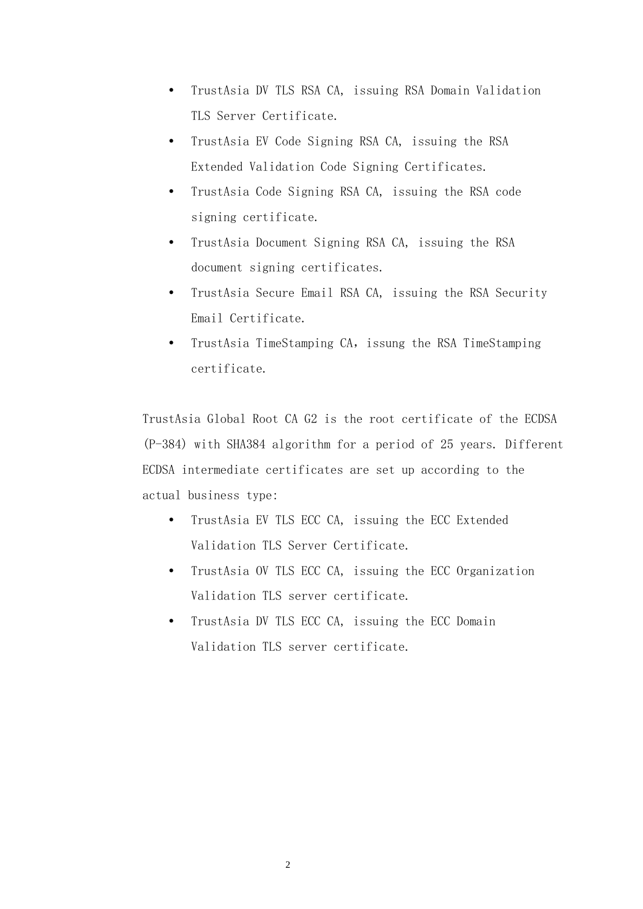- TrustAsia DV TLS RSA CA, issuing RSA Domain Validation TLS Server Certificate.
- TrustAsia EV Code Signing RSA CA, issuing the RSA Extended Validation Code Signing Certificates.
- TrustAsia Code Signing RSA CA, issuing the RSA code signing certificate.
- TrustAsia Document Signing RSA CA, issuing the RSA document signing certificates.
- TrustAsia Secure Email RSA CA, issuing the RSA Security Email Certificate.
- TrustAsia TimeStamping CA，issung the RSA TimeStamping certificate.

TrustAsia Global Root CA G2 is the root certificate of the ECDSA (P-384) with SHA384 algorithm for a period of 25 years. Different ECDSA intermediate certificates are set up according to the actual business type:

- TrustAsia EV TLS ECC CA, issuing the ECC Extended Validation TLS Server Certificate.
- TrustAsia OV TLS ECC CA, issuing the ECC Organization Validation TLS server certificate.
- TrustAsia DV TLS ECC CA, issuing the ECC Domain Validation TLS server certificate.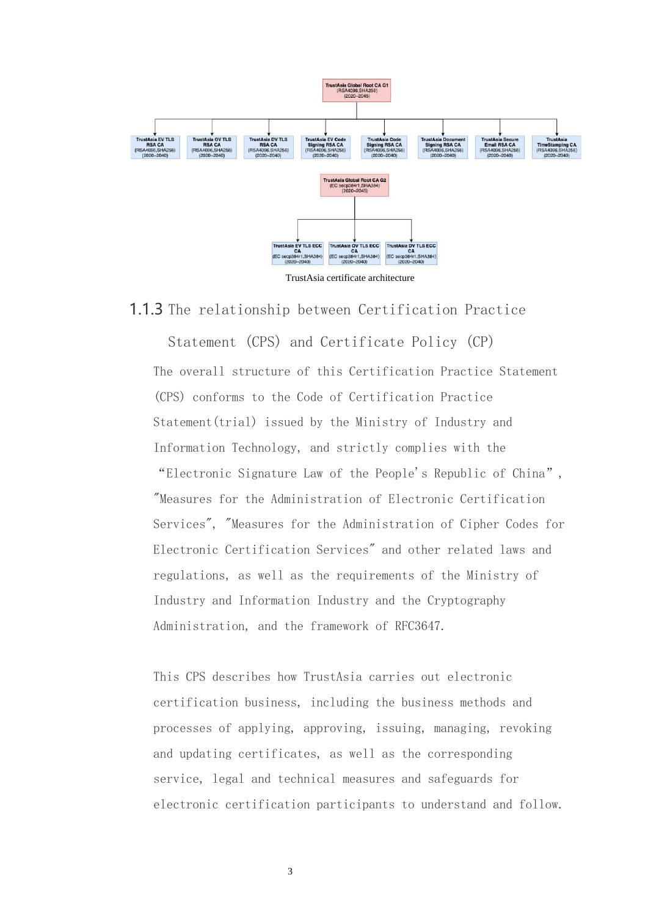TrustAsia Global Root CA G1 (RSA4096,SHA256) (2020~2045)

- TrustAsia EV TLS RSA CA (RSA4096,SHA256) (2020~2040)
- TrustAsia OV TLS RSA CA (RSA4096,SHA256) (2020~2040)
- TrustAsia DV TLS RSA CA (RSA4096,SHA256) (2020~2040)
- TrustAsia EV Code Signing RSA CA (RSA4096,SHA256) (2020~2040)
- TrustAsia Code Signing RSA CA (RSA4096,SHA256) (2020~2040)
- TrustAsia Document Signing RSA CA (RSA4096,SHA256) (2020~2040)
- TrustAsia Secure Email RSA CA (RSA4096,SHA256) (2020~2040)
- TrustAsia TimeStamping CA (RSA4096,SHA256) (2020~2040)

TrustAsia Global Root CA G2 (EC secp384r1,SHA384) (2020~2045)

- TrustAsia EV TLS ECC CA (EC secp384r1,SHA384) (2020~2040)
- TrustAsia OV TLS ECC CA (EC secp384r1,SHA384) (2020~2040)
- TrustAsia DV TLS ECC CA (EC secp384r1,SHA384) (2020~2040)

TrustAsia certificate architecture

### 1.1.3 The relationship between Certification Practice Statement (CPS) and Certificate Policy (CP)

The overall structure of this Certification Practice Statement (CPS) conforms to the Code of Certification Practice Statement(trial) issued by the Ministry of Industry and Information Technology, and strictly complies with the "Electronic Signature Law of the People's Republic of China", "Measures for the Administration of Electronic Certification Services", "Measures for the Administration of Cipher Codes for Electronic Certification Services" and other related laws and regulations, as well as the requirements of the Ministry of Industry and Information Industry and the Cryptography Administration, and the framework of RFC3647.

This CPS describes how TrustAsia carries out electronic certification business, including the business methods and processes of applying, approving, issuing, managing, revoking and updating certificates, as well as the corresponding service, legal and technical measures and safeguards for electronic certification participants to understand and follow.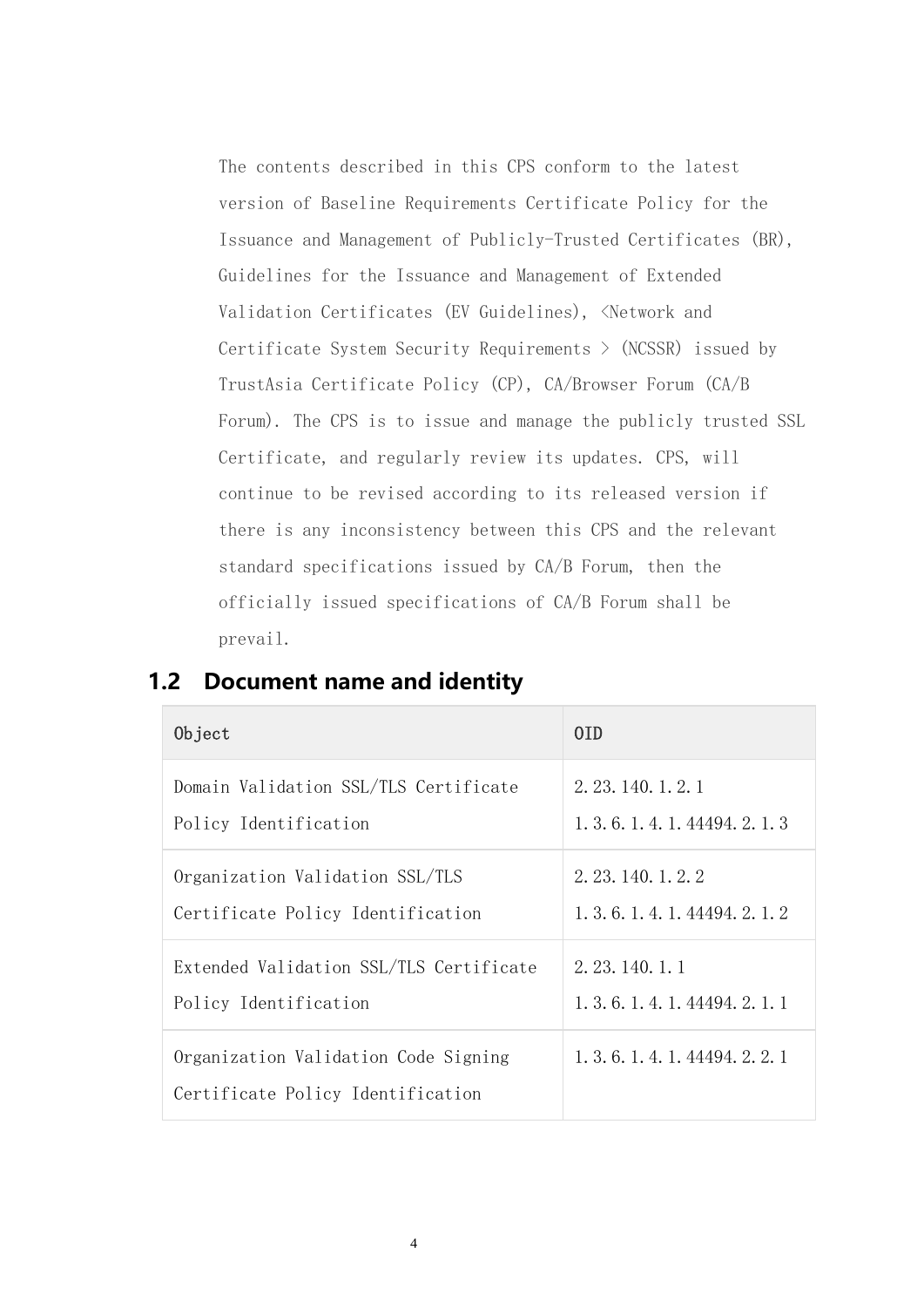The contents described in this CPS conform to the latest version of Baseline Requirements Certificate Policy for the Issuance and Management of Publicly-Trusted Certificates (BR), Guidelines for the Issuance and Management of Extended Validation Certificates (EV Guidelines), <Network and Certificate System Security Requirements > (NCSSR) issued by TrustAsia Certificate Policy (CP), CA/Browser Forum (CA/B Forum). The CPS is to issue and manage the publicly trusted SSL Certificate, and regularly review its updates. CPS, will continue to be revised according to its released version if there is any inconsistency between this CPS and the relevant standard specifications issued by CA/B Forum, then the officially issued specifications of CA/B Forum shall be prevail.

## 1.2 Document name and identity

| Object | OID |
| --- | --- |
| Domain Validation SSL/TLS Certificate Policy Identification | 2.23.140.1.2.1<br>1.3.6.1.4.1.44494.2.1.3 |
| Organization Validation SSL/TLS Certificate Policy Identification | 2.23.140.1.2.2<br>1.3.6.1.4.1.44494.2.1.2 |
| Extended Validation SSL/TLS Certificate Policy Identification | 2.23.140.1.1<br>1.3.6.1.4.1.44494.2.1.1 |
| Organization Validation Code Signing Certificate Policy Identification | 1.3.6.1.4.1.44494.2.2.1 |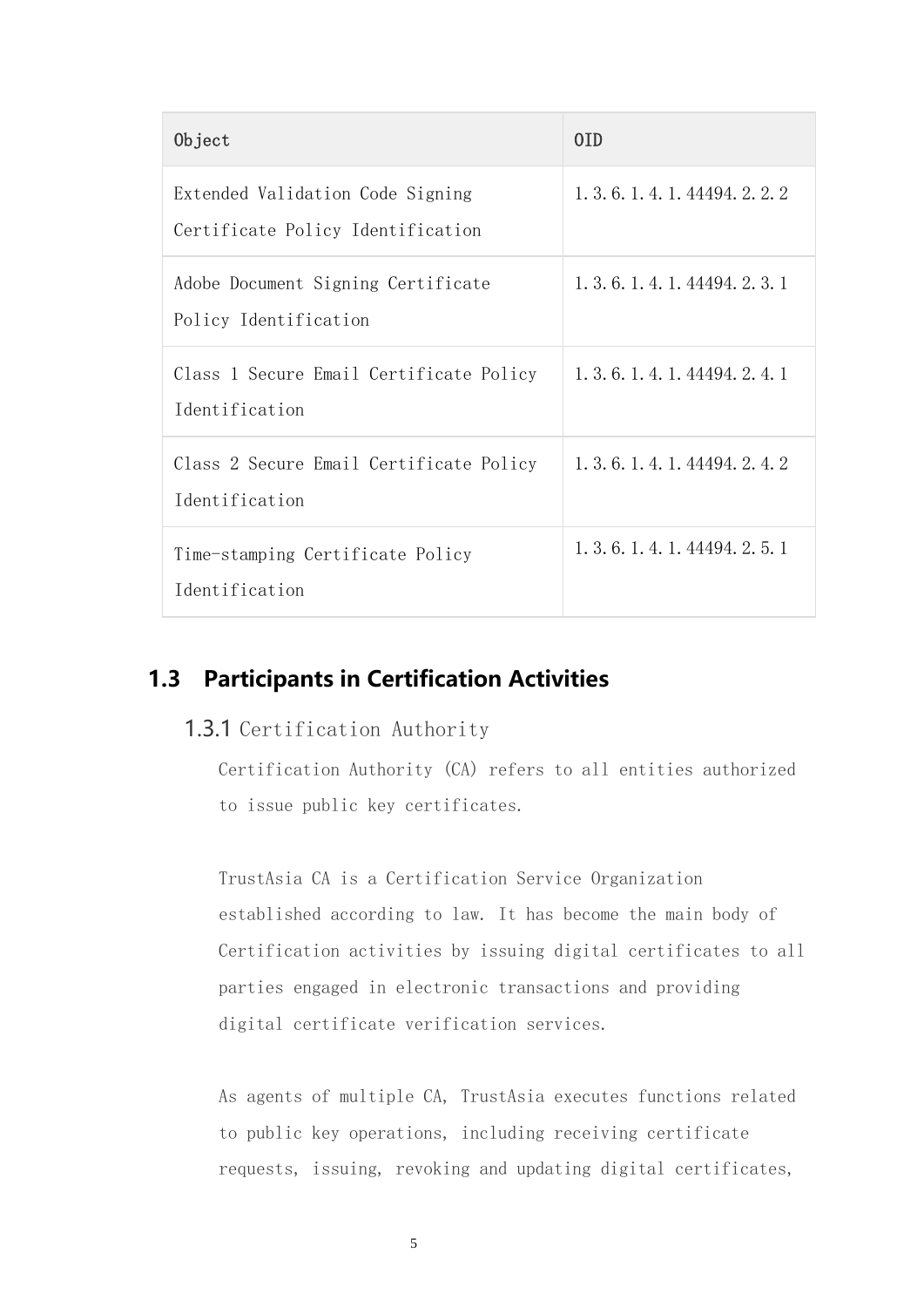| Object | OID |
| --- | --- |
| Extended Validation Code Signing Certificate Policy Identification | 1.3.6.1.4.1.44494.2.2.2 |
| Adobe Document Signing Certificate Policy Identification | 1.3.6.1.4.1.44494.2.3.1 |
| Class 1 Secure Email Certificate Policy Identification | 1.3.6.1.4.1.44494.2.4.1 |
| Class 2 Secure Email Certificate Policy Identification | 1.3.6.1.4.1.44494.2.4.2 |
| Time-stamping Certificate Policy Identification | 1.3.6.1.4.1.44494.2.5.1 |

## 1.3 Participants in Certification Activities

### 1.3.1 Certification Authority

Certification Authority (CA) refers to all entities authorized to issue public key certificates.

TrustAsia CA is a Certification Service Organization established according to law. It has become the main body of Certification activities by issuing digital certificates to all parties engaged in electronic transactions and providing digital certificate verification services.

As agents of multiple CA, TrustAsia executes functions related to public key operations, including receiving certificate requests, issuing, revoking and updating digital certificates,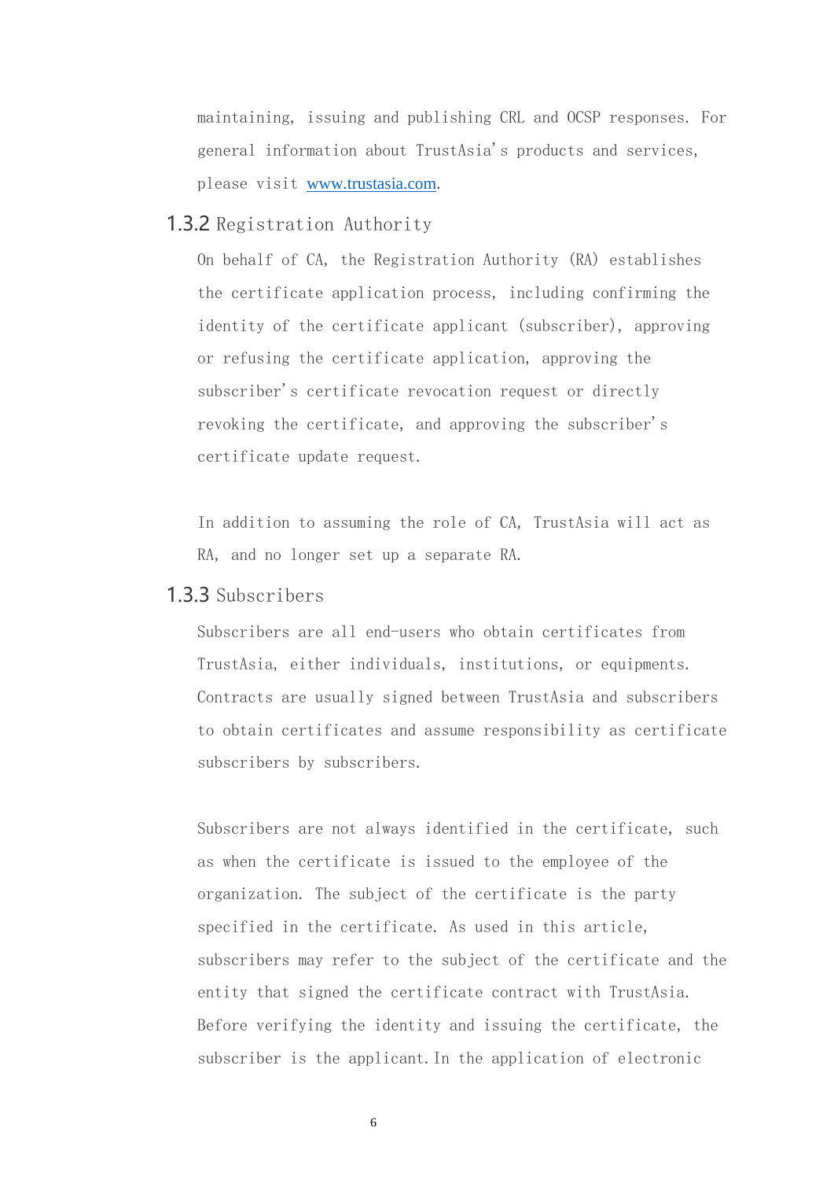maintaining, issuing and publishing CRL and OCSP responses. For general information about TrustAsia's products and services, please visit [www.trustasia.com](http://www.trustasia.com).

### 1.3.2 Registration Authority

On behalf of CA, the Registration Authority (RA) establishes the certificate application process, including confirming the identity of the certificate applicant (subscriber), approving or refusing the certificate application, approving the subscriber's certificate revocation request or directly revoking the certificate, and approving the subscriber's certificate update request.

In addition to assuming the role of CA, TrustAsia will act as RA, and no longer set up a separate RA.

### 1.3.3 Subscribers

Subscribers are all end-users who obtain certificates from TrustAsia, either individuals, institutions, or equipments. Contracts are usually signed between TrustAsia and subscribers to obtain certificates and assume responsibility as certificate subscribers by subscribers.

Subscribers are not always identified in the certificate, such as when the certificate is issued to the employee of the organization. The subject of the certificate is the party specified in the certificate. As used in this article, subscribers may refer to the subject of the certificate and the entity that signed the certificate contract with TrustAsia. Before verifying the identity and issuing the certificate, the subscriber is the applicant. In the application of electronic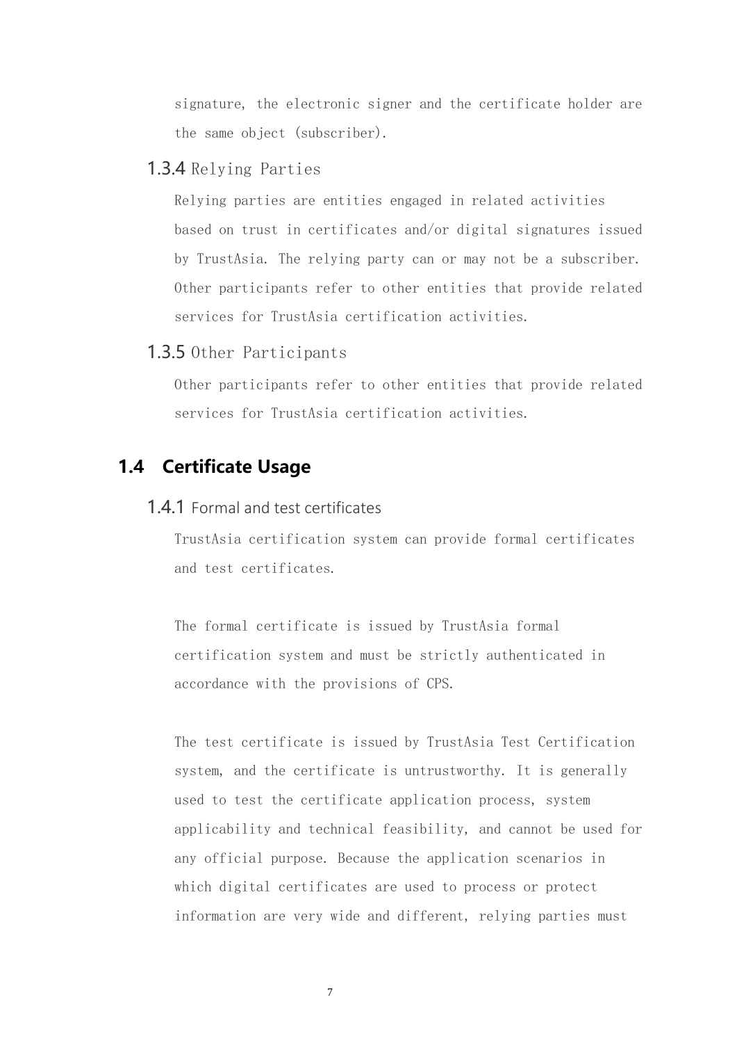signature, the electronic signer and the certificate holder are the same object (subscriber).

### 1.3.4 Relying Parties

Relying parties are entities engaged in related activities based on trust in certificates and/or digital signatures issued by TrustAsia. The relying party can or may not be a subscriber. Other participants refer to other entities that provide related services for TrustAsia certification activities.

### 1.3.5 Other Participants

Other participants refer to other entities that provide related services for TrustAsia certification activities.

## 1.4 Certificate Usage

### 1.4.1 Formal and test certificates

TrustAsia certification system can provide formal certificates and test certificates.

The formal certificate is issued by TrustAsia formal certification system and must be strictly authenticated in accordance with the provisions of CPS.

The test certificate is issued by TrustAsia Test Certification system, and the certificate is untrustworthy. It is generally used to test the certificate application process, system applicability and technical feasibility, and cannot be used for any official purpose. Because the application scenarios in which digital certificates are used to process or protect information are very wide and different, relying parties must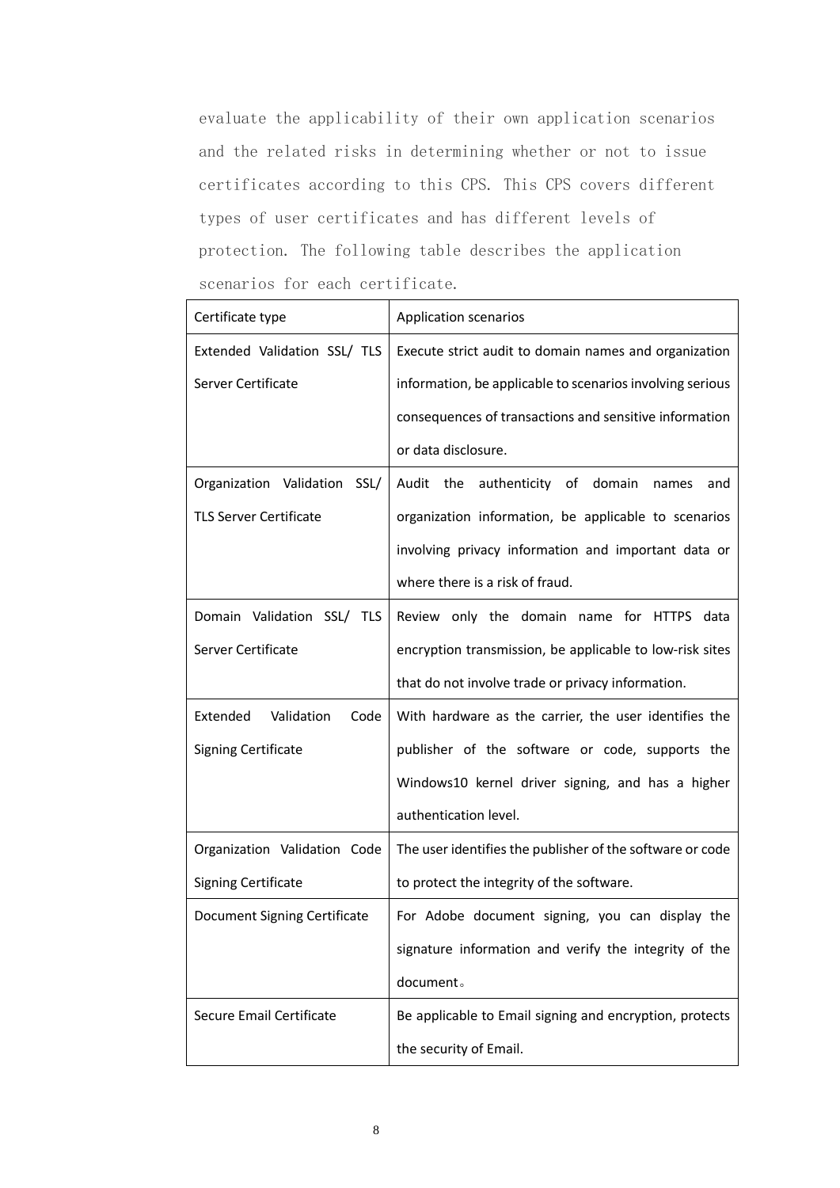evaluate the applicability of their own application scenarios and the related risks in determining whether or not to issue certificates according to this CPS. This CPS covers different types of user certificates and has different levels of protection. The following table describes the application scenarios for each certificate.

| Certificate type | Application scenarios |
| --- | --- |
| Extended Validation SSL/ TLS Server Certificate | Execute strict audit to domain names and organization information, be applicable to scenarios involving serious consequences of transactions and sensitive information or data disclosure. |
| Organization Validation SSL/ TLS Server Certificate | Audit the authenticity of domain names and organization information, be applicable to scenarios involving privacy information and important data or where there is a risk of fraud. |
| Domain Validation SSL/ TLS Server Certificate | Review only the domain name for HTTPS data encryption transmission, be applicable to low-risk sites that do not involve trade or privacy information. |
| Extended Validation Code Signing Certificate | With hardware as the carrier, the user identifies the publisher of the software or code, supports the Windows10 kernel driver signing, and has a higher authentication level. |
| Organization Validation Code Signing Certificate | The user identifies the publisher of the software or code to protect the integrity of the software. |
| Document Signing Certificate | For Adobe document signing, you can display the signature information and verify the integrity of the document。 |
| Secure Email Certificate | Be applicable to Email signing and encryption, protects the security of Email. |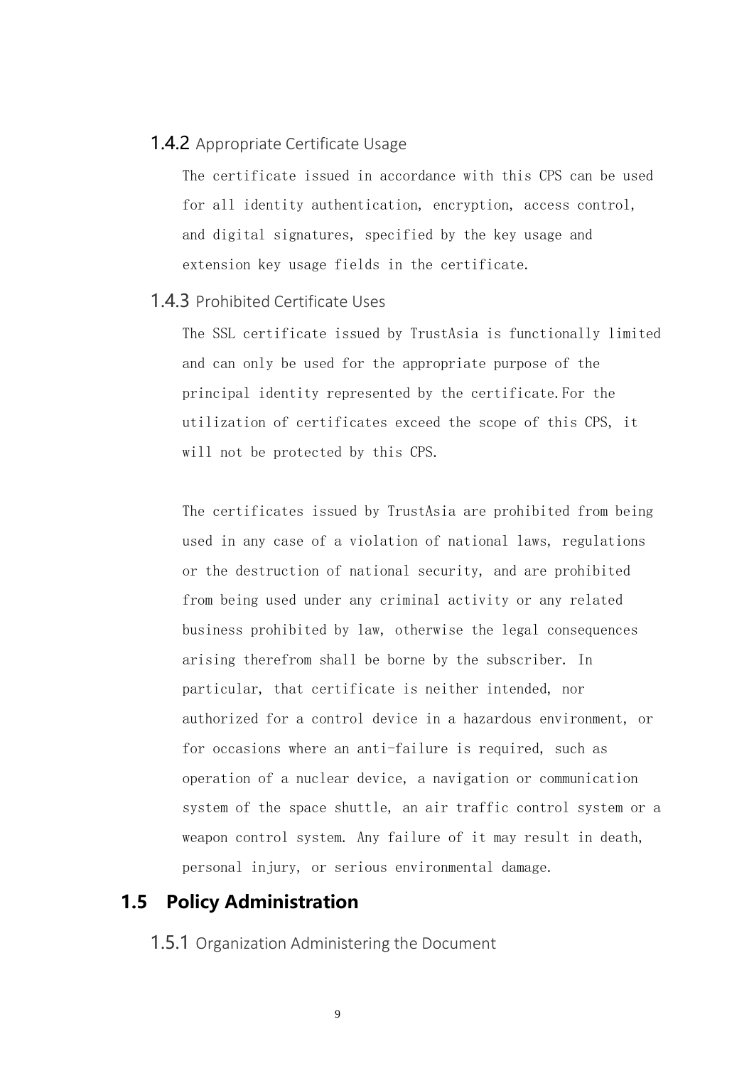### 1.4.2 Appropriate Certificate Usage

The certificate issued in accordance with this CPS can be used for all identity authentication, encryption, access control, and digital signatures, specified by the key usage and extension key usage fields in the certificate.

### 1.4.3 Prohibited Certificate Uses

The SSL certificate issued by TrustAsia is functionally limited and can only be used for the appropriate purpose of the principal identity represented by the certificate.For the utilization of certificates exceed the scope of this CPS, it will not be protected by this CPS.

The certificates issued by TrustAsia are prohibited from being used in any case of a violation of national laws, regulations or the destruction of national security, and are prohibited from being used under any criminal activity or any related business prohibited by law, otherwise the legal consequences arising therefrom shall be borne by the subscriber. In particular, that certificate is neither intended, nor authorized for a control device in a hazardous environment, or for occasions where an anti-failure is required, such as operation of a nuclear device, a navigation or communication system of the space shuttle, an air traffic control system or a weapon control system. Any failure of it may result in death, personal injury, or serious environmental damage.

## 1.5 Policy Administration

### 1.5.1 Organization Administering the Document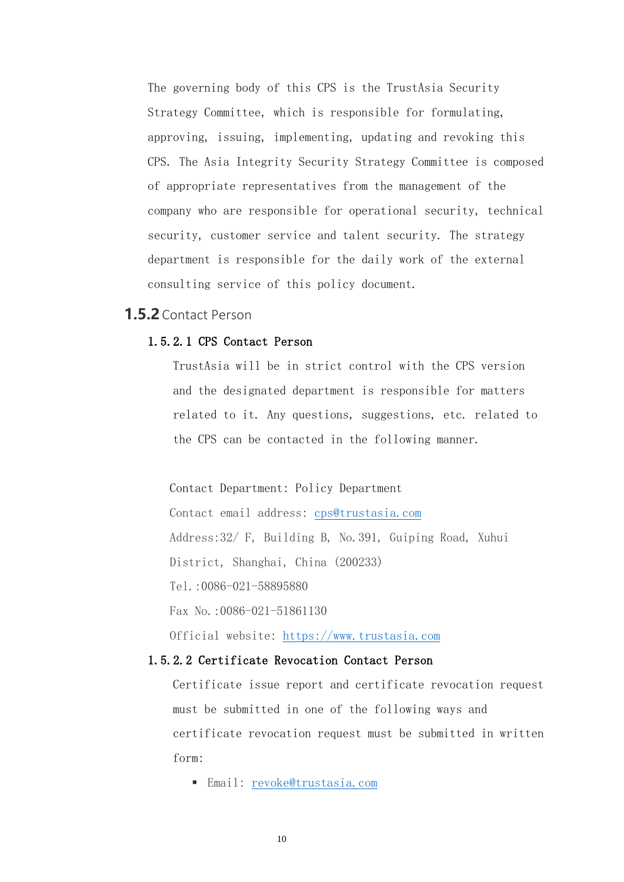The governing body of this CPS is the TrustAsia Security Strategy Committee, which is responsible for formulating, approving, issuing, implementing, updating and revoking this CPS. The Asia Integrity Security Strategy Committee is composed of appropriate representatives from the management of the company who are responsible for operational security, technical security, customer service and talent security. The strategy department is responsible for the daily work of the external consulting service of this policy document.

### 1.5.2 Contact Person

#### 1.5.2.1 CPS Contact Person

TrustAsia will be in strict control with the CPS version and the designated department is responsible for matters related to it. Any questions, suggestions, etc. related to the CPS can be contacted in the following manner.

Contact Department: Policy Department

Contact email address: cps@trustasia.com

Address:32/ F, Building B, No.391, Guiping Road, Xuhui District, Shanghai, China (200233)

Tel.:0086-021-58895880

Fax No.:0086-021-51861130

Official website: https://www.trustasia.com

#### 1.5.2.2 Certificate Revocation Contact Person

Certificate issue report and certificate revocation request must be submitted in one of the following ways and certificate revocation request must be submitted in written form:

- Email: revoke@trustasia.com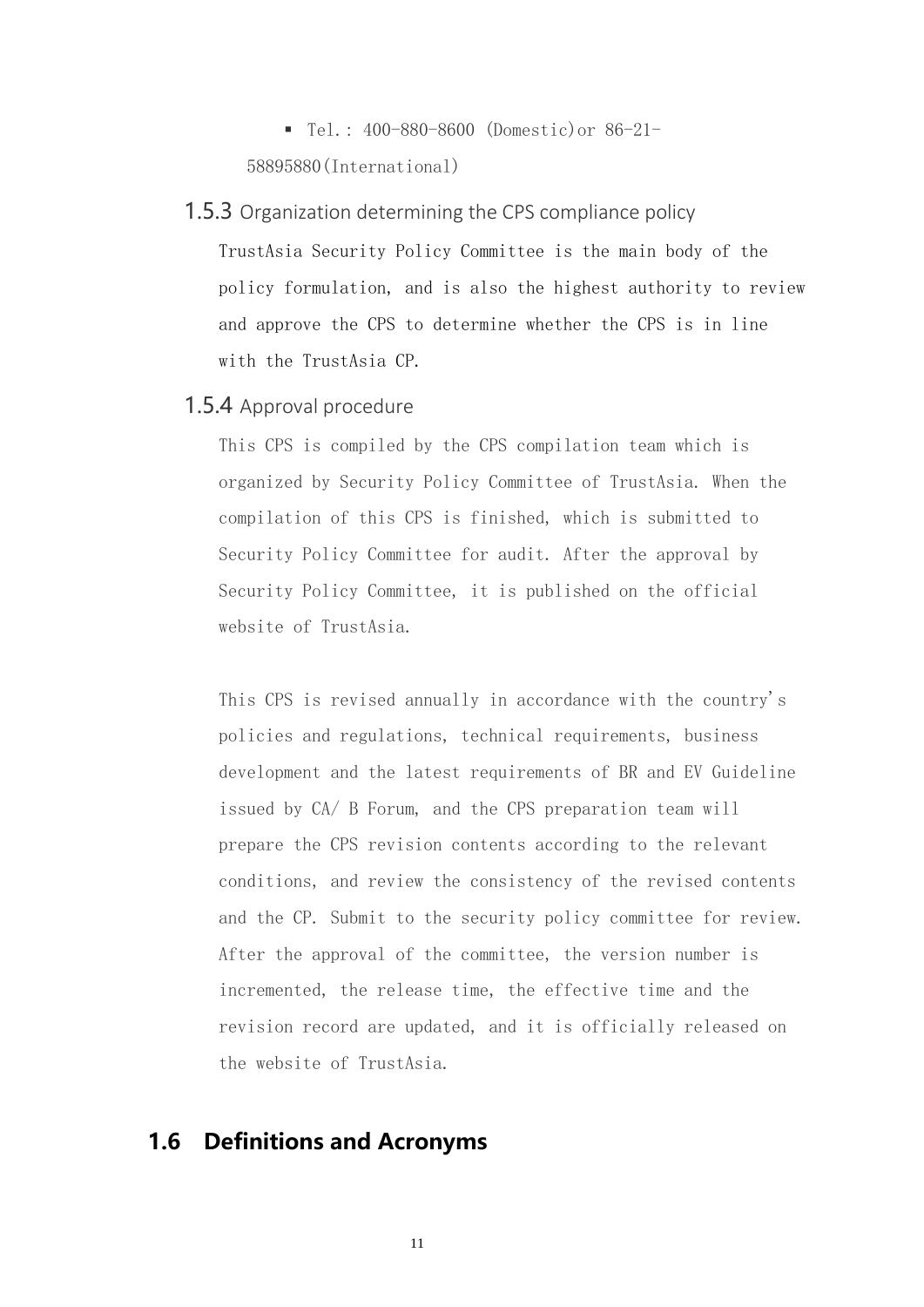- Tel.: 400-880-8600 (Domestic)or 86-21-58895880(International)

### 1.5.3 Organization determining the CPS compliance policy

TrustAsia Security Policy Committee is the main body of the policy formulation, and is also the highest authority to review and approve the CPS to determine whether the CPS is in line with the TrustAsia CP.

### 1.5.4 Approval procedure

This CPS is compiled by the CPS compilation team which is organized by Security Policy Committee of TrustAsia. When the compilation of this CPS is finished, which is submitted to Security Policy Committee for audit. After the approval by Security Policy Committee, it is published on the official website of TrustAsia.

This CPS is revised annually in accordance with the country's policies and regulations, technical requirements, business development and the latest requirements of BR and EV Guideline issued by CA/ B Forum, and the CPS preparation team will prepare the CPS revision contents according to the relevant conditions, and review the consistency of the revised contents and the CP. Submit to the security policy committee for review. After the approval of the committee, the version number is incremented, the release time, the effective time and the revision record are updated, and it is officially released on the website of TrustAsia.

## 1.6 Definitions and Acronyms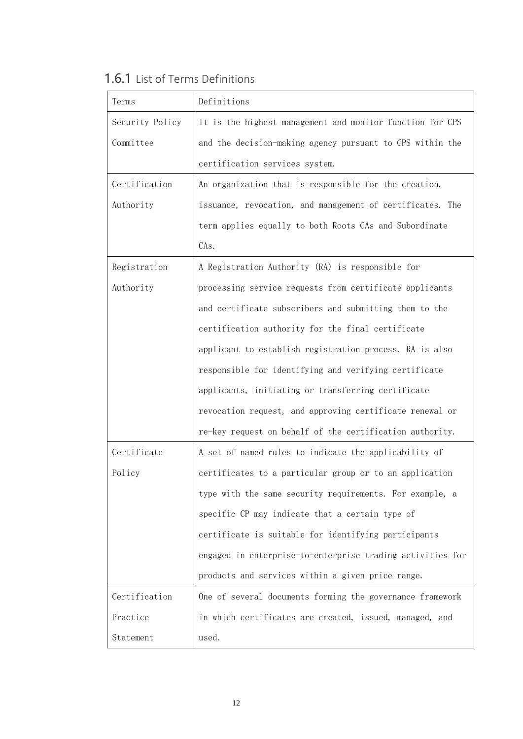### 1.6.1 List of Terms Definitions

| Terms | Definitions |
| --- | --- |
| Security Policy Committee | It is the highest management and monitor function for CPS and the decision-making agency pursuant to CPS within the certification services system. |
| Certification Authority | An organization that is responsible for the creation, issuance, revocation, and management of certificates. The term applies equally to both Roots CAs and Subordinate CAs. |
| Registration Authority | A Registration Authority (RA) is responsible for processing service requests from certificate applicants and certificate subscribers and submitting them to the certification authority for the final certificate applicant to establish registration process. RA is also responsible for identifying and verifying certificate applicants, initiating or transferring certificate revocation request, and approving certificate renewal or re-key request on behalf of the certification authority. |
| Certificate Policy | A set of named rules to indicate the applicability of certificates to a particular group or to an application type with the same security requirements. For example, a specific CP may indicate that a certain type of certificate is suitable for identifying participants engaged in enterprise-to-enterprise trading activities for products and services within a given price range. |
| Certification Practice Statement | One of several documents forming the governance framework in which certificates are created, issued, managed, and used. |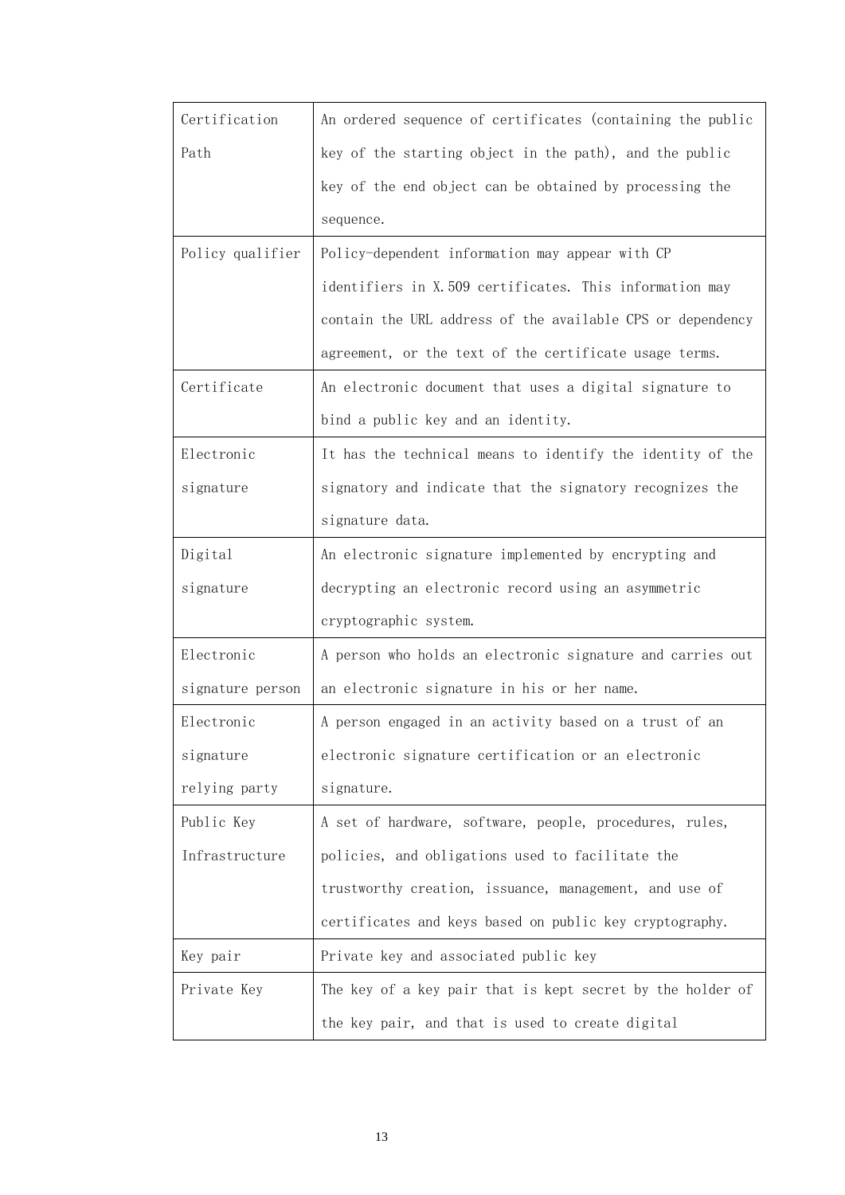| Certification Path | An ordered sequence of certificates (containing the public key of the starting object in the path), and the public key of the end object can be obtained by processing the sequence. |
|---|---|
| Policy qualifier | Policy-dependent information may appear with CP identifiers in X.509 certificates. This information may contain the URL address of the available CPS or dependency agreement, or the text of the certificate usage terms. |
| Certificate | An electronic document that uses a digital signature to bind a public key and an identity. |
| Electronic signature | It has the technical means to identify the identity of the signatory and indicate that the signatory recognizes the signature data. |
| Digital signature | An electronic signature implemented by encrypting and decrypting an electronic record using an asymmetric cryptographic system. |
| Electronic signature person | A person who holds an electronic signature and carries out an electronic signature in his or her name. |
| Electronic signature relying party | A person engaged in an activity based on a trust of an electronic signature certification or an electronic signature. |
| Public Key Infrastructure | A set of hardware, software, people, procedures, rules, policies, and obligations used to facilitate the trustworthy creation, issuance, management, and use of certificates and keys based on public key cryptography. |
| Key pair | Private key and associated public key |
| Private Key | The key of a key pair that is kept secret by the holder of the key pair, and that is used to create digital |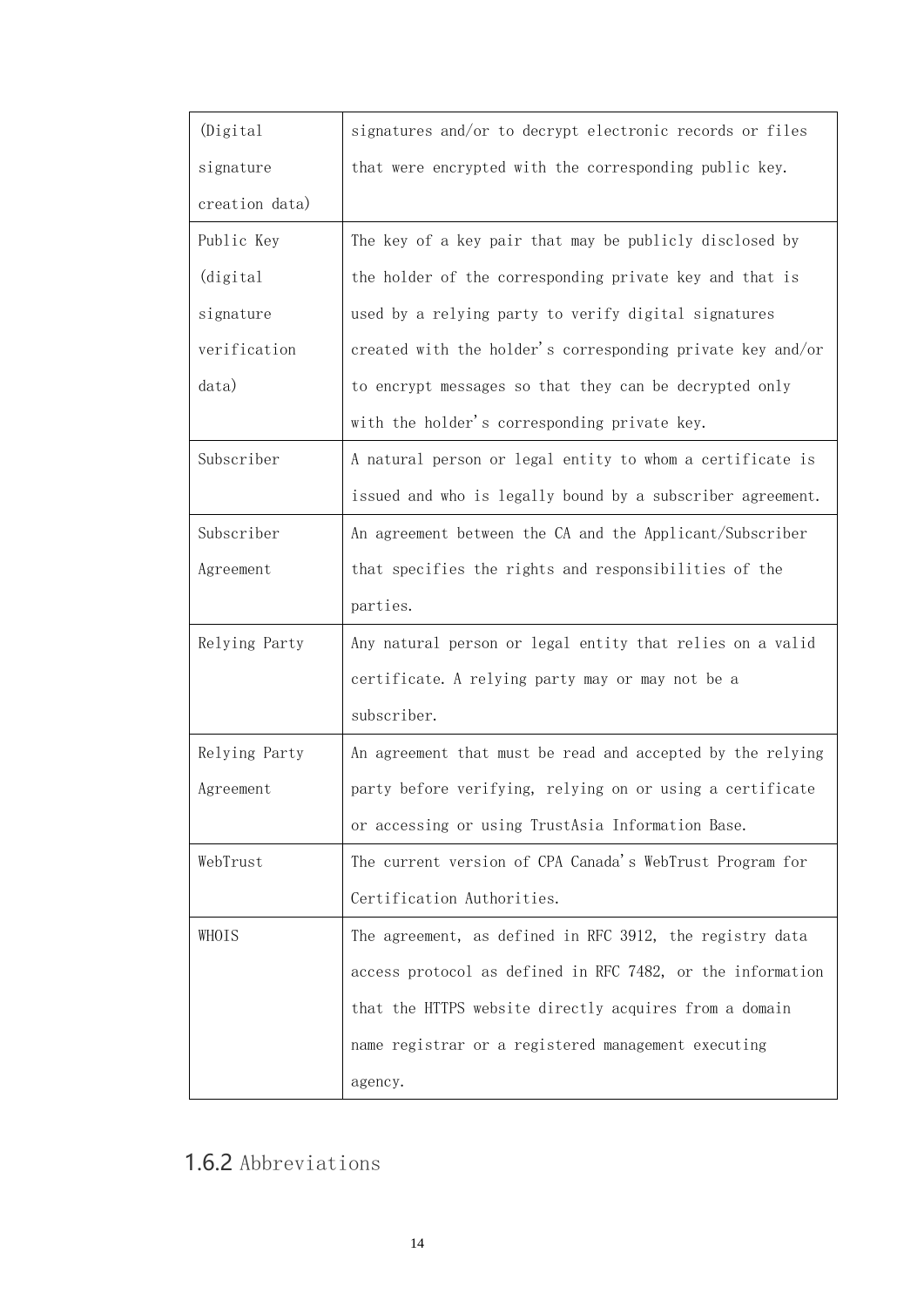| | |
|---|---|
| (Digital signature creation data) | signatures and/or to decrypt electronic records or files that were encrypted with the corresponding public key. |
| Public Key (digital signature verification data) | The key of a key pair that may be publicly disclosed by the holder of the corresponding private key and that is used by a relying party to verify digital signatures created with the holder's corresponding private key and/or to encrypt messages so that they can be decrypted only with the holder's corresponding private key. |
| Subscriber | A natural person or legal entity to whom a certificate is issued and who is legally bound by a subscriber agreement. |
| Subscriber Agreement | An agreement between the CA and the Applicant/Subscriber that specifies the rights and responsibilities of the parties. |
| Relying Party | Any natural person or legal entity that relies on a valid certificate. A relying party may or may not be a subscriber. |
| Relying Party Agreement | An agreement that must be read and accepted by the relying party before verifying, relying on or using a certificate or accessing or using TrustAsia Information Base. |
| WebTrust | The current version of CPA Canada's WebTrust Program for Certification Authorities. |
| WHOIS | The agreement, as defined in RFC 3912, the registry data access protocol as defined in RFC 7482, or the information that the HTTPS website directly acquires from a domain name registrar or a registered management executing agency. |

### 1.6.2 Abbreviations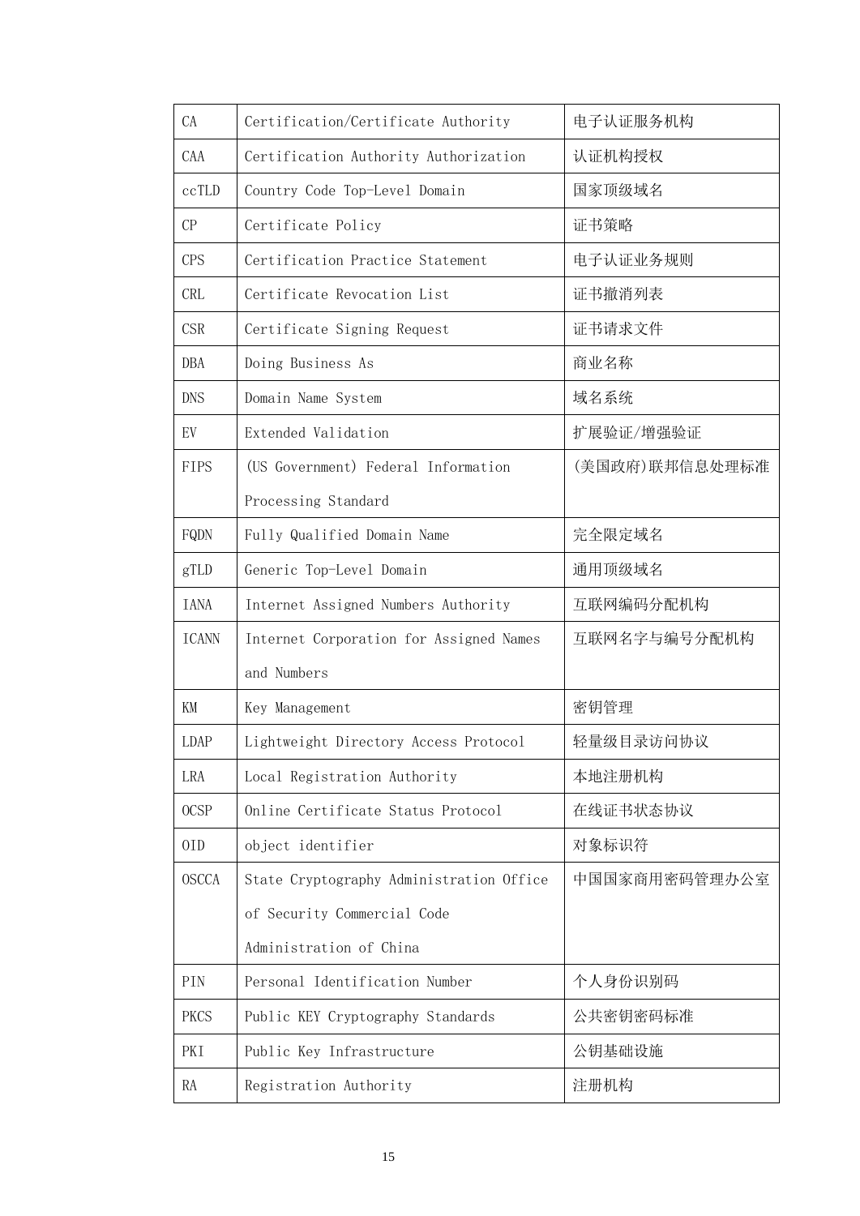| CA | Certification/Certificate Authority | 电子认证服务机构 |
|---|---|---|
| CAA | Certification Authority Authorization | 认证机构授权 |
| ccTLD | Country Code Top-Level Domain | 国家顶级域名 |
| CP | Certificate Policy | 证书策略 |
| CPS | Certification Practice Statement | 电子认证业务规则 |
| CRL | Certificate Revocation List | 证书撤消列表 |
| CSR | Certificate Signing Request | 证书请求文件 |
| DBA | Doing Business As | 商业名称 |
| DNS | Domain Name System | 域名系统 |
| EV | Extended Validation | 扩展验证/增强验证 |
| FIPS | (US Government) Federal Information Processing Standard | (美国政府)联邦信息处理标准 |
| FQDN | Fully Qualified Domain Name | 完全限定域名 |
| gTLD | Generic Top-Level Domain | 通用顶级域名 |
| IANA | Internet Assigned Numbers Authority | 互联网编码分配机构 |
| ICANN | Internet Corporation for Assigned Names and Numbers | 互联网名字与编号分配机构 |
| KM | Key Management | 密钥管理 |
| LDAP | Lightweight Directory Access Protocol | 轻量级目录访问协议 |
| LRA | Local Registration Authority | 本地注册机构 |
| OCSP | Online Certificate Status Protocol | 在线证书状态协议 |
| OID | object identifier | 对象标识符 |
| OSCCA | State Cryptography Administration Office of Security Commercial Code Administration of China | 中国国家商用密码管理办公室 |
| PIN | Personal Identification Number | 个人身份识别码 |
| PKCS | Public KEY Cryptography Standards | 公共密钥密码标准 |
| PKI | Public Key Infrastructure | 公钥基础设施 |
| RA | Registration Authority | 注册机构 |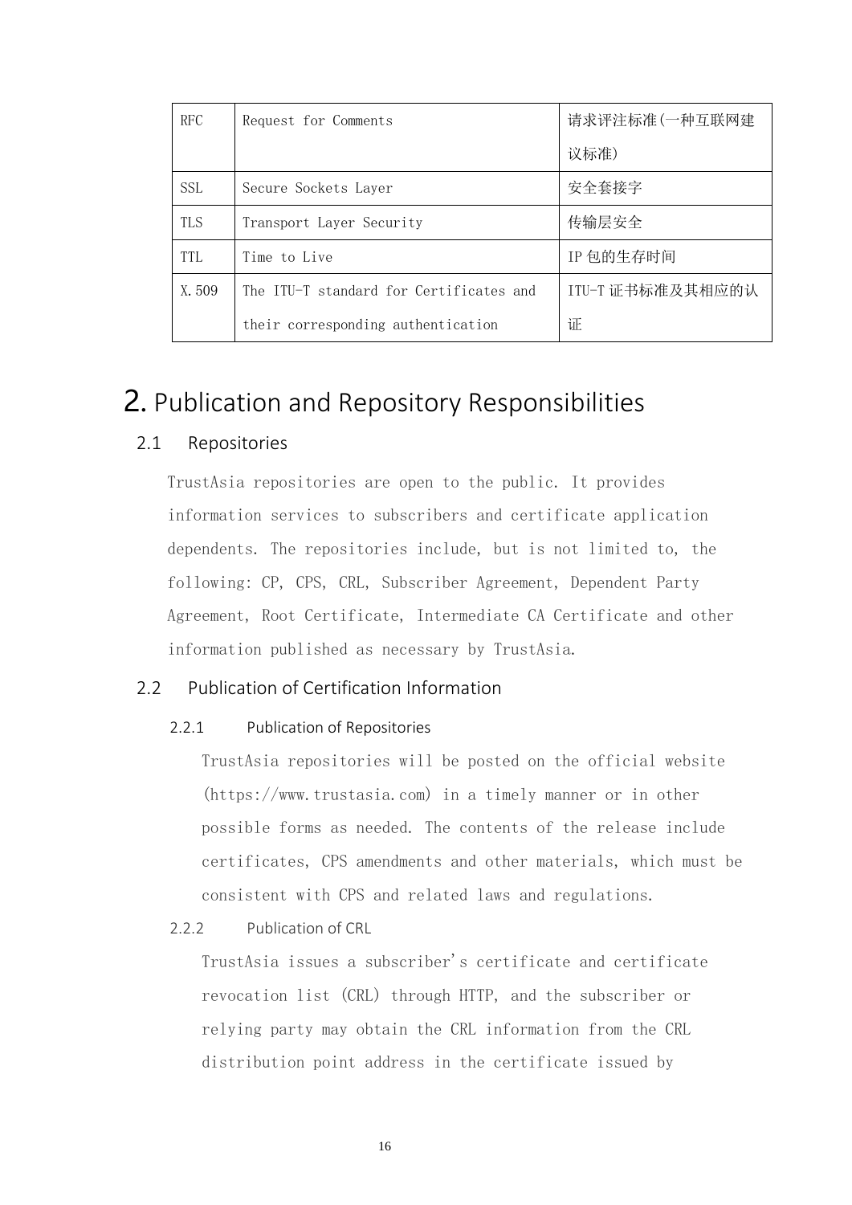| RFC | Request for Comments | 请求评注标准(一种互联网建议标准) |
|---|---|---|
| SSL | Secure Sockets Layer | 安全套接字 |
| TLS | Transport Layer Security | 传输层安全 |
| TTL | Time to Live | IP 包的生存时间 |
| X.509 | The ITU-T standard for Certificates and their corresponding authentication | ITU-T 证书标准及其相应的认证 |

# 2. Publication and Repository Responsibilities

## 2.1 Repositories

TrustAsia repositories are open to the public. It provides information services to subscribers and certificate application dependents. The repositories include, but is not limited to, the following: CP, CPS, CRL, Subscriber Agreement, Dependent Party Agreement, Root Certificate, Intermediate CA Certificate and other information published as necessary by TrustAsia.

## 2.2 Publication of Certification Information

### 2.2.1 Publication of Repositories

TrustAsia repositories will be posted on the official website (https://www.trustasia.com) in a timely manner or in other possible forms as needed. The contents of the release include certificates, CPS amendments and other materials, which must be consistent with CPS and related laws and regulations.

### 2.2.2 Publication of CRL

TrustAsia issues a subscriber's certificate and certificate revocation list (CRL) through HTTP, and the subscriber or relying party may obtain the CRL information from the CRL distribution point address in the certificate issued by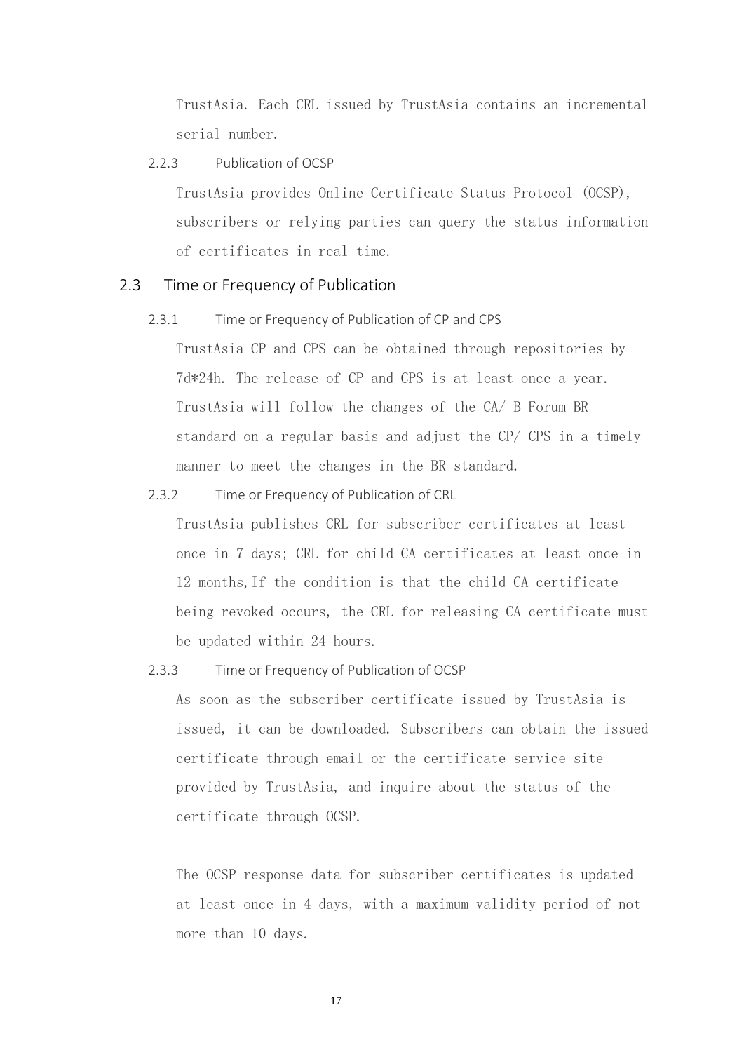TrustAsia. Each CRL issued by TrustAsia contains an incremental serial number.

#### 2.2.3 Publication of OCSP

TrustAsia provides Online Certificate Status Protocol (OCSP), subscribers or relying parties can query the status information of certificates in real time.

### 2.3 Time or Frequency of Publication

#### 2.3.1 Time or Frequency of Publication of CP and CPS

TrustAsia CP and CPS can be obtained through repositories by 7d*24h. The release of CP and CPS is at least once a year. TrustAsia will follow the changes of the CA/ B Forum BR standard on a regular basis and adjust the CP/ CPS in a timely manner to meet the changes in the BR standard.

#### 2.3.2 Time or Frequency of Publication of CRL

TrustAsia publishes CRL for subscriber certificates at least once in 7 days; CRL for child CA certificates at least once in 12 months,If the condition is that the child CA certificate being revoked occurs, the CRL for releasing CA certificate must be updated within 24 hours.

#### 2.3.3 Time or Frequency of Publication of OCSP

As soon as the subscriber certificate issued by TrustAsia is issued, it can be downloaded. Subscribers can obtain the issued certificate through email or the certificate service site provided by TrustAsia, and inquire about the status of the certificate through OCSP.

The OCSP response data for subscriber certificates is updated at least once in 4 days, with a maximum validity period of not more than 10 days.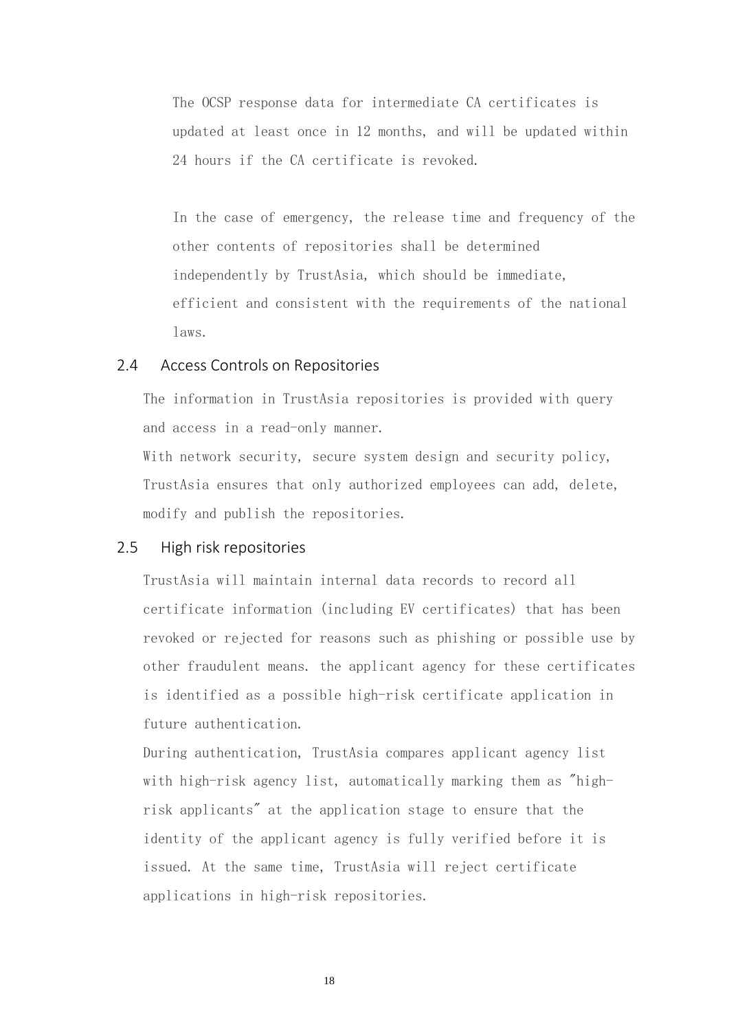The OCSP response data for intermediate CA certificates is updated at least once in 12 months, and will be updated within 24 hours if the CA certificate is revoked.

In the case of emergency, the release time and frequency of the other contents of repositories shall be determined independently by TrustAsia, which should be immediate, efficient and consistent with the requirements of the national laws.

## 2.4 Access Controls on Repositories

The information in TrustAsia repositories is provided with query and access in a read-only manner.

With network security, secure system design and security policy, TrustAsia ensures that only authorized employees can add, delete, modify and publish the repositories.

## 2.5 High risk repositories

TrustAsia will maintain internal data records to record all certificate information (including EV certificates) that has been revoked or rejected for reasons such as phishing or possible use by other fraudulent means. the applicant agency for these certificates is identified as a possible high-risk certificate application in future authentication.

During authentication, TrustAsia compares applicant agency list with high-risk agency list, automatically marking them as "high-risk applicants" at the application stage to ensure that the identity of the applicant agency is fully verified before it is issued. At the same time, TrustAsia will reject certificate applications in high-risk repositories.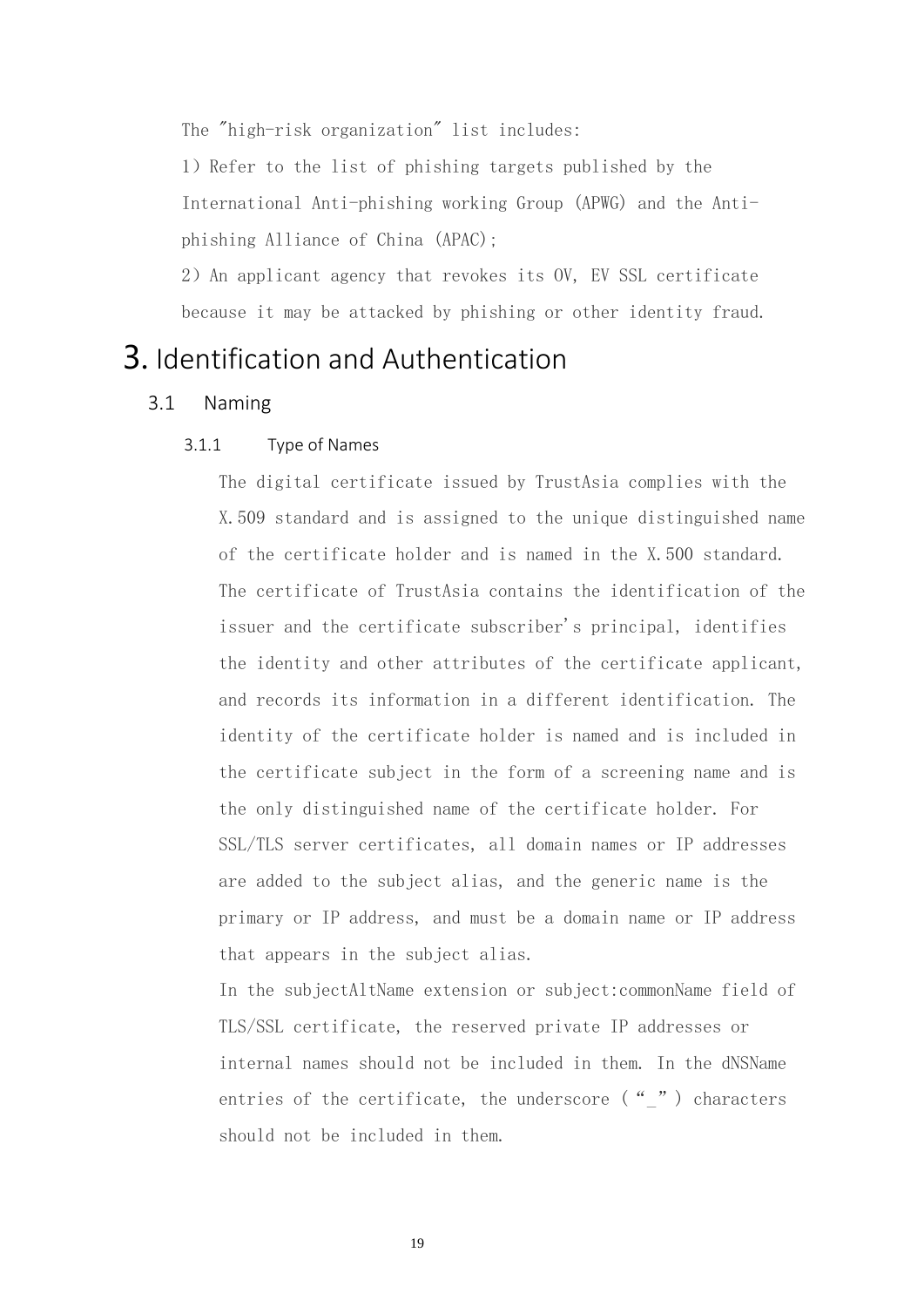The "high-risk organization" list includes:

1）Refer to the list of phishing targets published by the International Anti-phishing working Group (APWG) and the Anti-phishing Alliance of China (APAC);

2）An applicant agency that revokes its OV, EV SSL certificate because it may be attacked by phishing or other identity fraud.

# 3. Identification and Authentication

## 3.1 Naming

### 3.1.1 Type of Names

The digital certificate issued by TrustAsia complies with the X.509 standard and is assigned to the unique distinguished name of the certificate holder and is named in the X.500 standard. The certificate of TrustAsia contains the identification of the issuer and the certificate subscriber's principal, identifies the identity and other attributes of the certificate applicant, and records its information in a different identification. The identity of the certificate holder is named and is included in the certificate subject in the form of a screening name and is the only distinguished name of the certificate holder. For SSL/TLS server certificates, all domain names or IP addresses are added to the subject alias, and the generic name is the primary or IP address, and must be a domain name or IP address that appears in the subject alias.

In the subjectAltName extension or subject:commonName field of TLS/SSL certificate, the reserved private IP addresses or internal names should not be included in them. In the dNSName entries of the certificate, the underscore (“_”) characters should not be included in them.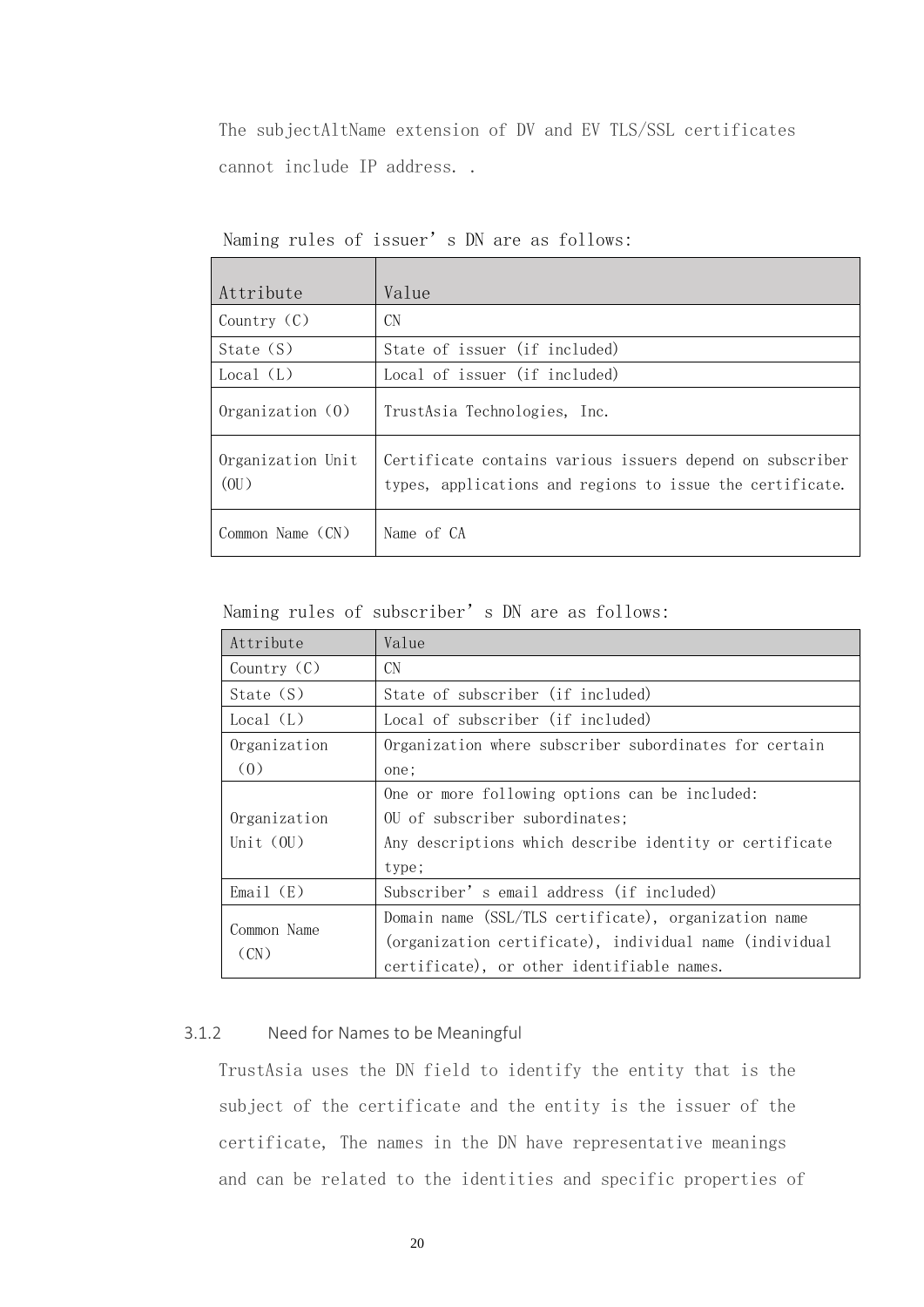The subjectAltName extension of DV and EV TLS/SSL certificates cannot include IP address. .

Naming rules of issuer's DN are as follows:

| Attribute | Value |
|---|---|
| Country (C) | CN |
| State (S) | State of issuer (if included) |
| Local (L) | Local of issuer (if included) |
| Organization (O) | TrustAsia Technologies, Inc. |
| Organization Unit (OU) | Certificate contains various issuers depend on subscriber types, applications and regions to issue the certificate. |
| Common Name (CN) | Name of CA |

Naming rules of subscriber's DN are as follows:

| Attribute | Value |
|---|---|
| Country (C) | CN |
| State (S) | State of subscriber (if included) |
| Local (L) | Local of subscriber (if included) |
| Organization (O) | Organization where subscriber subordinates for certain one; |
| Organization Unit (OU) | One or more following options can be included:<br>OU of subscriber subordinates;<br>Any descriptions which describe identity or certificate type; |
| Email (E) | Subscriber's email address (if included) |
| Common Name (CN) | Domain name (SSL/TLS certificate), organization name (organization certificate), individual name (individual certificate), or other identifiable names. |

### 3.1.2 Need for Names to be Meaningful

TrustAsia uses the DN field to identify the entity that is the subject of the certificate and the entity is the issuer of the certificate, The names in the DN have representative meanings and can be related to the identities and specific properties of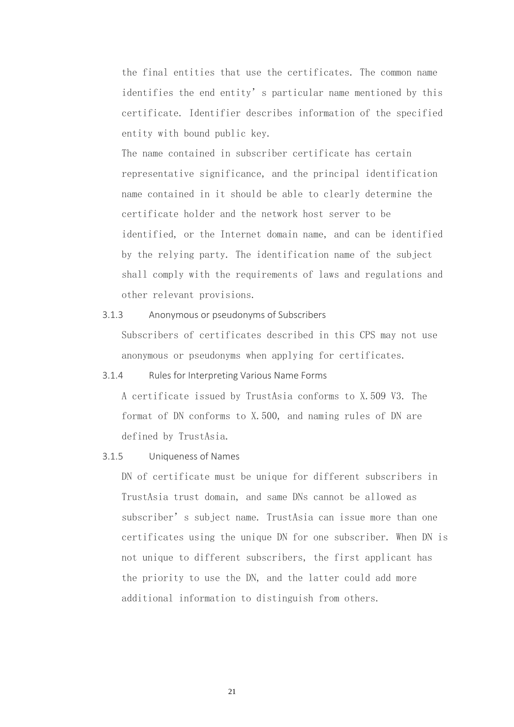the final entities that use the certificates. The common name identifies the end entity's particular name mentioned by this certificate. Identifier describes information of the specified entity with bound public key.

The name contained in subscriber certificate has certain representative significance, and the principal identification name contained in it should be able to clearly determine the certificate holder and the network host server to be identified, or the Internet domain name, and can be identified by the relying party. The identification name of the subject shall comply with the requirements of laws and regulations and other relevant provisions.

### 3.1.3 Anonymous or pseudonyms of Subscribers

Subscribers of certificates described in this CPS may not use anonymous or pseudonyms when applying for certificates.

### 3.1.4 Rules for Interpreting Various Name Forms

A certificate issued by TrustAsia conforms to X.509 V3. The format of DN conforms to X.500, and naming rules of DN are defined by TrustAsia.

### 3.1.5 Uniqueness of Names

DN of certificate must be unique for different subscribers in TrustAsia trust domain, and same DNs cannot be allowed as subscriber's subject name. TrustAsia can issue more than one certificates using the unique DN for one subscriber. When DN is not unique to different subscribers, the first applicant has the priority to use the DN, and the latter could add more additional information to distinguish from others.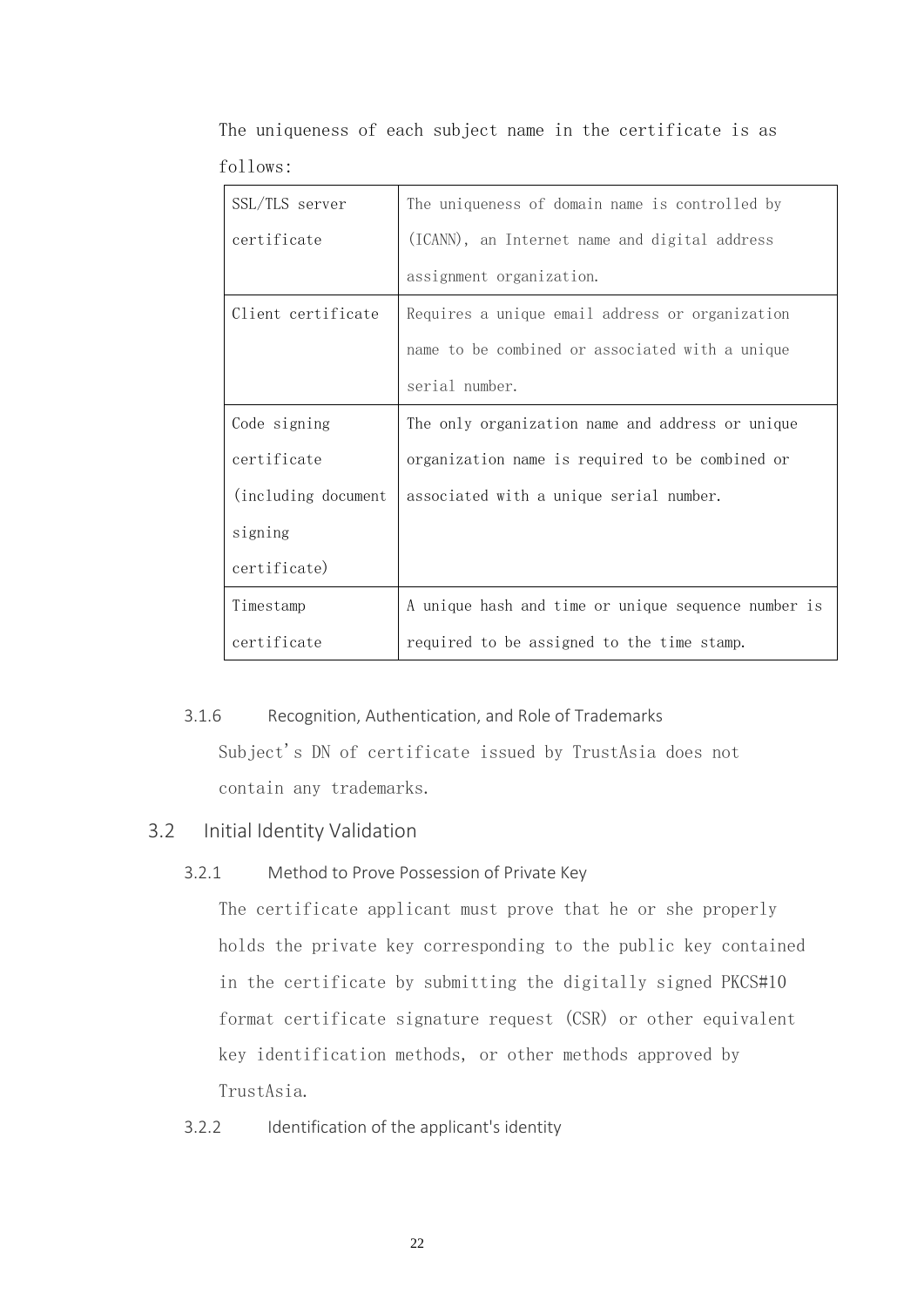The uniqueness of each subject name in the certificate is as follows:

| | |
|---|---|
| SSL/TLS server certificate | The uniqueness of domain name is controlled by (ICANN), an Internet name and digital address assignment organization. |
| Client certificate | Requires a unique email address or organization name to be combined or associated with a unique serial number. |
| Code signing certificate (including document signing certificate) | The only organization name and address or unique organization name is required to be combined or associated with a unique serial number. |
| Timestamp certificate | A unique hash and time or unique sequence number is required to be assigned to the time stamp. |

### 3.1.6 Recognition, Authentication, and Role of Trademarks

Subject's DN of certificate issued by TrustAsia does not contain any trademarks.

## 3.2 Initial Identity Validation

### 3.2.1 Method to Prove Possession of Private Key

The certificate applicant must prove that he or she properly holds the private key corresponding to the public key contained in the certificate by submitting the digitally signed PKCS#10 format certificate signature request (CSR) or other equivalent key identification methods, or other methods approved by TrustAsia.

### 3.2.2 Identification of the applicant's identity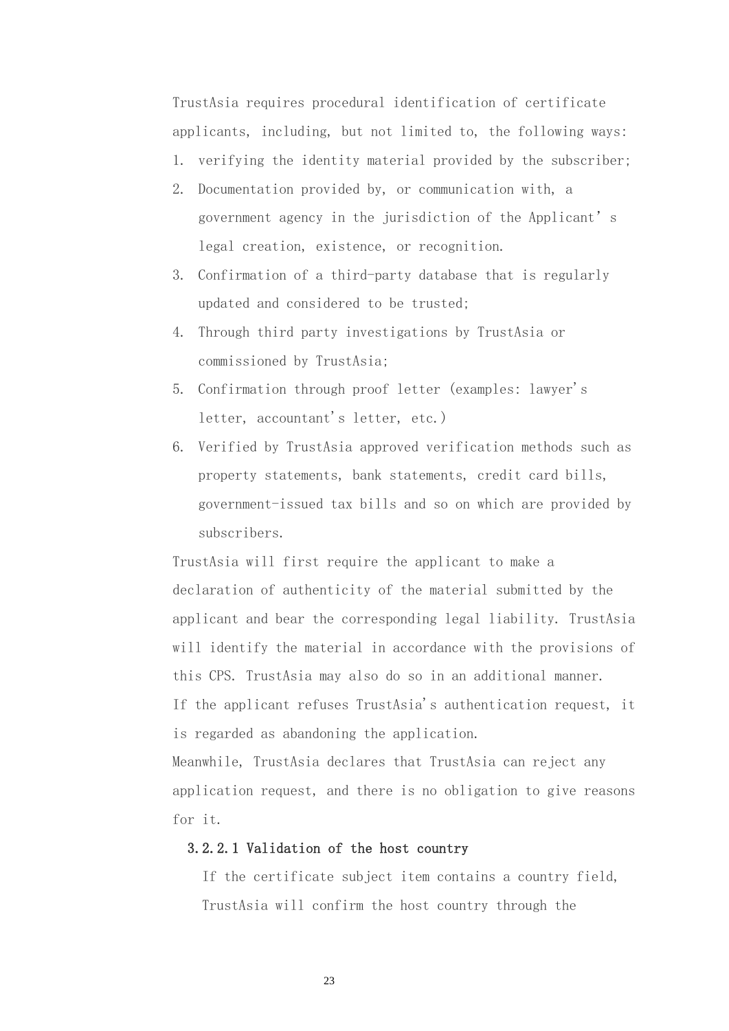TrustAsia requires procedural identification of certificate applicants, including, but not limited to, the following ways:

1. verifying the identity material provided by the subscriber;
2. Documentation provided by, or communication with, a government agency in the jurisdiction of the Applicant's legal creation, existence, or recognition.
3. Confirmation of a third-party database that is regularly updated and considered to be trusted;
4. Through third party investigations by TrustAsia or commissioned by TrustAsia;
5. Confirmation through proof letter (examples: lawyer's letter, accountant's letter, etc.)
6. Verified by TrustAsia approved verification methods such as property statements, bank statements, credit card bills, government-issued tax bills and so on which are provided by subscribers.

TrustAsia will first require the applicant to make a declaration of authenticity of the material submitted by the applicant and bear the corresponding legal liability. TrustAsia will identify the material in accordance with the provisions of this CPS. TrustAsia may also do so in an additional manner.

If the applicant refuses TrustAsia's authentication request, it is regarded as abandoning the application.

Meanwhile, TrustAsia declares that TrustAsia can reject any application request, and there is no obligation to give reasons for it.

#### 3.2.2.1 Validation of the host country

If the certificate subject item contains a country field, TrustAsia will confirm the host country through the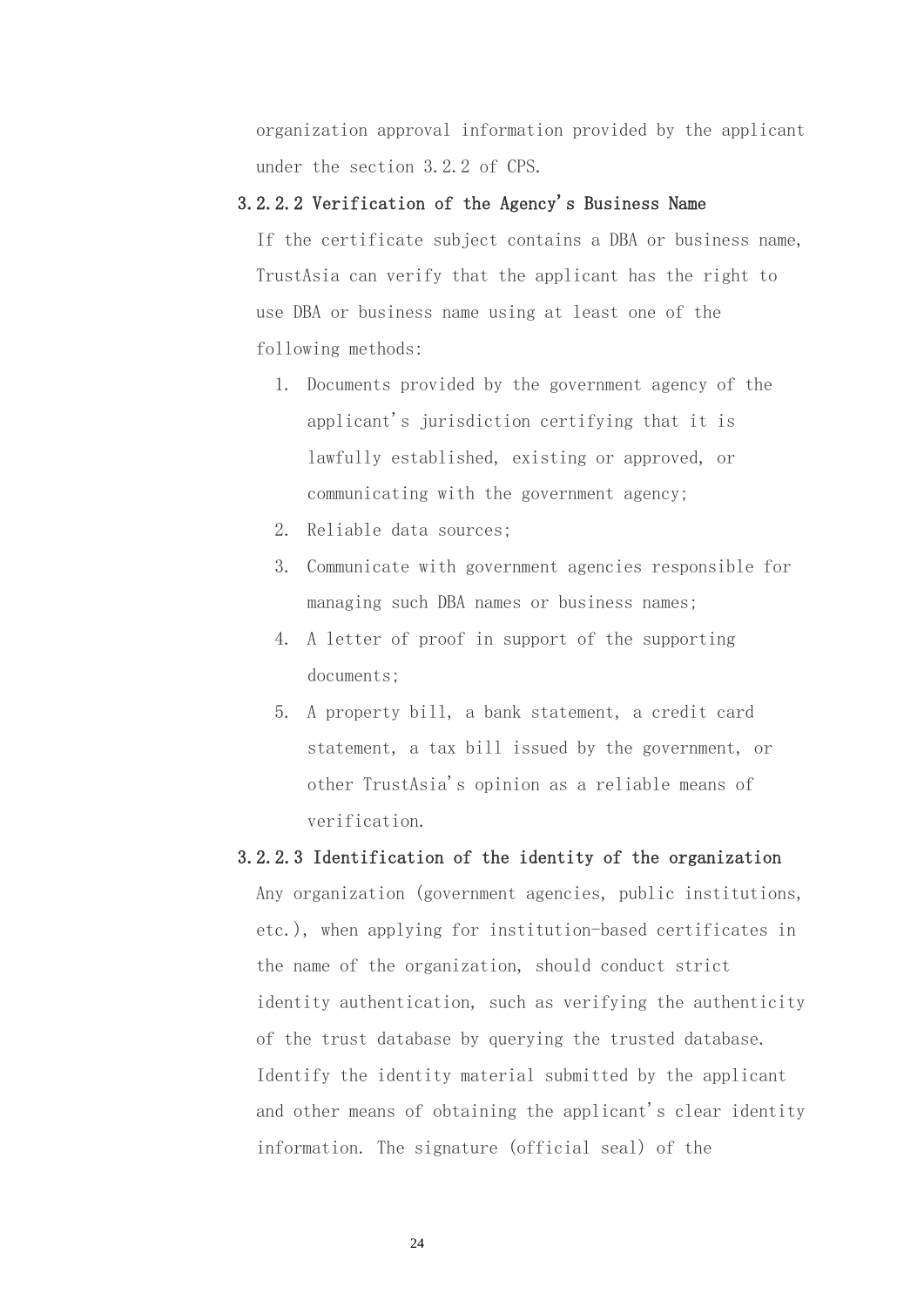organization approval information provided by the applicant under the section 3.2.2 of CPS.

#### 3.2.2.2 Verification of the Agency's Business Name

If the certificate subject contains a DBA or business name, TrustAsia can verify that the applicant has the right to use DBA or business name using at least one of the following methods:

1. Documents provided by the government agency of the applicant's jurisdiction certifying that it is lawfully established, existing or approved, or communicating with the government agency;
2. Reliable data sources;
3. Communicate with government agencies responsible for managing such DBA names or business names;
4. A letter of proof in support of the supporting documents;
5. A property bill, a bank statement, a credit card statement, a tax bill issued by the government, or other TrustAsia's opinion as a reliable means of verification.

#### 3.2.2.3 Identification of the identity of the organization

Any organization (government agencies, public institutions, etc.), when applying for institution-based certificates in the name of the organization, should conduct strict identity authentication, such as verifying the authenticity of the trust database by querying the trusted database. Identify the identity material submitted by the applicant and other means of obtaining the applicant's clear identity information. The signature (official seal) of the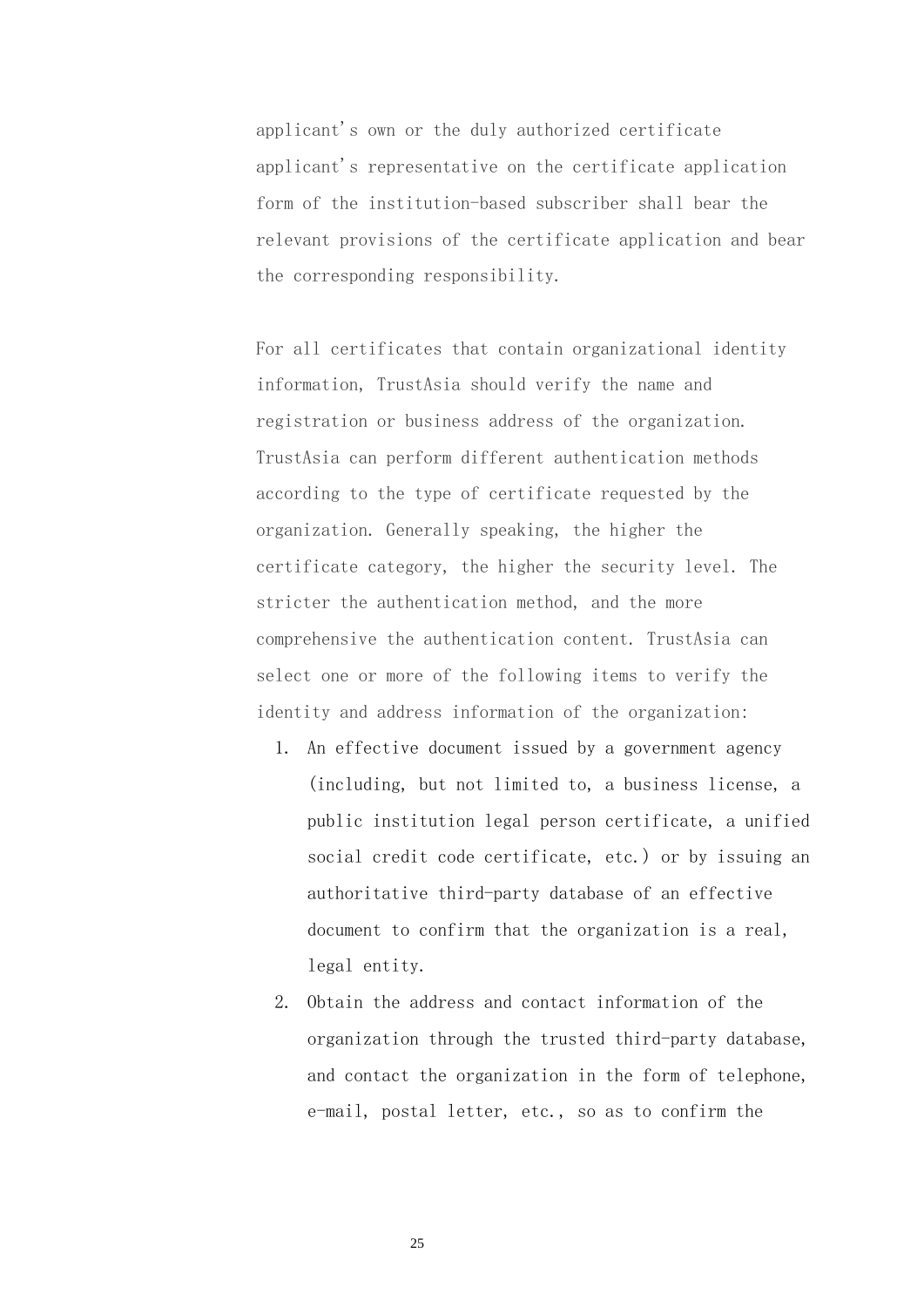applicant's own or the duly authorized certificate applicant's representative on the certificate application form of the institution-based subscriber shall bear the relevant provisions of the certificate application and bear the corresponding responsibility.

For all certificates that contain organizational identity information, TrustAsia should verify the name and registration or business address of the organization. TrustAsia can perform different authentication methods according to the type of certificate requested by the organization. Generally speaking, the higher the certificate category, the higher the security level. The stricter the authentication method, and the more comprehensive the authentication content. TrustAsia can select one or more of the following items to verify the identity and address information of the organization:

1. An effective document issued by a government agency (including, but not limited to, a business license, a public institution legal person certificate, a unified social credit code certificate, etc.) or by issuing an authoritative third-party database of an effective document to confirm that the organization is a real, legal entity.
2. Obtain the address and contact information of the organization through the trusted third-party database, and contact the organization in the form of telephone, e-mail, postal letter, etc., so as to confirm the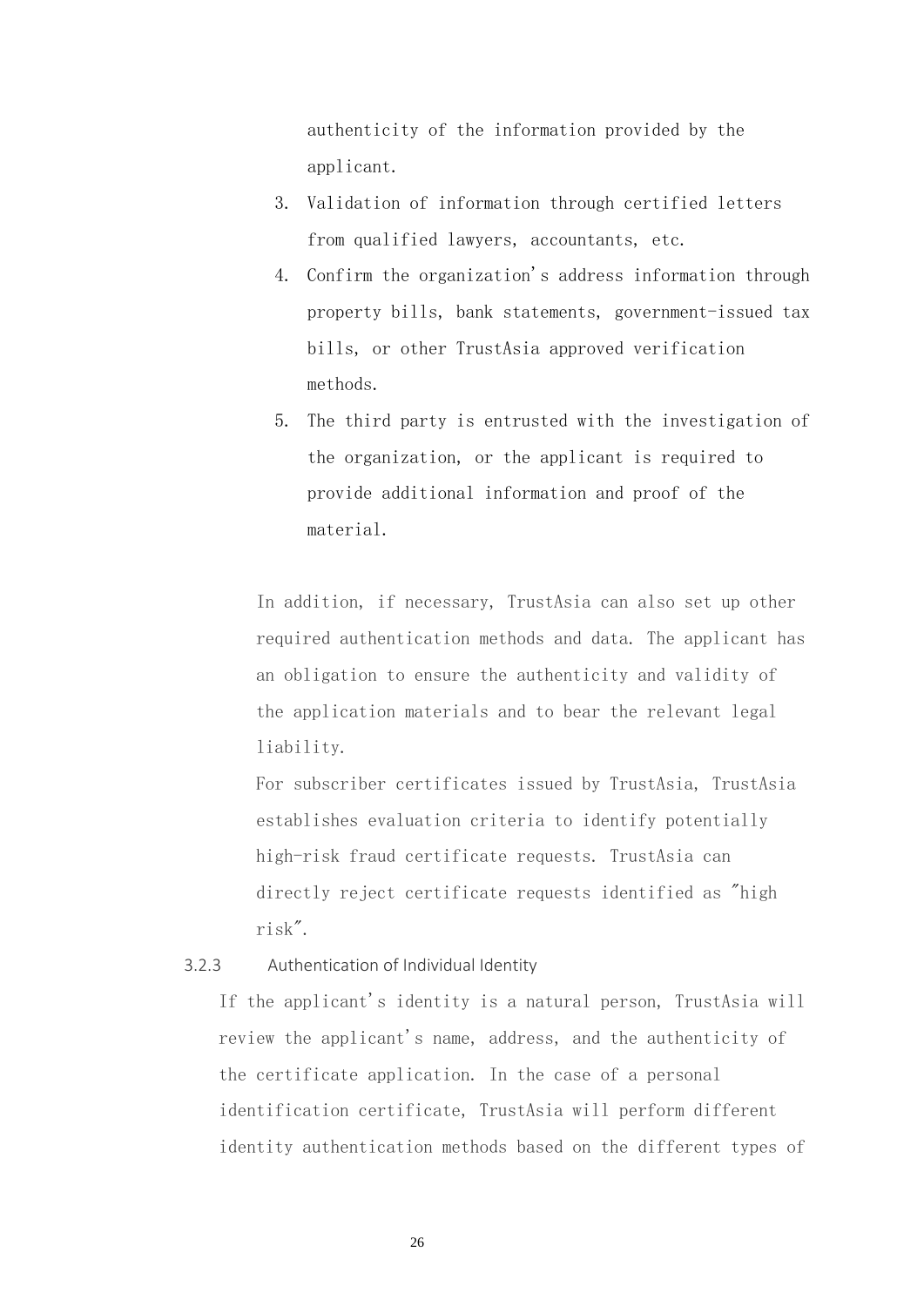authenticity of the information provided by the applicant.

3. Validation of information through certified letters from qualified lawyers, accountants, etc.
4. Confirm the organization's address information through property bills, bank statements, government-issued tax bills, or other TrustAsia approved verification methods.
5. The third party is entrusted with the investigation of the organization, or the applicant is required to provide additional information and proof of the material.

In addition, if necessary, TrustAsia can also set up other required authentication methods and data. The applicant has an obligation to ensure the authenticity and validity of the application materials and to bear the relevant legal liability.

For subscriber certificates issued by TrustAsia, TrustAsia establishes evaluation criteria to identify potentially high-risk fraud certificate requests. TrustAsia can directly reject certificate requests identified as "high risk".

### 3.2.3 Authentication of Individual Identity

If the applicant's identity is a natural person, TrustAsia will review the applicant's name, address, and the authenticity of the certificate application. In the case of a personal identification certificate, TrustAsia will perform different identity authentication methods based on the different types of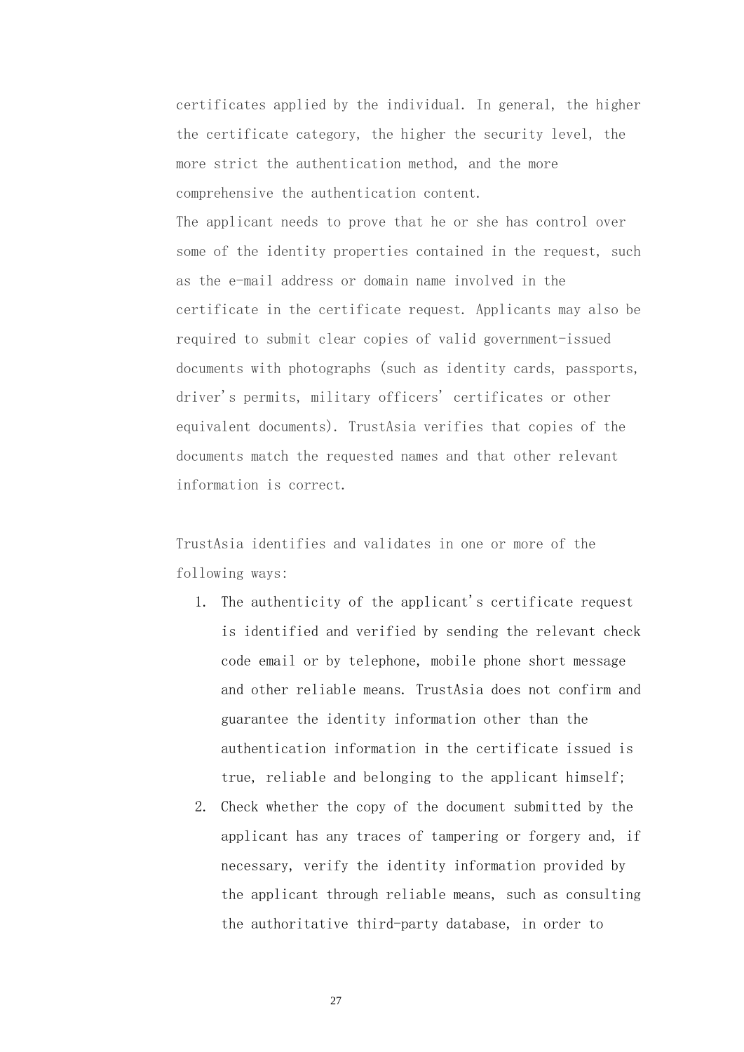certificates applied by the individual. In general, the higher the certificate category, the higher the security level, the more strict the authentication method, and the more comprehensive the authentication content.

The applicant needs to prove that he or she has control over some of the identity properties contained in the request, such as the e-mail address or domain name involved in the certificate in the certificate request. Applicants may also be required to submit clear copies of valid government-issued documents with photographs (such as identity cards, passports, driver's permits, military officers' certificates or other equivalent documents). TrustAsia verifies that copies of the documents match the requested names and that other relevant information is correct.

TrustAsia identifies and validates in one or more of the following ways:

1. The authenticity of the applicant's certificate request is identified and verified by sending the relevant check code email or by telephone, mobile phone short message and other reliable means. TrustAsia does not confirm and guarantee the identity information other than the authentication information in the certificate issued is true, reliable and belonging to the applicant himself;
2. Check whether the copy of the document submitted by the applicant has any traces of tampering or forgery and, if necessary, verify the identity information provided by the applicant through reliable means, such as consulting the authoritative third-party database, in order to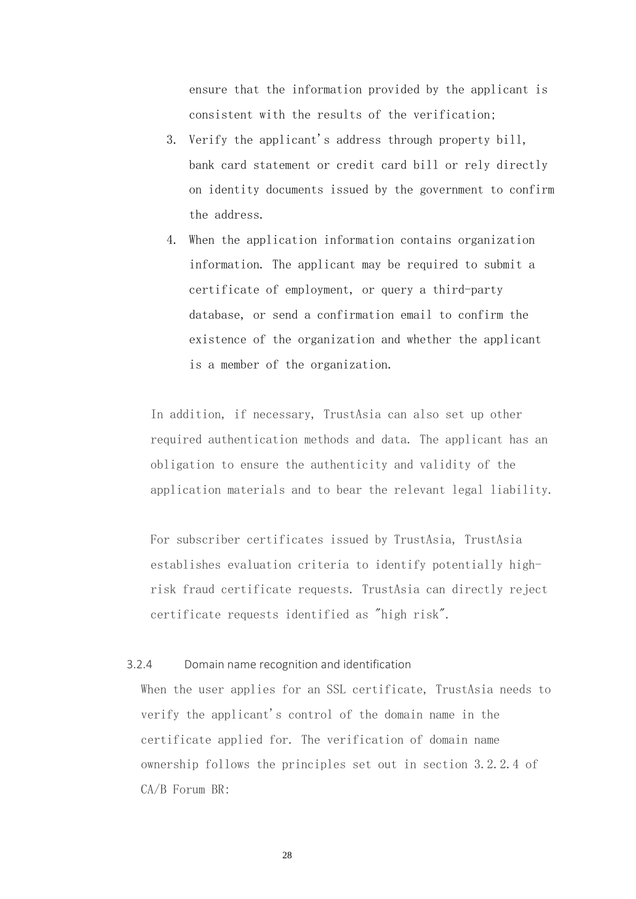ensure that the information provided by the applicant is consistent with the results of the verification;

3. Verify the applicant's address through property bill, bank card statement or credit card bill or rely directly on identity documents issued by the government to confirm the address.
4. When the application information contains organization information. The applicant may be required to submit a certificate of employment, or query a third-party database, or send a confirmation email to confirm the existence of the organization and whether the applicant is a member of the organization.

In addition, if necessary, TrustAsia can also set up other required authentication methods and data. The applicant has an obligation to ensure the authenticity and validity of the application materials and to bear the relevant legal liability.

For subscriber certificates issued by TrustAsia, TrustAsia establishes evaluation criteria to identify potentially high-risk fraud certificate requests. TrustAsia can directly reject certificate requests identified as "high risk".

#### 3.2.4 Domain name recognition and identification

When the user applies for an SSL certificate, TrustAsia needs to verify the applicant's control of the domain name in the certificate applied for. The verification of domain name ownership follows the principles set out in section 3.2.2.4 of CA/B Forum BR: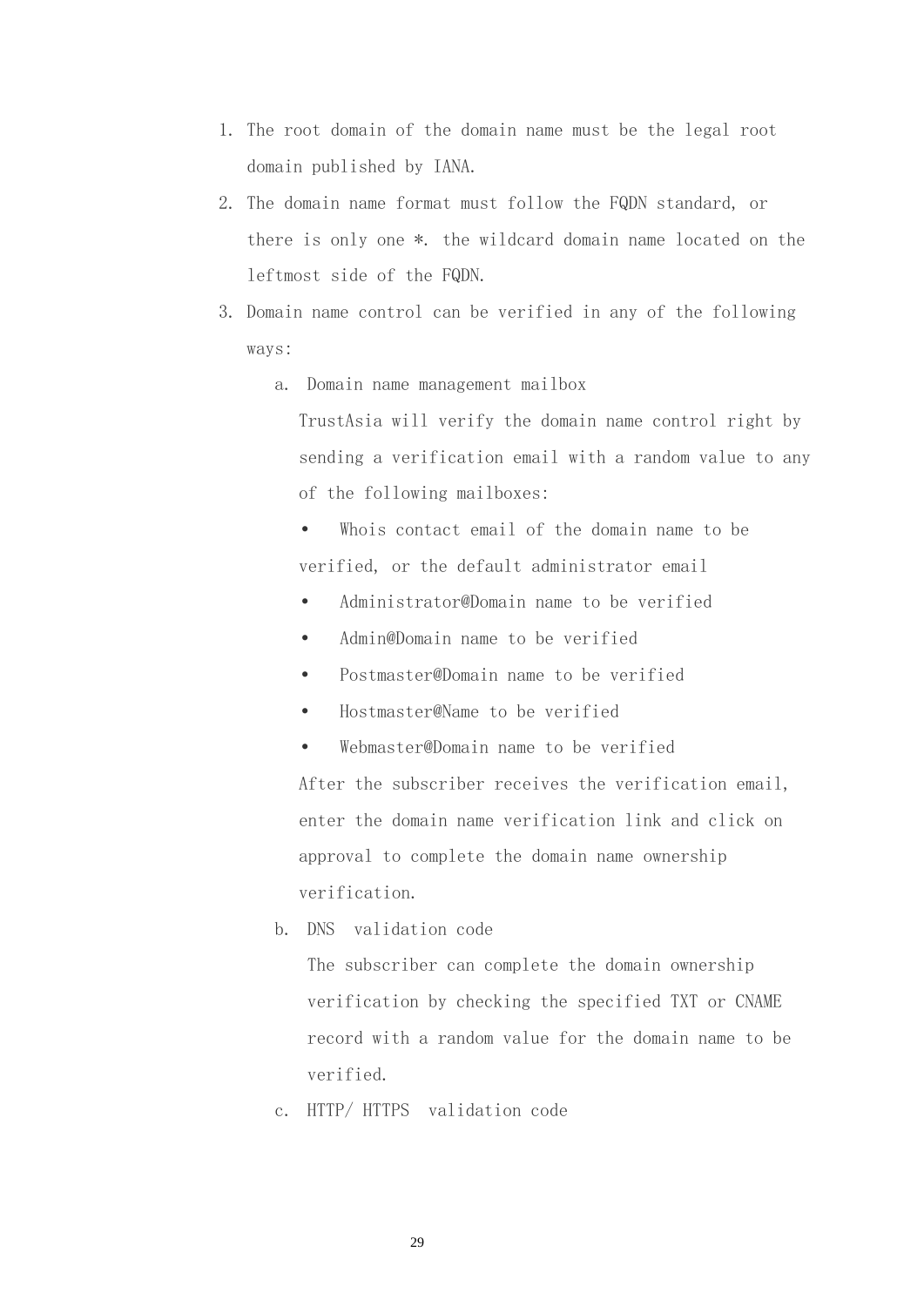1. The root domain of the domain name must be the legal root domain published by IANA.
2. The domain name format must follow the FQDN standard, or there is only one *. the wildcard domain name located on the leftmost side of the FQDN.
3. Domain name control can be verified in any of the following ways:
   a. Domain name management mailbox
      TrustAsia will verify the domain name control right by sending a verification email with a random value to any of the following mailboxes:
      - Whois contact email of the domain name to be verified, or the default administrator email
      - Administrator@Domain name to be verified
      - Admin@Domain name to be verified
      - Postmaster@Domain name to be verified
      - Hostmaster@Name to be verified
      - Webmaster@Domain name to be verified

      After the subscriber receives the verification email, enter the domain name verification link and click on approval to complete the domain name ownership verification.
   b. DNS validation code
      The subscriber can complete the domain ownership verification by checking the specified TXT or CNAME record with a random value for the domain name to be verified.
   c. HTTP/ HTTPS validation code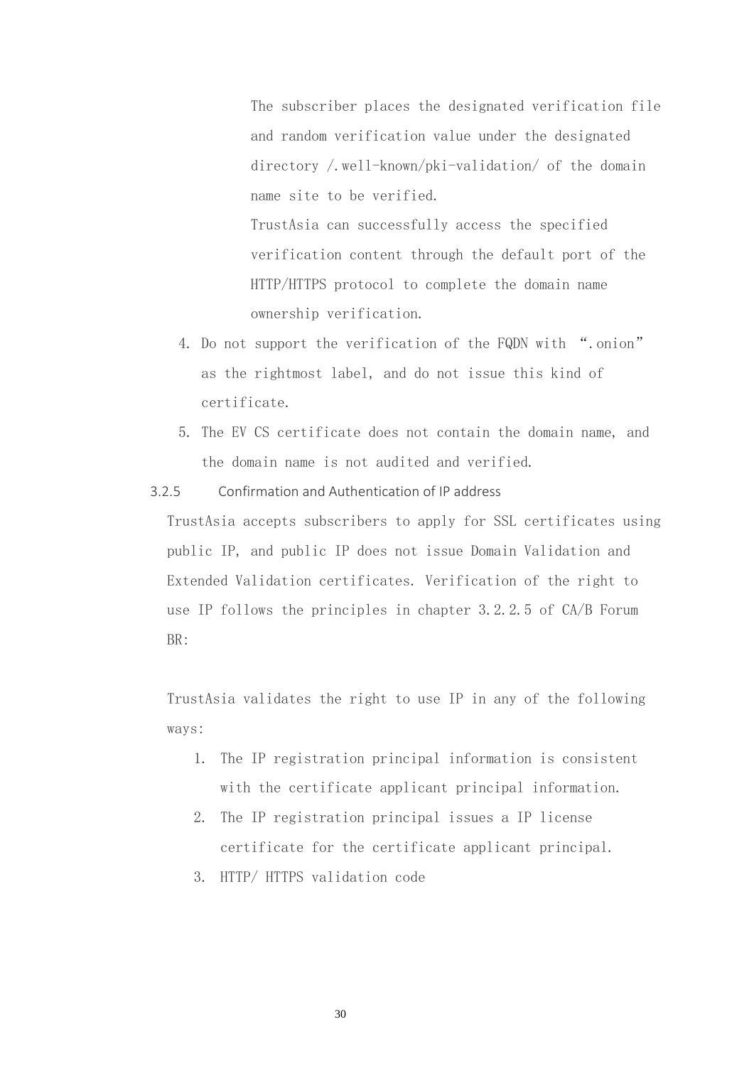The subscriber places the designated verification file and random verification value under the designated directory /.well-known/pki-validation/ of the domain name site to be verified.

TrustAsia can successfully access the specified verification content through the default port of the HTTP/HTTPS protocol to complete the domain name ownership verification.

4. Do not support the verification of the FQDN with “.onion” as the rightmost label, and do not issue this kind of certificate.
5. The EV CS certificate does not contain the domain name, and the domain name is not audited and verified.

### 3.2.5 Confirmation and Authentication of IP address

TrustAsia accepts subscribers to apply for SSL certificates using public IP, and public IP does not issue Domain Validation and Extended Validation certificates. Verification of the right to use IP follows the principles in chapter 3.2.2.5 of CA/B Forum BR:

TrustAsia validates the right to use IP in any of the following ways:

1. The IP registration principal information is consistent with the certificate applicant principal information.
2. The IP registration principal issues a IP license certificate for the certificate applicant principal.
3. HTTP/ HTTPS validation code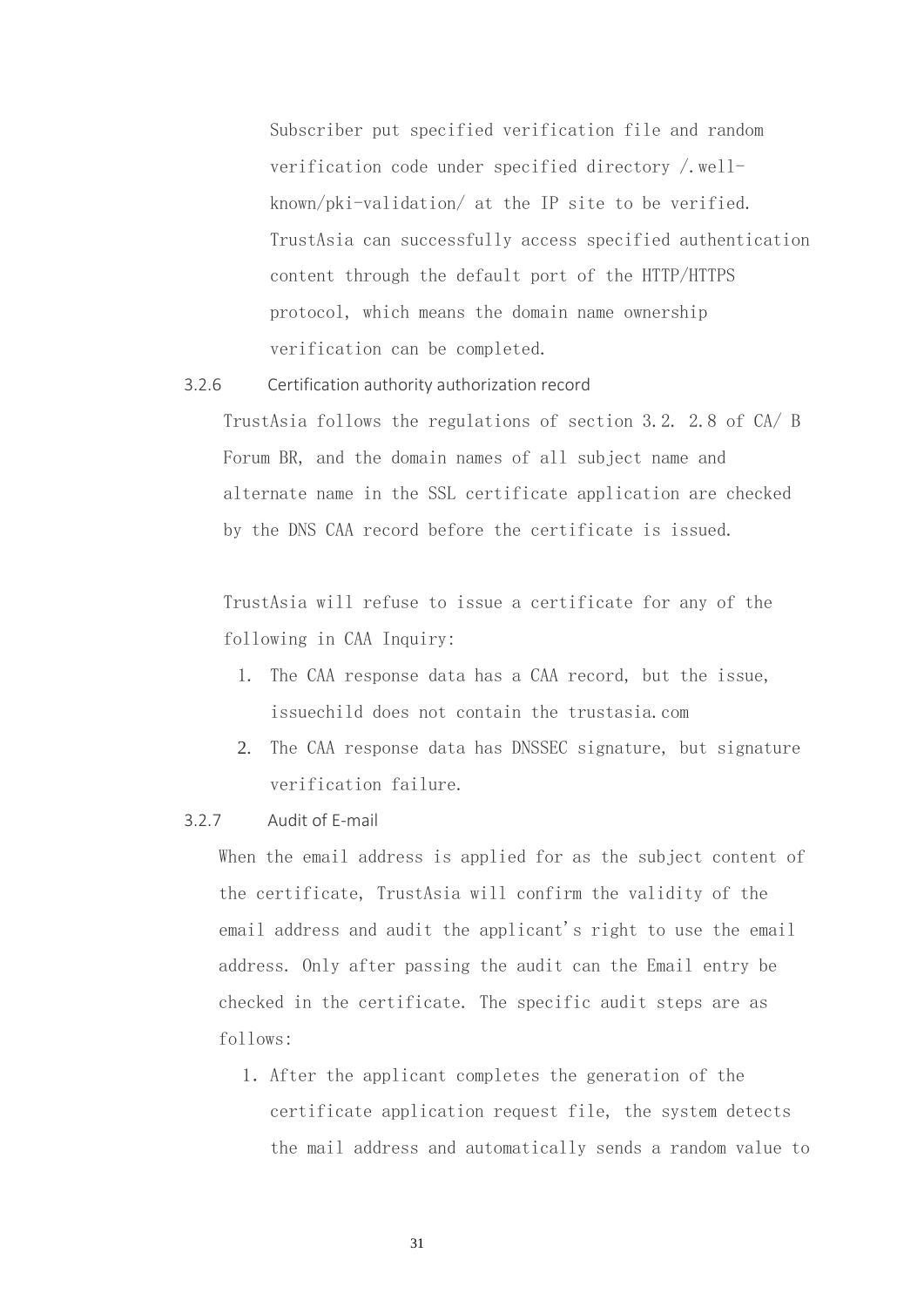Subscriber put specified verification file and random verification code under specified directory /.well-known/pki-validation/ at the IP site to be verified. TrustAsia can successfully access specified authentication content through the default port of the HTTP/HTTPS protocol, which means the domain name ownership verification can be completed.

### 3.2.6 Certification authority authorization record

TrustAsia follows the regulations of section 3.2. 2.8 of CA/ B Forum BR, and the domain names of all subject name and alternate name in the SSL certificate application are checked by the DNS CAA record before the certificate is issued.

TrustAsia will refuse to issue a certificate for any of the following in CAA Inquiry:

1. The CAA response data has a CAA record, but the issue, issuechild does not contain the trustasia.com
2. The CAA response data has DNSSEC signature, but signature verification failure.

### 3.2.7 Audit of E-mail

When the email address is applied for as the subject content of the certificate, TrustAsia will confirm the validity of the email address and audit the applicant's right to use the email address. Only after passing the audit can the Email entry be checked in the certificate. The specific audit steps are as follows:

1. After the applicant completes the generation of the certificate application request file, the system detects the mail address and automatically sends a random value to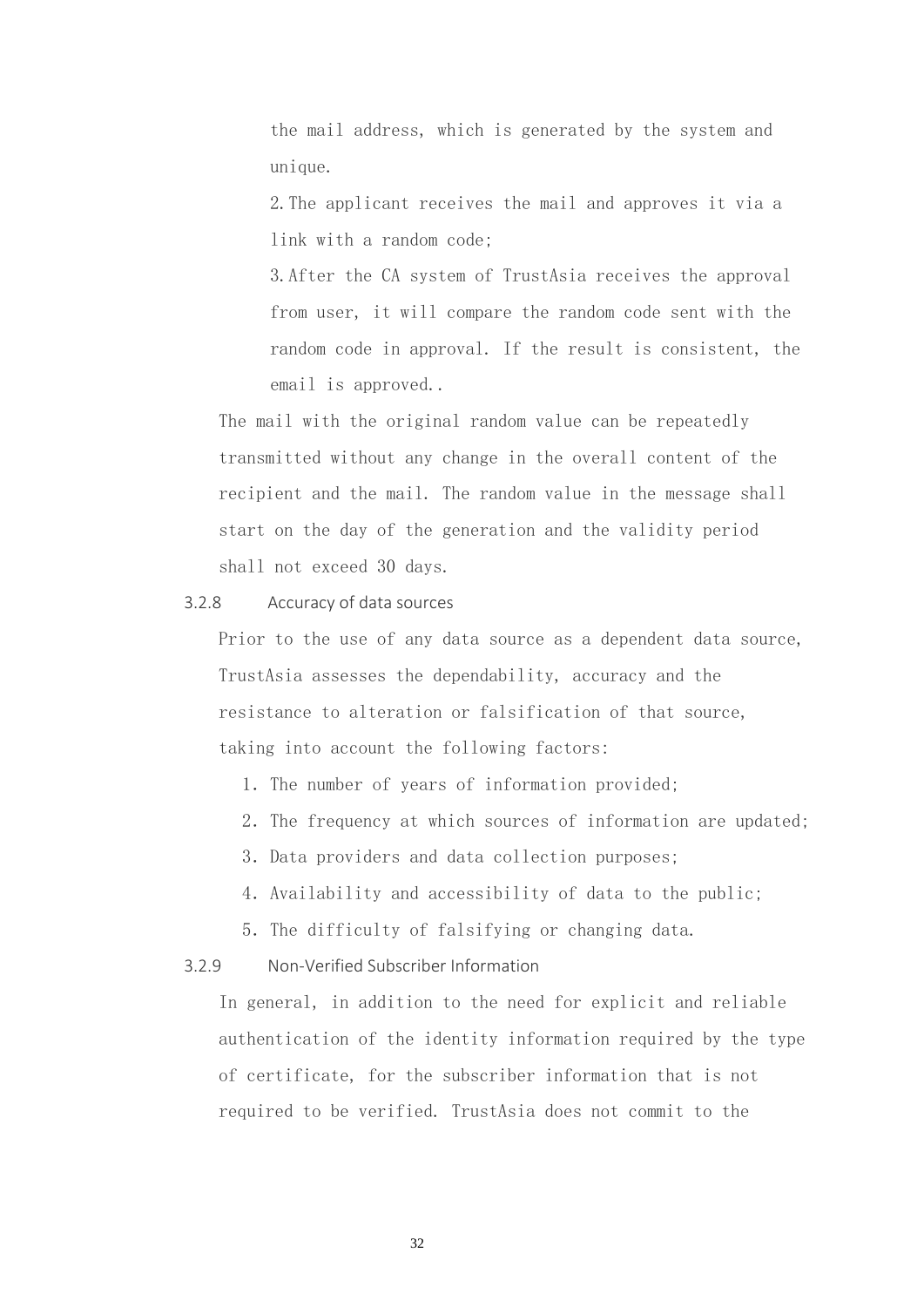the mail address, which is generated by the system and unique.

2. The applicant receives the mail and approves it via a link with a random code;

3. After the CA system of TrustAsia receives the approval from user, it will compare the random code sent with the random code in approval. If the result is consistent, the email is approved..

The mail with the original random value can be repeatedly transmitted without any change in the overall content of the recipient and the mail. The random value in the message shall start on the day of the generation and the validity period shall not exceed 30 days.

### 3.2.8 Accuracy of data sources

Prior to the use of any data source as a dependent data source, TrustAsia assesses the dependability, accuracy and the resistance to alteration or falsification of that source, taking into account the following factors:

1. The number of years of information provided;
2. The frequency at which sources of information are updated;
3. Data providers and data collection purposes;
4. Availability and accessibility of data to the public;
5. The difficulty of falsifying or changing data.

### 3.2.9 Non-Verified Subscriber Information

In general, in addition to the need for explicit and reliable authentication of the identity information required by the type of certificate, for the subscriber information that is not required to be verified. TrustAsia does not commit to the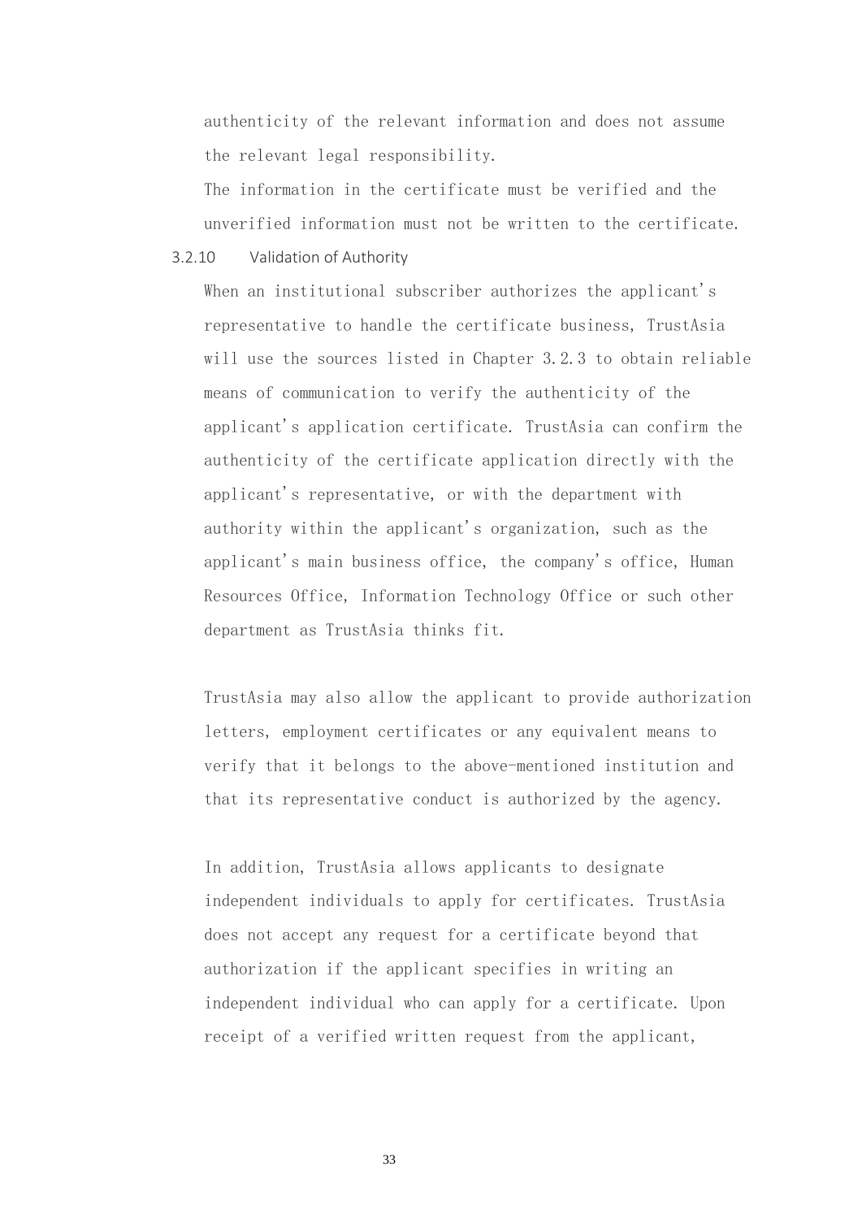authenticity of the relevant information and does not assume the relevant legal responsibility.

The information in the certificate must be verified and the unverified information must not be written to the certificate.

### 3.2.10 Validation of Authority

When an institutional subscriber authorizes the applicant's representative to handle the certificate business, TrustAsia will use the sources listed in Chapter 3.2.3 to obtain reliable means of communication to verify the authenticity of the applicant's application certificate. TrustAsia can confirm the authenticity of the certificate application directly with the applicant's representative, or with the department with authority within the applicant's organization, such as the applicant's main business office, the company's office, Human Resources Office, Information Technology Office or such other department as TrustAsia thinks fit.

TrustAsia may also allow the applicant to provide authorization letters, employment certificates or any equivalent means to verify that it belongs to the above-mentioned institution and that its representative conduct is authorized by the agency.

In addition, TrustAsia allows applicants to designate independent individuals to apply for certificates. TrustAsia does not accept any request for a certificate beyond that authorization if the applicant specifies in writing an independent individual who can apply for a certificate. Upon receipt of a verified written request from the applicant,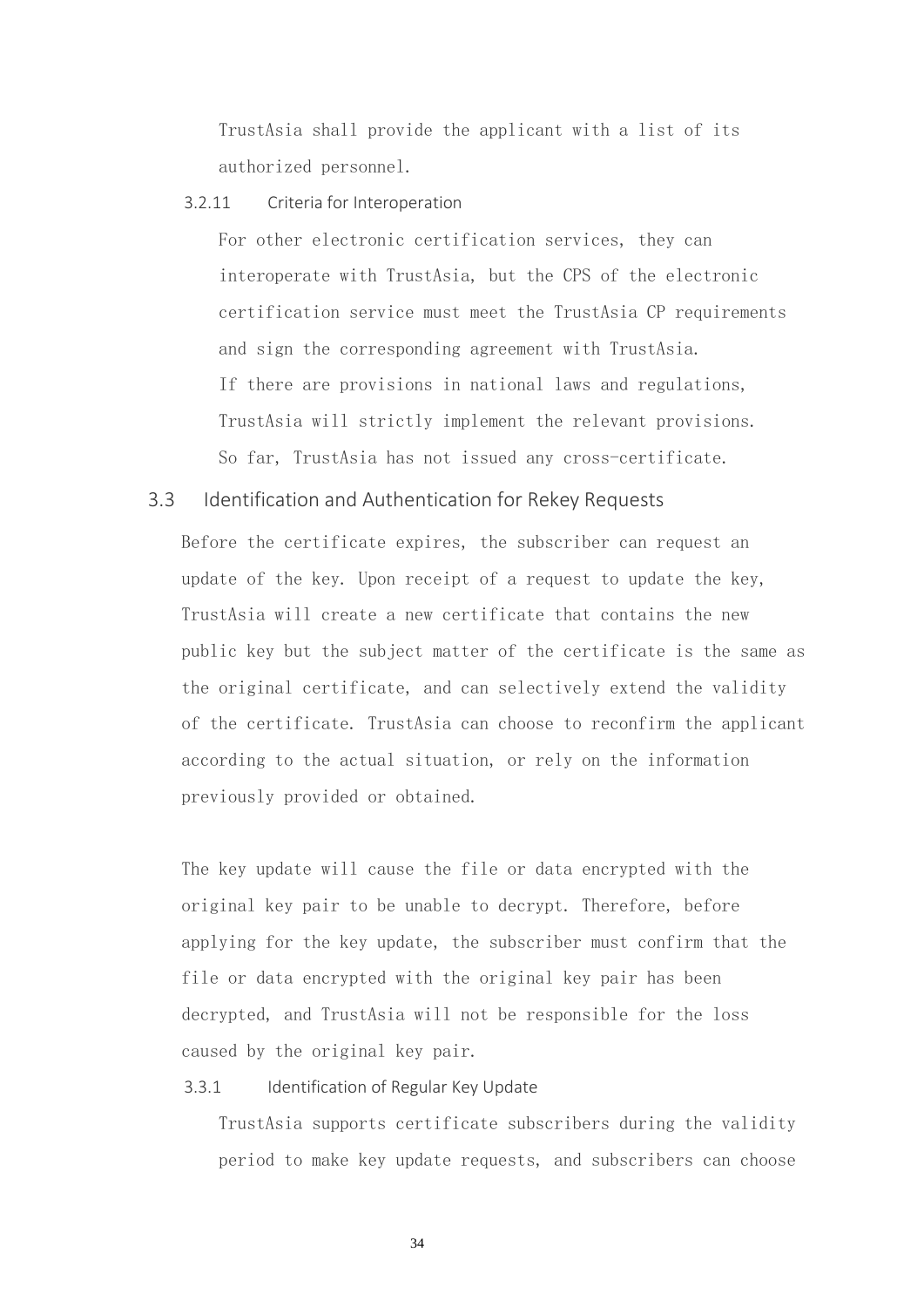TrustAsia shall provide the applicant with a list of its authorized personnel.

#### 3.2.11 Criteria for Interoperation

For other electronic certification services, they can interoperate with TrustAsia, but the CPS of the electronic certification service must meet the TrustAsia CP requirements and sign the corresponding agreement with TrustAsia.

If there are provisions in national laws and regulations, TrustAsia will strictly implement the relevant provisions.

So far, TrustAsia has not issued any cross-certificate.

### 3.3 Identification and Authentication for Rekey Requests

Before the certificate expires, the subscriber can request an update of the key. Upon receipt of a request to update the key, TrustAsia will create a new certificate that contains the new public key but the subject matter of the certificate is the same as the original certificate, and can selectively extend the validity of the certificate. TrustAsia can choose to reconfirm the applicant according to the actual situation, or rely on the information previously provided or obtained.

The key update will cause the file or data encrypted with the original key pair to be unable to decrypt. Therefore, before applying for the key update, the subscriber must confirm that the file or data encrypted with the original key pair has been decrypted, and TrustAsia will not be responsible for the loss caused by the original key pair.

#### 3.3.1 Identification of Regular Key Update

TrustAsia supports certificate subscribers during the validity period to make key update requests, and subscribers can choose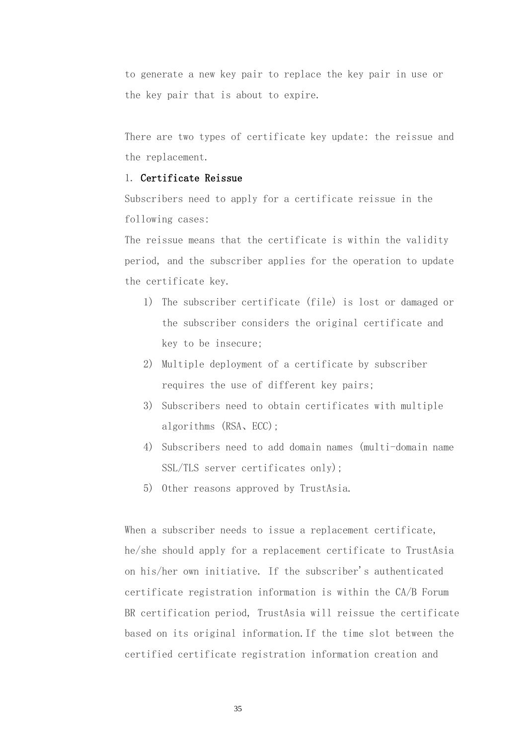to generate a new key pair to replace the key pair in use or the key pair that is about to expire.

There are two types of certificate key update: the reissue and the replacement.

1. **Certificate Reissue**

Subscribers need to apply for a certificate reissue in the following cases:

The reissue means that the certificate is within the validity period, and the subscriber applies for the operation to update the certificate key.

1) The subscriber certificate (file) is lost or damaged or the subscriber considers the original certificate and key to be insecure;
2) Multiple deployment of a certificate by subscriber requires the use of different key pairs;
3) Subscribers need to obtain certificates with multiple algorithms (RSA、ECC);
4) Subscribers need to add domain names (multi-domain name SSL/TLS server certificates only);
5) Other reasons approved by TrustAsia.

When a subscriber needs to issue a replacement certificate, he/she should apply for a replacement certificate to TrustAsia on his/her own initiative. If the subscriber's authenticated certificate registration information is within the CA/B Forum BR certification period, TrustAsia will reissue the certificate based on its original information.If the time slot between the certified certificate registration information creation and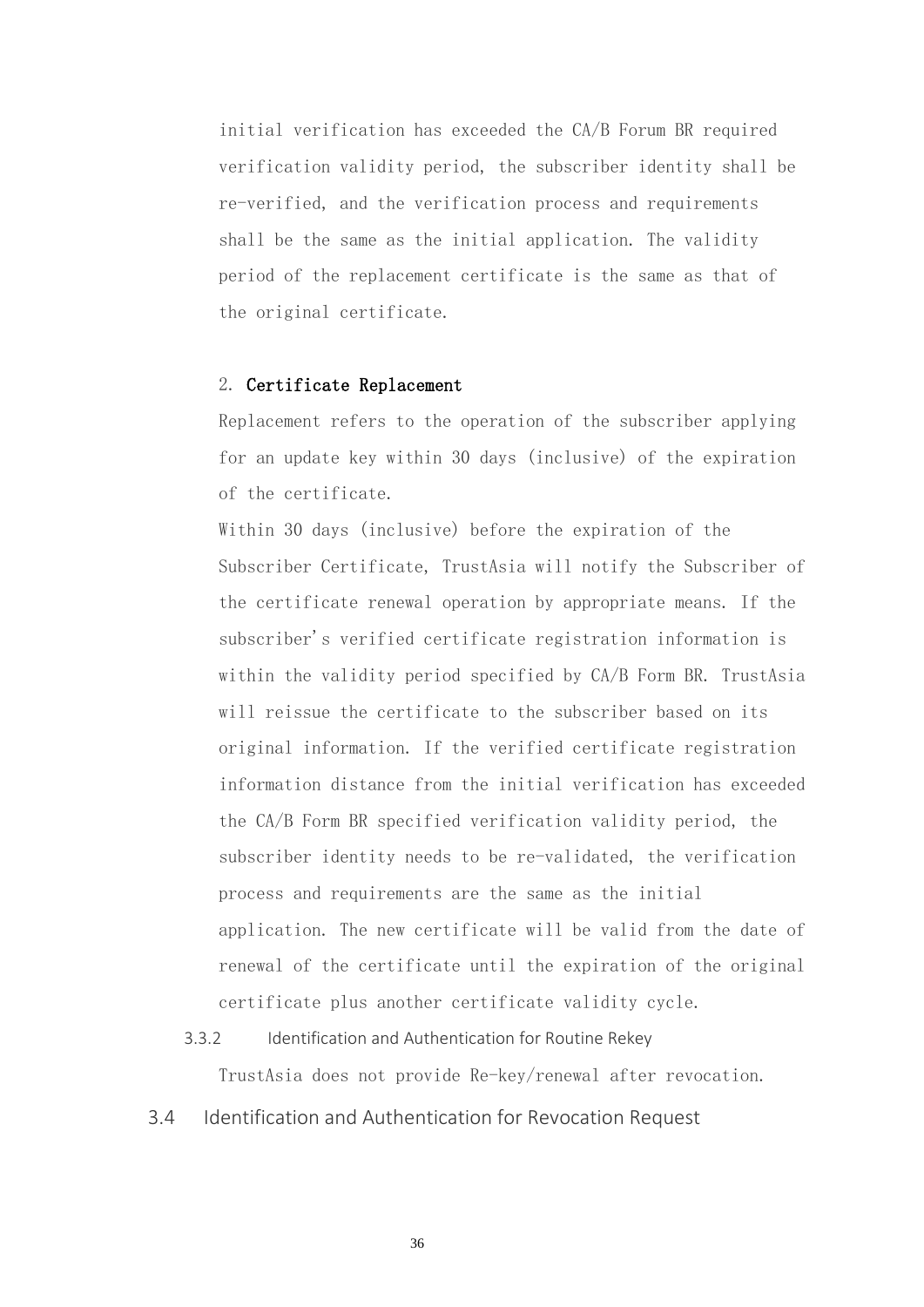initial verification has exceeded the CA/B Forum BR required verification validity period, the subscriber identity shall be re-verified, and the verification process and requirements shall be the same as the initial application. The validity period of the replacement certificate is the same as that of the original certificate.

2. **Certificate Replacement**

Replacement refers to the operation of the subscriber applying for an update key within 30 days (inclusive) of the expiration of the certificate.

Within 30 days (inclusive) before the expiration of the Subscriber Certificate, TrustAsia will notify the Subscriber of the certificate renewal operation by appropriate means. If the subscriber's verified certificate registration information is within the validity period specified by CA/B Form BR. TrustAsia will reissue the certificate to the subscriber based on its original information. If the verified certificate registration information distance from the initial verification has exceeded the CA/B Form BR specified verification validity period, the subscriber identity needs to be re-validated, the verification process and requirements are the same as the initial application. The new certificate will be valid from the date of renewal of the certificate until the expiration of the original certificate plus another certificate validity cycle.

### 3.3.2 Identification and Authentication for Routine Rekey

TrustAsia does not provide Re-key/renewal after revocation.

## 3.4 Identification and Authentication for Revocation Request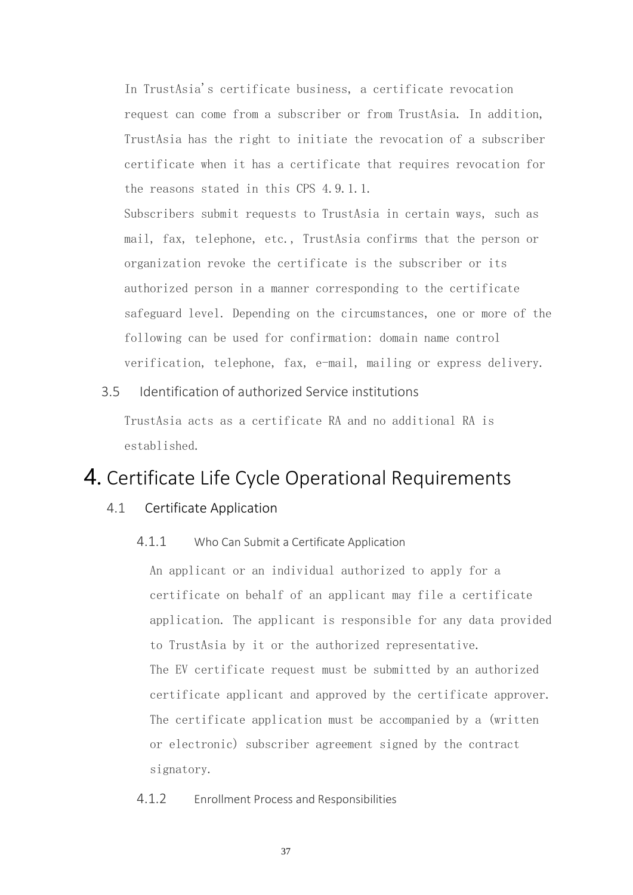In TrustAsia's certificate business, a certificate revocation request can come from a subscriber or from TrustAsia. In addition, TrustAsia has the right to initiate the revocation of a subscriber certificate when it has a certificate that requires revocation for the reasons stated in this CPS 4.9.1.1.

Subscribers submit requests to TrustAsia in certain ways, such as mail, fax, telephone, etc., TrustAsia confirms that the person or organization revoke the certificate is the subscriber or its authorized person in a manner corresponding to the certificate safeguard level. Depending on the circumstances, one or more of the following can be used for confirmation: domain name control verification, telephone, fax, e-mail, mailing or express delivery.

### 3.5 Identification of authorized Service institutions

TrustAsia acts as a certificate RA and no additional RA is established.

# 4. Certificate Life Cycle Operational Requirements

## 4.1 Certificate Application

### 4.1.1 Who Can Submit a Certificate Application

An applicant or an individual authorized to apply for a certificate on behalf of an applicant may file a certificate application. The applicant is responsible for any data provided to TrustAsia by it or the authorized representative.

The EV certificate request must be submitted by an authorized certificate applicant and approved by the certificate approver. The certificate application must be accompanied by a (written or electronic) subscriber agreement signed by the contract signatory.

### 4.1.2 Enrollment Process and Responsibilities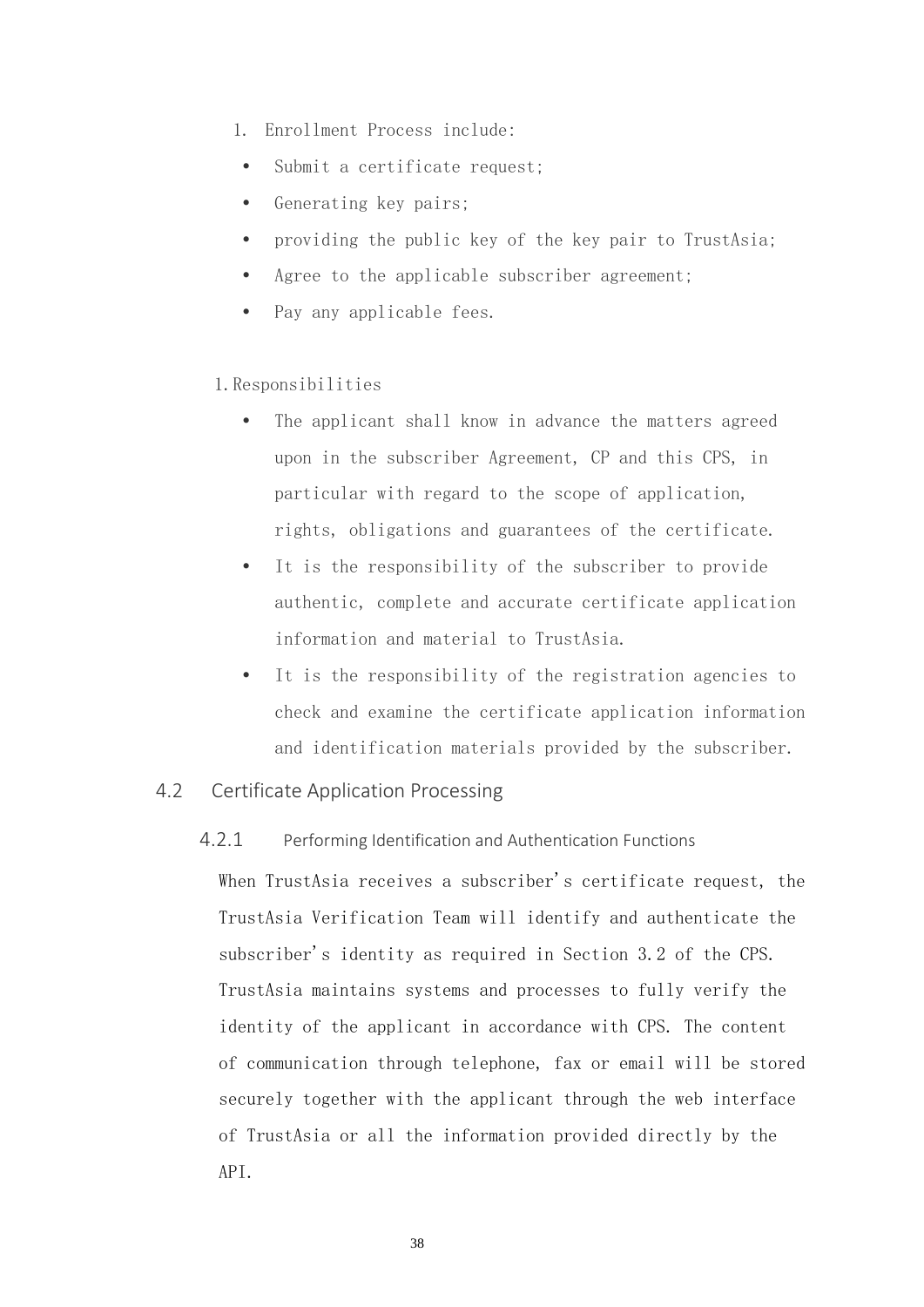1. Enrollment Process include:
   - Submit a certificate request;
   - Generating key pairs;
   - providing the public key of the key pair to TrustAsia;
   - Agree to the applicable subscriber agreement;
   - Pay any applicable fees.

1. Responsibilities
   - The applicant shall know in advance the matters agreed upon in the subscriber Agreement, CP and this CPS, in particular with regard to the scope of application, rights, obligations and guarantees of the certificate.
   - It is the responsibility of the subscriber to provide authentic, complete and accurate certificate application information and material to TrustAsia.
   - It is the responsibility of the registration agencies to check and examine the certificate application information and identification materials provided by the subscriber.

## 4.2 Certificate Application Processing

### 4.2.1 Performing Identification and Authentication Functions

When TrustAsia receives a subscriber's certificate request, the TrustAsia Verification Team will identify and authenticate the subscriber's identity as required in Section 3.2 of the CPS. TrustAsia maintains systems and processes to fully verify the identity of the applicant in accordance with CPS. The content of communication through telephone, fax or email will be stored securely together with the applicant through the web interface of TrustAsia or all the information provided directly by the API.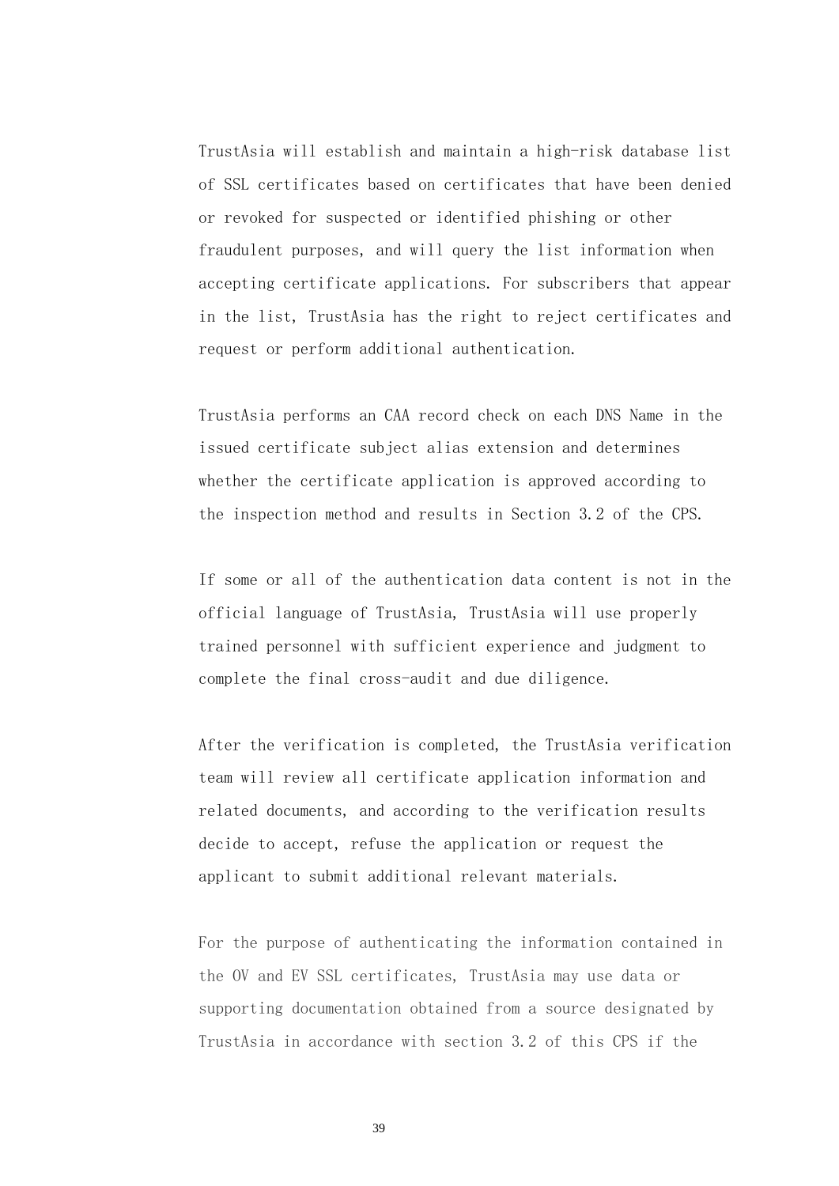TrustAsia will establish and maintain a high-risk database list of SSL certificates based on certificates that have been denied or revoked for suspected or identified phishing or other fraudulent purposes, and will query the list information when accepting certificate applications. For subscribers that appear in the list, TrustAsia has the right to reject certificates and request or perform additional authentication.

TrustAsia performs an CAA record check on each DNS Name in the issued certificate subject alias extension and determines whether the certificate application is approved according to the inspection method and results in Section 3.2 of the CPS.

If some or all of the authentication data content is not in the official language of TrustAsia, TrustAsia will use properly trained personnel with sufficient experience and judgment to complete the final cross-audit and due diligence.

After the verification is completed, the TrustAsia verification team will review all certificate application information and related documents, and according to the verification results decide to accept, refuse the application or request the applicant to submit additional relevant materials.

For the purpose of authenticating the information contained in the OV and EV SSL certificates, TrustAsia may use data or supporting documentation obtained from a source designated by TrustAsia in accordance with section 3.2 of this CPS if the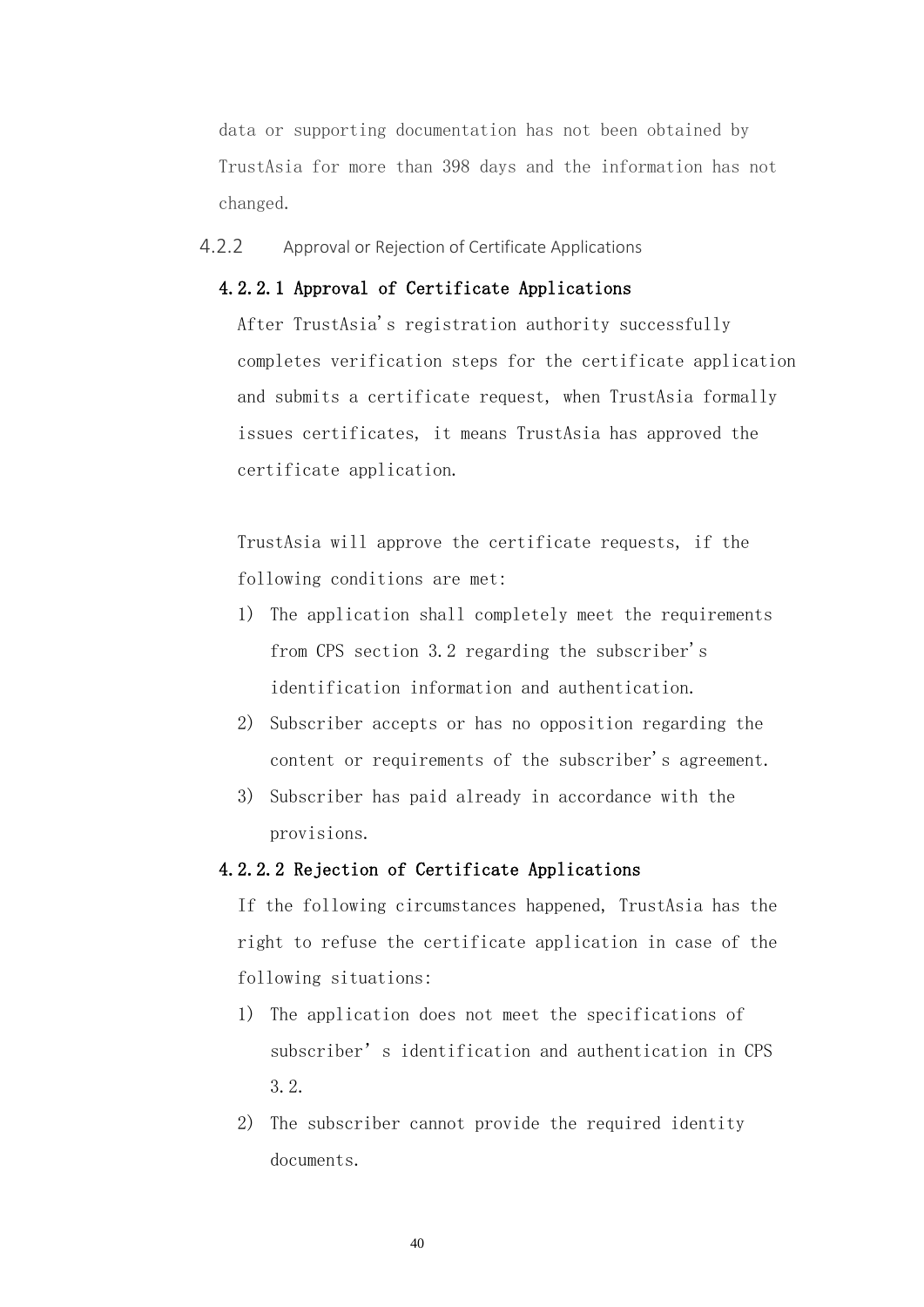data or supporting documentation has not been obtained by TrustAsia for more than 398 days and the information has not changed.

### 4.2.2 Approval or Rejection of Certificate Applications

#### 4.2.2.1 Approval of Certificate Applications

After TrustAsia's registration authority successfully completes verification steps for the certificate application and submits a certificate request, when TrustAsia formally issues certificates, it means TrustAsia has approved the certificate application.

TrustAsia will approve the certificate requests, if the following conditions are met:

1) The application shall completely meet the requirements from CPS section 3.2 regarding the subscriber's identification information and authentication.
2) Subscriber accepts or has no opposition regarding the content or requirements of the subscriber's agreement.
3) Subscriber has paid already in accordance with the provisions.

#### 4.2.2.2 Rejection of Certificate Applications

If the following circumstances happened, TrustAsia has the right to refuse the certificate application in case of the following situations:

1) The application does not meet the specifications of subscriber's identification and authentication in CPS 3.2.
2) The subscriber cannot provide the required identity documents.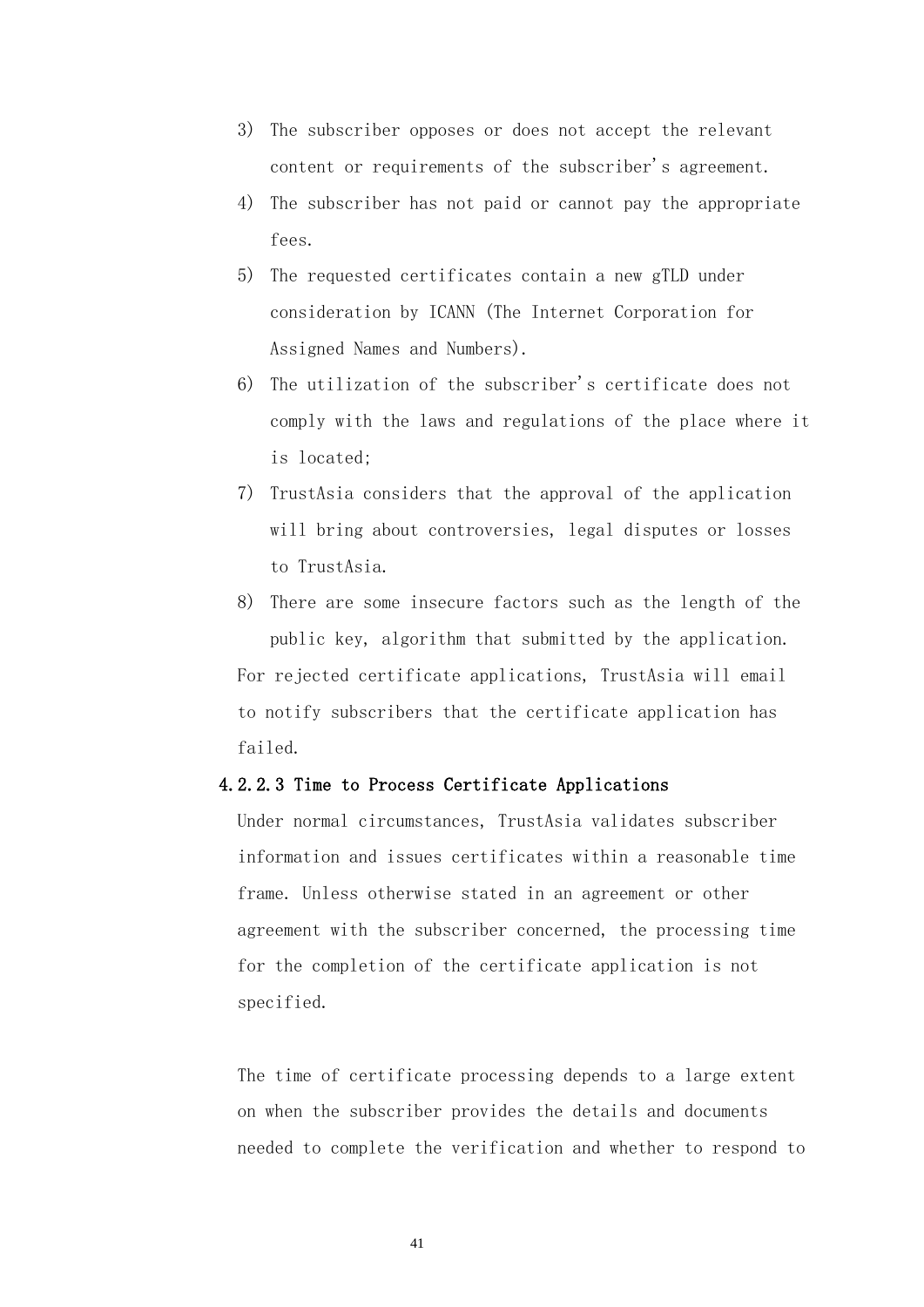3) The subscriber opposes or does not accept the relevant content or requirements of the subscriber's agreement.
4) The subscriber has not paid or cannot pay the appropriate fees.
5) The requested certificates contain a new gTLD under consideration by ICANN (The Internet Corporation for Assigned Names and Numbers).
6) The utilization of the subscriber's certificate does not comply with the laws and regulations of the place where it is located;
7) TrustAsia considers that the approval of the application will bring about controversies, legal disputes or losses to TrustAsia.
8) There are some insecure factors such as the length of the public key, algorithm that submitted by the application.

For rejected certificate applications, TrustAsia will email to notify subscribers that the certificate application has failed.

#### 4.2.2.3 Time to Process Certificate Applications

Under normal circumstances, TrustAsia validates subscriber information and issues certificates within a reasonable time frame. Unless otherwise stated in an agreement or other agreement with the subscriber concerned, the processing time for the completion of the certificate application is not specified.

The time of certificate processing depends to a large extent on when the subscriber provides the details and documents needed to complete the verification and whether to respond to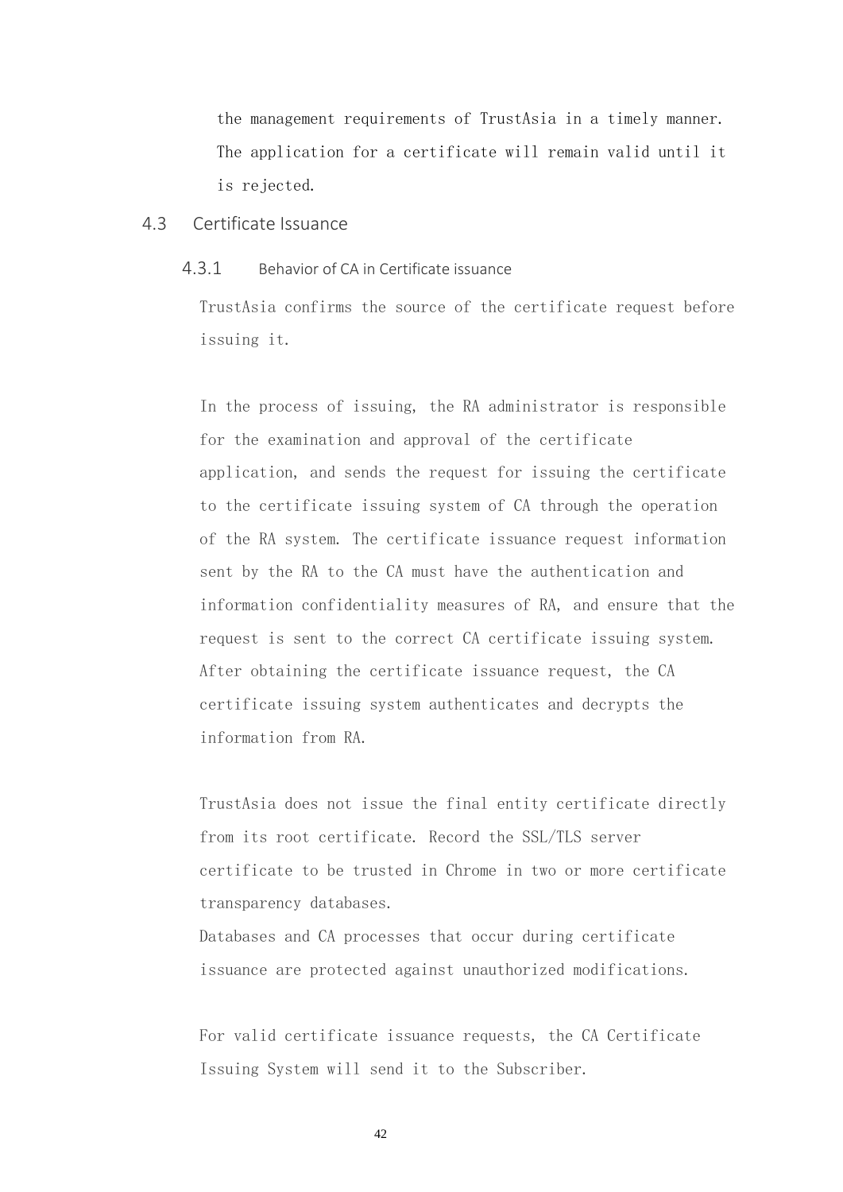the management requirements of TrustAsia in a timely manner. The application for a certificate will remain valid until it is rejected.

## 4.3 Certificate Issuance

### 4.3.1 Behavior of CA in Certificate issuance

TrustAsia confirms the source of the certificate request before issuing it.

In the process of issuing, the RA administrator is responsible for the examination and approval of the certificate application, and sends the request for issuing the certificate to the certificate issuing system of CA through the operation of the RA system. The certificate issuance request information sent by the RA to the CA must have the authentication and information confidentiality measures of RA, and ensure that the request is sent to the correct CA certificate issuing system. After obtaining the certificate issuance request, the CA certificate issuing system authenticates and decrypts the information from RA.

TrustAsia does not issue the final entity certificate directly from its root certificate. Record the SSL/TLS server certificate to be trusted in Chrome in two or more certificate transparency databases.
Databases and CA processes that occur during certificate issuance are protected against unauthorized modifications.

For valid certificate issuance requests, the CA Certificate Issuing System will send it to the Subscriber.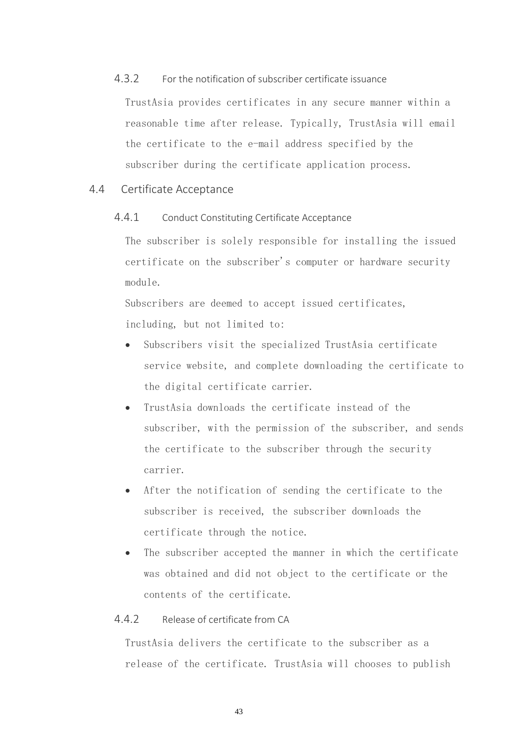#### 4.3.2 For the notification of subscriber certificate issuance

TrustAsia provides certificates in any secure manner within a reasonable time after release. Typically, TrustAsia will email the certificate to the e-mail address specified by the subscriber during the certificate application process.

### 4.4 Certificate Acceptance

#### 4.4.1 Conduct Constituting Certificate Acceptance

The subscriber is solely responsible for installing the issued certificate on the subscriber's computer or hardware security module.

Subscribers are deemed to accept issued certificates, including, but not limited to:

- Subscribers visit the specialized TrustAsia certificate service website, and complete downloading the certificate to the digital certificate carrier.
- TrustAsia downloads the certificate instead of the subscriber, with the permission of the subscriber, and sends the certificate to the subscriber through the security carrier.
- After the notification of sending the certificate to the subscriber is received, the subscriber downloads the certificate through the notice.
- The subscriber accepted the manner in which the certificate was obtained and did not object to the certificate or the contents of the certificate.

#### 4.4.2 Release of certificate from CA

TrustAsia delivers the certificate to the subscriber as a release of the certificate. TrustAsia will chooses to publish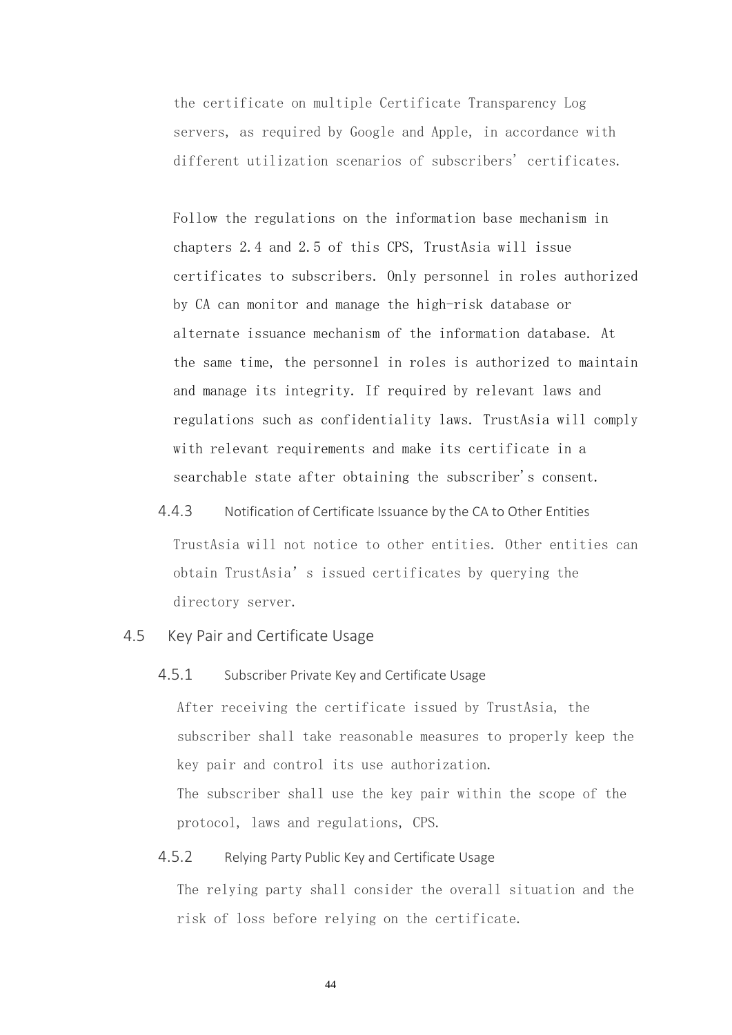the certificate on multiple Certificate Transparency Log servers, as required by Google and Apple, in accordance with different utilization scenarios of subscribers' certificates.

Follow the regulations on the information base mechanism in chapters 2.4 and 2.5 of this CPS, TrustAsia will issue certificates to subscribers. Only personnel in roles authorized by CA can monitor and manage the high-risk database or alternate issuance mechanism of the information database. At the same time, the personnel in roles is authorized to maintain and manage its integrity. If required by relevant laws and regulations such as confidentiality laws. TrustAsia will comply with relevant requirements and make its certificate in a searchable state after obtaining the subscriber's consent.

#### 4.4.3 Notification of Certificate Issuance by the CA to Other Entities

TrustAsia will not notice to other entities. Other entities can obtain TrustAsia's issued certificates by querying the directory server.

### 4.5 Key Pair and Certificate Usage

#### 4.5.1 Subscriber Private Key and Certificate Usage

After receiving the certificate issued by TrustAsia, the subscriber shall take reasonable measures to properly keep the key pair and control its use authorization.

The subscriber shall use the key pair within the scope of the protocol, laws and regulations, CPS.

#### 4.5.2 Relying Party Public Key and Certificate Usage

The relying party shall consider the overall situation and the risk of loss before relying on the certificate.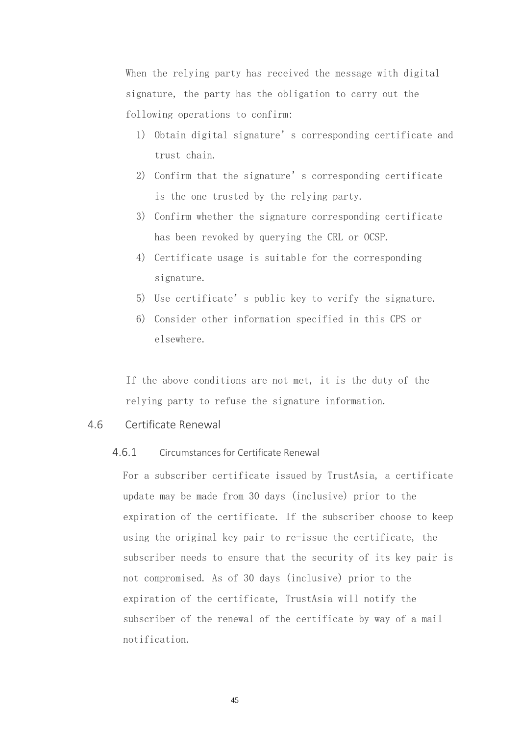When the relying party has received the message with digital signature, the party has the obligation to carry out the following operations to confirm:

1) Obtain digital signature’s corresponding certificate and trust chain.
2) Confirm that the signature’s corresponding certificate is the one trusted by the relying party.
3) Confirm whether the signature corresponding certificate has been revoked by querying the CRL or OCSP.
4) Certificate usage is suitable for the corresponding signature.
5) Use certificate’s public key to verify the signature.
6) Consider other information specified in this CPS or elsewhere.

If the above conditions are not met, it is the duty of the relying party to refuse the signature information.

## 4.6 Certificate Renewal

### 4.6.1 Circumstances for Certificate Renewal

For a subscriber certificate issued by TrustAsia, a certificate update may be made from 30 days (inclusive) prior to the expiration of the certificate. If the subscriber choose to keep using the original key pair to re-issue the certificate, the subscriber needs to ensure that the security of its key pair is not compromised. As of 30 days (inclusive) prior to the expiration of the certificate, TrustAsia will notify the subscriber of the renewal of the certificate by way of a mail notification.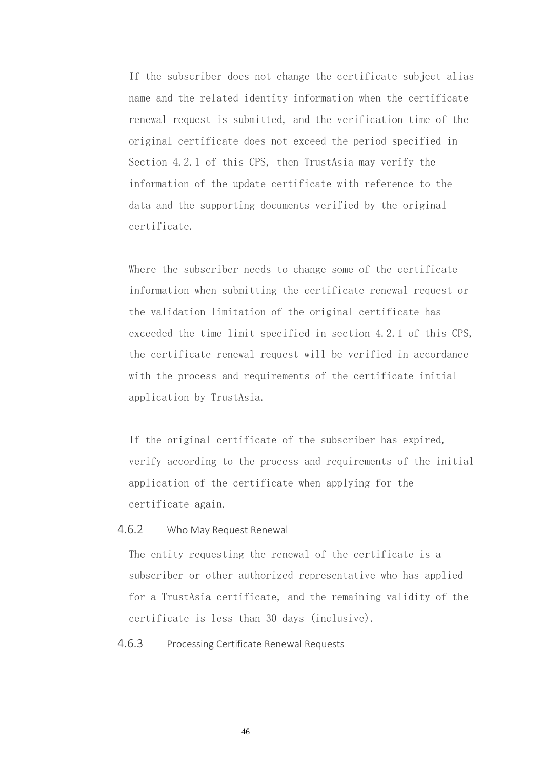If the subscriber does not change the certificate subject alias name and the related identity information when the certificate renewal request is submitted, and the verification time of the original certificate does not exceed the period specified in Section 4.2.1 of this CPS, then TrustAsia may verify the information of the update certificate with reference to the data and the supporting documents verified by the original certificate.

Where the subscriber needs to change some of the certificate information when submitting the certificate renewal request or the validation limitation of the original certificate has exceeded the time limit specified in section 4.2.1 of this CPS, the certificate renewal request will be verified in accordance with the process and requirements of the certificate initial application by TrustAsia.

If the original certificate of the subscriber has expired, verify according to the process and requirements of the initial application of the certificate when applying for the certificate again.

### 4.6.2 Who May Request Renewal

The entity requesting the renewal of the certificate is a subscriber or other authorized representative who has applied for a TrustAsia certificate, and the remaining validity of the certificate is less than 30 days (inclusive).

### 4.6.3 Processing Certificate Renewal Requests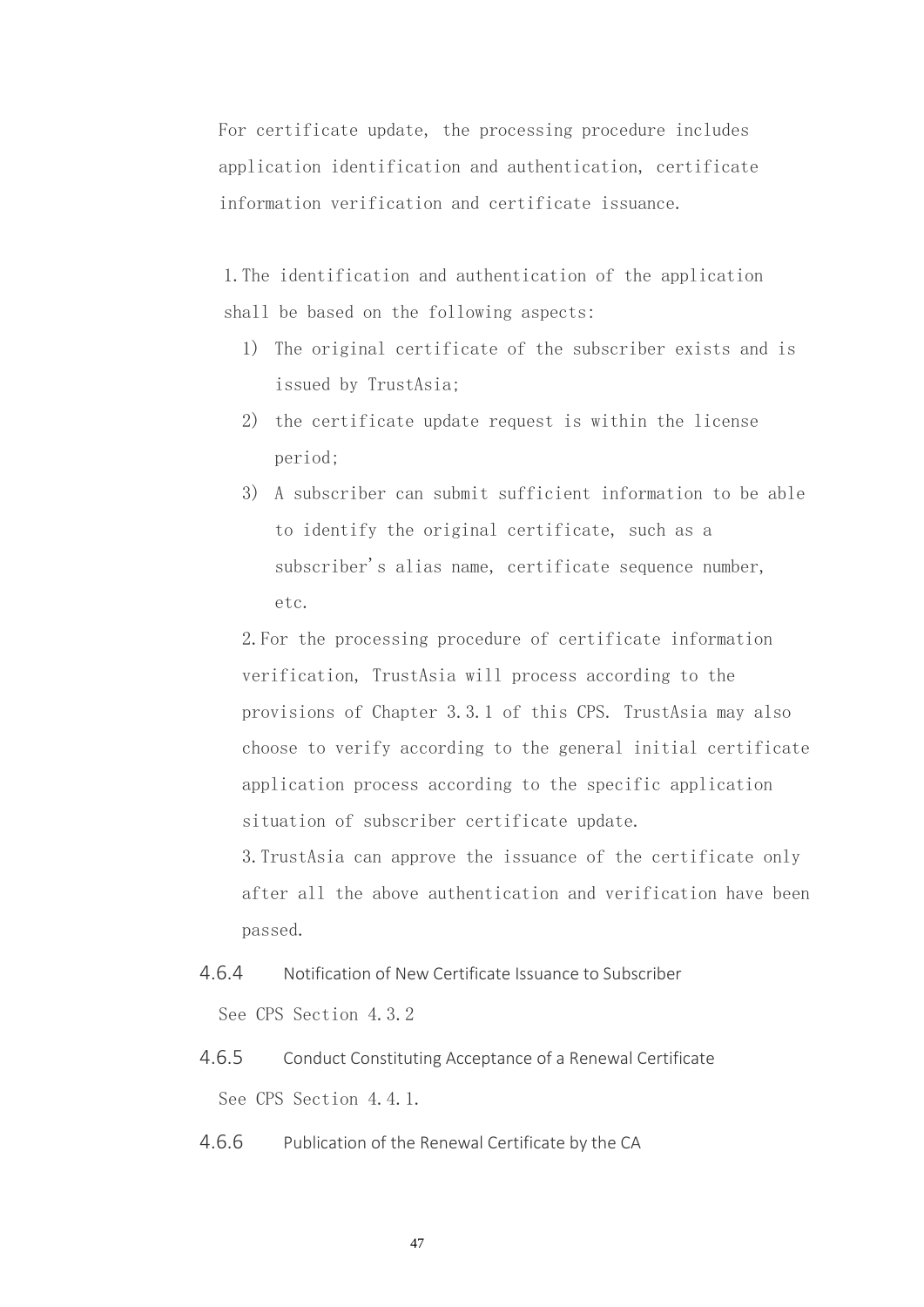For certificate update, the processing procedure includes application identification and authentication, certificate information verification and certificate issuance.

1. The identification and authentication of the application shall be based on the following aspects:
   1) The original certificate of the subscriber exists and is issued by TrustAsia;
   2) the certificate update request is within the license period;
   3) A subscriber can submit sufficient information to be able to identify the original certificate, such as a subscriber's alias name, certificate sequence number, etc.

2. For the processing procedure of certificate information verification, TrustAsia will process according to the provisions of Chapter 3.3.1 of this CPS. TrustAsia may also choose to verify according to the general initial certificate application process according to the specific application situation of subscriber certificate update.

3. TrustAsia can approve the issuance of the certificate only after all the above authentication and verification have been passed.

### 4.6.4 Notification of New Certificate Issuance to Subscriber

See CPS Section 4.3.2

### 4.6.5 Conduct Constituting Acceptance of a Renewal Certificate

See CPS Section 4.4.1.

### 4.6.6 Publication of the Renewal Certificate by the CA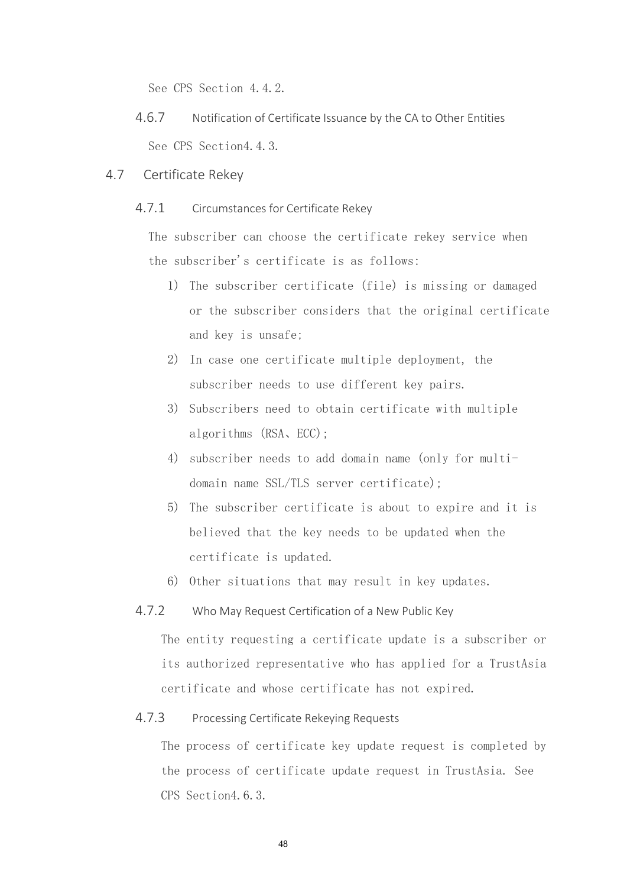See CPS Section 4.4.2.

#### 4.6.7 Notification of Certificate Issuance by the CA to Other Entities

See CPS Section4.4.3.

### 4.7 Certificate Rekey

#### 4.7.1 Circumstances for Certificate Rekey

The subscriber can choose the certificate rekey service when the subscriber's certificate is as follows:

1) The subscriber certificate (file) is missing or damaged or the subscriber considers that the original certificate and key is unsafe;
2) In case one certificate multiple deployment, the subscriber needs to use different key pairs.
3) Subscribers need to obtain certificate with multiple algorithms (RSA、ECC);
4) subscriber needs to add domain name (only for multi-domain name SSL/TLS server certificate);
5) The subscriber certificate is about to expire and it is believed that the key needs to be updated when the certificate is updated.
6) Other situations that may result in key updates.

#### 4.7.2 Who May Request Certification of a New Public Key

The entity requesting a certificate update is a subscriber or its authorized representative who has applied for a TrustAsia certificate and whose certificate has not expired.

#### 4.7.3 Processing Certificate Rekeying Requests

The process of certificate key update request is completed by the process of certificate update request in TrustAsia. See CPS Section4.6.3.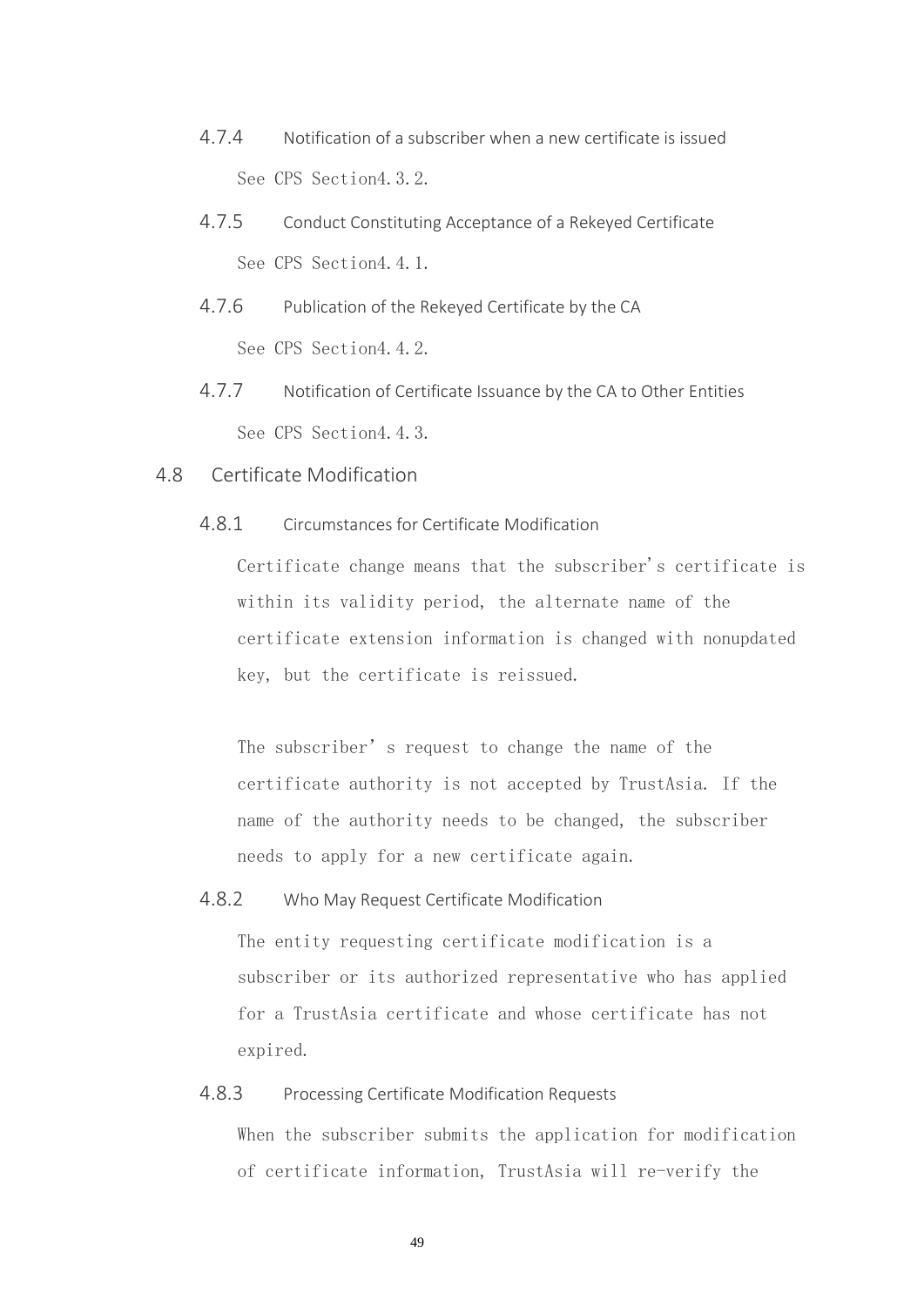#### 4.7.4 Notification of a subscriber when a new certificate is issued

See CPS Section4.3.2.

#### 4.7.5 Conduct Constituting Acceptance of a Rekeyed Certificate

See CPS Section4.4.1.

#### 4.7.6 Publication of the Rekeyed Certificate by the CA

See CPS Section4.4.2.

#### 4.7.7 Notification of Certificate Issuance by the CA to Other Entities

See CPS Section4.4.3.

### 4.8 Certificate Modification

#### 4.8.1 Circumstances for Certificate Modification

Certificate change means that the subscriber's certificate is within its validity period, the alternate name of the certificate extension information is changed with nonupdated key, but the certificate is reissued.

The subscriber’ s request to change the name of the certificate authority is not accepted by TrustAsia. If the name of the authority needs to be changed, the subscriber needs to apply for a new certificate again.

#### 4.8.2 Who May Request Certificate Modification

The entity requesting certificate modification is a subscriber or its authorized representative who has applied for a TrustAsia certificate and whose certificate has not expired.

#### 4.8.3 Processing Certificate Modification Requests

When the subscriber submits the application for modification of certificate information, TrustAsia will re-verify the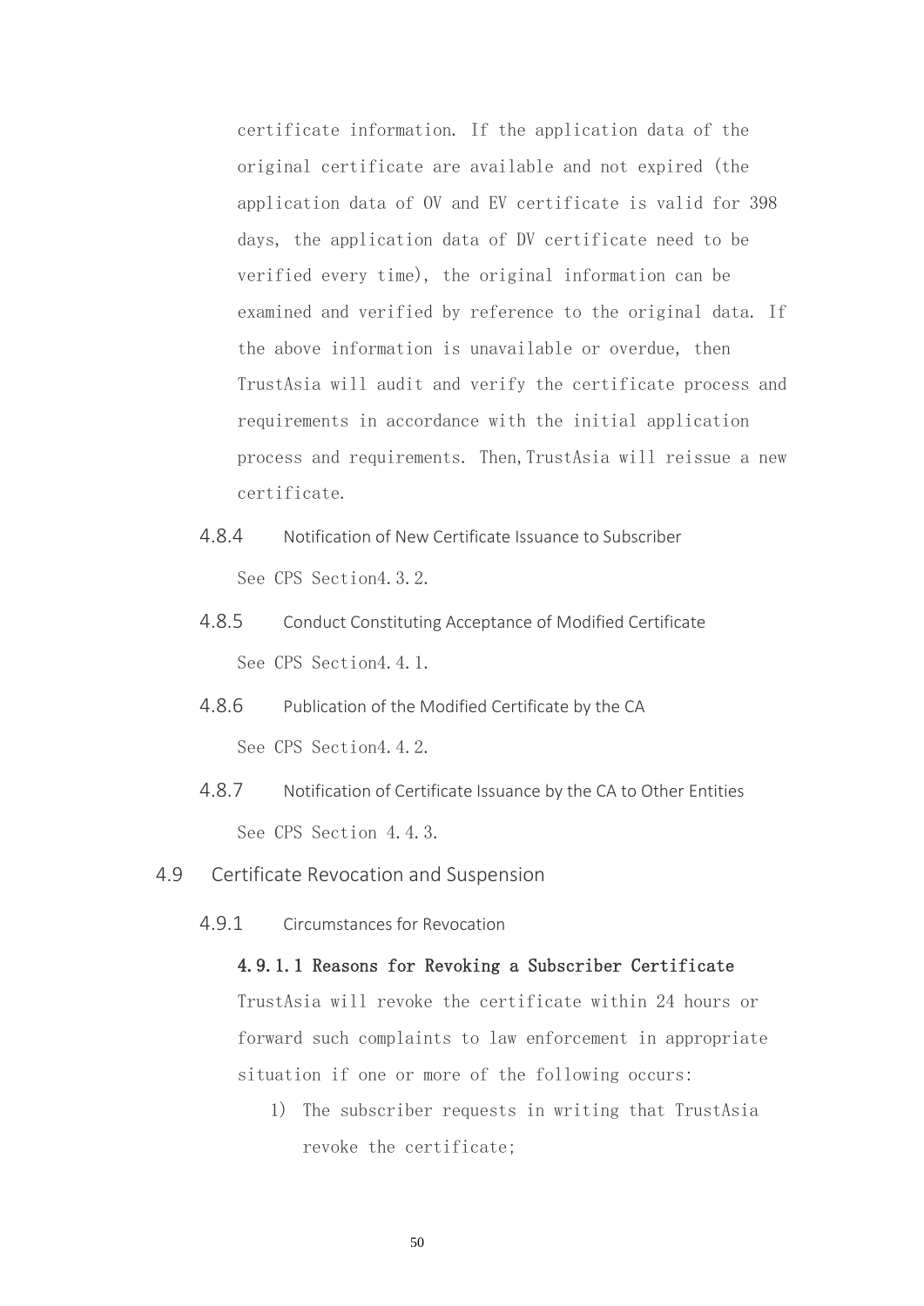certificate information. If the application data of the original certificate are available and not expired (the application data of OV and EV certificate is valid for 398 days, the application data of DV certificate need to be verified every time), the original information can be examined and verified by reference to the original data. If the above information is unavailable or overdue, then TrustAsia will audit and verify the certificate process and requirements in accordance with the initial application process and requirements. Then,TrustAsia will reissue a new certificate.

#### 4.8.4 Notification of New Certificate Issuance to Subscriber

See CPS Section4.3.2.

#### 4.8.5 Conduct Constituting Acceptance of Modified Certificate

See CPS Section4.4.1.

#### 4.8.6 Publication of the Modified Certificate by the CA

See CPS Section4.4.2.

#### 4.8.7 Notification of Certificate Issuance by the CA to Other Entities

See CPS Section 4.4.3.

### 4.9 Certificate Revocation and Suspension

#### 4.9.1 Circumstances for Revocation

**4.9.1.1 Reasons for Revoking a Subscriber Certificate**

TrustAsia will revoke the certificate within 24 hours or forward such complaints to law enforcement in appropriate situation if one or more of the following occurs:

1) The subscriber requests in writing that TrustAsia revoke the certificate;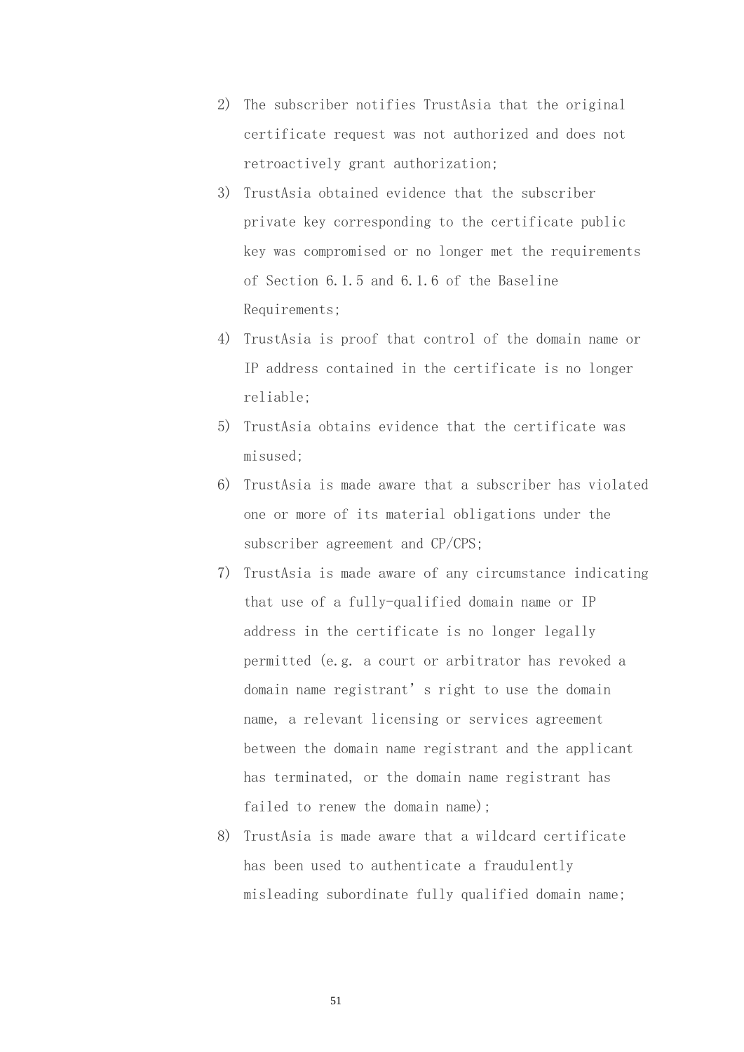2) The subscriber notifies TrustAsia that the original certificate request was not authorized and does not retroactively grant authorization;
3) TrustAsia obtained evidence that the subscriber private key corresponding to the certificate public key was compromised or no longer met the requirements of Section 6.1.5 and 6.1.6 of the Baseline Requirements;
4) TrustAsia is proof that control of the domain name or IP address contained in the certificate is no longer reliable;
5) TrustAsia obtains evidence that the certificate was misused;
6) TrustAsia is made aware that a subscriber has violated one or more of its material obligations under the subscriber agreement and CP/CPS;
7) TrustAsia is made aware of any circumstance indicating that use of a fully-qualified domain name or IP address in the certificate is no longer legally permitted (e.g. a court or arbitrator has revoked a domain name registrant’s right to use the domain name, a relevant licensing or services agreement between the domain name registrant and the applicant has terminated, or the domain name registrant has failed to renew the domain name);
8) TrustAsia is made aware that a wildcard certificate has been used to authenticate a fraudulently misleading subordinate fully qualified domain name;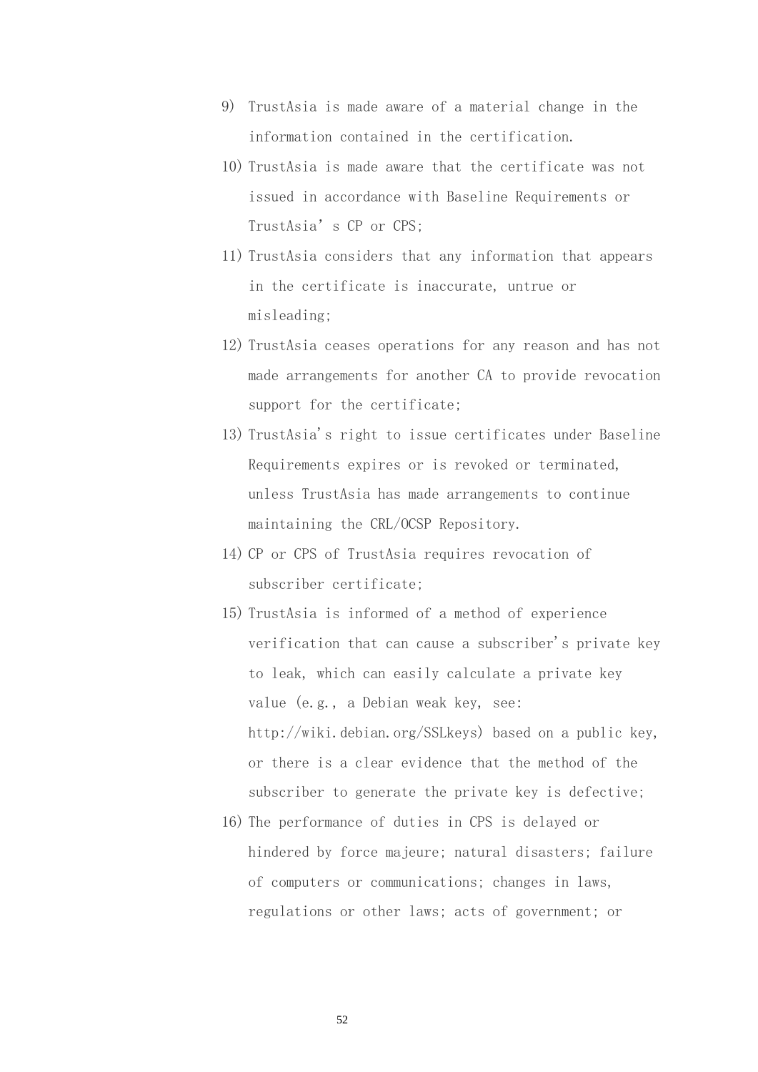9) TrustAsia is made aware of a material change in the information contained in the certification.
10) TrustAsia is made aware that the certificate was not issued in accordance with Baseline Requirements or TrustAsia' s CP or CPS;
11) TrustAsia considers that any information that appears in the certificate is inaccurate, untrue or misleading;
12) TrustAsia ceases operations for any reason and has not made arrangements for another CA to provide revocation support for the certificate;
13) TrustAsia's right to issue certificates under Baseline Requirements expires or is revoked or terminated, unless TrustAsia has made arrangements to continue maintaining the CRL/OCSP Repository.
14) CP or CPS of TrustAsia requires revocation of subscriber certificate;
15) TrustAsia is informed of a method of experience verification that can cause a subscriber's private key to leak, which can easily calculate a private key value (e.g., a Debian weak key, see: http://wiki.debian.org/SSLkeys) based on a public key, or there is a clear evidence that the method of the subscriber to generate the private key is defective;
16) The performance of duties in CPS is delayed or hindered by force majeure; natural disasters; failure of computers or communications; changes in laws, regulations or other laws; acts of government; or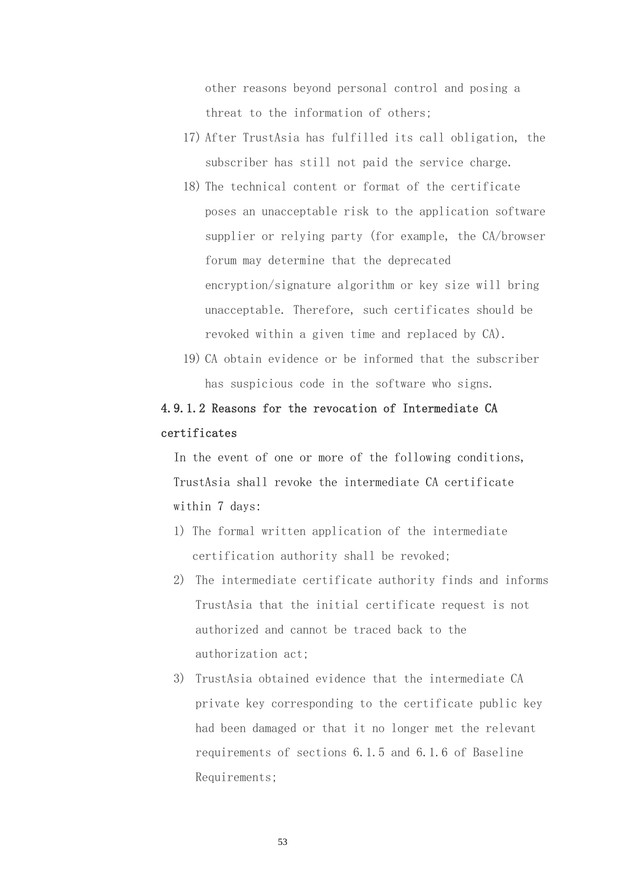other reasons beyond personal control and posing a threat to the information of others;

17) After TrustAsia has fulfilled its call obligation, the subscriber has still not paid the service charge.
18) The technical content or format of the certificate poses an unacceptable risk to the application software supplier or relying party (for example, the CA/browser forum may determine that the deprecated encryption/signature algorithm or key size will bring unacceptable. Therefore, such certificates should be revoked within a given time and replaced by CA).
19) CA obtain evidence or be informed that the subscriber has suspicious code in the software who signs.

#### 4.9.1.2 Reasons for the revocation of Intermediate CA certificates

In the event of one or more of the following conditions, TrustAsia shall revoke the intermediate CA certificate within 7 days:

1) The formal written application of the intermediate certification authority shall be revoked;
2) The intermediate certificate authority finds and informs TrustAsia that the initial certificate request is not authorized and cannot be traced back to the authorization act;
3) TrustAsia obtained evidence that the intermediate CA private key corresponding to the certificate public key had been damaged or that it no longer met the relevant requirements of sections 6.1.5 and 6.1.6 of Baseline Requirements;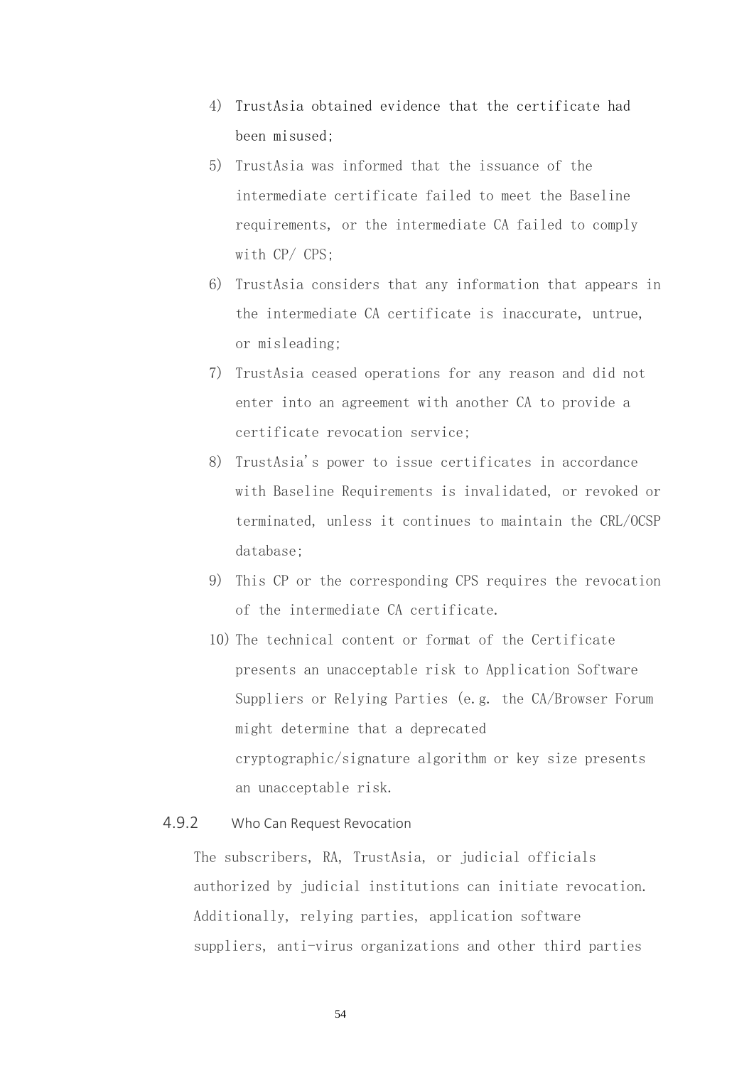4) TrustAsia obtained evidence that the certificate had been misused;
5) TrustAsia was informed that the issuance of the intermediate certificate failed to meet the Baseline requirements, or the intermediate CA failed to comply with CP/ CPS;
6) TrustAsia considers that any information that appears in the intermediate CA certificate is inaccurate, untrue, or misleading;
7) TrustAsia ceased operations for any reason and did not enter into an agreement with another CA to provide a certificate revocation service;
8) TrustAsia's power to issue certificates in accordance with Baseline Requirements is invalidated, or revoked or terminated, unless it continues to maintain the CRL/OCSP database;
9) This CP or the corresponding CPS requires the revocation of the intermediate CA certificate.
10) The technical content or format of the Certificate presents an unacceptable risk to Application Software Suppliers or Relying Parties (e.g. the CA/Browser Forum might determine that a deprecated cryptographic/signature algorithm or key size presents an unacceptable risk.

### 4.9.2 Who Can Request Revocation

The subscribers, RA, TrustAsia, or judicial officials authorized by judicial institutions can initiate revocation. Additionally, relying parties, application software suppliers, anti-virus organizations and other third parties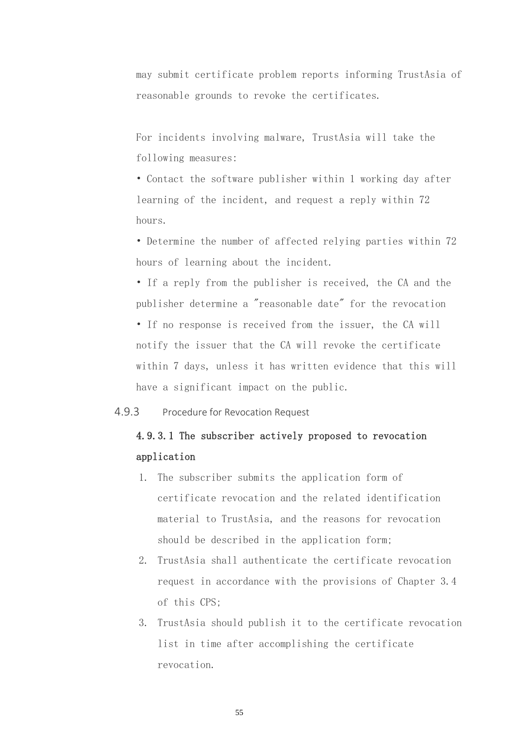may submit certificate problem reports informing TrustAsia of reasonable grounds to revoke the certificates.

For incidents involving malware, TrustAsia will take the following measures:

• Contact the software publisher within 1 working day after learning of the incident, and request a reply within 72 hours.

• Determine the number of affected relying parties within 72 hours of learning about the incident.

• If a reply from the publisher is received, the CA and the publisher determine a "reasonable date" for the revocation

• If no response is received from the issuer, the CA will notify the issuer that the CA will revoke the certificate within 7 days, unless it has written evidence that this will have a significant impact on the public.

### 4.9.3 Procedure for Revocation Request

#### 4.9.3.1 The subscriber actively proposed to revocation application

1. The subscriber submits the application form of certificate revocation and the related identification material to TrustAsia, and the reasons for revocation should be described in the application form;
2. TrustAsia shall authenticate the certificate revocation request in accordance with the provisions of Chapter 3.4 of this CPS;
3. TrustAsia should publish it to the certificate revocation list in time after accomplishing the certificate revocation.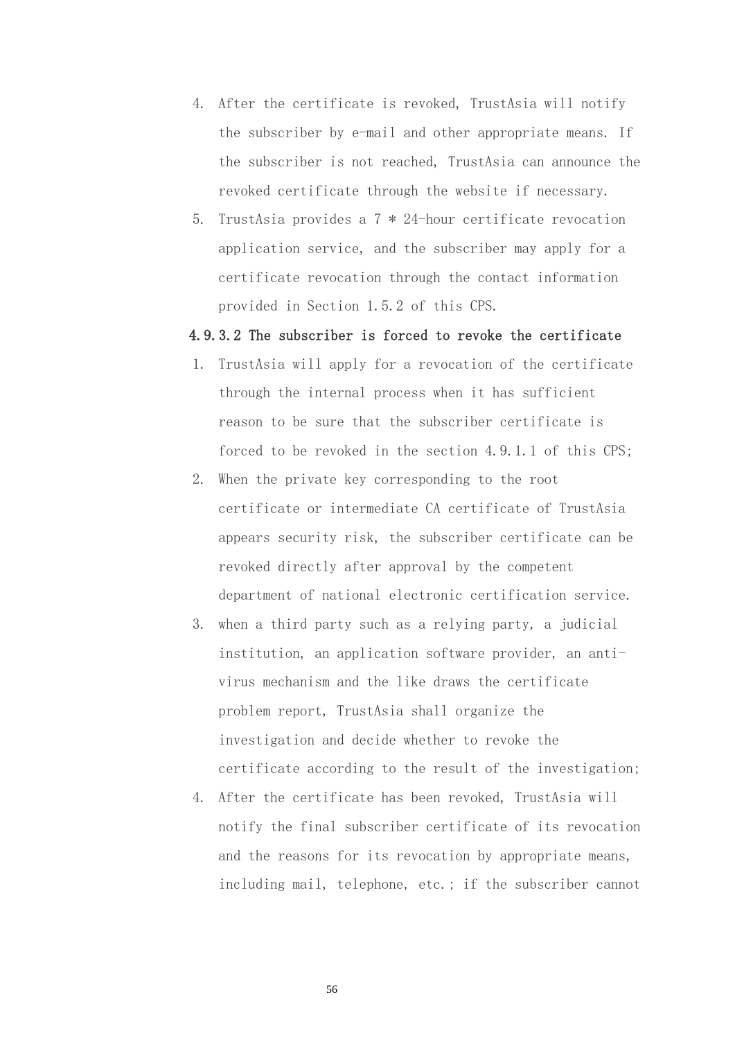4. After the certificate is revoked, TrustAsia will notify the subscriber by e-mail and other appropriate means. If the subscriber is not reached, TrustAsia can announce the revoked certificate through the website if necessary.
5. TrustAsia provides a 7 * 24-hour certificate revocation application service, and the subscriber may apply for a certificate revocation through the contact information provided in Section 1.5.2 of this CPS.

#### 4.9.3.2 The subscriber is forced to revoke the certificate

1. TrustAsia will apply for a revocation of the certificate through the internal process when it has sufficient reason to be sure that the subscriber certificate is forced to be revoked in the section 4.9.1.1 of this CPS;
2. When the private key corresponding to the root certificate or intermediate CA certificate of TrustAsia appears security risk, the subscriber certificate can be revoked directly after approval by the competent department of national electronic certification service.
3. when a third party such as a relying party, a judicial institution, an application software provider, an anti-virus mechanism and the like draws the certificate problem report, TrustAsia shall organize the investigation and decide whether to revoke the certificate according to the result of the investigation;
4. After the certificate has been revoked, TrustAsia will notify the final subscriber certificate of its revocation and the reasons for its revocation by appropriate means, including mail, telephone, etc.; if the subscriber cannot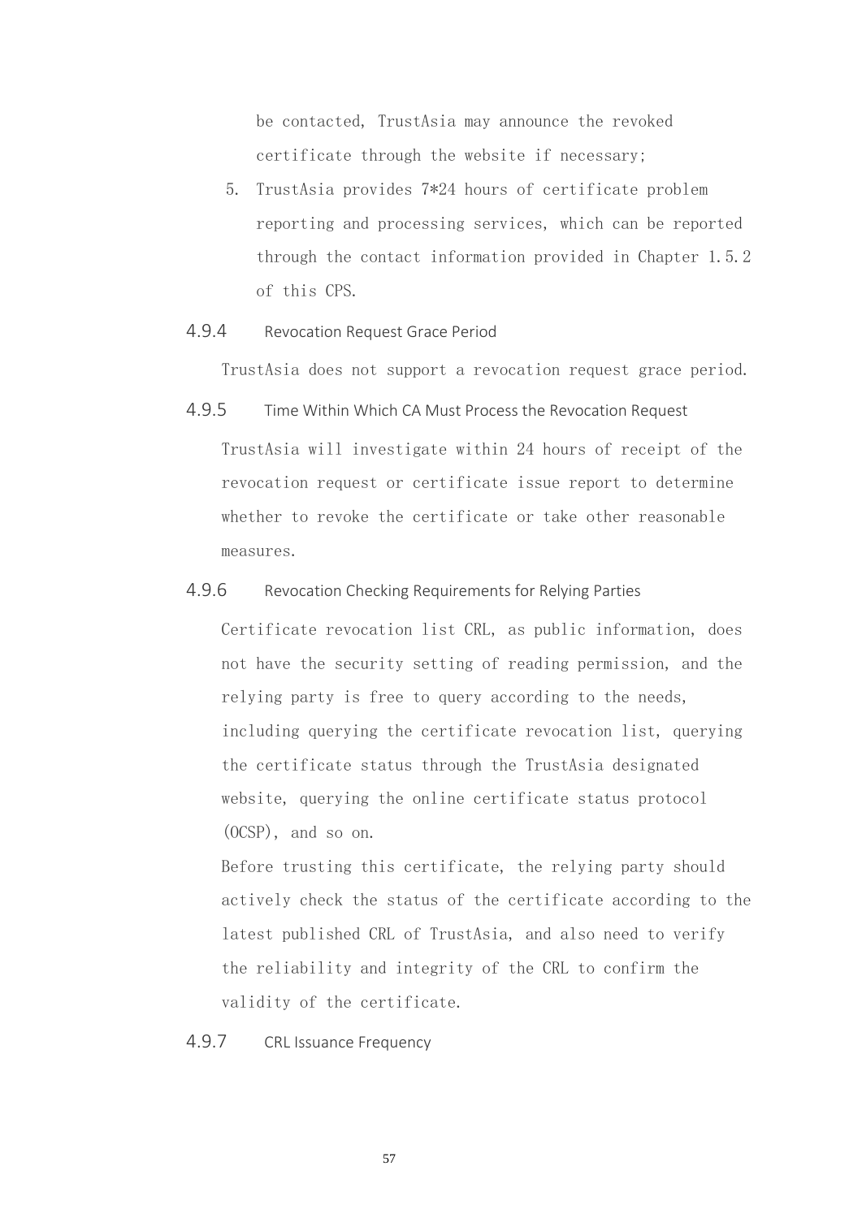be contacted, TrustAsia may announce the revoked certificate through the website if necessary;

5. TrustAsia provides 7*24 hours of certificate problem reporting and processing services, which can be reported through the contact information provided in Chapter 1.5.2 of this CPS.

### 4.9.4 Revocation Request Grace Period

TrustAsia does not support a revocation request grace period.

### 4.9.5 Time Within Which CA Must Process the Revocation Request

TrustAsia will investigate within 24 hours of receipt of the revocation request or certificate issue report to determine whether to revoke the certificate or take other reasonable measures.

### 4.9.6 Revocation Checking Requirements for Relying Parties

Certificate revocation list CRL, as public information, does not have the security setting of reading permission, and the relying party is free to query according to the needs, including querying the certificate revocation list, querying the certificate status through the TrustAsia designated website, querying the online certificate status protocol (OCSP), and so on.

Before trusting this certificate, the relying party should actively check the status of the certificate according to the latest published CRL of TrustAsia, and also need to verify the reliability and integrity of the CRL to confirm the validity of the certificate.

### 4.9.7 CRL Issuance Frequency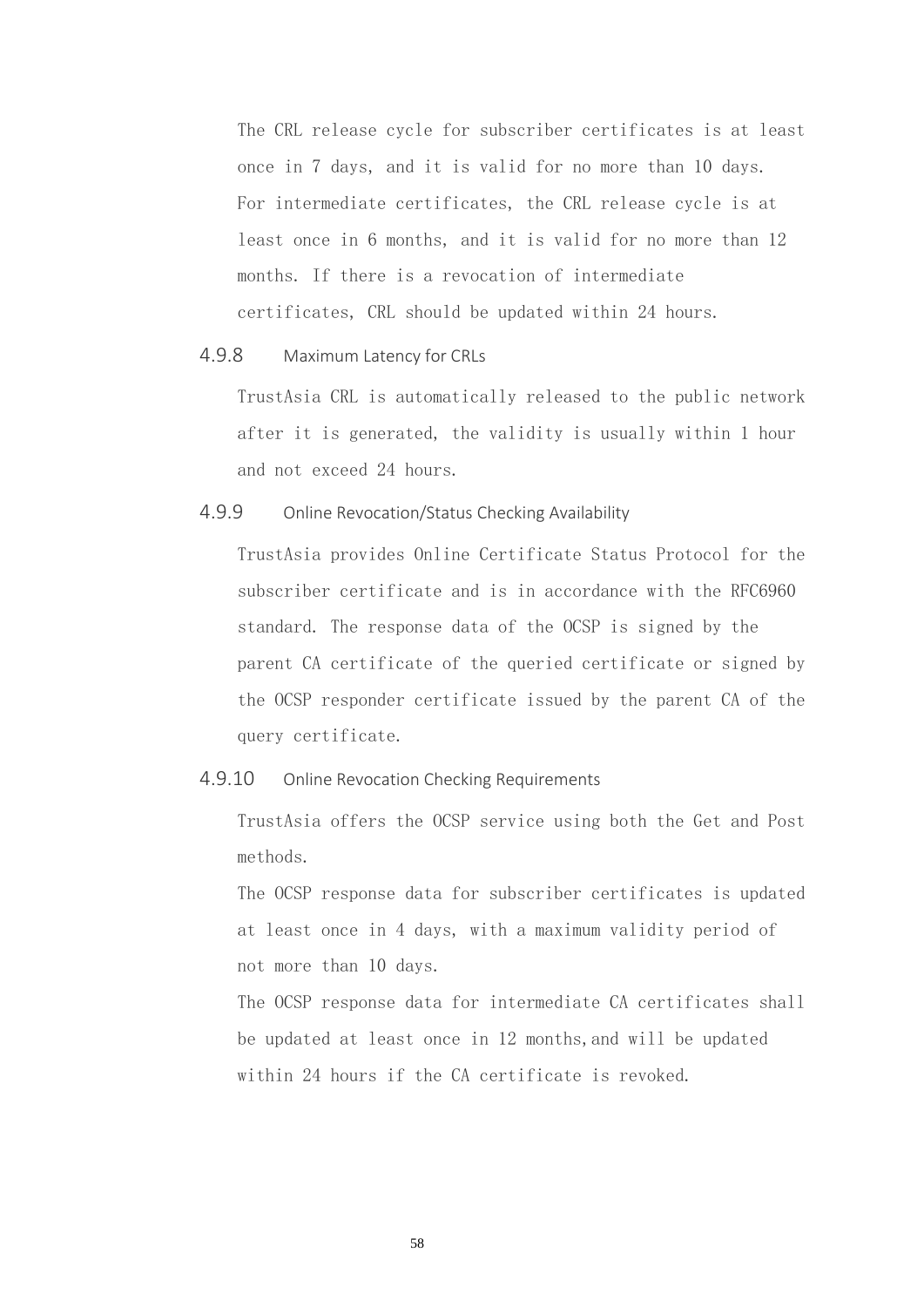The CRL release cycle for subscriber certificates is at least once in 7 days, and it is valid for no more than 10 days. For intermediate certificates, the CRL release cycle is at least once in 6 months, and it is valid for no more than 12 months. If there is a revocation of intermediate certificates, CRL should be updated within 24 hours.

### 4.9.8 Maximum Latency for CRLs

TrustAsia CRL is automatically released to the public network after it is generated, the validity is usually within 1 hour and not exceed 24 hours.

### 4.9.9 Online Revocation/Status Checking Availability

TrustAsia provides Online Certificate Status Protocol for the subscriber certificate and is in accordance with the RFC6960 standard. The response data of the OCSP is signed by the parent CA certificate of the queried certificate or signed by the OCSP responder certificate issued by the parent CA of the query certificate.

### 4.9.10 Online Revocation Checking Requirements

TrustAsia offers the OCSP service using both the Get and Post methods.

The OCSP response data for subscriber certificates is updated at least once in 4 days, with a maximum validity period of not more than 10 days.

The OCSP response data for intermediate CA certificates shall be updated at least once in 12 months, and will be updated within 24 hours if the CA certificate is revoked.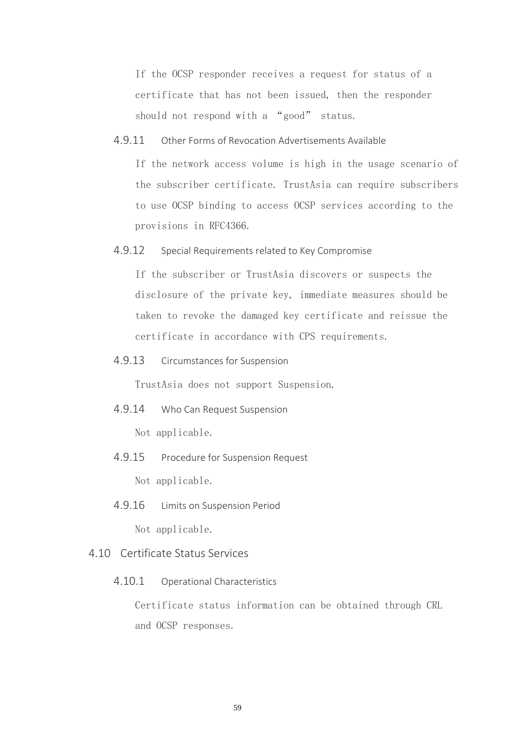If the OCSP responder receives a request for status of a certificate that has not been issued, then the responder should not respond with a “good” status.

#### 4.9.11 Other Forms of Revocation Advertisements Available

If the network access volume is high in the usage scenario of the subscriber certificate. TrustAsia can require subscribers to use OCSP binding to access OCSP services according to the provisions in RFC4366.

#### 4.9.12 Special Requirements related to Key Compromise

If the subscriber or TrustAsia discovers or suspects the disclosure of the private key, immediate measures should be taken to revoke the damaged key certificate and reissue the certificate in accordance with CPS requirements.

#### 4.9.13 Circumstances for Suspension

TrustAsia does not support Suspension.

#### 4.9.14 Who Can Request Suspension

Not applicable.

#### 4.9.15 Procedure for Suspension Request

Not applicable.

#### 4.9.16 Limits on Suspension Period

Not applicable.

### 4.10 Certificate Status Services

#### 4.10.1 Operational Characteristics

Certificate status information can be obtained through CRL and OCSP responses.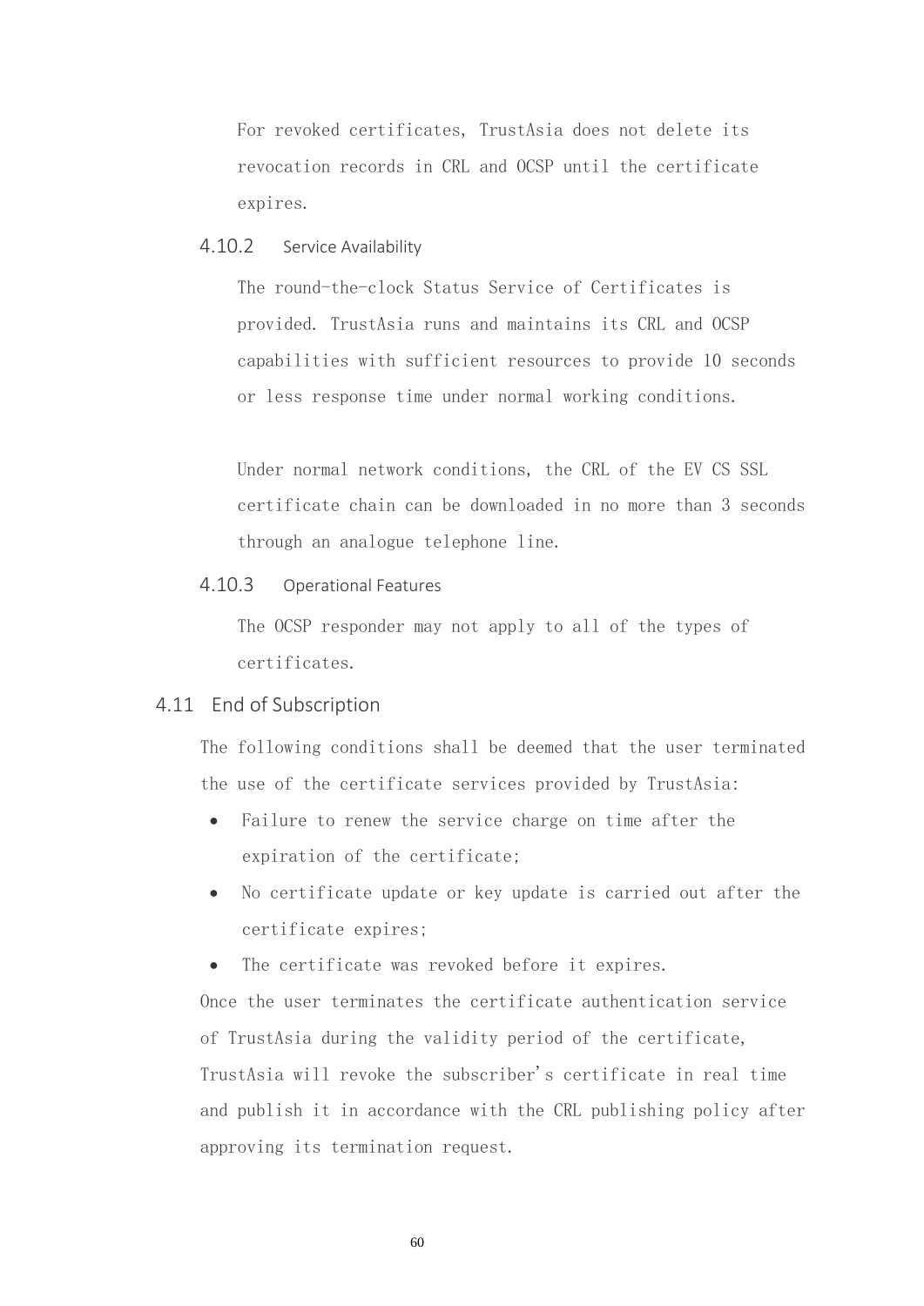For revoked certificates, TrustAsia does not delete its revocation records in CRL and OCSP until the certificate expires.

#### 4.10.2 Service Availability

The round-the-clock Status Service of Certificates is provided. TrustAsia runs and maintains its CRL and OCSP capabilities with sufficient resources to provide 10 seconds or less response time under normal working conditions.

Under normal network conditions, the CRL of the EV CS SSL certificate chain can be downloaded in no more than 3 seconds through an analogue telephone line.

#### 4.10.3 Operational Features

The OCSP responder may not apply to all of the types of certificates.

### 4.11 End of Subscription

The following conditions shall be deemed that the user terminated the use of the certificate services provided by TrustAsia:

- Failure to renew the service charge on time after the expiration of the certificate;
- No certificate update or key update is carried out after the certificate expires;
- The certificate was revoked before it expires.

Once the user terminates the certificate authentication service of TrustAsia during the validity period of the certificate, TrustAsia will revoke the subscriber's certificate in real time and publish it in accordance with the CRL publishing policy after approving its termination request.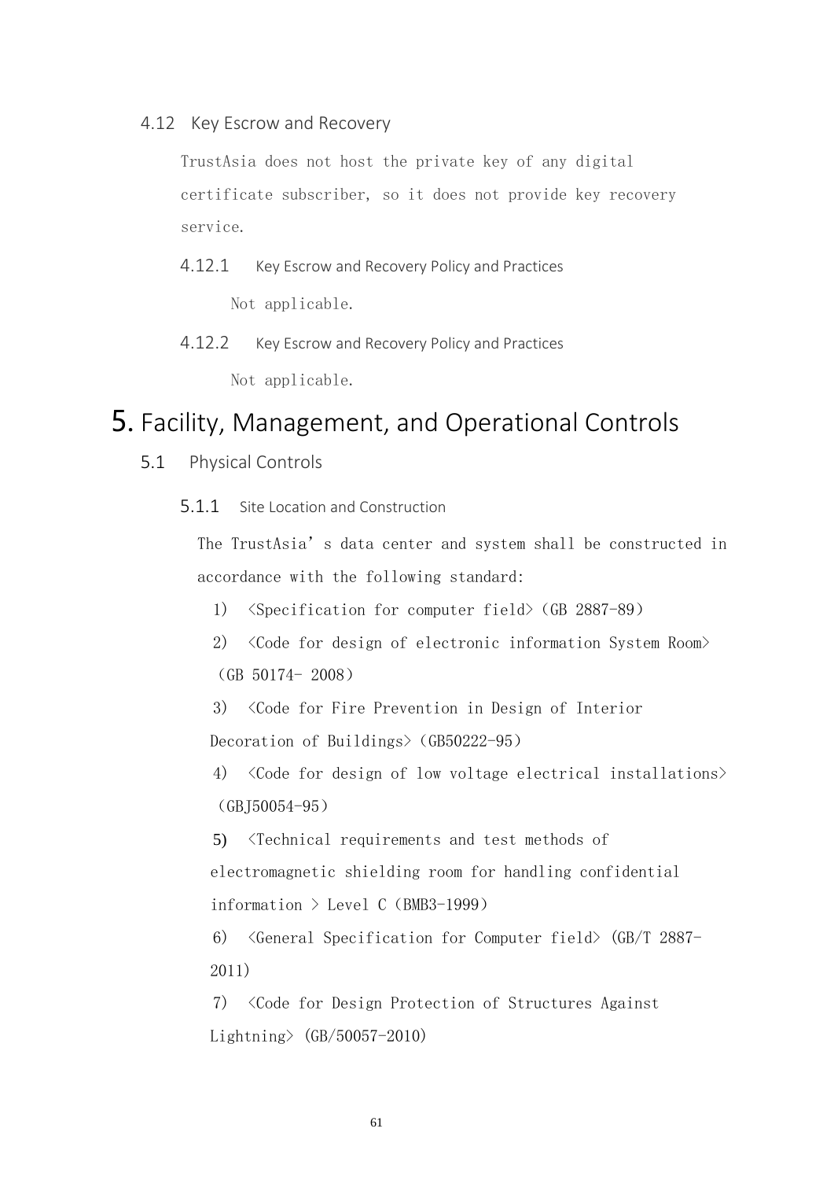## 4.12 Key Escrow and Recovery

TrustAsia does not host the private key of any digital certificate subscriber, so it does not provide key recovery service.

### 4.12.1 Key Escrow and Recovery Policy and Practices

Not applicable.

### 4.12.2 Key Escrow and Recovery Policy and Practices

Not applicable.

# 5. Facility, Management, and Operational Controls

## 5.1 Physical Controls

### 5.1.1 Site Location and Construction

The TrustAsia's data center and system shall be constructed in accordance with the following standard:

1) <Specification for computer field> (GB 2887-89)
2) <Code for design of electronic information System Room> (GB 50174- 2008)
3) <Code for Fire Prevention in Design of Interior Decoration of Buildings> (GB50222-95)
4) <Code for design of low voltage electrical installations> (GBJ50054-95)
5) <Technical requirements and test methods of electromagnetic shielding room for handling confidential information > Level C (BMB3-1999)
6) <General Specification for Computer field> (GB/T 2887-2011)
7) <Code for Design Protection of Structures Against Lightning> (GB/50057-2010)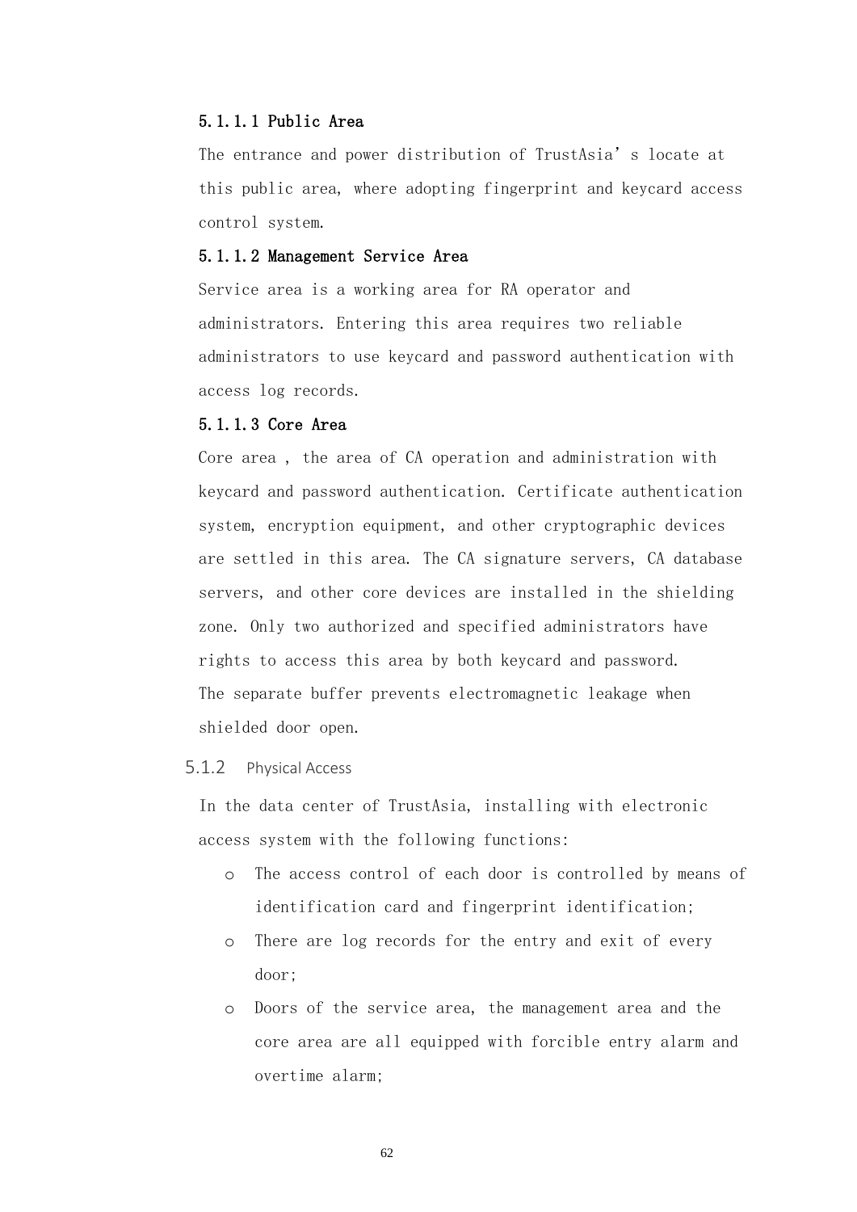#### 5.1.1.1 Public Area

The entrance and power distribution of TrustAsia’s locate at this public area, where adopting fingerprint and keycard access control system.

#### 5.1.1.2 Management Service Area

Service area is a working area for RA operator and administrators. Entering this area requires two reliable administrators to use keycard and password authentication with access log records.

#### 5.1.1.3 Core Area

Core area , the area of CA operation and administration with keycard and password authentication. Certificate authentication system, encryption equipment, and other cryptographic devices are settled in this area. The CA signature servers, CA database servers, and other core devices are installed in the shielding zone. Only two authorized and specified administrators have rights to access this area by both keycard and password. The separate buffer prevents electromagnetic leakage when shielded door open.

### 5.1.2 Physical Access

In the data center of TrustAsia, installing with electronic access system with the following functions:

- The access control of each door is controlled by means of identification card and fingerprint identification;
- There are log records for the entry and exit of every door;
- Doors of the service area, the management area and the core area are all equipped with forcible entry alarm and overtime alarm;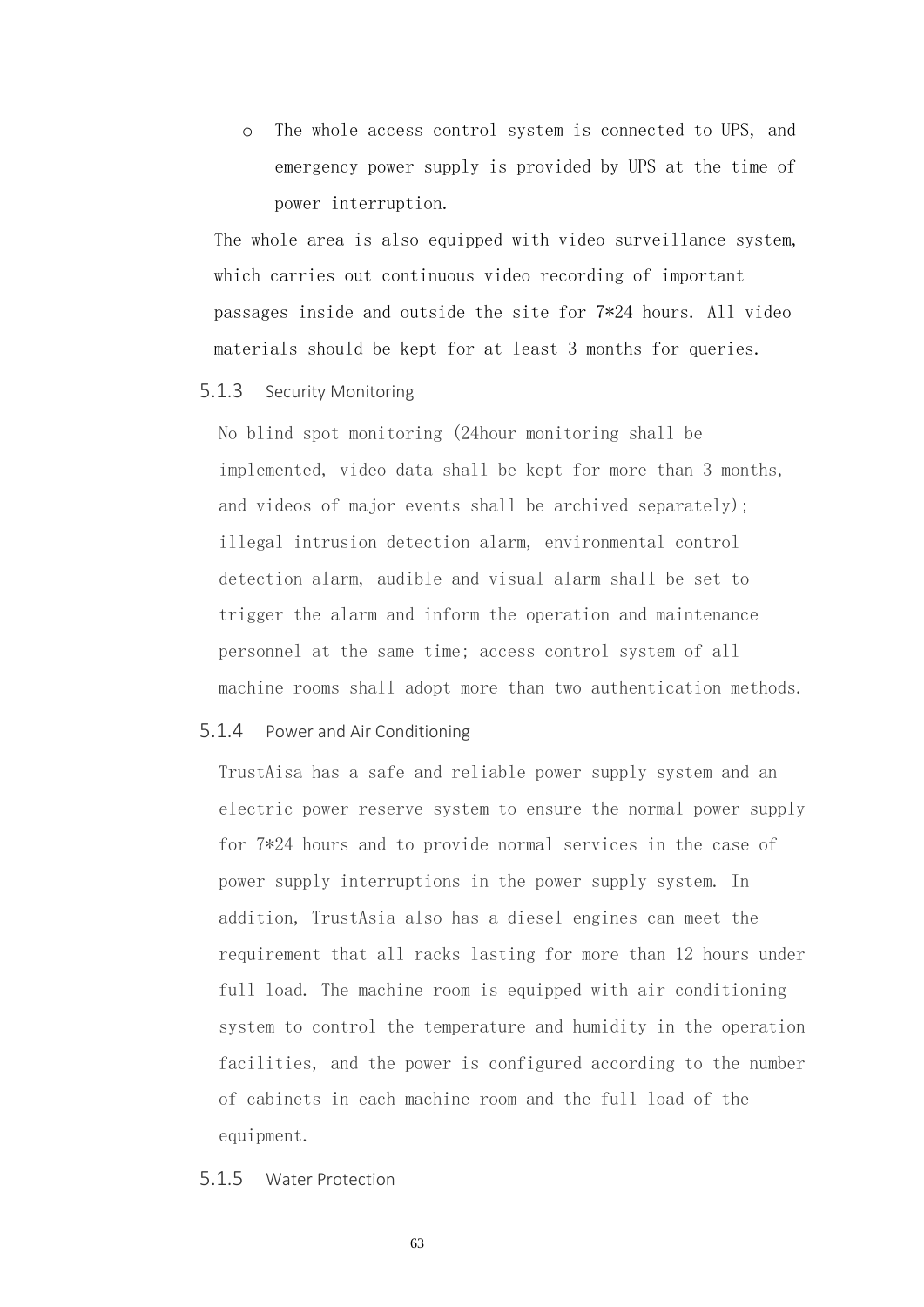- The whole access control system is connected to UPS, and emergency power supply is provided by UPS at the time of power interruption.

The whole area is also equipped with video surveillance system, which carries out continuous video recording of important passages inside and outside the site for 7*24 hours. All video materials should be kept for at least 3 months for queries.

### 5.1.3 Security Monitoring

No blind spot monitoring (24hour monitoring shall be implemented, video data shall be kept for more than 3 months, and videos of major events shall be archived separately); illegal intrusion detection alarm, environmental control detection alarm, audible and visual alarm shall be set to trigger the alarm and inform the operation and maintenance personnel at the same time; access control system of all machine rooms shall adopt more than two authentication methods.

### 5.1.4 Power and Air Conditioning

TrustAisa has a safe and reliable power supply system and an electric power reserve system to ensure the normal power supply for 7*24 hours and to provide normal services in the case of power supply interruptions in the power supply system. In addition, TrustAsia also has a diesel engines can meet the requirement that all racks lasting for more than 12 hours under full load. The machine room is equipped with air conditioning system to control the temperature and humidity in the operation facilities, and the power is configured according to the number of cabinets in each machine room and the full load of the equipment.

### 5.1.5 Water Protection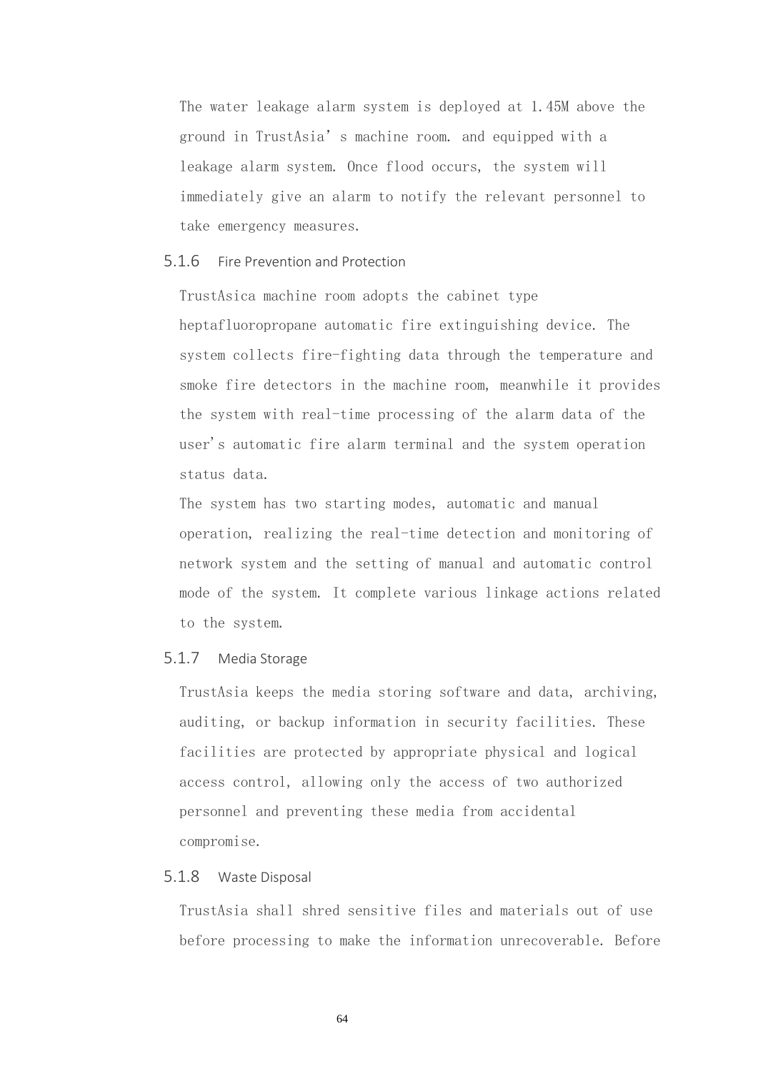The water leakage alarm system is deployed at 1.45M above the ground in TrustAsia' s machine room. and equipped with a leakage alarm system. Once flood occurs, the system will immediately give an alarm to notify the relevant personnel to take emergency measures.

### 5.1.6 Fire Prevention and Protection

TrustAsica machine room adopts the cabinet type heptafluoropropane automatic fire extinguishing device. The system collects fire-fighting data through the temperature and smoke fire detectors in the machine room, meanwhile it provides the system with real-time processing of the alarm data of the user's automatic fire alarm terminal and the system operation status data.

The system has two starting modes, automatic and manual operation, realizing the real-time detection and monitoring of network system and the setting of manual and automatic control mode of the system. It complete various linkage actions related to the system.

### 5.1.7 Media Storage

TrustAsia keeps the media storing software and data, archiving, auditing, or backup information in security facilities. These facilities are protected by appropriate physical and logical access control, allowing only the access of two authorized personnel and preventing these media from accidental compromise.

### 5.1.8 Waste Disposal

TrustAsia shall shred sensitive files and materials out of use before processing to make the information unrecoverable. Before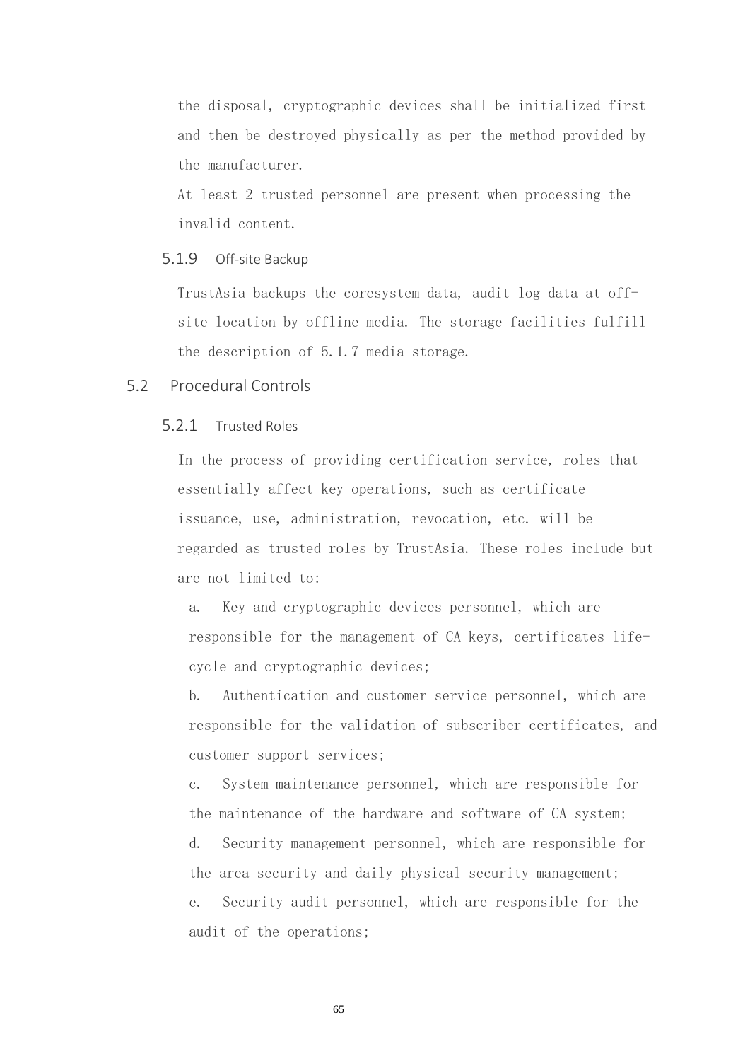the disposal, cryptographic devices shall be initialized first and then be destroyed physically as per the method provided by the manufacturer.

At least 2 trusted personnel are present when processing the invalid content.

### 5.1.9 Off-site Backup

TrustAsia backups the coresystem data, audit log data at off-site location by offline media. The storage facilities fulfill the description of 5.1.7 media storage.

## 5.2 Procedural Controls

### 5.2.1 Trusted Roles

In the process of providing certification service, roles that essentially affect key operations, such as certificate issuance, use, administration, revocation, etc. will be regarded as trusted roles by TrustAsia. These roles include but are not limited to:

a. Key and cryptographic devices personnel, which are responsible for the management of CA keys, certificates life-cycle and cryptographic devices;

b. Authentication and customer service personnel, which are responsible for the validation of subscriber certificates, and customer support services;

c. System maintenance personnel, which are responsible for the maintenance of the hardware and software of CA system;

d. Security management personnel, which are responsible for the area security and daily physical security management;

e. Security audit personnel, which are responsible for the audit of the operations;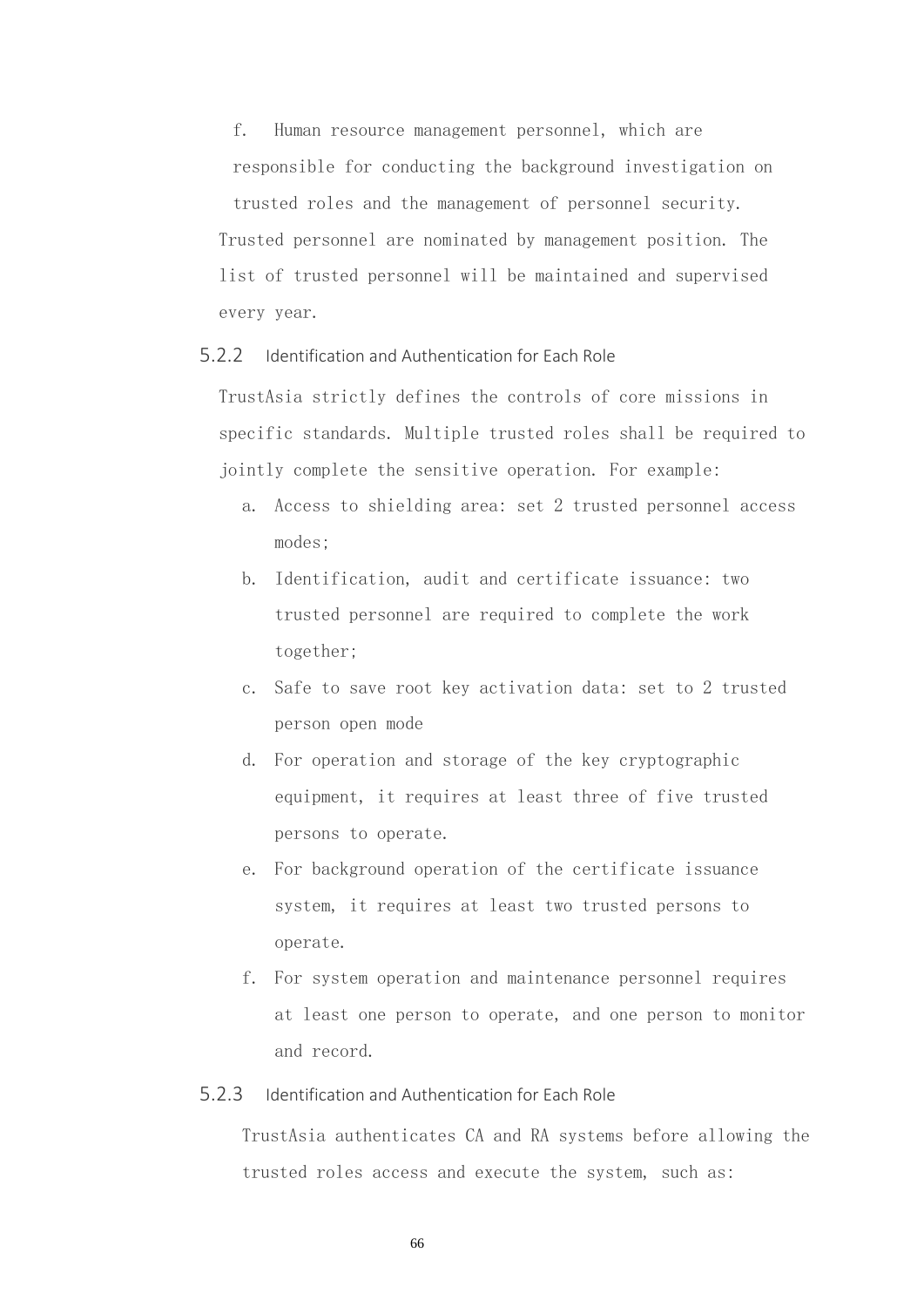f. Human resource management personnel, which are responsible for conducting the background investigation on trusted roles and the management of personnel security.

Trusted personnel are nominated by management position. The list of trusted personnel will be maintained and supervised every year.

### 5.2.2 Identification and Authentication for Each Role

TrustAsia strictly defines the controls of core missions in specific standards. Multiple trusted roles shall be required to jointly complete the sensitive operation. For example:

a. Access to shielding area: set 2 trusted personnel access modes;
b. Identification, audit and certificate issuance: two trusted personnel are required to complete the work together;
c. Safe to save root key activation data: set to 2 trusted person open mode
d. For operation and storage of the key cryptographic equipment, it requires at least three of five trusted persons to operate.
e. For background operation of the certificate issuance system, it requires at least two trusted persons to operate.
f. For system operation and maintenance personnel requires at least one person to operate, and one person to monitor and record.

### 5.2.3 Identification and Authentication for Each Role

TrustAsia authenticates CA and RA systems before allowing the trusted roles access and execute the system, such as: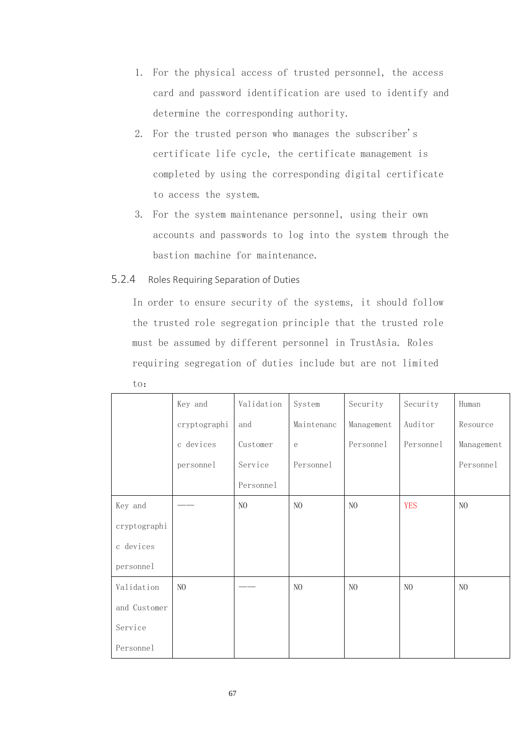1. For the physical access of trusted personnel, the access card and password identification are used to identify and determine the corresponding authority.
2. For the trusted person who manages the subscriber's certificate life cycle, the certificate management is completed by using the corresponding digital certificate to access the system.
3. For the system maintenance personnel, using their own accounts and passwords to log into the system through the bastion machine for maintenance.

### 5.2.4 Roles Requiring Separation of Duties

In order to ensure security of the systems, it should follow the trusted role segregation principle that the trusted role must be assumed by different personnel in TrustAsia. Roles requiring segregation of duties include but are not limited to:

| | Key and cryptographic devices personnel | Validation and Customer Service Personnel | System Maintenance Personnel | Security Management Personnel | Security Auditor Personnel | Human Resource Management Personnel |
|---|---|---|---|---|---|---|
| Key and cryptographic devices personnel | —— | NO | NO | NO | YES | NO |
| Validation and Customer Service Personnel | NO | —— | NO | NO | NO | NO |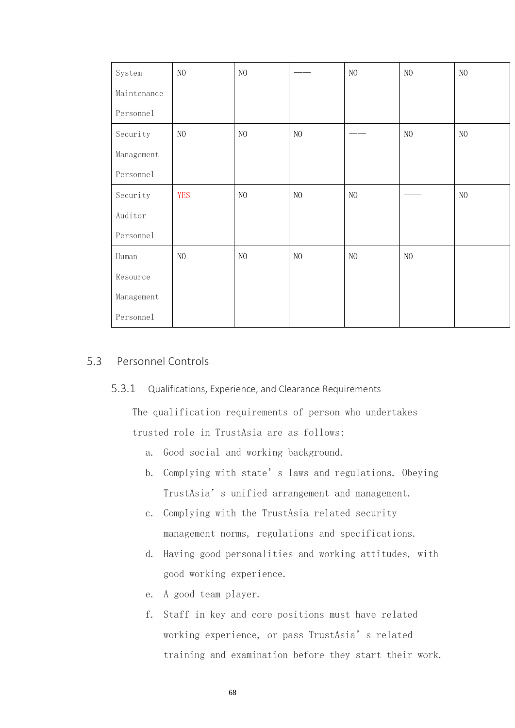| System Maintenance Personnel | NO | NO | —— | NO | NO | NO |
|---|---|---|---|---|---|---|
| Security Management Personnel | NO | NO | NO | —— | NO | NO |
| Security Auditor Personnel | YES | NO | NO | NO | —— | NO |
| Human Resource Management Personnel | NO | NO | NO | NO | NO | —— |

## 5.3 Personnel Controls

### 5.3.1 Qualifications, Experience, and Clearance Requirements

The qualification requirements of person who undertakes trusted role in TrustAsia are as follows:

a. Good social and working background.

b. Complying with state's laws and regulations. Obeying TrustAsia's unified arrangement and management.

c. Complying with the TrustAsia related security management norms, regulations and specifications.

d. Having good personalities and working attitudes, with good working experience.

e. A good team player.

f. Staff in key and core positions must have related working experience, or pass TrustAsia's related training and examination before they start their work.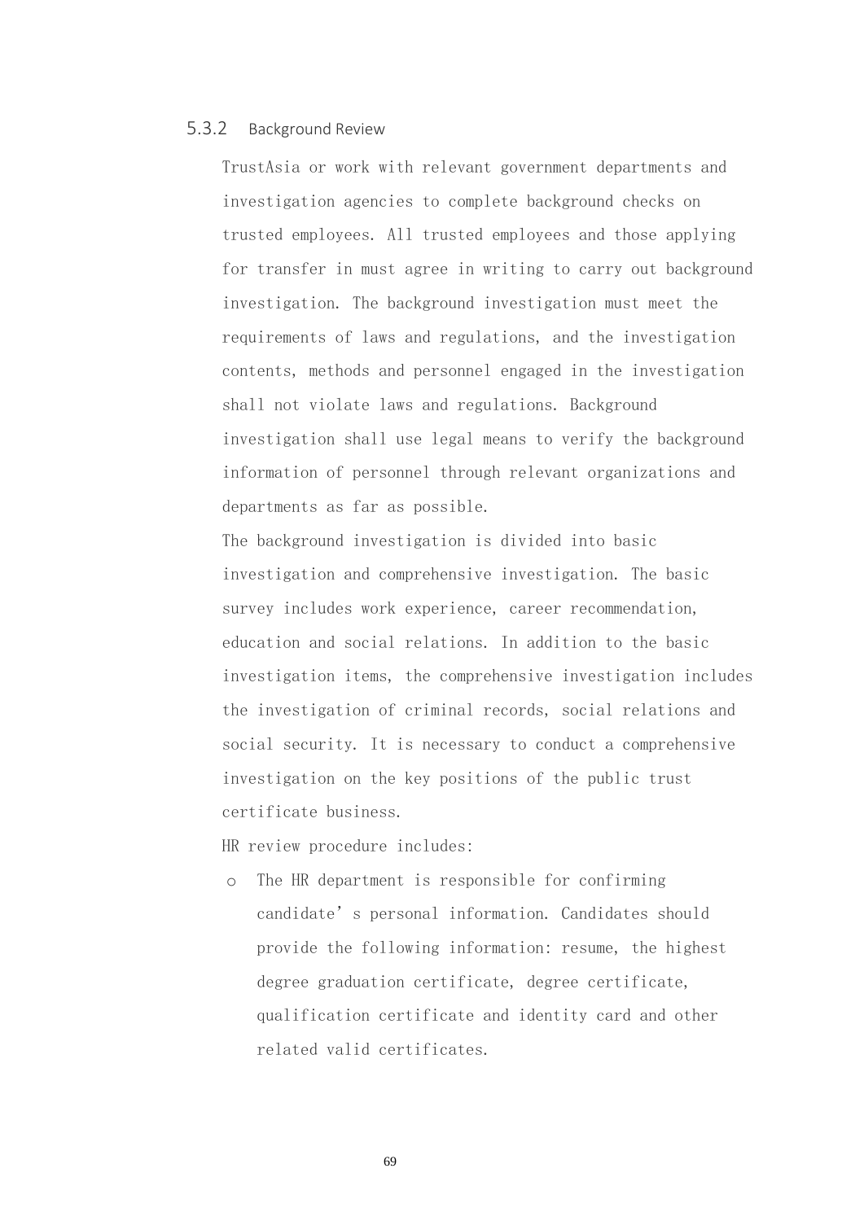### 5.3.2 Background Review

TrustAsia or work with relevant government departments and investigation agencies to complete background checks on trusted employees. All trusted employees and those applying for transfer in must agree in writing to carry out background investigation. The background investigation must meet the requirements of laws and regulations, and the investigation contents, methods and personnel engaged in the investigation shall not violate laws and regulations. Background investigation shall use legal means to verify the background information of personnel through relevant organizations and departments as far as possible.

The background investigation is divided into basic investigation and comprehensive investigation. The basic survey includes work experience, career recommendation, education and social relations. In addition to the basic investigation items, the comprehensive investigation includes the investigation of criminal records, social relations and social security. It is necessary to conduct a comprehensive investigation on the key positions of the public trust certificate business.

HR review procedure includes:

- The HR department is responsible for confirming candidate's personal information. Candidates should provide the following information: resume, the highest degree graduation certificate, degree certificate, qualification certificate and identity card and other related valid certificates.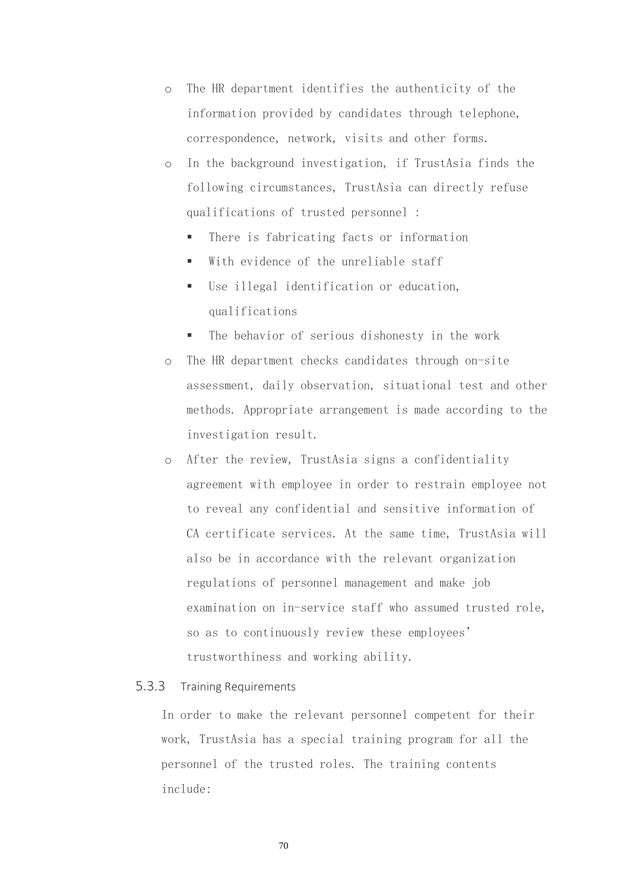- The HR department identifies the authenticity of the information provided by candidates through telephone, correspondence, network, visits and other forms.
- In the background investigation, if TrustAsia finds the following circumstances, TrustAsia can directly refuse qualifications of trusted personnel :
  - There is fabricating facts or information
  - With evidence of the unreliable staff
  - Use illegal identification or education, qualifications
  - The behavior of serious dishonesty in the work
- The HR department checks candidates through on-site assessment, daily observation, situational test and other methods. Appropriate arrangement is made according to the investigation result.
- After the review, TrustAsia signs a confidentiality agreement with employee in order to restrain employee not to reveal any confidential and sensitive information of CA certificate services. At the same time, TrustAsia will also be in accordance with the relevant organization regulations of personnel management and make job examination on in-service staff who assumed trusted role, so as to continuously review these employees' trustworthiness and working ability.

### 5.3.3 Training Requirements

In order to make the relevant personnel competent for their work, TrustAsia has a special training program for all the personnel of the trusted roles. The training contents include: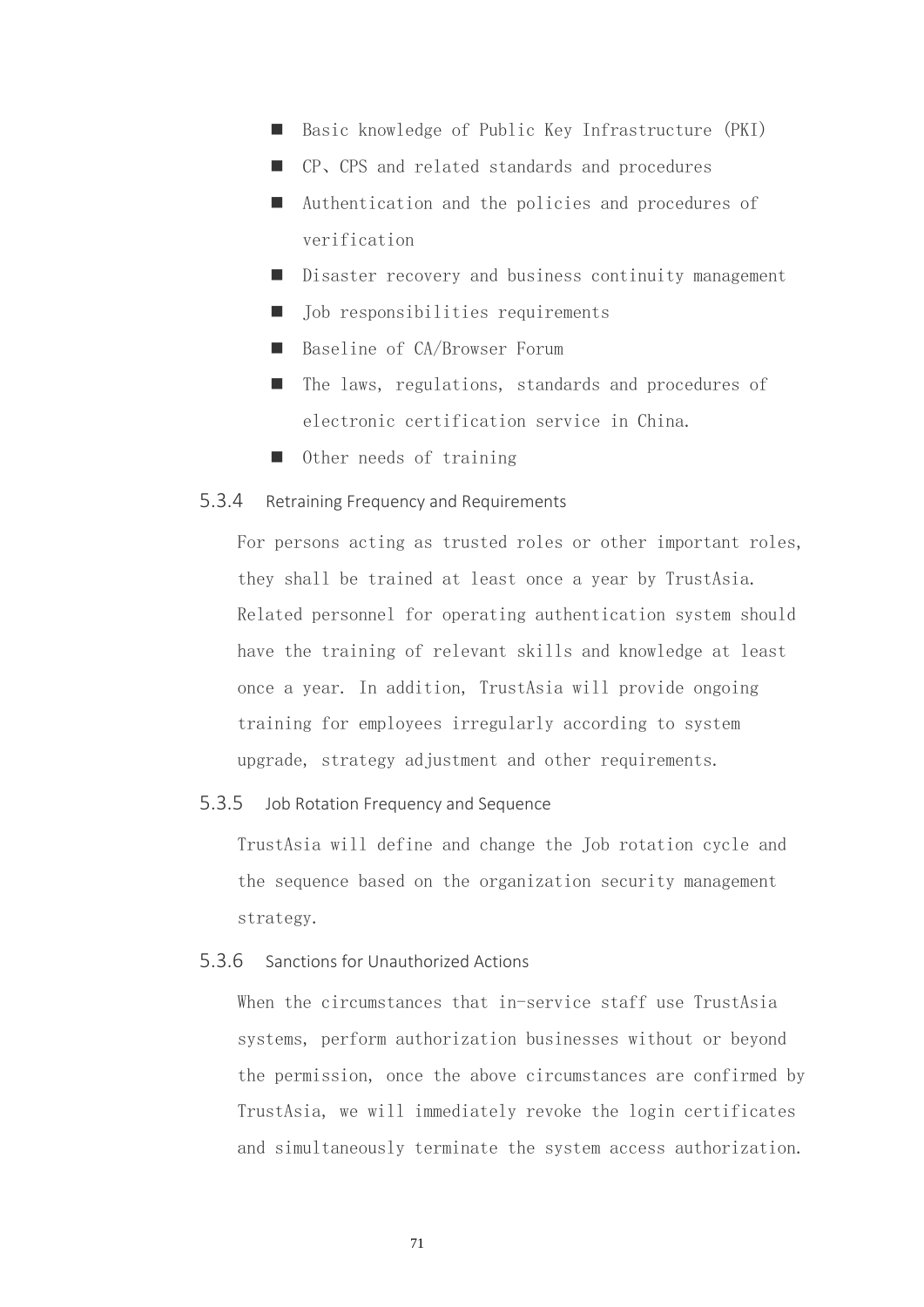- Basic knowledge of Public Key Infrastructure (PKI)
- CP、CPS and related standards and procedures
- Authentication and the policies and procedures of verification
- Disaster recovery and business continuity management
- Job responsibilities requirements
- Baseline of CA/Browser Forum
- The laws, regulations, standards and procedures of electronic certification service in China.
- Other needs of training

### 5.3.4 Retraining Frequency and Requirements

For persons acting as trusted roles or other important roles, they shall be trained at least once a year by TrustAsia. Related personnel for operating authentication system should have the training of relevant skills and knowledge at least once a year. In addition, TrustAsia will provide ongoing training for employees irregularly according to system upgrade, strategy adjustment and other requirements.

### 5.3.5 Job Rotation Frequency and Sequence

TrustAsia will define and change the Job rotation cycle and the sequence based on the organization security management strategy.

### 5.3.6 Sanctions for Unauthorized Actions

When the circumstances that in-service staff use TrustAsia systems, perform authorization businesses without or beyond the permission, once the above circumstances are confirmed by TrustAsia, we will immediately revoke the login certificates and simultaneously terminate the system access authorization.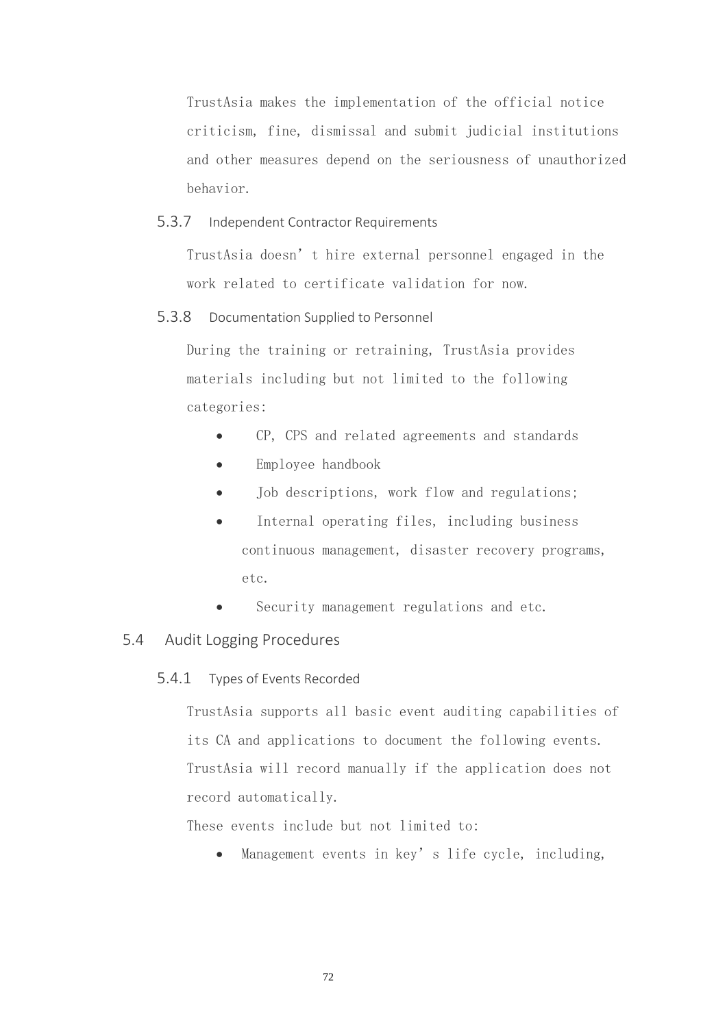TrustAsia makes the implementation of the official notice criticism, fine, dismissal and submit judicial institutions and other measures depend on the seriousness of unauthorized behavior.

### 5.3.7 Independent Contractor Requirements

TrustAsia doesn’t hire external personnel engaged in the work related to certificate validation for now.

### 5.3.8 Documentation Supplied to Personnel

During the training or retraining, TrustAsia provides materials including but not limited to the following categories:

- CP, CPS and related agreements and standards
- Employee handbook
- Job descriptions, work flow and regulations;
- Internal operating files, including business continuous management, disaster recovery programs, etc.
- Security management regulations and etc.

## 5.4 Audit Logging Procedures

### 5.4.1 Types of Events Recorded

TrustAsia supports all basic event auditing capabilities of its CA and applications to document the following events. TrustAsia will record manually if the application does not record automatically.

These events include but not limited to:

- Management events in key’s life cycle, including,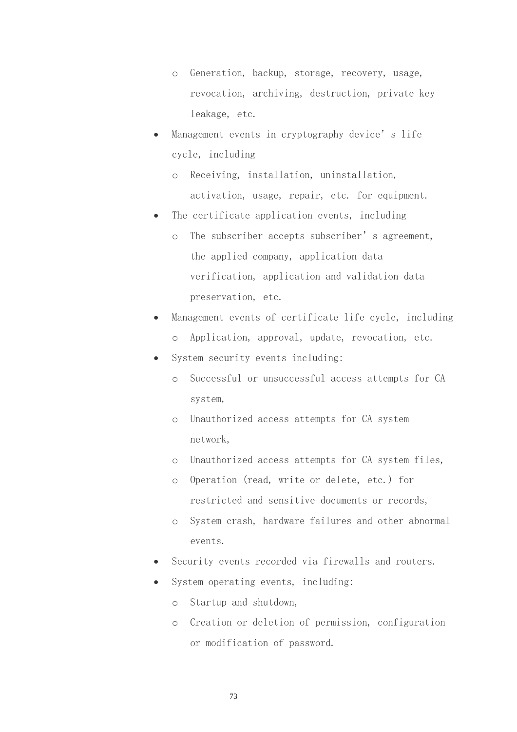- Generation, backup, storage, recovery, usage, revocation, archiving, destruction, private key leakage, etc.
- Management events in cryptography device's life cycle, including
    - Receiving, installation, uninstallation, activation, usage, repair, etc. for equipment.
- The certificate application events, including
    - The subscriber accepts subscriber's agreement, the applied company, application data verification, application and validation data preservation, etc.
- Management events of certificate life cycle, including
    - Application, approval, update, revocation, etc.
- System security events including:
    - Successful or unsuccessful access attempts for CA system,
    - Unauthorized access attempts for CA system network,
    - Unauthorized access attempts for CA system files,
    - Operation (read, write or delete, etc.) for restricted and sensitive documents or records,
    - System crash, hardware failures and other abnormal events.
- Security events recorded via firewalls and routers.
- System operating events, including:
    - Startup and shutdown,
    - Creation or deletion of permission, configuration or modification of password.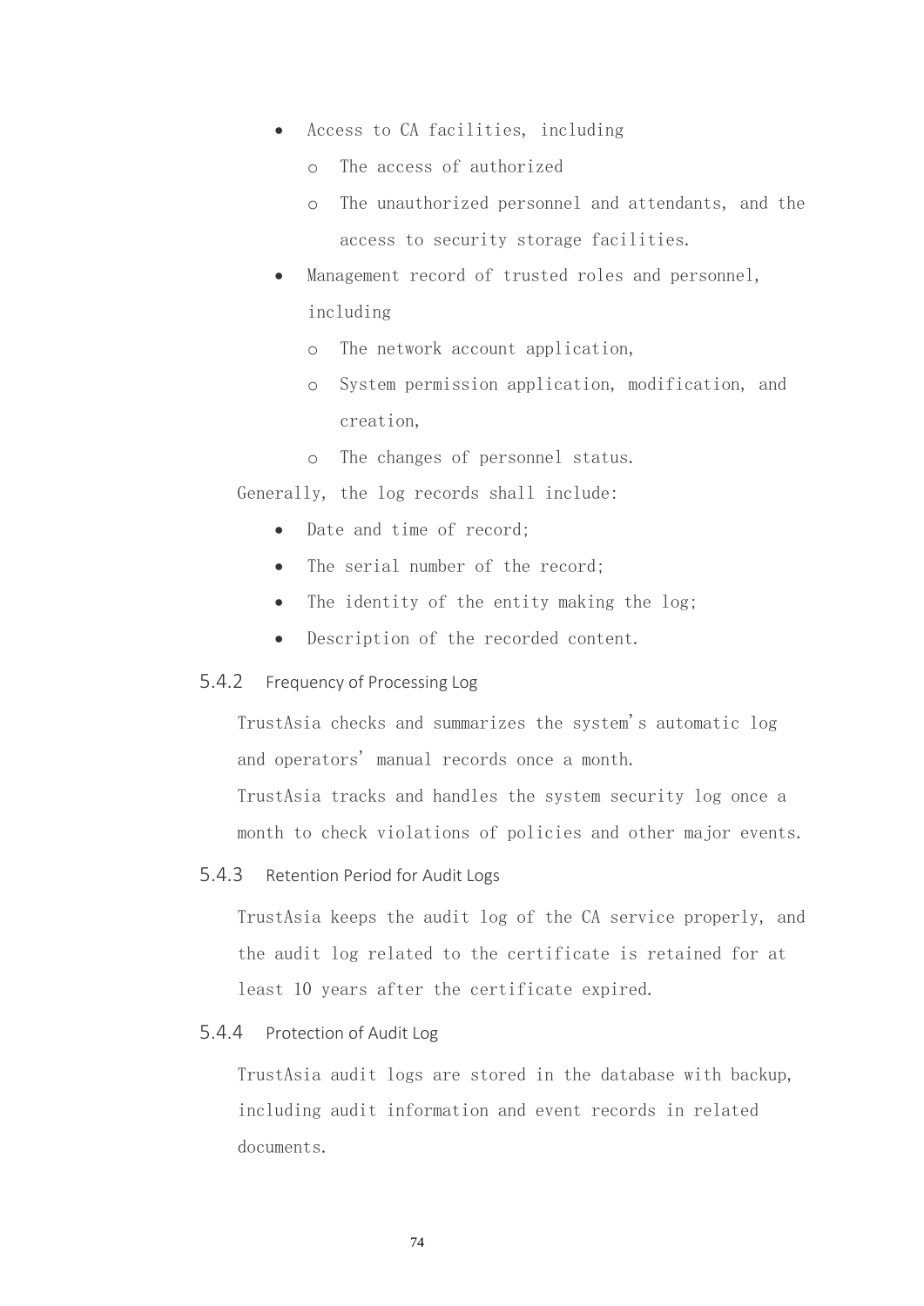- Access to CA facilities, including
  - The access of authorized
  - The unauthorized personnel and attendants, and the access to security storage facilities.
- Management record of trusted roles and personnel, including
  - The network account application,
  - System permission application, modification, and creation,
  - The changes of personnel status.

Generally, the log records shall include:

- Date and time of record;
- The serial number of the record;
- The identity of the entity making the log;
- Description of the recorded content.

### 5.4.2 Frequency of Processing Log

TrustAsia checks and summarizes the system's automatic log and operators' manual records once a month.

TrustAsia tracks and handles the system security log once a month to check violations of policies and other major events.

### 5.4.3 Retention Period for Audit Logs

TrustAsia keeps the audit log of the CA service properly, and the audit log related to the certificate is retained for at least 10 years after the certificate expired.

### 5.4.4 Protection of Audit Log

TrustAsia audit logs are stored in the database with backup, including audit information and event records in related documents.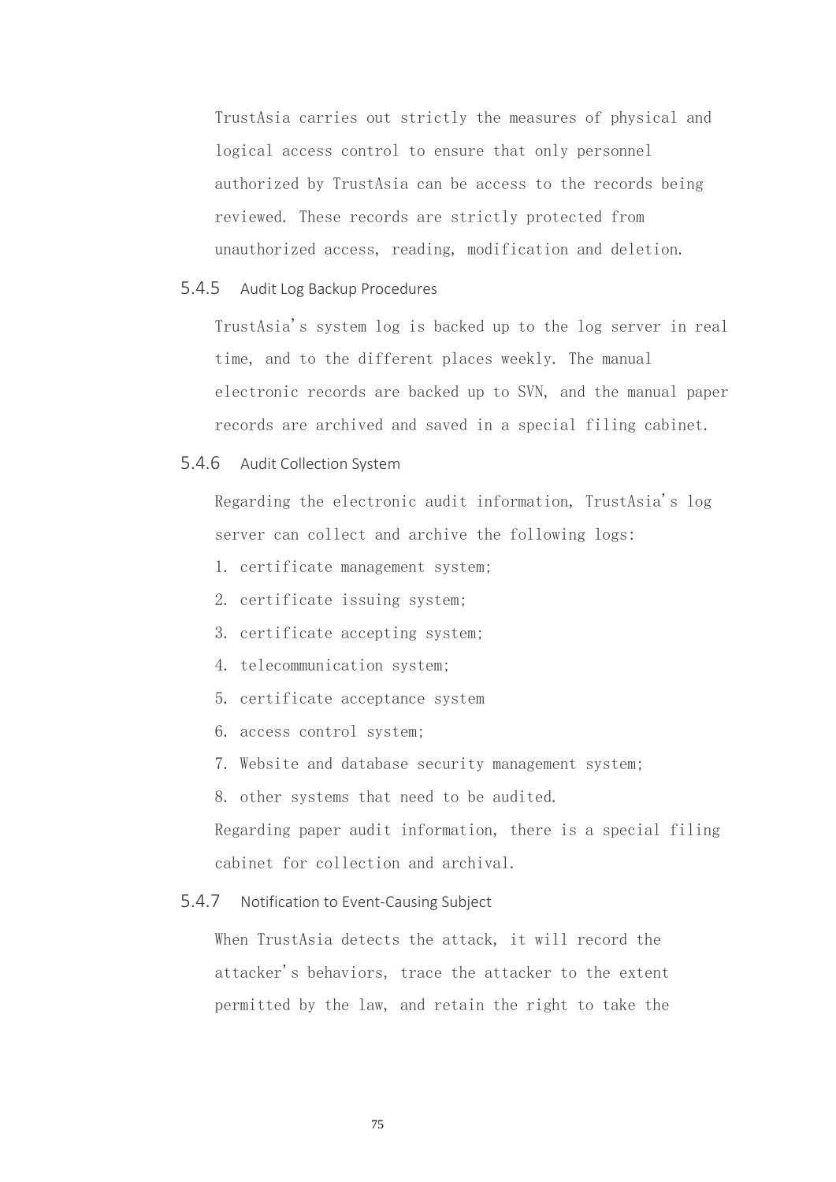TrustAsia carries out strictly the measures of physical and logical access control to ensure that only personnel authorized by TrustAsia can be access to the records being reviewed. These records are strictly protected from unauthorized access, reading, modification and deletion.

### 5.4.5 Audit Log Backup Procedures

TrustAsia's system log is backed up to the log server in real time, and to the different places weekly. The manual electronic records are backed up to SVN, and the manual paper records are archived and saved in a special filing cabinet.

### 5.4.6 Audit Collection System

Regarding the electronic audit information, TrustAsia's log server can collect and archive the following logs:

1. certificate management system;
2. certificate issuing system;
3. certificate accepting system;
4. telecommunication system;
5. certificate acceptance system
6. access control system;
7. Website and database security management system;
8. other systems that need to be audited.

Regarding paper audit information, there is a special filing cabinet for collection and archival.

### 5.4.7 Notification to Event-Causing Subject

When TrustAsia detects the attack, it will record the attacker's behaviors, trace the attacker to the extent permitted by the law, and retain the right to take the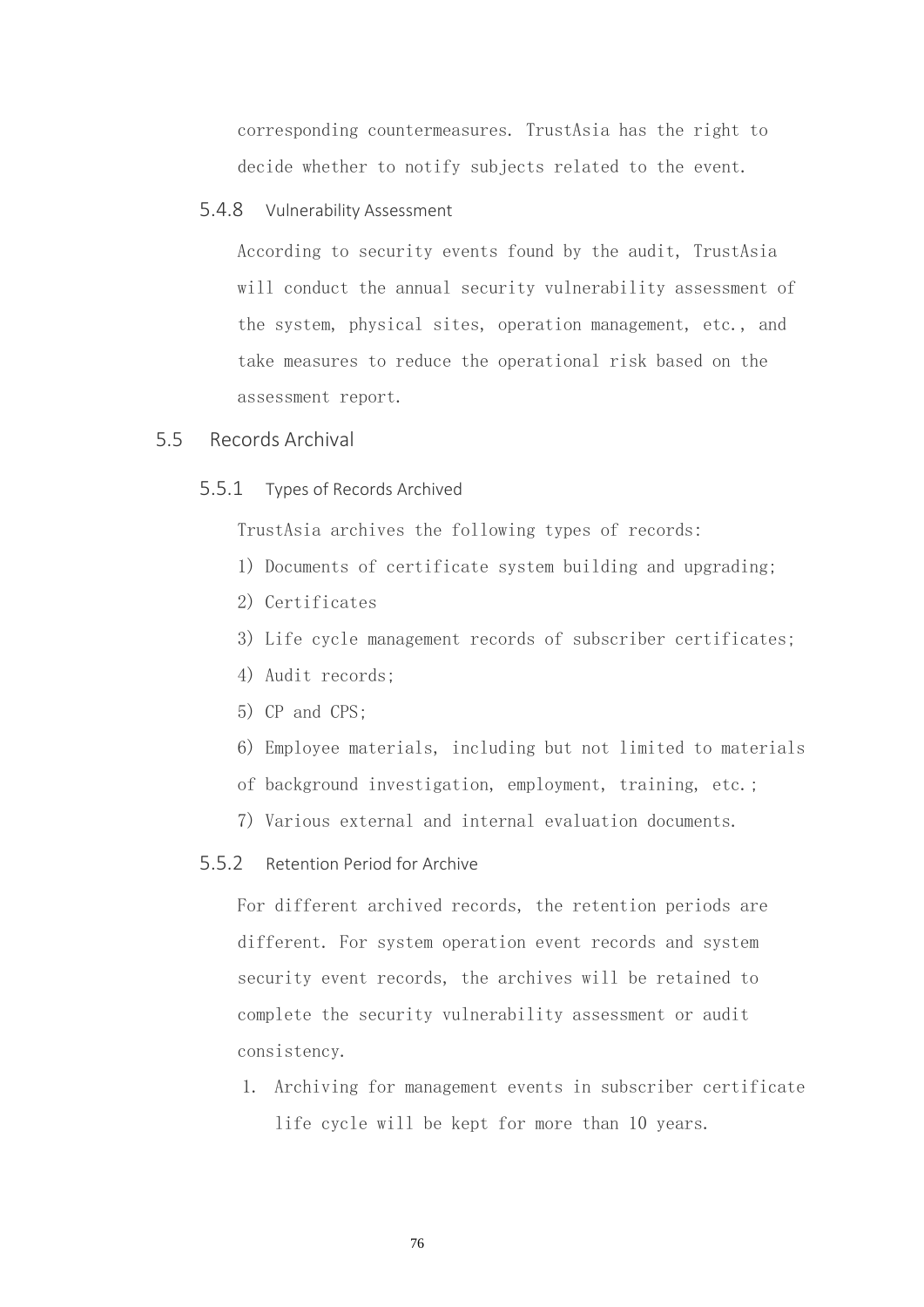corresponding countermeasures. TrustAsia has the right to decide whether to notify subjects related to the event.

### 5.4.8 Vulnerability Assessment

According to security events found by the audit, TrustAsia will conduct the annual security vulnerability assessment of the system, physical sites, operation management, etc., and take measures to reduce the operational risk based on the assessment report.

## 5.5 Records Archival

### 5.5.1 Types of Records Archived

TrustAsia archives the following types of records:

1) Documents of certificate system building and upgrading;

2) Certificates

3) Life cycle management records of subscriber certificates;

4) Audit records;

5) CP and CPS;

6) Employee materials, including but not limited to materials of background investigation, employment, training, etc.;

7) Various external and internal evaluation documents.

### 5.5.2 Retention Period for Archive

For different archived records, the retention periods are different. For system operation event records and system security event records, the archives will be retained to complete the security vulnerability assessment or audit consistency.

1. Archiving for management events in subscriber certificate life cycle will be kept for more than 10 years.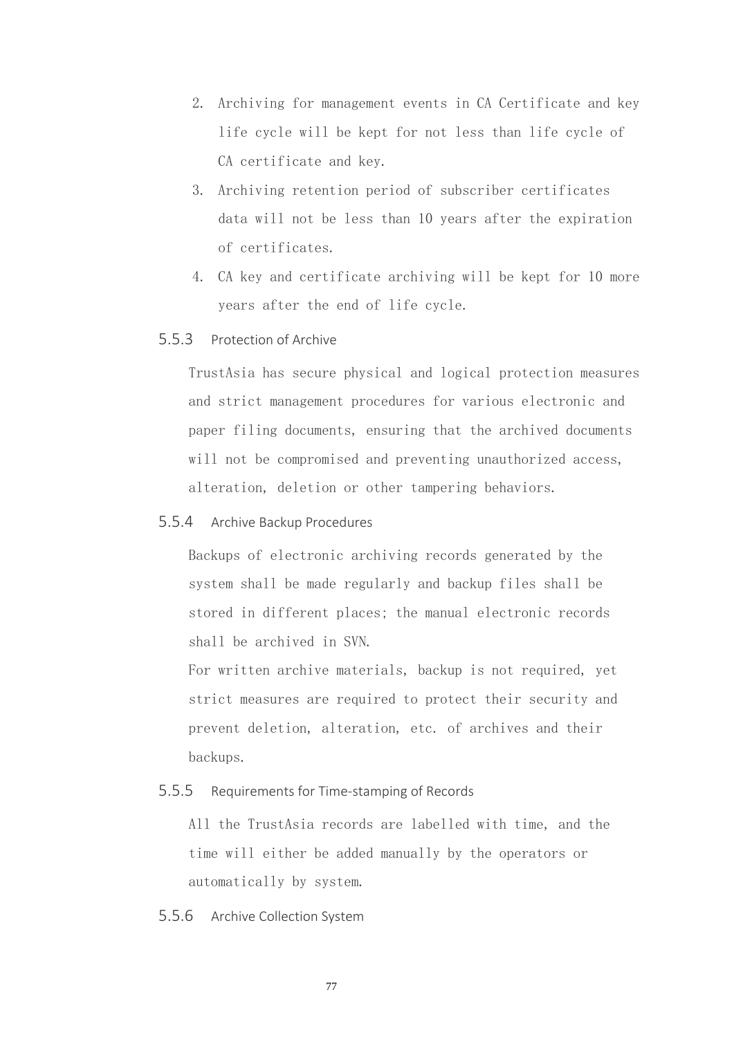2. Archiving for management events in CA Certificate and key life cycle will be kept for not less than life cycle of CA certificate and key.
3. Archiving retention period of subscriber certificates data will not be less than 10 years after the expiration of certificates.
4. CA key and certificate archiving will be kept for 10 more years after the end of life cycle.

### 5.5.3 Protection of Archive

TrustAsia has secure physical and logical protection measures and strict management procedures for various electronic and paper filing documents, ensuring that the archived documents will not be compromised and preventing unauthorized access, alteration, deletion or other tampering behaviors.

### 5.5.4 Archive Backup Procedures

Backups of electronic archiving records generated by the system shall be made regularly and backup files shall be stored in different places; the manual electronic records shall be archived in SVN.

For written archive materials, backup is not required, yet strict measures are required to protect their security and prevent deletion, alteration, etc. of archives and their backups.

### 5.5.5 Requirements for Time-stamping of Records

All the TrustAsia records are labelled with time, and the time will either be added manually by the operators or automatically by system.

### 5.5.6 Archive Collection System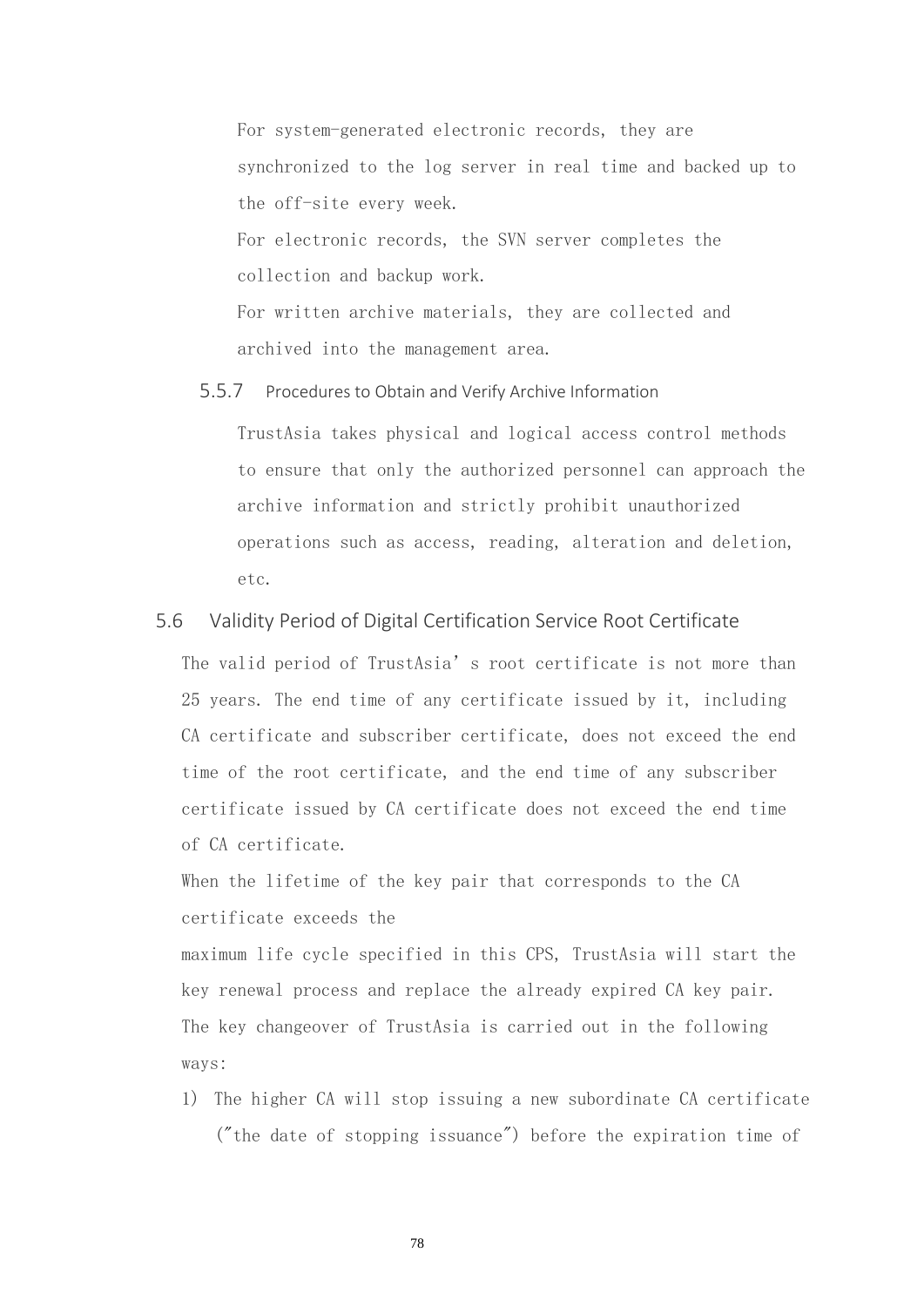For system-generated electronic records, they are synchronized to the log server in real time and backed up to the off-site every week.

For electronic records, the SVN server completes the collection and backup work.

For written archive materials, they are collected and archived into the management area.

#### 5.5.7 Procedures to Obtain and Verify Archive Information

TrustAsia takes physical and logical access control methods to ensure that only the authorized personnel can approach the archive information and strictly prohibit unauthorized operations such as access, reading, alteration and deletion, etc.

### 5.6 Validity Period of Digital Certification Service Root Certificate

The valid period of TrustAsia's root certificate is not more than 25 years. The end time of any certificate issued by it, including CA certificate and subscriber certificate, does not exceed the end time of the root certificate, and the end time of any subscriber certificate issued by CA certificate does not exceed the end time of CA certificate.

When the lifetime of the key pair that corresponds to the CA certificate exceeds the

maximum life cycle specified in this CPS, TrustAsia will start the key renewal process and replace the already expired CA key pair. The key changeover of TrustAsia is carried out in the following ways:

1) The higher CA will stop issuing a new subordinate CA certificate ("the date of stopping issuance") before the expiration time of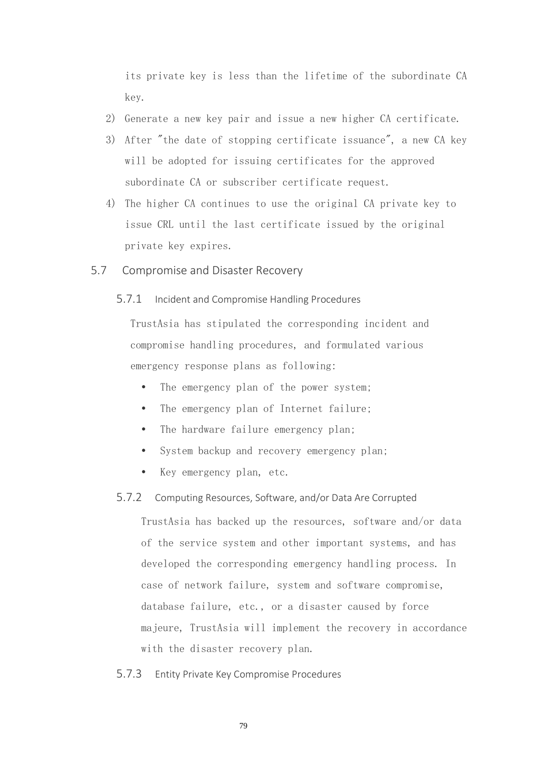its private key is less than the lifetime of the subordinate CA key.

2) Generate a new key pair and issue a new higher CA certificate.
3) After "the date of stopping certificate issuance", a new CA key will be adopted for issuing certificates for the approved subordinate CA or subscriber certificate request.
4) The higher CA continues to use the original CA private key to issue CRL until the last certificate issued by the original private key expires.

## 5.7 Compromise and Disaster Recovery

### 5.7.1 Incident and Compromise Handling Procedures

TrustAsia has stipulated the corresponding incident and compromise handling procedures, and formulated various emergency response plans as following:

- The emergency plan of the power system;
- The emergency plan of Internet failure;
- The hardware failure emergency plan;
- System backup and recovery emergency plan;
- Key emergency plan, etc.

### 5.7.2 Computing Resources, Software, and/or Data Are Corrupted

TrustAsia has backed up the resources, software and/or data of the service system and other important systems, and has developed the corresponding emergency handling process. In case of network failure, system and software compromise, database failure, etc., or a disaster caused by force majeure, TrustAsia will implement the recovery in accordance with the disaster recovery plan.

### 5.7.3 Entity Private Key Compromise Procedures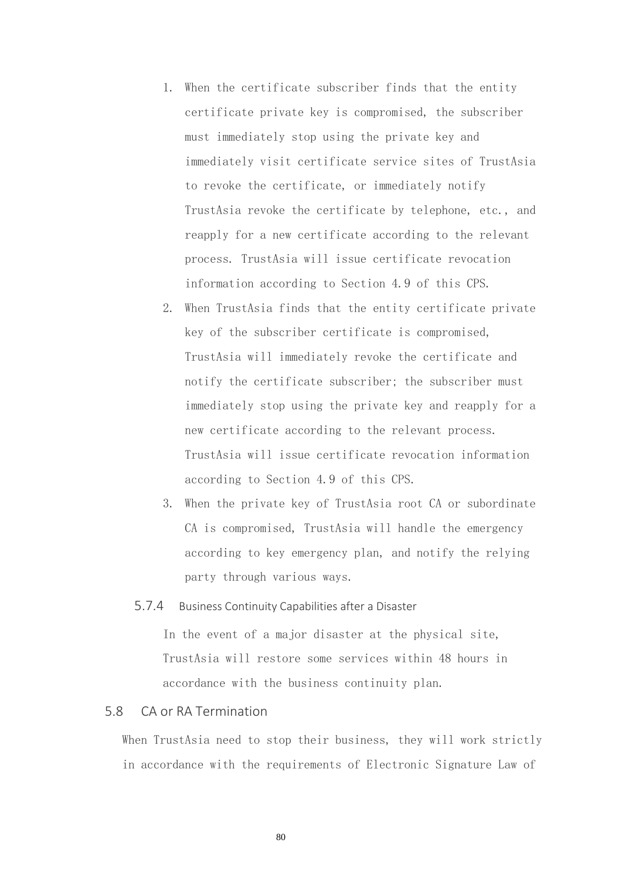1. When the certificate subscriber finds that the entity certificate private key is compromised, the subscriber must immediately stop using the private key and immediately visit certificate service sites of TrustAsia to revoke the certificate, or immediately notify TrustAsia revoke the certificate by telephone, etc., and reapply for a new certificate according to the relevant process. TrustAsia will issue certificate revocation information according to Section 4.9 of this CPS.
2. When TrustAsia finds that the entity certificate private key of the subscriber certificate is compromised, TrustAsia will immediately revoke the certificate and notify the certificate subscriber; the subscriber must immediately stop using the private key and reapply for a new certificate according to the relevant process. TrustAsia will issue certificate revocation information according to Section 4.9 of this CPS.
3. When the private key of TrustAsia root CA or subordinate CA is compromised, TrustAsia will handle the emergency according to key emergency plan, and notify the relying party through various ways.

### 5.7.4 Business Continuity Capabilities after a Disaster

In the event of a major disaster at the physical site, TrustAsia will restore some services within 48 hours in accordance with the business continuity plan.

## 5.8 CA or RA Termination

When TrustAsia need to stop their business, they will work strictly in accordance with the requirements of Electronic Signature Law of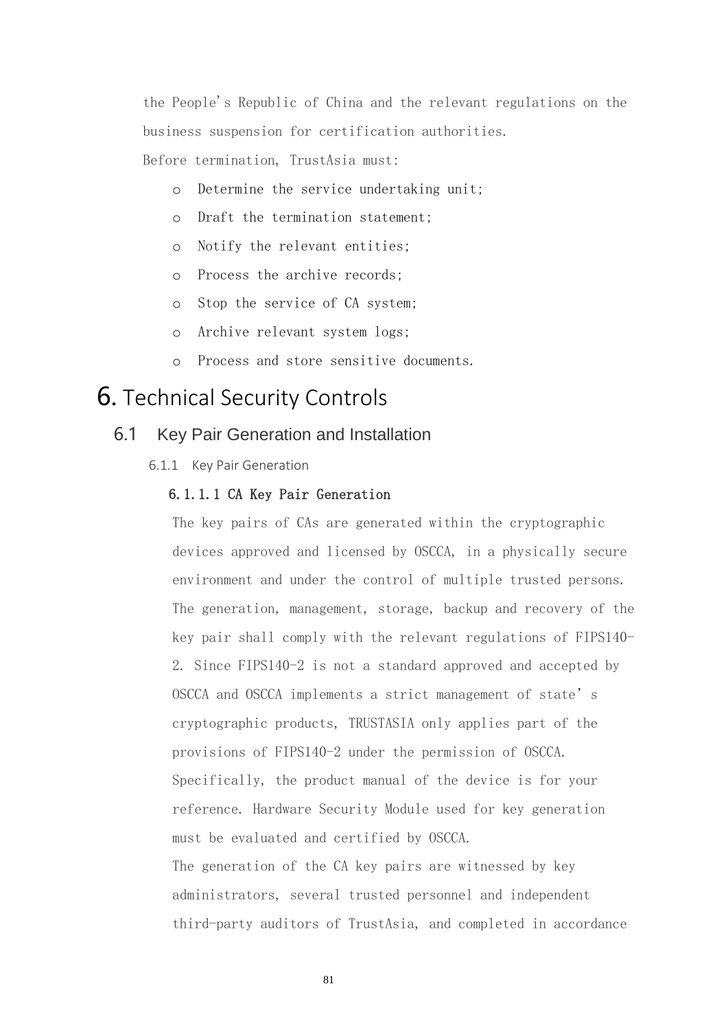the People's Republic of China and the relevant regulations on the business suspension for certification authorities.

Before termination, TrustAsia must:

- Determine the service undertaking unit;
- Draft the termination statement;
- Notify the relevant entities;
- Process the archive records;
- Stop the service of CA system;
- Archive relevant system logs;
- Process and store sensitive documents.

# 6. Technical Security Controls

## 6.1 Key Pair Generation and Installation

### 6.1.1 Key Pair Generation

#### 6.1.1.1 CA Key Pair Generation

The key pairs of CAs are generated within the cryptographic devices approved and licensed by OSCCA, in a physically secure environment and under the control of multiple trusted persons. The generation, management, storage, backup and recovery of the key pair shall comply with the relevant regulations of FIPS140-2. Since FIPS140-2 is not a standard approved and accepted by OSCCA and OSCCA implements a strict management of state's cryptographic products, TRUSTASIA only applies part of the provisions of FIPS140-2 under the permission of OSCCA. Specifically, the product manual of the device is for your reference. Hardware Security Module used for key generation must be evaluated and certified by OSCCA.

The generation of the CA key pairs are witnessed by key administrators, several trusted personnel and independent third-party auditors of TrustAsia, and completed in accordance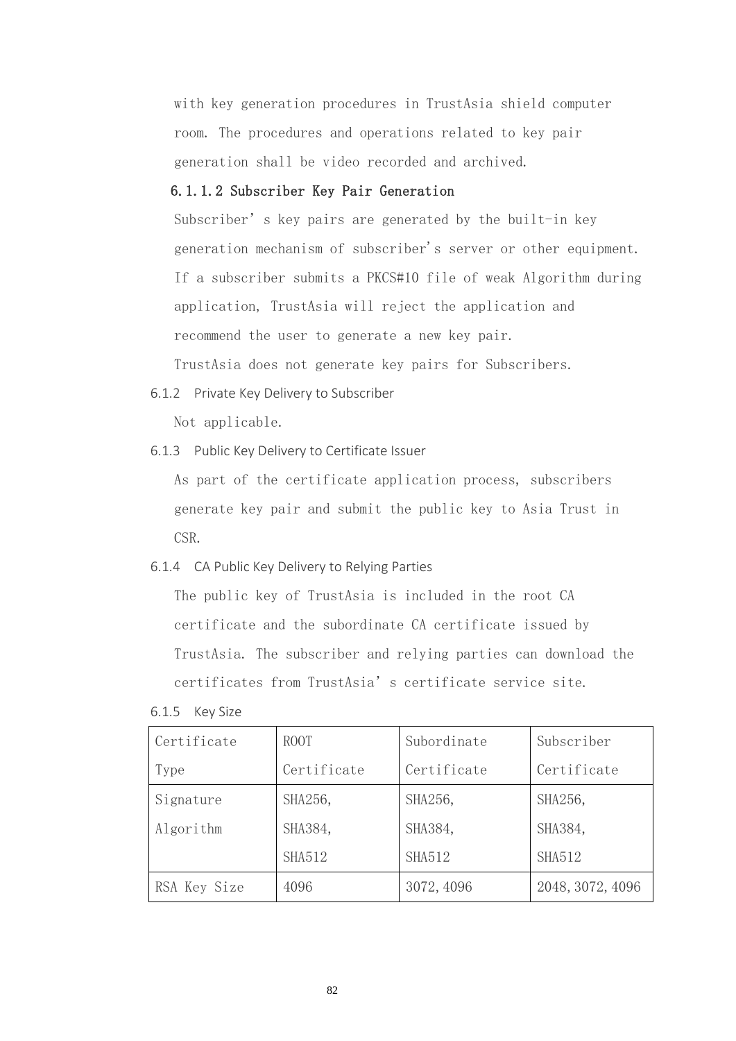with key generation procedures in TrustAsia shield computer room. The procedures and operations related to key pair generation shall be video recorded and archived.

#### 6.1.1.2 Subscriber Key Pair Generation

Subscriber' s key pairs are generated by the built-in key generation mechanism of subscriber's server or other equipment. If a subscriber submits a PKCS#10 file of weak Algorithm during application, TrustAsia will reject the application and recommend the user to generate a new key pair.

TrustAsia does not generate key pairs for Subscribers.

### 6.1.2 Private Key Delivery to Subscriber

Not applicable.

### 6.1.3 Public Key Delivery to Certificate Issuer

As part of the certificate application process, subscribers generate key pair and submit the public key to Asia Trust in CSR.

### 6.1.4 CA Public Key Delivery to Relying Parties

The public key of TrustAsia is included in the root CA certificate and the subordinate CA certificate issued by TrustAsia. The subscriber and relying parties can download the certificates from TrustAsia' s certificate service site.

### 6.1.5 Key Size

| Certificate Type | ROOT Certificate | Subordinate Certificate | Subscriber Certificate |
|---|---|---|---|
| Signature Algorithm | SHA256, SHA384, SHA512 | SHA256, SHA384, SHA512 | SHA256, SHA384, SHA512 |
| RSA Key Size | 4096 | 3072, 4096 | 2048, 3072, 4096 |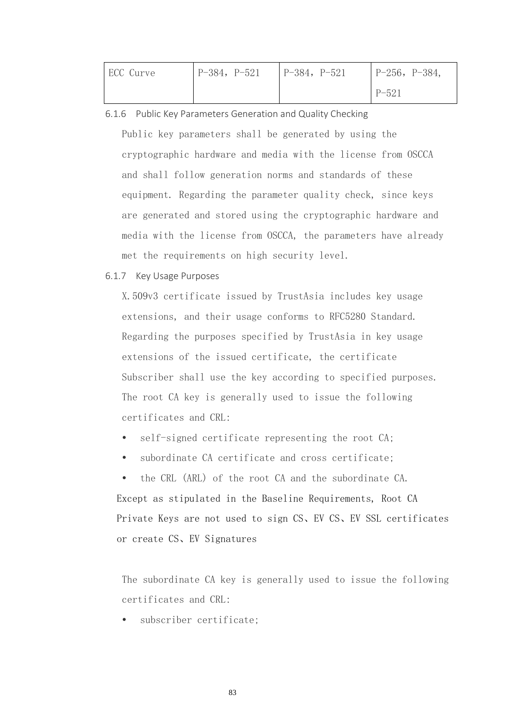| ECC Curve | P-384，P-521 | P-384，P-521 | P-256，P-384，P-521 |
|---|---|---|---|

#### 6.1.6 Public Key Parameters Generation and Quality Checking

Public key parameters shall be generated by using the cryptographic hardware and media with the license from OSCCA and shall follow generation norms and standards of these equipment. Regarding the parameter quality check, since keys are generated and stored using the cryptographic hardware and media with the license from OSCCA, the parameters have already met the requirements on high security level.

#### 6.1.7 Key Usage Purposes

X.509v3 certificate issued by TrustAsia includes key usage extensions, and their usage conforms to RFC5280 Standard. Regarding the purposes specified by TrustAsia in key usage extensions of the issued certificate, the certificate Subscriber shall use the key according to specified purposes. The root CA key is generally used to issue the following certificates and CRL:

- self-signed certificate representing the root CA;
- subordinate CA certificate and cross certificate;
- the CRL (ARL) of the root CA and the subordinate CA.

Except as stipulated in the Baseline Requirements, Root CA Private Keys are not used to sign CS、EV CS、EV SSL certificates or create CS、EV Signatures

The subordinate CA key is generally used to issue the following certificates and CRL:

- subscriber certificate;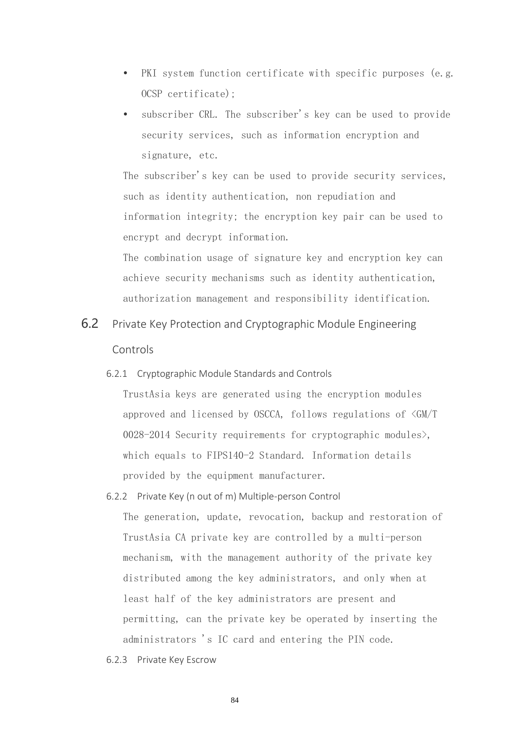- PKI system function certificate with specific purposes (e.g. OCSP certificate);
- subscriber CRL. The subscriber's key can be used to provide security services, such as information encryption and signature, etc.

The subscriber's key can be used to provide security services, such as identity authentication, non repudiation and information integrity; the encryption key pair can be used to encrypt and decrypt information.

The combination usage of signature key and encryption key can achieve security mechanisms such as identity authentication, authorization management and responsibility identification.

## 6.2 Private Key Protection and Cryptographic Module Engineering Controls

### 6.2.1 Cryptographic Module Standards and Controls

TrustAsia keys are generated using the encryption modules approved and licensed by OSCCA, follows regulations of <GM/T 0028-2014 Security requirements for cryptographic modules>, which equals to FIPS140-2 Standard. Information details provided by the equipment manufacturer.

### 6.2.2 Private Key (n out of m) Multiple-person Control

The generation, update, revocation, backup and restoration of TrustAsia CA private key are controlled by a multi-person mechanism, with the management authority of the private key distributed among the key administrators, and only when at least half of the key administrators are present and permitting, can the private key be operated by inserting the administrators 's IC card and entering the PIN code.

### 6.2.3 Private Key Escrow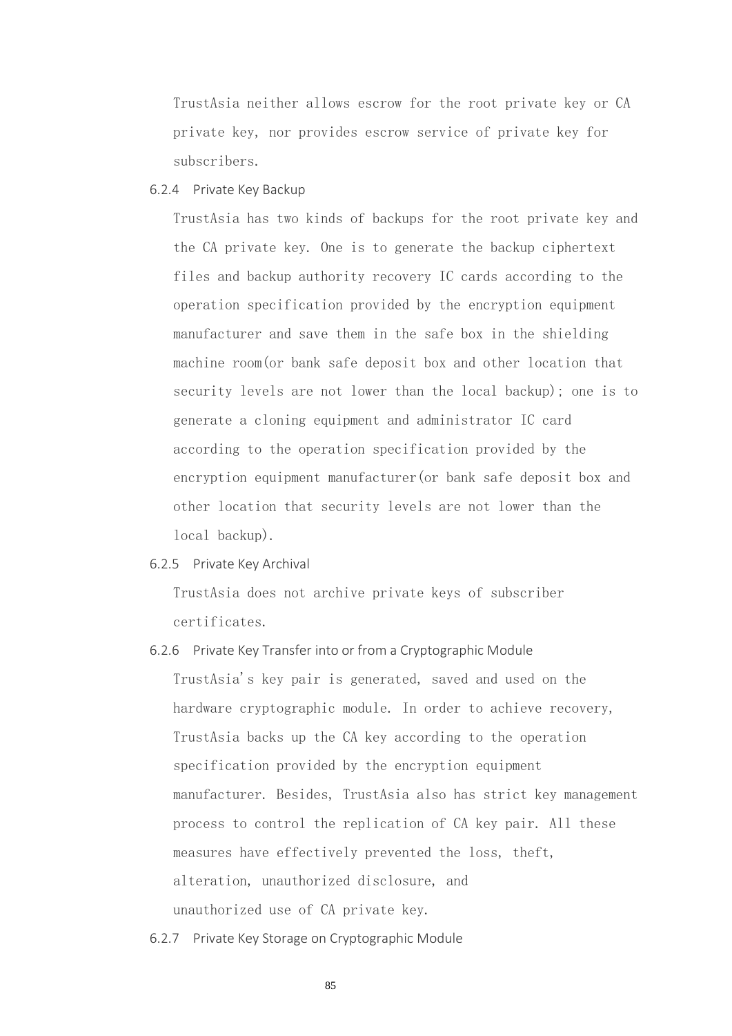TrustAsia neither allows escrow for the root private key or CA private key, nor provides escrow service of private key for subscribers.

### 6.2.4 Private Key Backup

TrustAsia has two kinds of backups for the root private key and the CA private key. One is to generate the backup ciphertext files and backup authority recovery IC cards according to the operation specification provided by the encryption equipment manufacturer and save them in the safe box in the shielding machine room(or bank safe deposit box and other location that security levels are not lower than the local backup); one is to generate a cloning equipment and administrator IC card according to the operation specification provided by the encryption equipment manufacturer(or bank safe deposit box and other location that security levels are not lower than the local backup).

### 6.2.5 Private Key Archival

TrustAsia does not archive private keys of subscriber certificates.

### 6.2.6 Private Key Transfer into or from a Cryptographic Module

TrustAsia's key pair is generated, saved and used on the hardware cryptographic module. In order to achieve recovery, TrustAsia backs up the CA key according to the operation specification provided by the encryption equipment manufacturer. Besides, TrustAsia also has strict key management process to control the replication of CA key pair. All these measures have effectively prevented the loss, theft, alteration, unauthorized disclosure, and unauthorized use of CA private key.

### 6.2.7 Private Key Storage on Cryptographic Module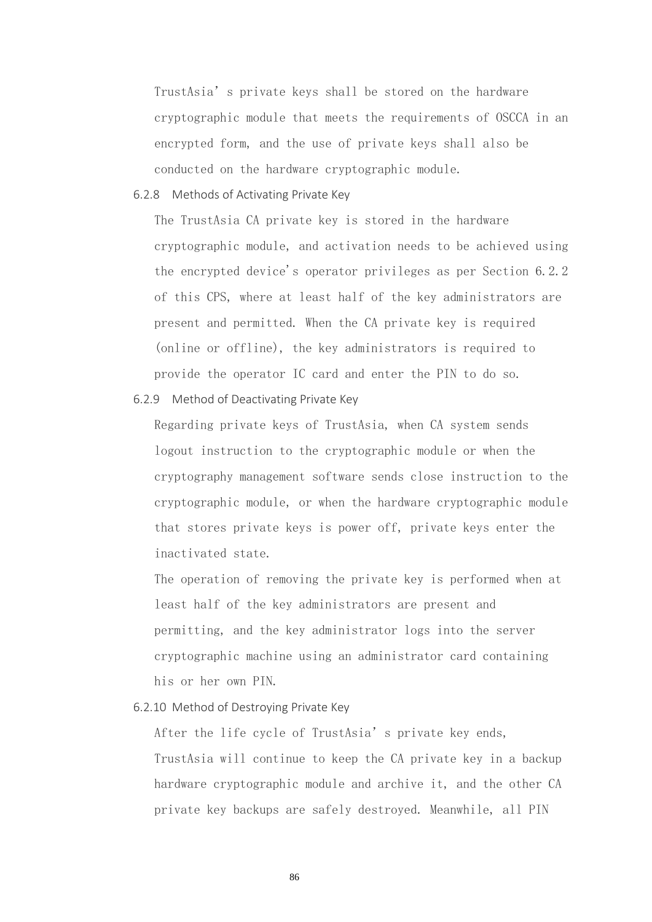TrustAsia's private keys shall be stored on the hardware cryptographic module that meets the requirements of OSCCA in an encrypted form, and the use of private keys shall also be conducted on the hardware cryptographic module.

### 6.2.8 Methods of Activating Private Key

The TrustAsia CA private key is stored in the hardware cryptographic module, and activation needs to be achieved using the encrypted device's operator privileges as per Section 6.2.2 of this CPS, where at least half of the key administrators are present and permitted. When the CA private key is required (online or offline), the key administrators is required to provide the operator IC card and enter the PIN to do so.

### 6.2.9 Method of Deactivating Private Key

Regarding private keys of TrustAsia, when CA system sends logout instruction to the cryptographic module or when the cryptography management software sends close instruction to the cryptographic module, or when the hardware cryptographic module that stores private keys is power off, private keys enter the inactivated state.

The operation of removing the private key is performed when at least half of the key administrators are present and permitting, and the key administrator logs into the server cryptographic machine using an administrator card containing his or her own PIN.

### 6.2.10 Method of Destroying Private Key

After the life cycle of TrustAsia's private key ends, TrustAsia will continue to keep the CA private key in a backup hardware cryptographic module and archive it, and the other CA private key backups are safely destroyed. Meanwhile, all PIN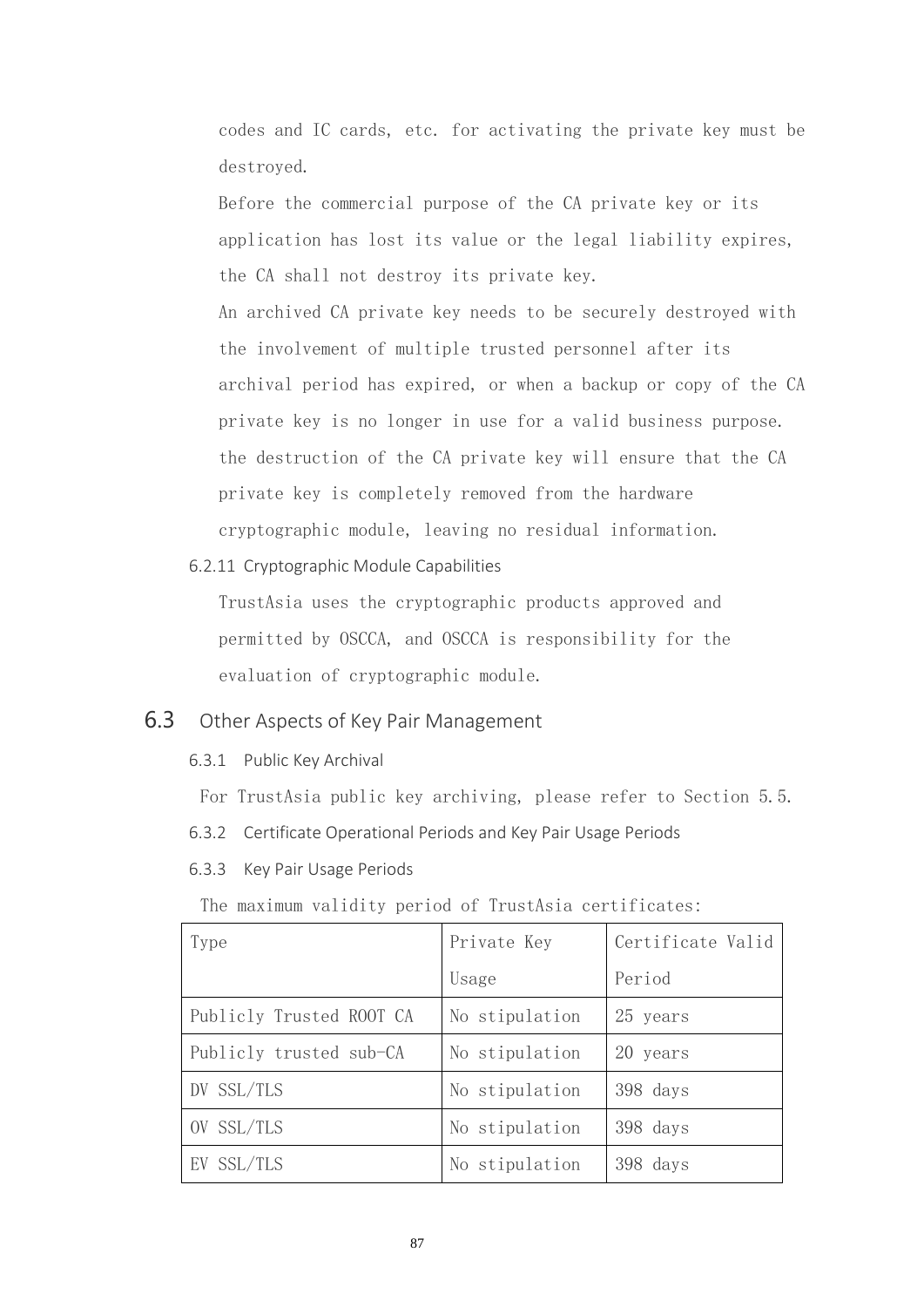codes and IC cards, etc. for activating the private key must be destroyed.

Before the commercial purpose of the CA private key or its application has lost its value or the legal liability expires, the CA shall not destroy its private key.

An archived CA private key needs to be securely destroyed with the involvement of multiple trusted personnel after its archival period has expired, or when a backup or copy of the CA private key is no longer in use for a valid business purpose. the destruction of the CA private key will ensure that the CA private key is completely removed from the hardware cryptographic module, leaving no residual information.

#### 6.2.11 Cryptographic Module Capabilities

TrustAsia uses the cryptographic products approved and permitted by OSCCA, and OSCCA is responsibility for the evaluation of cryptographic module.

## 6.3 Other Aspects of Key Pair Management

### 6.3.1 Public Key Archival

For TrustAsia public key archiving, please refer to Section 5.5.

### 6.3.2 Certificate Operational Periods and Key Pair Usage Periods

### 6.3.3 Key Pair Usage Periods

The maximum validity period of TrustAsia certificates:

| Type | Private Key Usage | Certificate Valid Period |
| --- | --- | --- |
| Publicly Trusted ROOT CA | No stipulation | 25 years |
| Publicly trusted sub-CA | No stipulation | 20 years |
| DV SSL/TLS | No stipulation | 398 days |
| OV SSL/TLS | No stipulation | 398 days |
| EV SSL/TLS | No stipulation | 398 days |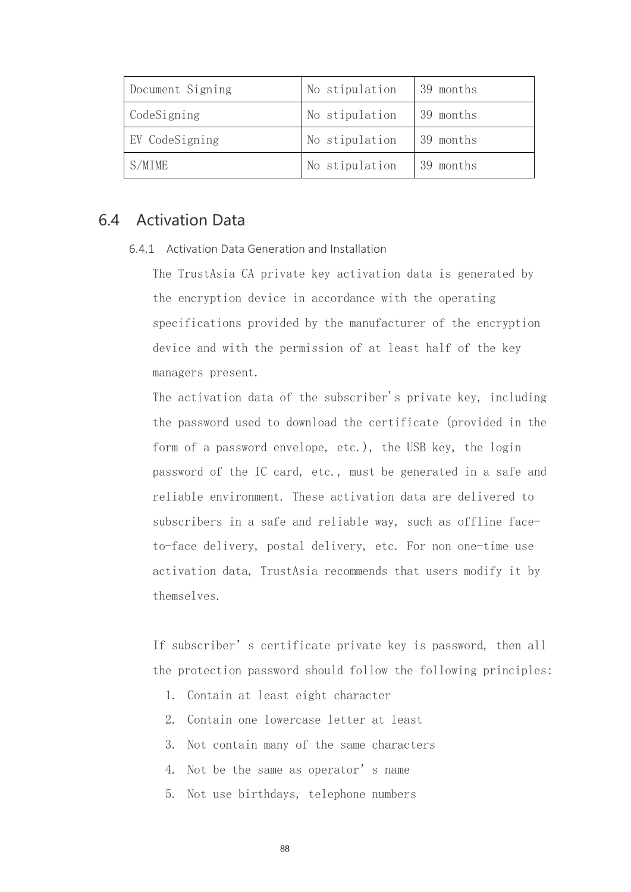| Document Signing | No stipulation | 39 months |
|---|---|---|
| CodeSigning | No stipulation | 39 months |
| EV CodeSigning | No stipulation | 39 months |
| S/MIME | No stipulation | 39 months |

## 6.4 Activation Data

### 6.4.1 Activation Data Generation and Installation

The TrustAsia CA private key activation data is generated by the encryption device in accordance with the operating specifications provided by the manufacturer of the encryption device and with the permission of at least half of the key managers present.

The activation data of the subscriber's private key, including the password used to download the certificate (provided in the form of a password envelope, etc.), the USB key, the login password of the IC card, etc., must be generated in a safe and reliable environment. These activation data are delivered to subscribers in a safe and reliable way, such as offline face-to-face delivery, postal delivery, etc. For non one-time use activation data, TrustAsia recommends that users modify it by themselves.

If subscriber's certificate private key is password, then all the protection password should follow the following principles:

1. Contain at least eight character
2. Contain one lowercase letter at least
3. Not contain many of the same characters
4. Not be the same as operator's name
5. Not use birthdays, telephone numbers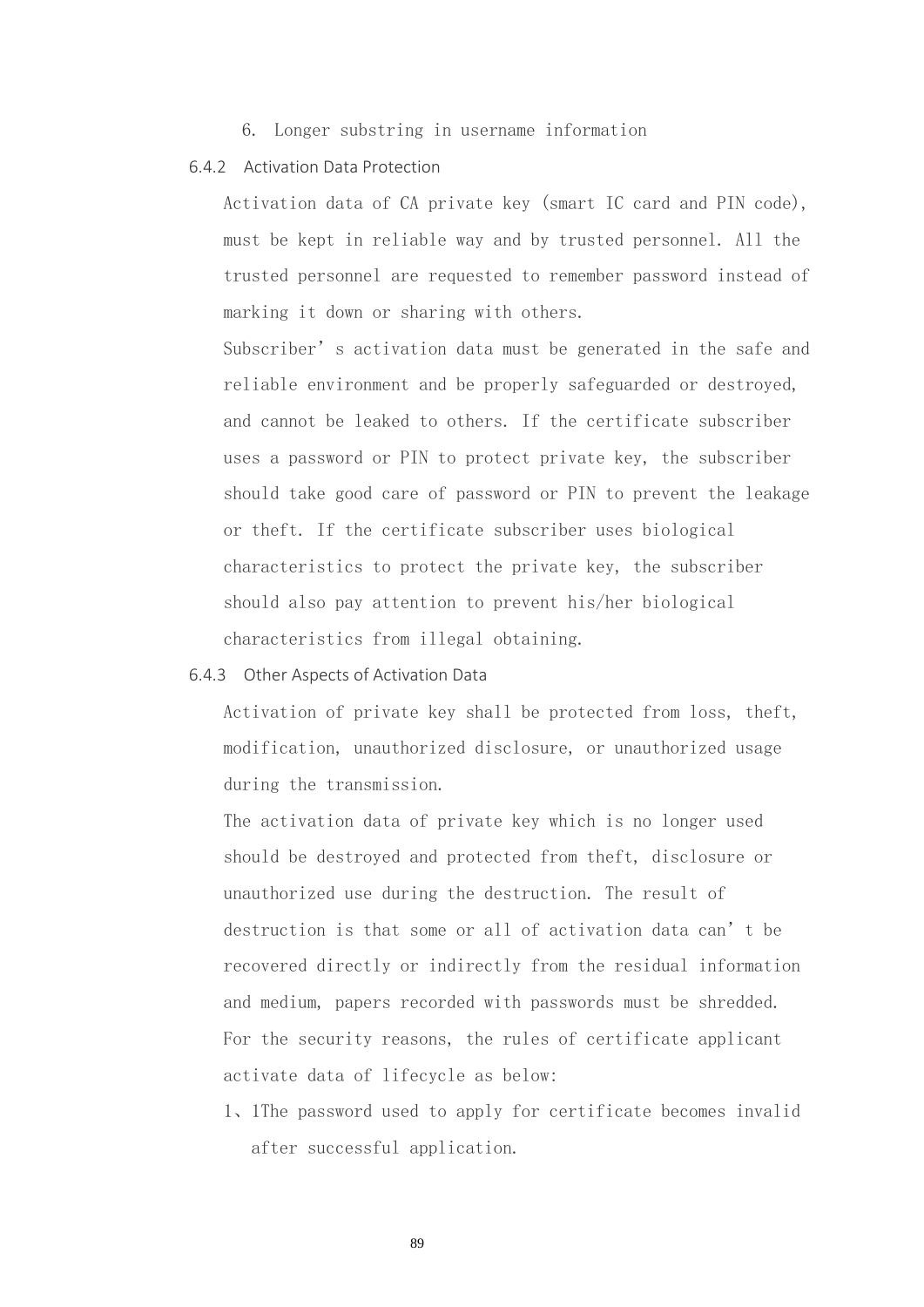6. Longer substring in username information

### 6.4.2 Activation Data Protection

Activation data of CA private key (smart IC card and PIN code), must be kept in reliable way and by trusted personnel. All the trusted personnel are requested to remember password instead of marking it down or sharing with others.

Subscriber’s activation data must be generated in the safe and reliable environment and be properly safeguarded or destroyed, and cannot be leaked to others. If the certificate subscriber uses a password or PIN to protect private key, the subscriber should take good care of password or PIN to prevent the leakage or theft. If the certificate subscriber uses biological characteristics to protect the private key, the subscriber should also pay attention to prevent his/her biological characteristics from illegal obtaining.

### 6.4.3 Other Aspects of Activation Data

Activation of private key shall be protected from loss, theft, modification, unauthorized disclosure, or unauthorized usage during the transmission.

The activation data of private key which is no longer used should be destroyed and protected from theft, disclosure or unauthorized use during the destruction. The result of destruction is that some or all of activation data can’t be recovered directly or indirectly from the residual information and medium, papers recorded with passwords must be shredded.

For the security reasons, the rules of certificate applicant activate data of lifecycle as below:

1、1The password used to apply for certificate becomes invalid after successful application.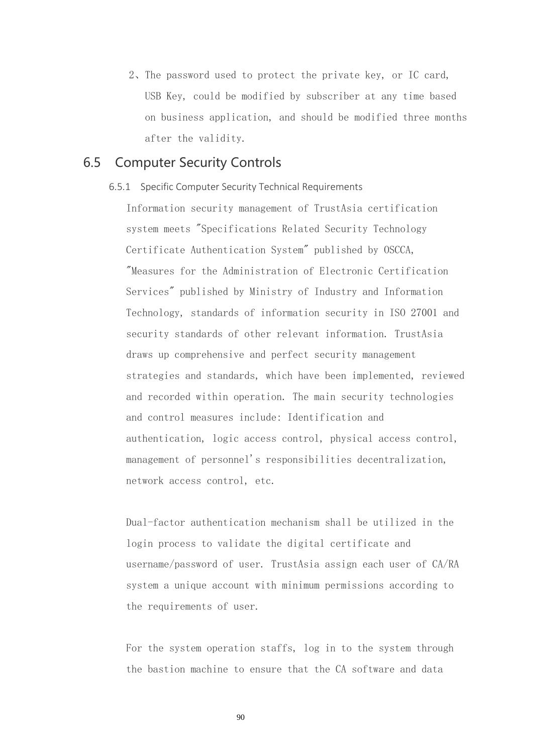2、The password used to protect the private key, or IC card, USB Key, could be modified by subscriber at any time based on business application, and should be modified three months after the validity.

## 6.5 Computer Security Controls

### 6.5.1 Specific Computer Security Technical Requirements

Information security management of TrustAsia certification system meets "Specifications Related Security Technology Certificate Authentication System" published by OSCCA, "Measures for the Administration of Electronic Certification Services" published by Ministry of Industry and Information Technology, standards of information security in ISO 27001 and security standards of other relevant information. TrustAsia draws up comprehensive and perfect security management strategies and standards, which have been implemented, reviewed and recorded within operation. The main security technologies and control measures include: Identification and authentication, logic access control, physical access control, management of personnel's responsibilities decentralization, network access control, etc.

Dual-factor authentication mechanism shall be utilized in the login process to validate the digital certificate and username/password of user. TrustAsia assign each user of CA/RA system a unique account with minimum permissions according to the requirements of user.

For the system operation staffs, log in to the system through the bastion machine to ensure that the CA software and data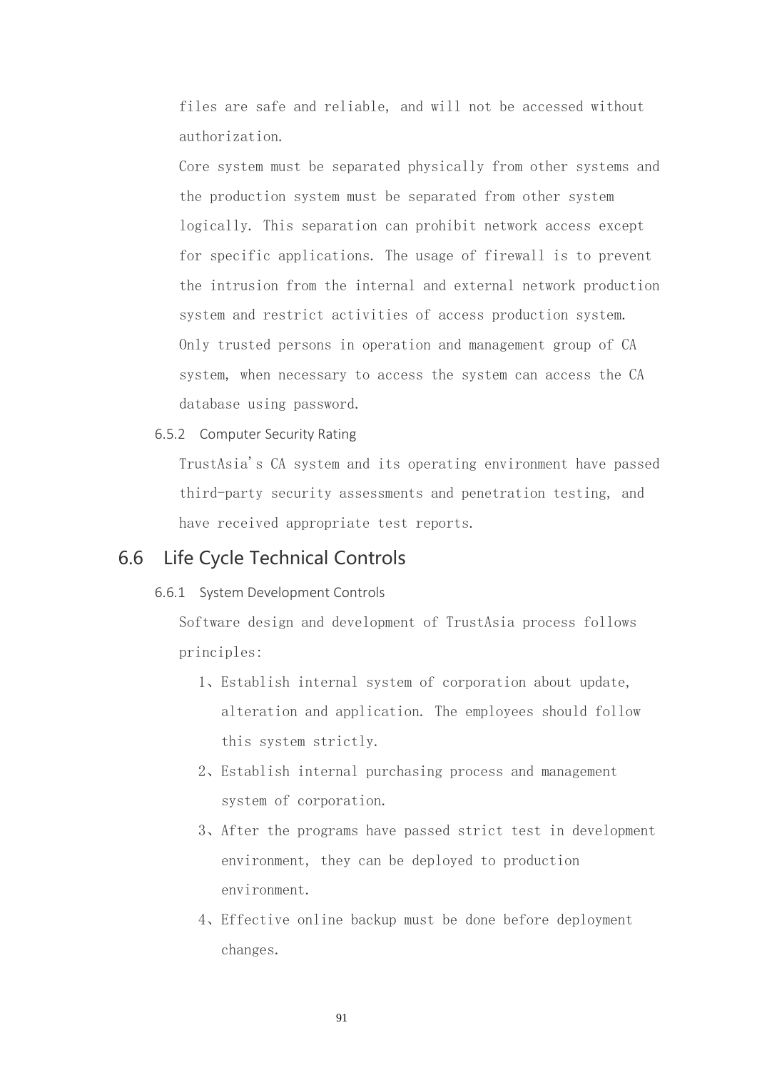files are safe and reliable, and will not be accessed without authorization.

Core system must be separated physically from other systems and the production system must be separated from other system logically. This separation can prohibit network access except for specific applications. The usage of firewall is to prevent the intrusion from the internal and external network production system and restrict activities of access production system. Only trusted persons in operation and management group of CA system, when necessary to access the system can access the CA database using password.

### 6.5.2 Computer Security Rating

TrustAsia's CA system and its operating environment have passed third-party security assessments and penetration testing, and have received appropriate test reports.

## 6.6 Life Cycle Technical Controls

### 6.6.1 System Development Controls

Software design and development of TrustAsia process follows principles:

1、Establish internal system of corporation about update, alteration and application. The employees should follow this system strictly.

2、Establish internal purchasing process and management system of corporation.

3、After the programs have passed strict test in development environment, they can be deployed to production environment.

4、Effective online backup must be done before deployment changes.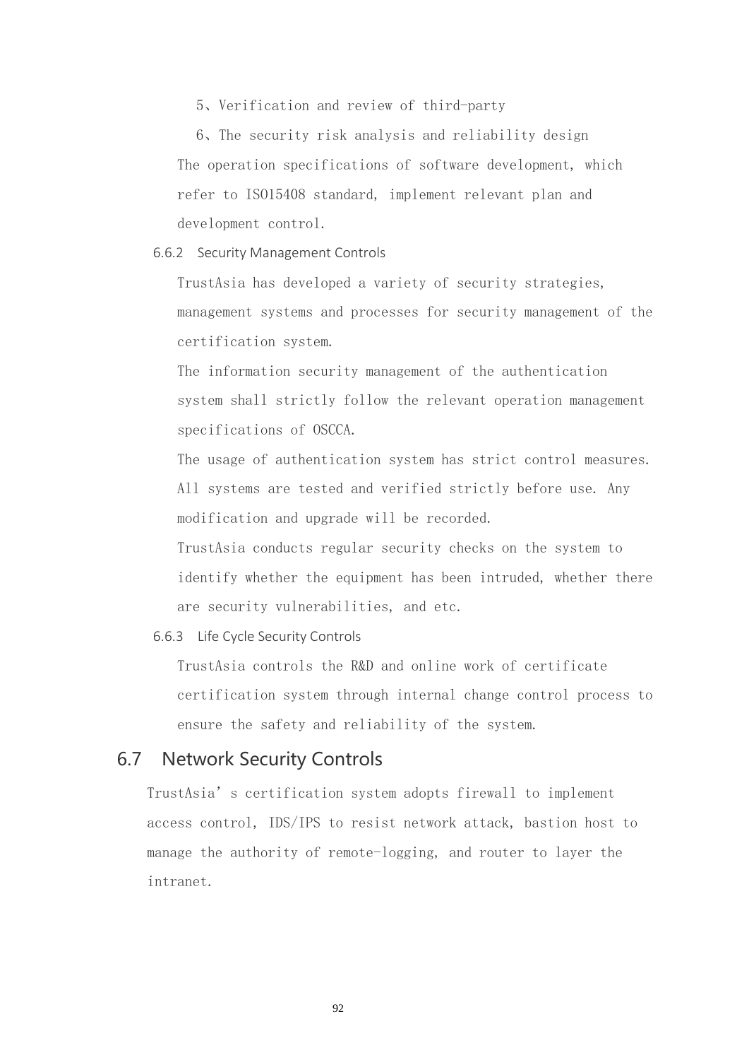5、Verification and review of third-party

6、The security risk analysis and reliability design

The operation specifications of software development, which refer to ISO15408 standard, implement relevant plan and development control.

#### 6.6.2 Security Management Controls

TrustAsia has developed a variety of security strategies, management systems and processes for security management of the certification system.

The information security management of the authentication system shall strictly follow the relevant operation management specifications of OSCCA.

The usage of authentication system has strict control measures. All systems are tested and verified strictly before use. Any modification and upgrade will be recorded.

TrustAsia conducts regular security checks on the system to identify whether the equipment has been intruded, whether there are security vulnerabilities, and etc.

#### 6.6.3 Life Cycle Security Controls

TrustAsia controls the R&D and online work of certificate certification system through internal change control process to ensure the safety and reliability of the system.

## 6.7 Network Security Controls

TrustAsia' s certification system adopts firewall to implement access control, IDS/IPS to resist network attack, bastion host to manage the authority of remote-logging, and router to layer the intranet.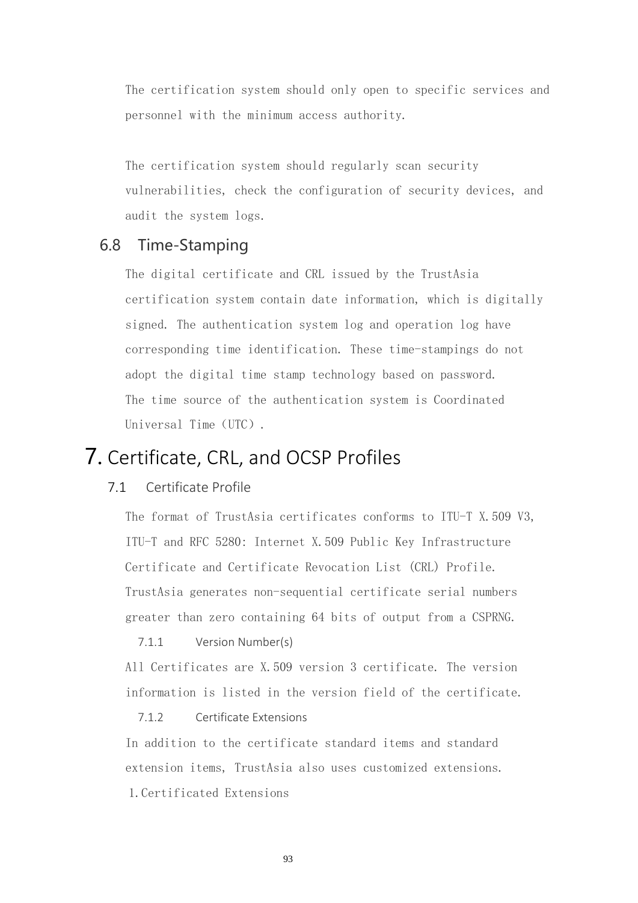The certification system should only open to specific services and personnel with the minimum access authority.

The certification system should regularly scan security vulnerabilities, check the configuration of security devices, and audit the system logs.

## 6.8 Time-Stamping

The digital certificate and CRL issued by the TrustAsia certification system contain date information, which is digitally signed. The authentication system log and operation log have corresponding time identification. These time-stampings do not adopt the digital time stamp technology based on password.
The time source of the authentication system is Coordinated Universal Time（UTC）.

# 7. Certificate, CRL, and OCSP Profiles

## 7.1 Certificate Profile

The format of TrustAsia certificates conforms to ITU-T X.509 V3, ITU-T and RFC 5280: Internet X.509 Public Key Infrastructure Certificate and Certificate Revocation List (CRL) Profile.
TrustAsia generates non-sequential certificate serial numbers greater than zero containing 64 bits of output from a CSPRNG.

### 7.1.1 Version Number(s)

All Certificates are X.509 version 3 certificate. The version information is listed in the version field of the certificate.

### 7.1.2 Certificate Extensions

In addition to the certificate standard items and standard extension items, TrustAsia also uses customized extensions.

1. Certificated Extensions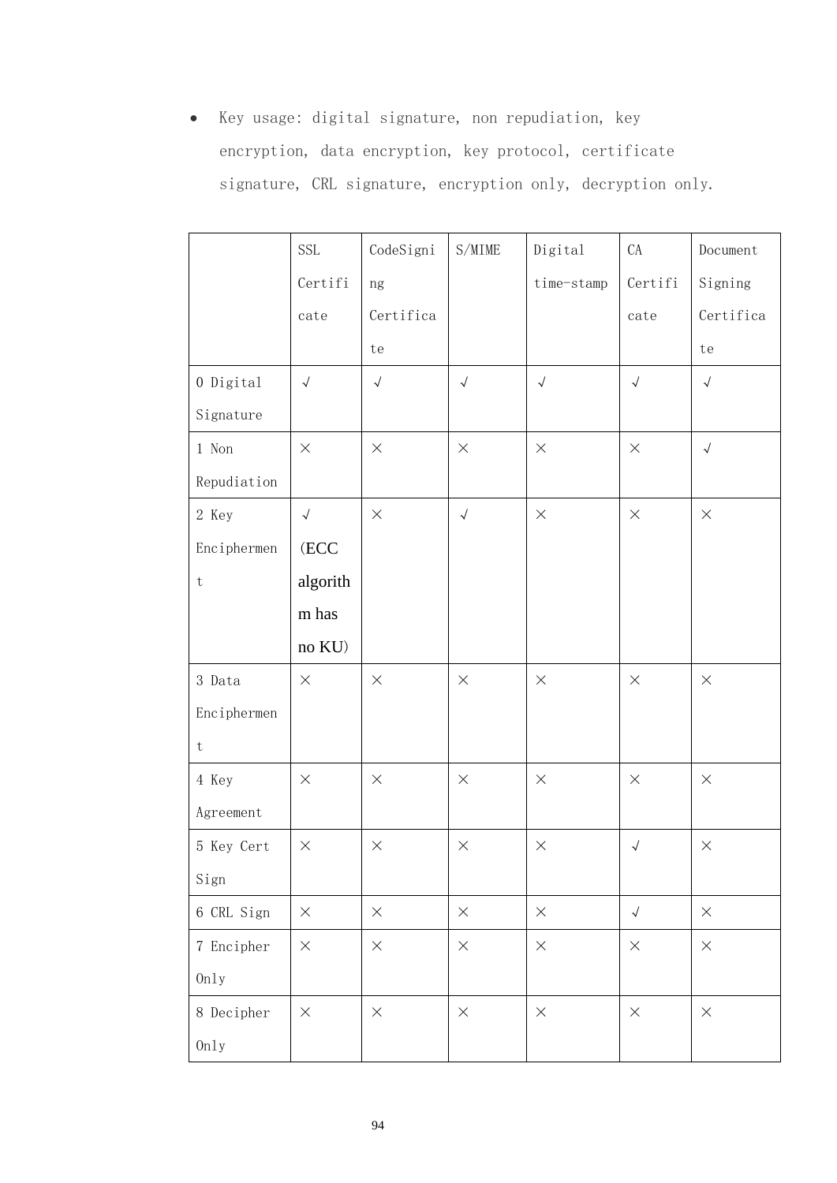- Key usage: digital signature, non repudiation, key encryption, data encryption, key protocol, certificate signature, CRL signature, encryption only, decryption only.

| | SSL Certificate | CodeSigning Certificate | S/MIME | Digital time-stamp | CA Certificate | Document Signing Certificate |
|---|---|---|---|---|---|---|
| 0 Digital Signature | √ | √ | √ | √ | √ | √ |
| 1 Non Repudiation | × | × | × | × | × | √ |
| 2 Key Enciphermen t | √ (ECC algorithm has no KU) | × | √ | × | × | × |
| 3 Data Enciphermen t | × | × | × | × | × | × |
| 4 Key Agreement | × | × | × | × | × | × |
| 5 Key Cert Sign | × | × | × | × | √ | × |
| 6 CRL Sign | × | × | × | × | √ | × |
| 7 Encipher Only | × | × | × | × | × | × |
| 8 Decipher Only | × | × | × | × | × | × |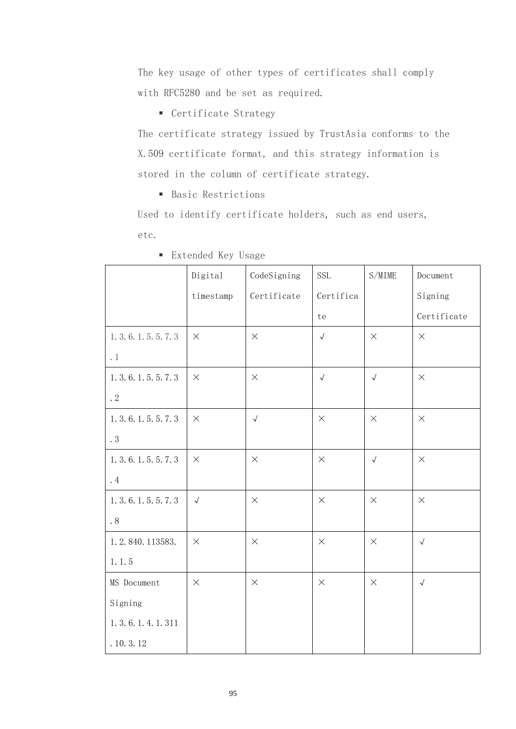The key usage of other types of certificates shall comply with RFC5280 and be set as required.

- Certificate Strategy

The certificate strategy issued by TrustAsia conforms to the X.509 certificate format, and this strategy information is stored in the column of certificate strategy.

- Basic Restrictions

Used to identify certificate holders, such as end users, etc.

- Extended Key Usage

| | Digital timestamp | CodeSigning Certificate | SSL Certificate | S/MIME | Document Signing Certificate |
|---|---|---|---|---|---|
| 1.3.6.1.5.5.7.3.1 | × | × | √ | × | × |
| 1.3.6.1.5.5.7.3.2 | × | × | √ | √ | × |
| 1.3.6.1.5.5.7.3.3 | × | √ | × | × | × |
| 1.3.6.1.5.5.7.3.4 | × | × | × | √ | × |
| 1.3.6.1.5.5.7.3.8 | √ | × | × | × | × |
| 1.2.840.113583.1.1.5 | × | × | × | × | √ |
| MS Document Signing 1.3.6.1.4.1.311.10.3.12 | × | × | × | × | √ |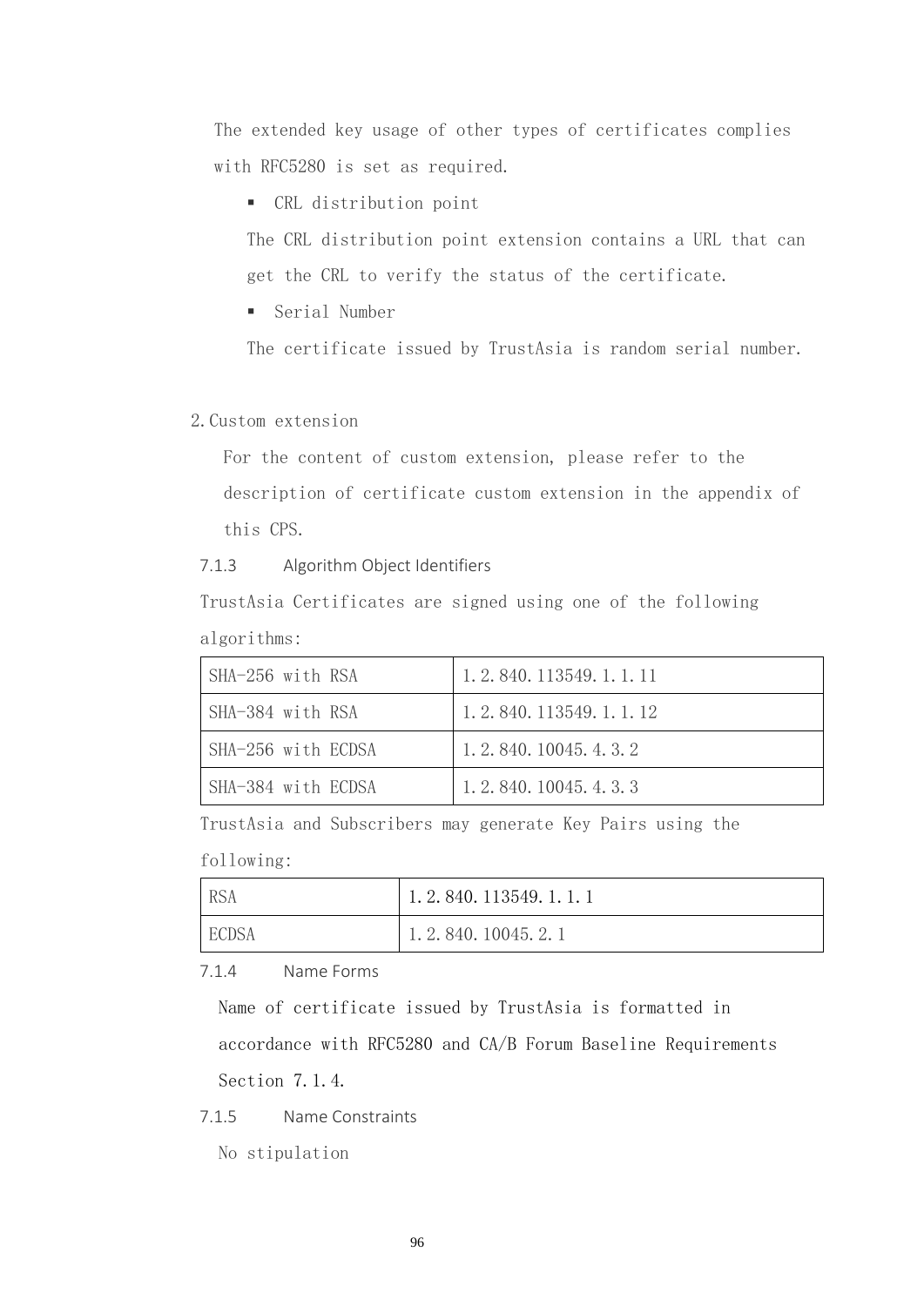The extended key usage of other types of certificates complies with RFC5280 is set as required.

- CRL distribution point

  The CRL distribution point extension contains a URL that can get the CRL to verify the status of the certificate.

- Serial Number

  The certificate issued by TrustAsia is random serial number.

2. Custom extension

   For the content of custom extension, please refer to the description of certificate custom extension in the appendix of this CPS.

### 7.1.3 Algorithm Object Identifiers

TrustAsia Certificates are signed using one of the following algorithms:

| | |
|---|---|
| SHA-256 with RSA | 1.2.840.113549.1.1.11 |
| SHA-384 with RSA | 1.2.840.113549.1.1.12 |
| SHA-256 with ECDSA | 1.2.840.10045.4.3.2 |
| SHA-384 with ECDSA | 1.2.840.10045.4.3.3 |

TrustAsia and Subscribers may generate Key Pairs using the following:

| | |
|---|---|
| RSA | 1.2.840.113549.1.1.1 |
| ECDSA | 1.2.840.10045.2.1 |

### 7.1.4 Name Forms

Name of certificate issued by TrustAsia is formatted in accordance with RFC5280 and CA/B Forum Baseline Requirements Section 7.1.4.

### 7.1.5 Name Constraints

No stipulation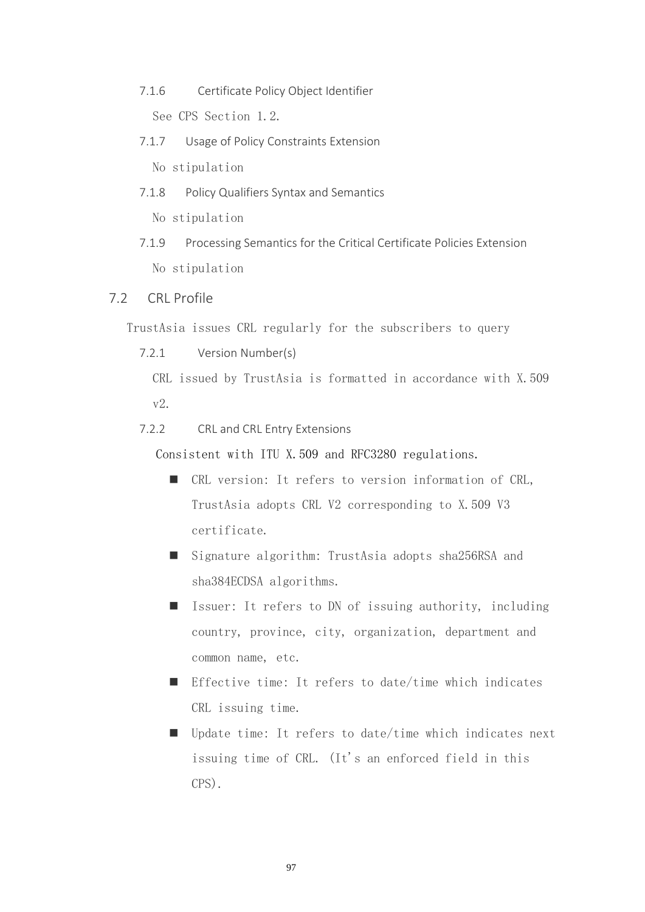#### 7.1.6 Certificate Policy Object Identifier

See CPS Section 1.2.

#### 7.1.7 Usage of Policy Constraints Extension

No stipulation

#### 7.1.8 Policy Qualifiers Syntax and Semantics

No stipulation

#### 7.1.9 Processing Semantics for the Critical Certificate Policies Extension

No stipulation

### 7.2 CRL Profile

TrustAsia issues CRL regularly for the subscribers to query

#### 7.2.1 Version Number(s)

CRL issued by TrustAsia is formatted in accordance with X.509 v2.

#### 7.2.2 CRL and CRL Entry Extensions

Consistent with ITU X.509 and RFC3280 regulations.

- CRL version: It refers to version information of CRL, TrustAsia adopts CRL V2 corresponding to X.509 V3 certificate.
- Signature algorithm: TrustAsia adopts sha256RSA and sha384ECDSA algorithms.
- Issuer: It refers to DN of issuing authority, including country, province, city, organization, department and common name, etc.
- Effective time: It refers to date/time which indicates CRL issuing time.
- Update time: It refers to date/time which indicates next issuing time of CRL. (It's an enforced field in this CPS).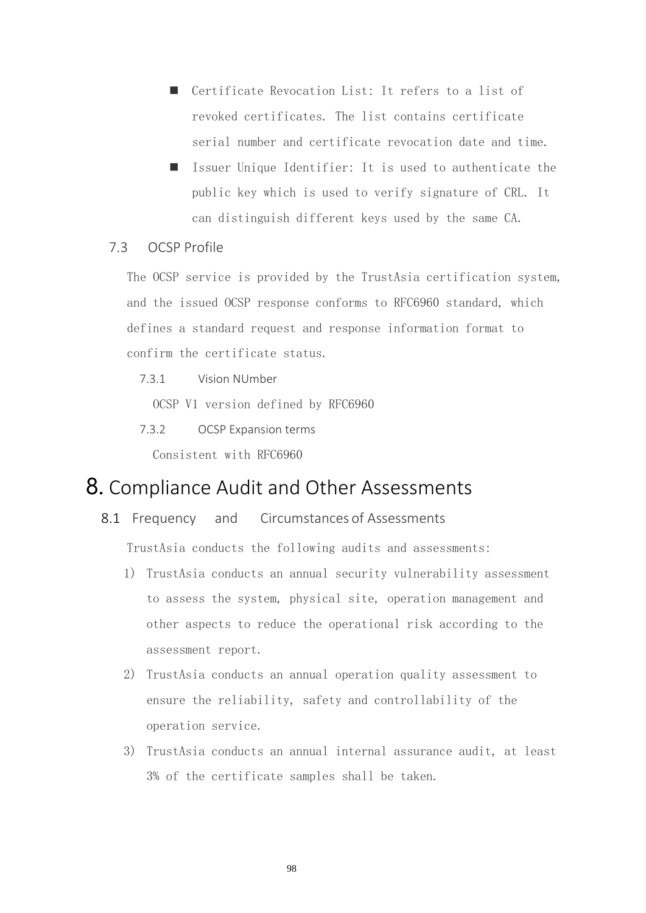- Certificate Revocation List: It refers to a list of revoked certificates. The list contains certificate serial number and certificate revocation date and time.
- Issuer Unique Identifier: It is used to authenticate the public key which is used to verify signature of CRL. It can distinguish different keys used by the same CA.

## 7.3 OCSP Profile

The OCSP service is provided by the TrustAsia certification system, and the issued OCSP response conforms to RFC6960 standard, which defines a standard request and response information format to confirm the certificate status.

### 7.3.1 Vision NUmber

OCSP V1 version defined by RFC6960

### 7.3.2 OCSP Expansion terms

Consistent with RFC6960

# 8. Compliance Audit and Other Assessments

## 8.1 Frequency and Circumstances of Assessments

TrustAsia conducts the following audits and assessments:

1) TrustAsia conducts an annual security vulnerability assessment to assess the system, physical site, operation management and other aspects to reduce the operational risk according to the assessment report.
2) TrustAsia conducts an annual operation quality assessment to ensure the reliability, safety and controllability of the operation service.
3) TrustAsia conducts an annual internal assurance audit, at least 3% of the certificate samples shall be taken.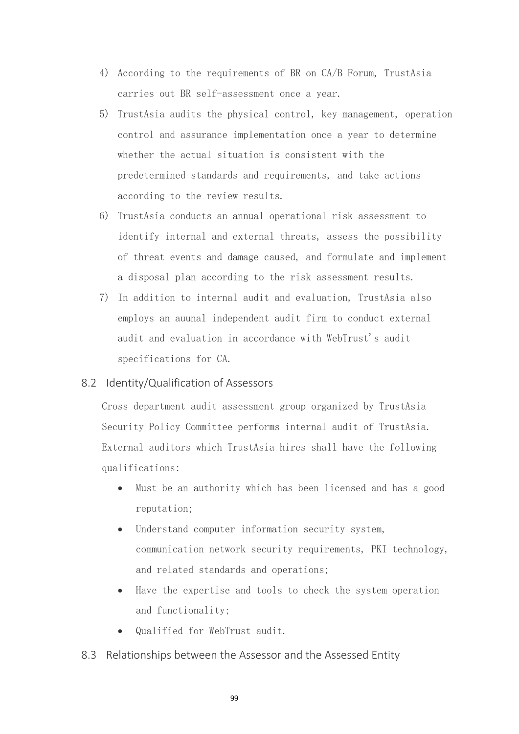4) According to the requirements of BR on CA/B Forum, TrustAsia carries out BR self-assessment once a year.
5) TrustAsia audits the physical control, key management, operation control and assurance implementation once a year to determine whether the actual situation is consistent with the predetermined standards and requirements, and take actions according to the review results.
6) TrustAsia conducts an annual operational risk assessment to identify internal and external threats, assess the possibility of threat events and damage caused, and formulate and implement a disposal plan according to the risk assessment results.
7) In addition to internal audit and evaluation, TrustAsia also employs an auunal independent audit firm to conduct external audit and evaluation in accordance with WebTrust's audit specifications for CA.

## 8.2 Identity/Qualification of Assessors

Cross department audit assessment group organized by TrustAsia Security Policy Committee performs internal audit of TrustAsia. External auditors which TrustAsia hires shall have the following qualifications:

- Must be an authority which has been licensed and has a good reputation;
- Understand computer information security system, communication network security requirements, PKI technology, and related standards and operations;
- Have the expertise and tools to check the system operation and functionality;
- Qualified for WebTrust audit.

## 8.3 Relationships between the Assessor and the Assessed Entity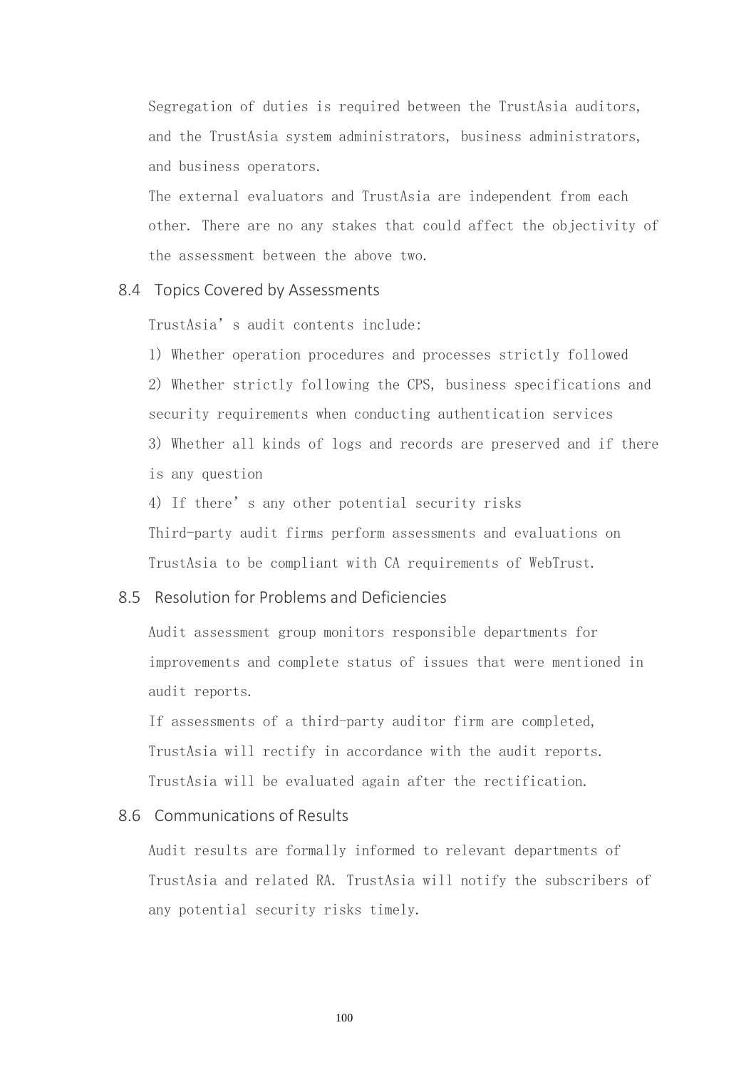Segregation of duties is required between the TrustAsia auditors, and the TrustAsia system administrators, business administrators, and business operators.

The external evaluators and TrustAsia are independent from each other. There are no any stakes that could affect the objectivity of the assessment between the above two.

## 8.4 Topics Covered by Assessments

TrustAsia' s audit contents include:

1) Whether operation procedures and processes strictly followed

2) Whether strictly following the CPS, business specifications and security requirements when conducting authentication services

3) Whether all kinds of logs and records are preserved and if there is any question

4) If there' s any other potential security risks

Third-party audit firms perform assessments and evaluations on TrustAsia to be compliant with CA requirements of WebTrust.

## 8.5 Resolution for Problems and Deficiencies

Audit assessment group monitors responsible departments for improvements and complete status of issues that were mentioned in audit reports.

If assessments of a third-party auditor firm are completed, TrustAsia will rectify in accordance with the audit reports. TrustAsia will be evaluated again after the rectification.

## 8.6 Communications of Results

Audit results are formally informed to relevant departments of TrustAsia and related RA. TrustAsia will notify the subscribers of any potential security risks timely.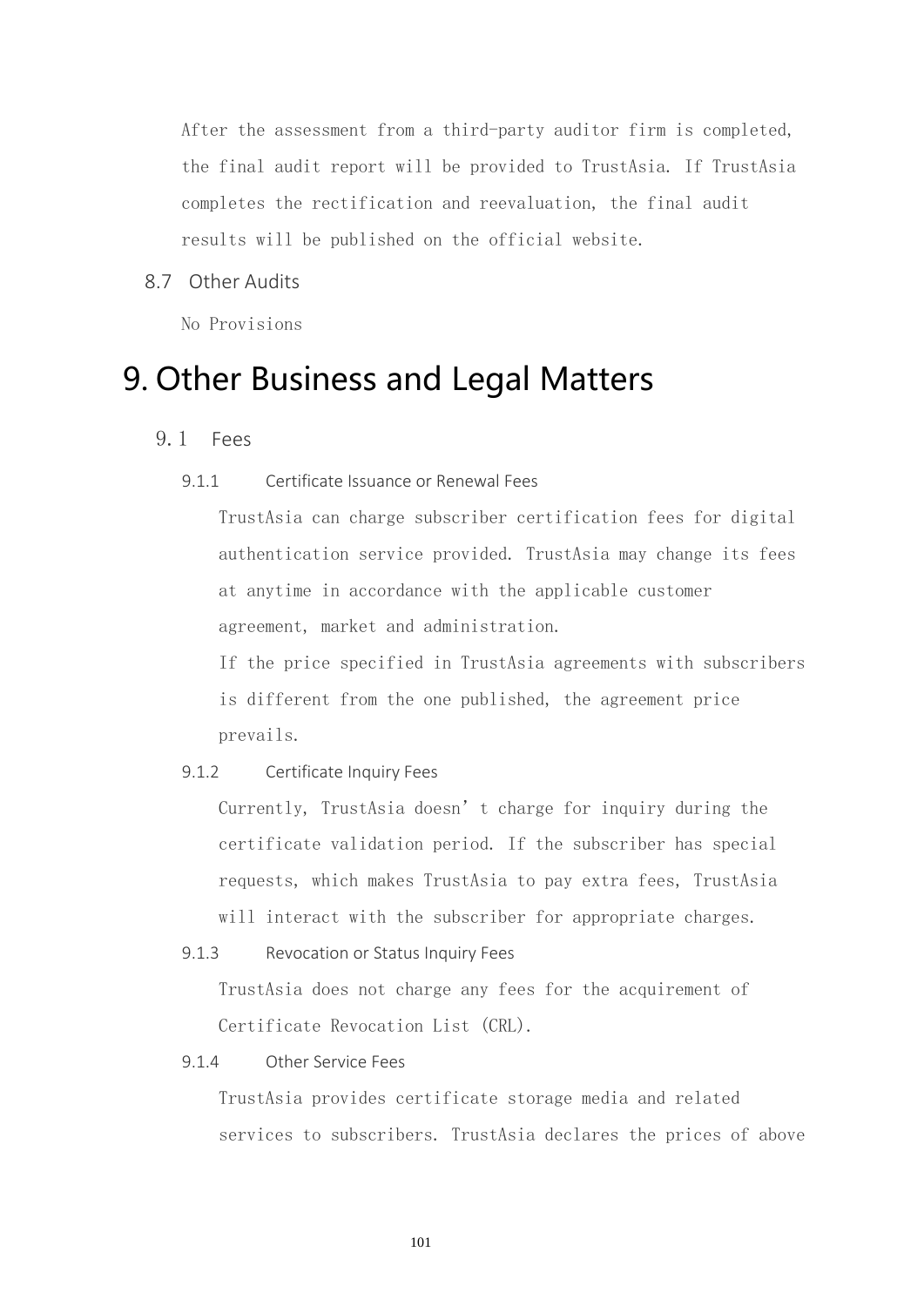After the assessment from a third-party auditor firm is completed, the final audit report will be provided to TrustAsia. If TrustAsia completes the rectification and reevaluation, the final audit results will be published on the official website.

### 8.7 Other Audits

No Provisions

# 9. Other Business and Legal Matters

## 9.1 Fees

### 9.1.1 Certificate Issuance or Renewal Fees

TrustAsia can charge subscriber certification fees for digital authentication service provided. TrustAsia may change its fees at anytime in accordance with the applicable customer agreement, market and administration.

If the price specified in TrustAsia agreements with subscribers is different from the one published, the agreement price prevails.

### 9.1.2 Certificate Inquiry Fees

Currently, TrustAsia doesn't charge for inquiry during the certificate validation period. If the subscriber has special requests, which makes TrustAsia to pay extra fees, TrustAsia will interact with the subscriber for appropriate charges.

### 9.1.3 Revocation or Status Inquiry Fees

TrustAsia does not charge any fees for the acquirement of Certificate Revocation List (CRL).

### 9.1.4 Other Service Fees

TrustAsia provides certificate storage media and related services to subscribers. TrustAsia declares the prices of above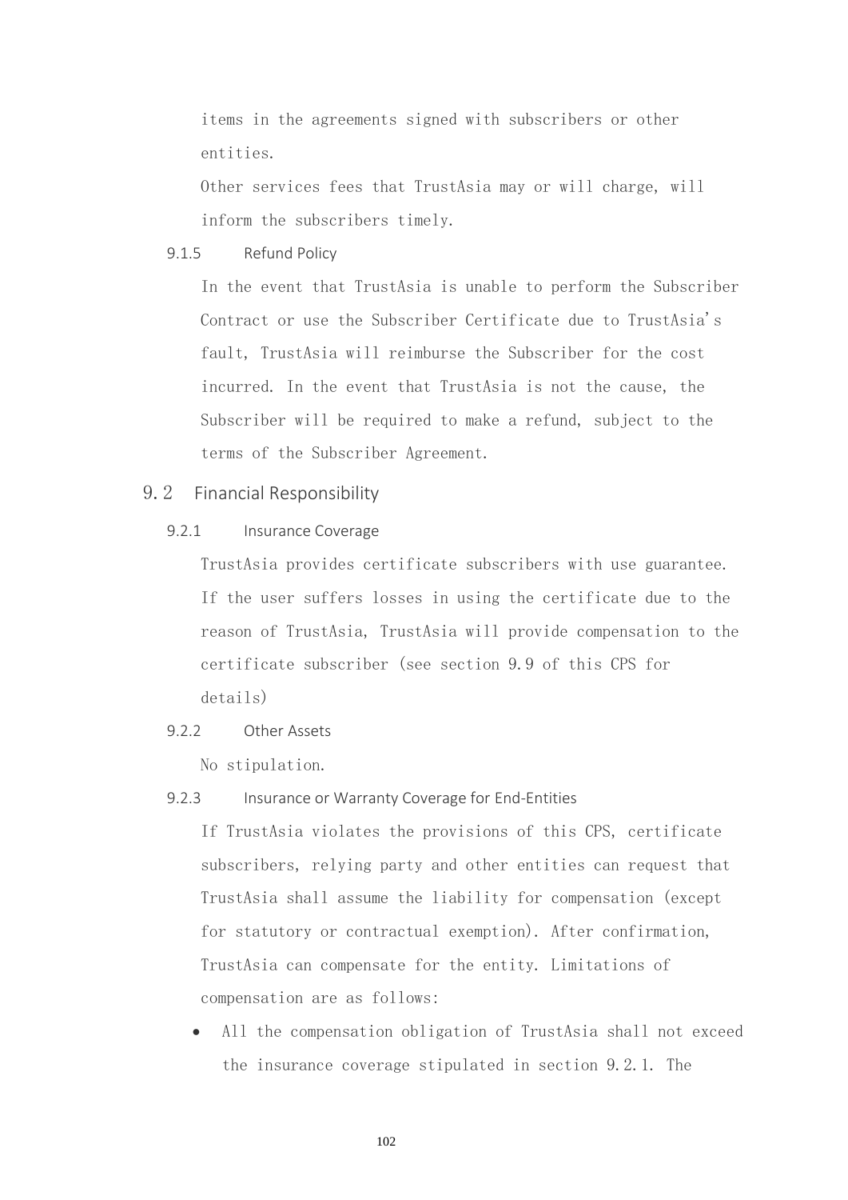items in the agreements signed with subscribers or other entities.

Other services fees that TrustAsia may or will charge, will inform the subscribers timely.

#### 9.1.5 Refund Policy

In the event that TrustAsia is unable to perform the Subscriber Contract or use the Subscriber Certificate due to TrustAsia's fault, TrustAsia will reimburse the Subscriber for the cost incurred. In the event that TrustAsia is not the cause, the Subscriber will be required to make a refund, subject to the terms of the Subscriber Agreement.

### 9.2 Financial Responsibility

#### 9.2.1 Insurance Coverage

TrustAsia provides certificate subscribers with use guarantee. If the user suffers losses in using the certificate due to the reason of TrustAsia, TrustAsia will provide compensation to the certificate subscriber (see section 9.9 of this CPS for details)

#### 9.2.2 Other Assets

No stipulation.

#### 9.2.3 Insurance or Warranty Coverage for End-Entities

If TrustAsia violates the provisions of this CPS, certificate subscribers, relying party and other entities can request that TrustAsia shall assume the liability for compensation (except for statutory or contractual exemption). After confirmation, TrustAsia can compensate for the entity. Limitations of compensation are as follows:

- All the compensation obligation of TrustAsia shall not exceed the insurance coverage stipulated in section 9.2.1. The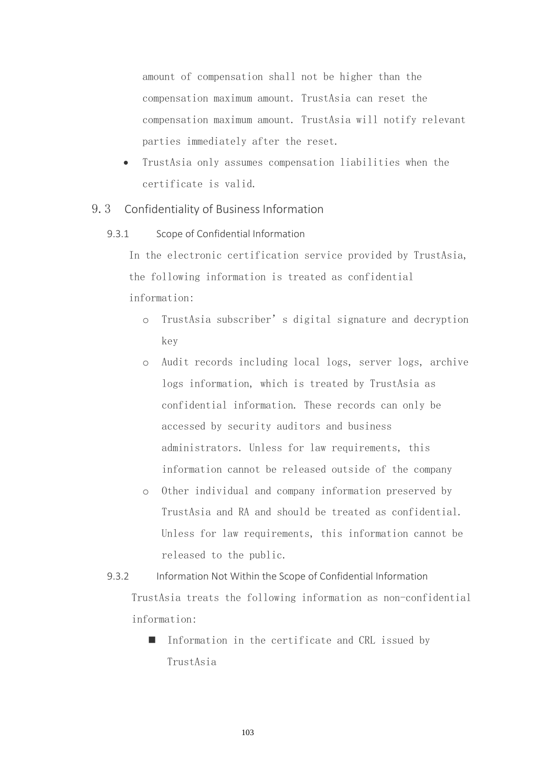amount of compensation shall not be higher than the compensation maximum amount. TrustAsia can reset the compensation maximum amount. TrustAsia will notify relevant parties immediately after the reset.

- TrustAsia only assumes compensation liabilities when the certificate is valid.

## 9.3 Confidentiality of Business Information

### 9.3.1 Scope of Confidential Information

In the electronic certification service provided by TrustAsia, the following information is treated as confidential information:

- TrustAsia subscriber's digital signature and decryption key
- Audit records including local logs, server logs, archive logs information, which is treated by TrustAsia as confidential information. These records can only be accessed by security auditors and business administrators. Unless for law requirements, this information cannot be released outside of the company
- Other individual and company information preserved by TrustAsia and RA and should be treated as confidential. Unless for law requirements, this information cannot be released to the public.

### 9.3.2 Information Not Within the Scope of Confidential Information

TrustAsia treats the following information as non-confidential information:

- Information in the certificate and CRL issued by TrustAsia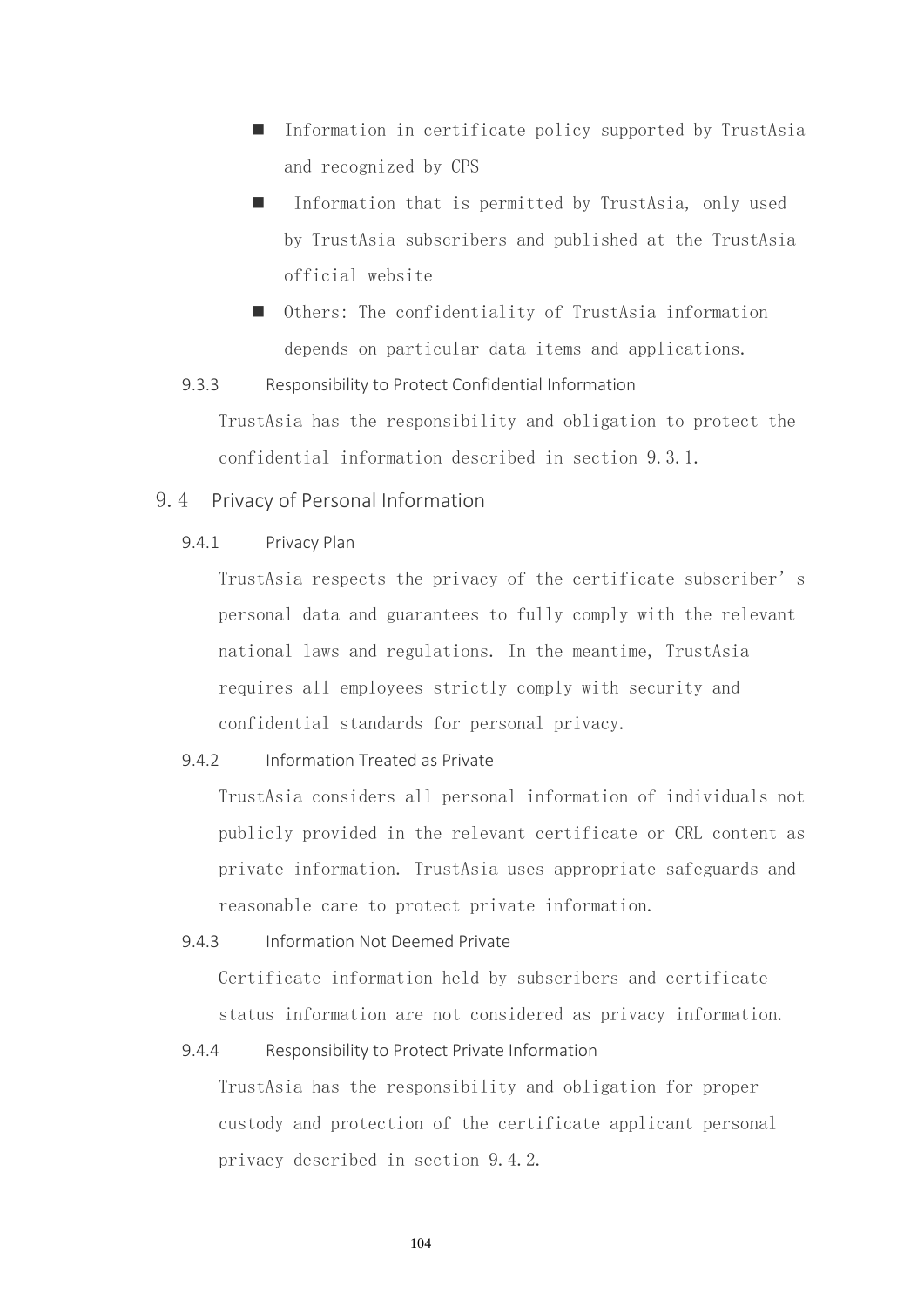- Information in certificate policy supported by TrustAsia and recognized by CPS
- Information that is permitted by TrustAsia, only used by TrustAsia subscribers and published at the TrustAsia official website
- Others: The confidentiality of TrustAsia information depends on particular data items and applications.

#### 9.3.3 Responsibility to Protect Confidential Information

TrustAsia has the responsibility and obligation to protect the confidential information described in section 9.3.1.

### 9.4 Privacy of Personal Information

#### 9.4.1 Privacy Plan

TrustAsia respects the privacy of the certificate subscriber’s personal data and guarantees to fully comply with the relevant national laws and regulations. In the meantime, TrustAsia requires all employees strictly comply with security and confidential standards for personal privacy.

#### 9.4.2 Information Treated as Private

TrustAsia considers all personal information of individuals not publicly provided in the relevant certificate or CRL content as private information. TrustAsia uses appropriate safeguards and reasonable care to protect private information.

#### 9.4.3 Information Not Deemed Private

Certificate information held by subscribers and certificate status information are not considered as privacy information.

#### 9.4.4 Responsibility to Protect Private Information

TrustAsia has the responsibility and obligation for proper custody and protection of the certificate applicant personal privacy described in section 9.4.2.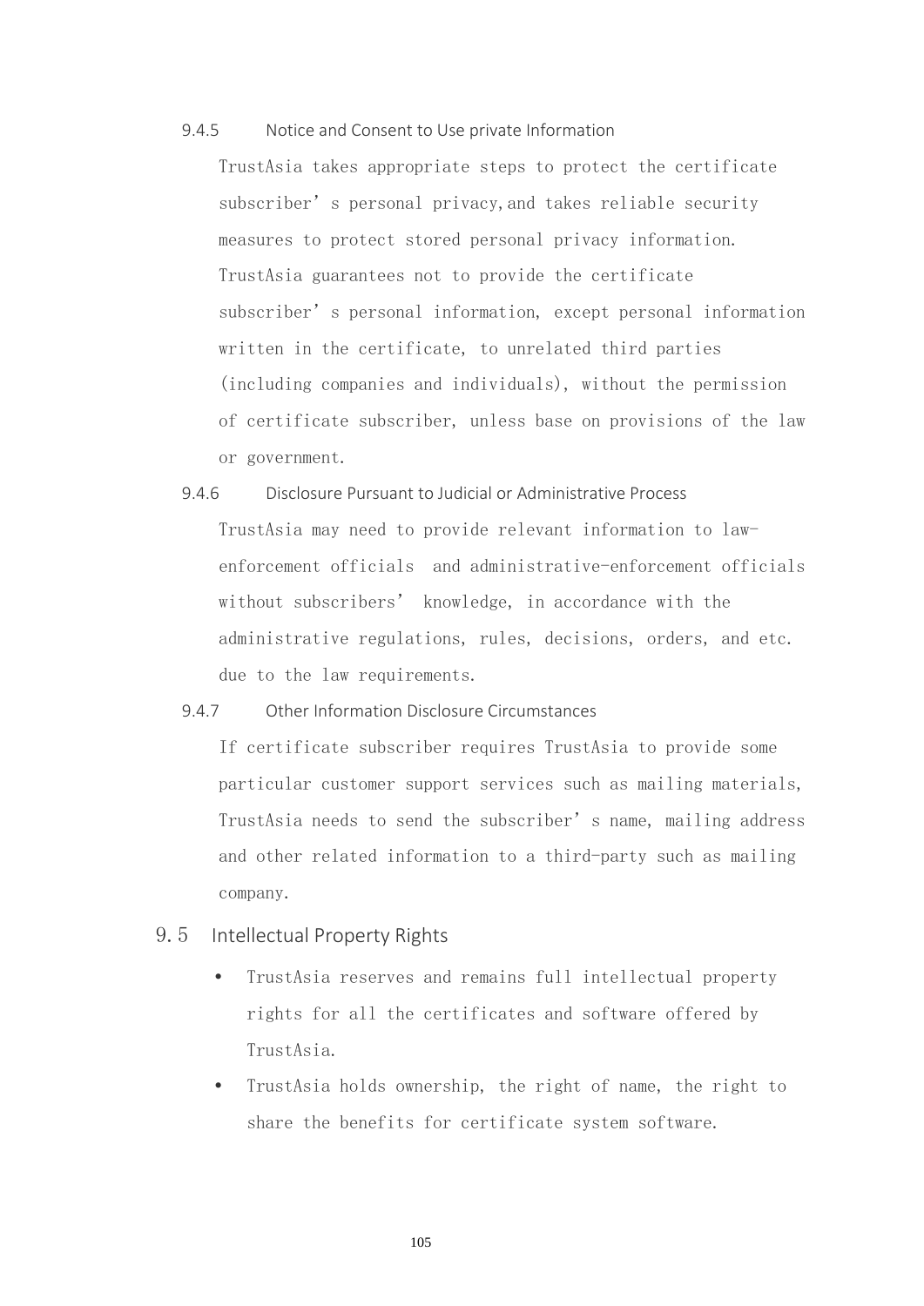#### 9.4.5 Notice and Consent to Use private Information

TrustAsia takes appropriate steps to protect the certificate subscriber's personal privacy,and takes reliable security measures to protect stored personal privacy information. TrustAsia guarantees not to provide the certificate subscriber's personal information, except personal information written in the certificate, to unrelated third parties (including companies and individuals), without the permission of certificate subscriber, unless base on provisions of the law or government.

#### 9.4.6 Disclosure Pursuant to Judicial or Administrative Process

TrustAsia may need to provide relevant information to law-enforcement officials and administrative-enforcement officials without subscribers' knowledge, in accordance with the administrative regulations, rules, decisions, orders, and etc. due to the law requirements.

#### 9.4.7 Other Information Disclosure Circumstances

If certificate subscriber requires TrustAsia to provide some particular customer support services such as mailing materials, TrustAsia needs to send the subscriber's name, mailing address and other related information to a third-party such as mailing company.

### 9.5 Intellectual Property Rights

- TrustAsia reserves and remains full intellectual property rights for all the certificates and software offered by TrustAsia.
- TrustAsia holds ownership, the right of name, the right to share the benefits for certificate system software.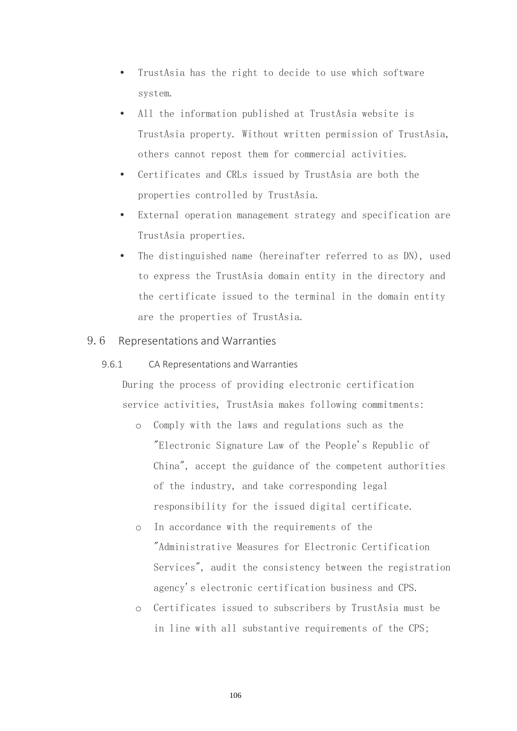- TrustAsia has the right to decide to use which software system.
- All the information published at TrustAsia website is TrustAsia property. Without written permission of TrustAsia, others cannot repost them for commercial activities.
- Certificates and CRLs issued by TrustAsia are both the properties controlled by TrustAsia.
- External operation management strategy and specification are TrustAsia properties.
- The distinguished name (hereinafter referred to as DN), used to express the TrustAsia domain entity in the directory and the certificate issued to the terminal in the domain entity are the properties of TrustAsia.

## 9.6 Representations and Warranties

### 9.6.1 CA Representations and Warranties

During the process of providing electronic certification service activities, TrustAsia makes following commitments:

- Comply with the laws and regulations such as the "Electronic Signature Law of the People's Republic of China", accept the guidance of the competent authorities of the industry, and take corresponding legal responsibility for the issued digital certificate.
- In accordance with the requirements of the "Administrative Measures for Electronic Certification Services", audit the consistency between the registration agency's electronic certification business and CPS.
- Certificates issued to subscribers by TrustAsia must be in line with all substantive requirements of the CPS;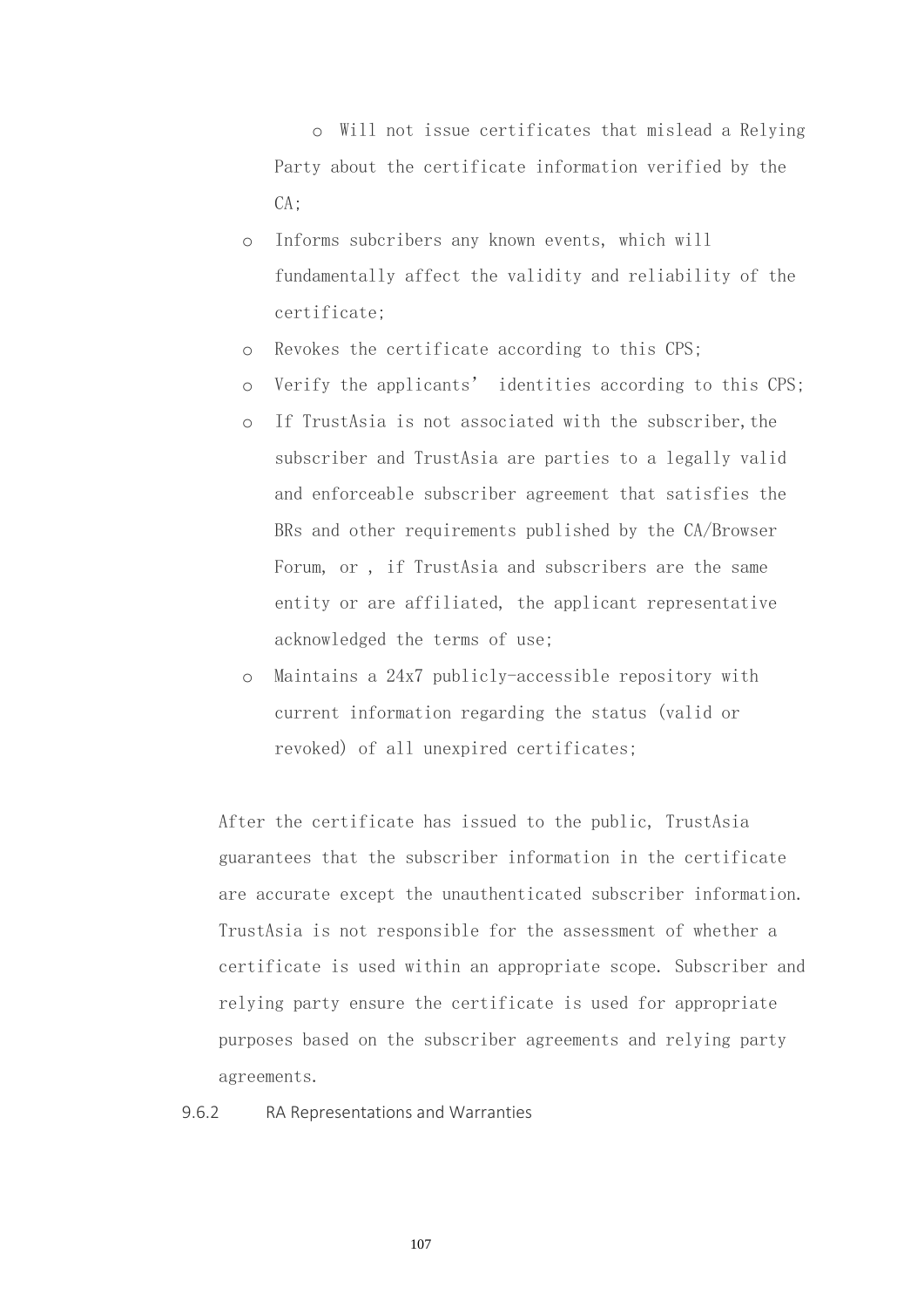- Will not issue certificates that mislead a Relying Party about the certificate information verified by the CA;
- Informs subcribers any known events, which will fundamentally affect the validity and reliability of the certificate;
- Revokes the certificate according to this CPS;
- Verify the applicants’ identities according to this CPS;
- If TrustAsia is not associated with the subscriber,the subscriber and TrustAsia are parties to a legally valid and enforceable subscriber agreement that satisfies the BRs and other requirements published by the CA/Browser Forum, or , if TrustAsia and subscribers are the same entity or are affiliated, the applicant representative acknowledged the terms of use;
- Maintains a 24x7 publicly-accessible repository with current information regarding the status (valid or revoked) of all unexpired certificates;

After the certificate has issued to the public, TrustAsia guarantees that the subscriber information in the certificate are accurate except the unauthenticated subscriber information. TrustAsia is not responsible for the assessment of whether a certificate is used within an appropriate scope. Subscriber and relying party ensure the certificate is used for appropriate purposes based on the subscriber agreements and relying party agreements.

### 9.6.2 RA Representations and Warranties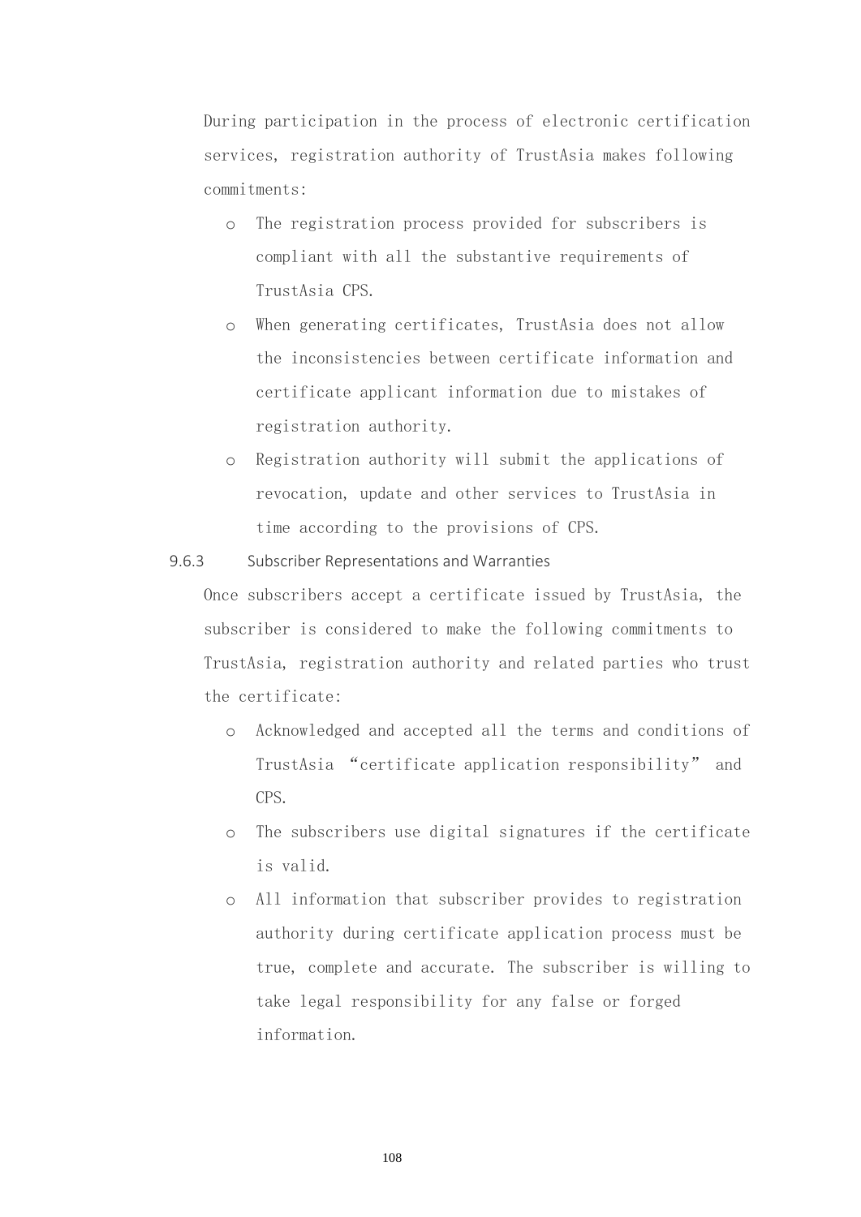During participation in the process of electronic certification services, registration authority of TrustAsia makes following commitments:

- The registration process provided for subscribers is compliant with all the substantive requirements of TrustAsia CPS.
- When generating certificates, TrustAsia does not allow the inconsistencies between certificate information and certificate applicant information due to mistakes of registration authority.
- Registration authority will submit the applications of revocation, update and other services to TrustAsia in time according to the provisions of CPS.

### 9.6.3 Subscriber Representations and Warranties

Once subscribers accept a certificate issued by TrustAsia, the subscriber is considered to make the following commitments to TrustAsia, registration authority and related parties who trust the certificate:

- Acknowledged and accepted all the terms and conditions of TrustAsia "certificate application responsibility" and CPS.
- The subscribers use digital signatures if the certificate is valid.
- All information that subscriber provides to registration authority during certificate application process must be true, complete and accurate. The subscriber is willing to take legal responsibility for any false or forged information.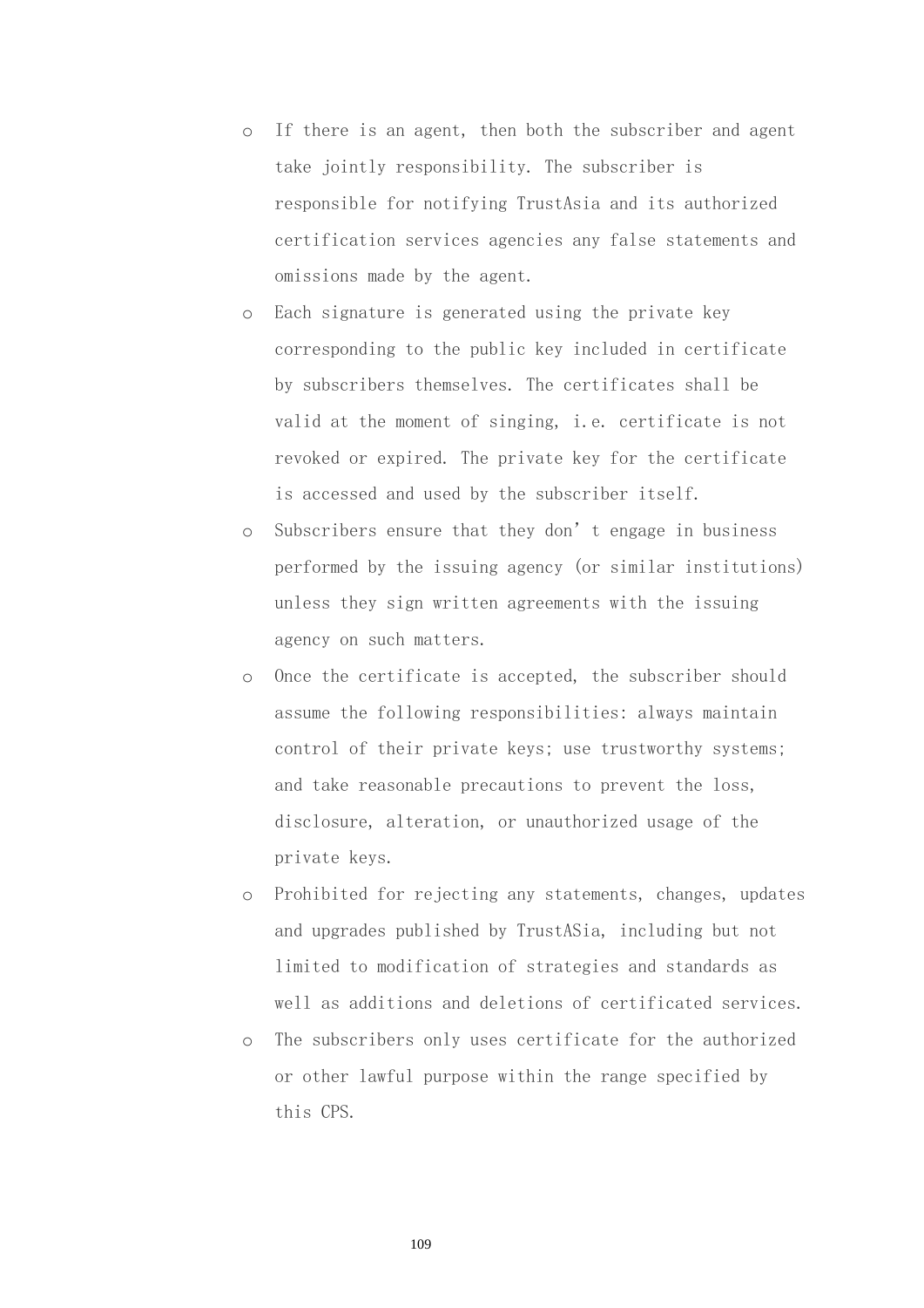- If there is an agent, then both the subscriber and agent take jointly responsibility. The subscriber is responsible for notifying TrustAsia and its authorized certification services agencies any false statements and omissions made by the agent.
- Each signature is generated using the private key corresponding to the public key included in certificate by subscribers themselves. The certificates shall be valid at the moment of singing, i.e. certificate is not revoked or expired. The private key for the certificate is accessed and used by the subscriber itself.
- Subscribers ensure that they don't engage in business performed by the issuing agency (or similar institutions) unless they sign written agreements with the issuing agency on such matters.
- Once the certificate is accepted, the subscriber should assume the following responsibilities: always maintain control of their private keys; use trustworthy systems; and take reasonable precautions to prevent the loss, disclosure, alteration, or unauthorized usage of the private keys.
- Prohibited for rejecting any statements, changes, updates and upgrades published by TrustASia, including but not limited to modification of strategies and standards as well as additions and deletions of certificated services.
- The subscribers only uses certificate for the authorized or other lawful purpose within the range specified by this CPS.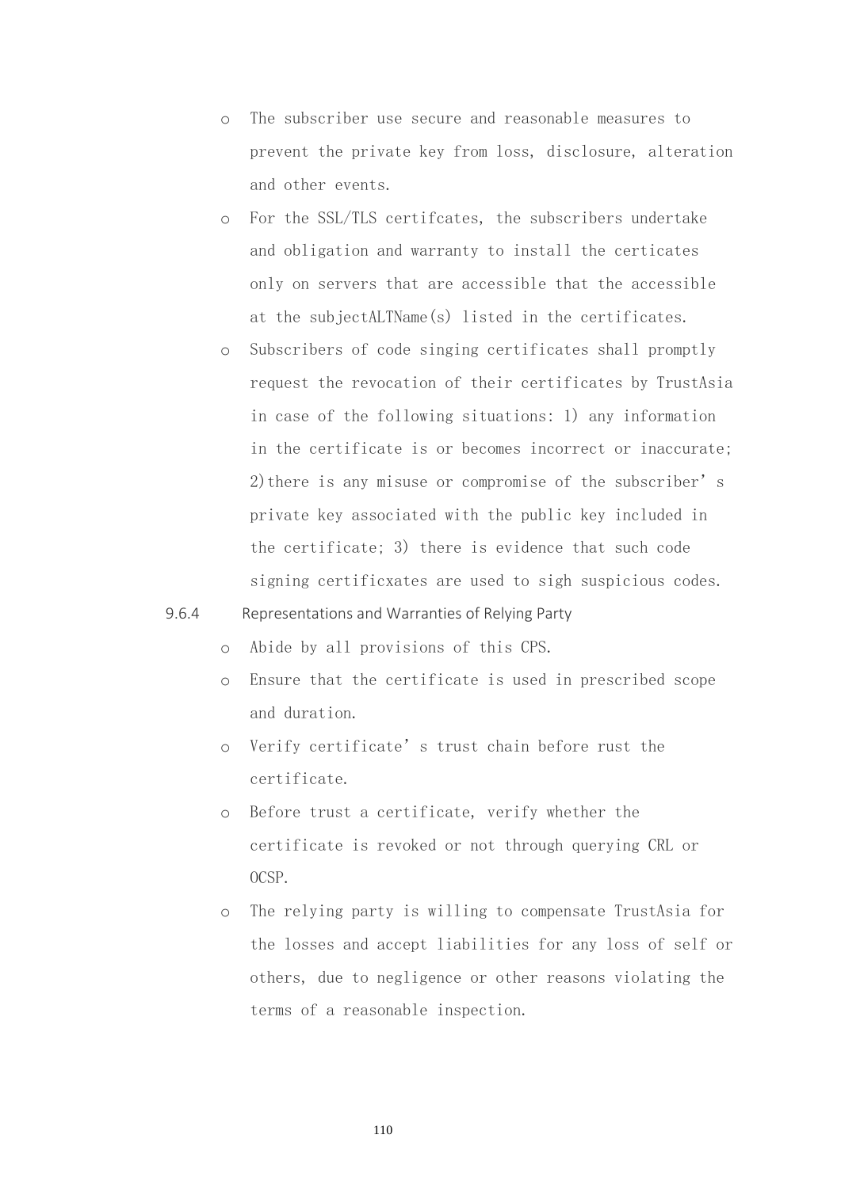- The subscriber use secure and reasonable measures to prevent the private key from loss, disclosure, alteration and other events.
- For the SSL/TLS certifcates, the subscribers undertake and obligation and warranty to install the certicates only on servers that are accessible that the accessible at the subjectALTName(s) listed in the certificates.
- Subscribers of code singing certificates shall promptly request the revocation of their certificates by TrustAsia in case of the following situations: 1) any information in the certificate is or becomes incorrect or inaccurate; 2)there is any misuse or compromise of the subscriber's private key associated with the public key included in the certificate; 3) there is evidence that such code signing certificxates are used to sigh suspicious codes.

### 9.6.4 Representations and Warranties of Relying Party

- Abide by all provisions of this CPS.
- Ensure that the certificate is used in prescribed scope and duration.
- Verify certificate's trust chain before rust the certificate.
- Before trust a certificate, verify whether the certificate is revoked or not through querying CRL or OCSP.
- The relying party is willing to compensate TrustAsia for the losses and accept liabilities for any loss of self or others, due to negligence or other reasons violating the terms of a reasonable inspection.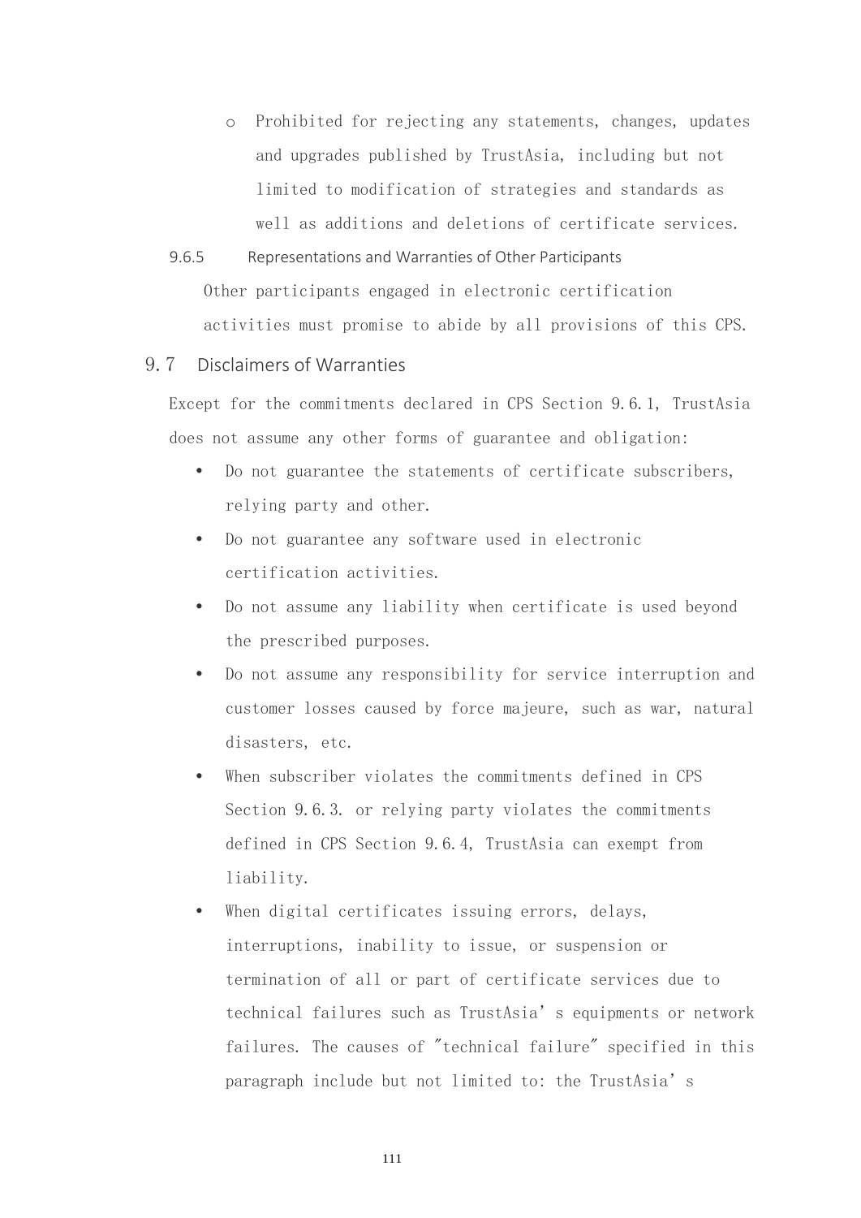- Prohibited for rejecting any statements, changes, updates and upgrades published by TrustAsia, including but not limited to modification of strategies and standards as well as additions and deletions of certificate services.

#### 9.6.5 Representations and Warranties of Other Participants

Other participants engaged in electronic certification activities must promise to abide by all provisions of this CPS.

### 9.7 Disclaimers of Warranties

Except for the commitments declared in CPS Section 9.6.1, TrustAsia does not assume any other forms of guarantee and obligation:

- Do not guarantee the statements of certificate subscribers, relying party and other.
- Do not guarantee any software used in electronic certification activities.
- Do not assume any liability when certificate is used beyond the prescribed purposes.
- Do not assume any responsibility for service interruption and customer losses caused by force majeure, such as war, natural disasters, etc.
- When subscriber violates the commitments defined in CPS Section 9.6.3. or relying party violates the commitments defined in CPS Section 9.6.4, TrustAsia can exempt from liability.
- When digital certificates issuing errors, delays, interruptions, inability to issue, or suspension or termination of all or part of certificate services due to technical failures such as TrustAsia's equipments or network failures. The causes of "technical failure" specified in this paragraph include but not limited to: the TrustAsia's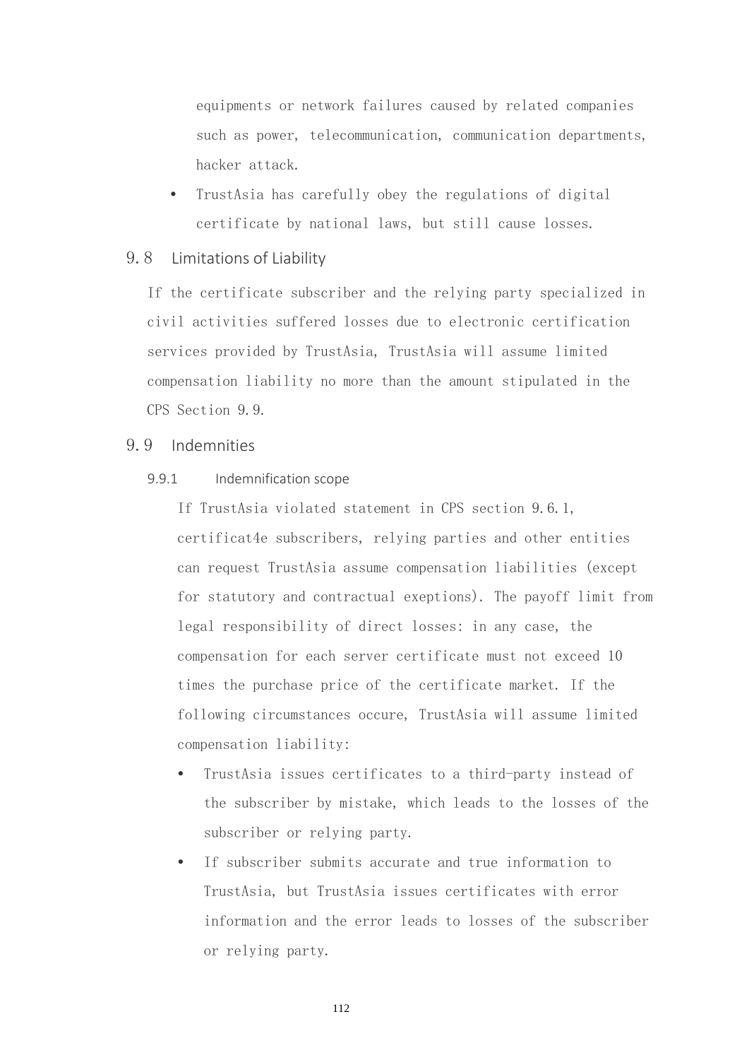equipments or network failures caused by related companies such as power, telecommunication, communication departments, hacker attack.

- TrustAsia has carefully obey the regulations of digital certificate by national laws, but still cause losses.

## 9.8 Limitations of Liability

If the certificate subscriber and the relying party specialized in civil activities suffered losses due to electronic certification services provided by TrustAsia, TrustAsia will assume limited compensation liability no more than the amount stipulated in the CPS Section 9.9.

## 9.9 Indemnities

### 9.9.1 Indemnification scope

If TrustAsia violated statement in CPS section 9.6.1, certificat4e subscribers, relying parties and other entities can request TrustAsia assume compensation liabilities (except for statutory and contractual exeptions). The payoff limit from legal responsibility of direct losses: in any case, the compensation for each server certificate must not exceed 10 times the purchase price of the certificate market. If the following circumstances occure, TrustAsia will assume limited compensation liability:

- TrustAsia issues certificates to a third-party instead of the subscriber by mistake, which leads to the losses of the subscriber or relying party.
- If subscriber submits accurate and true information to TrustAsia, but TrustAsia issues certificates with error information and the error leads to losses of the subscriber or relying party.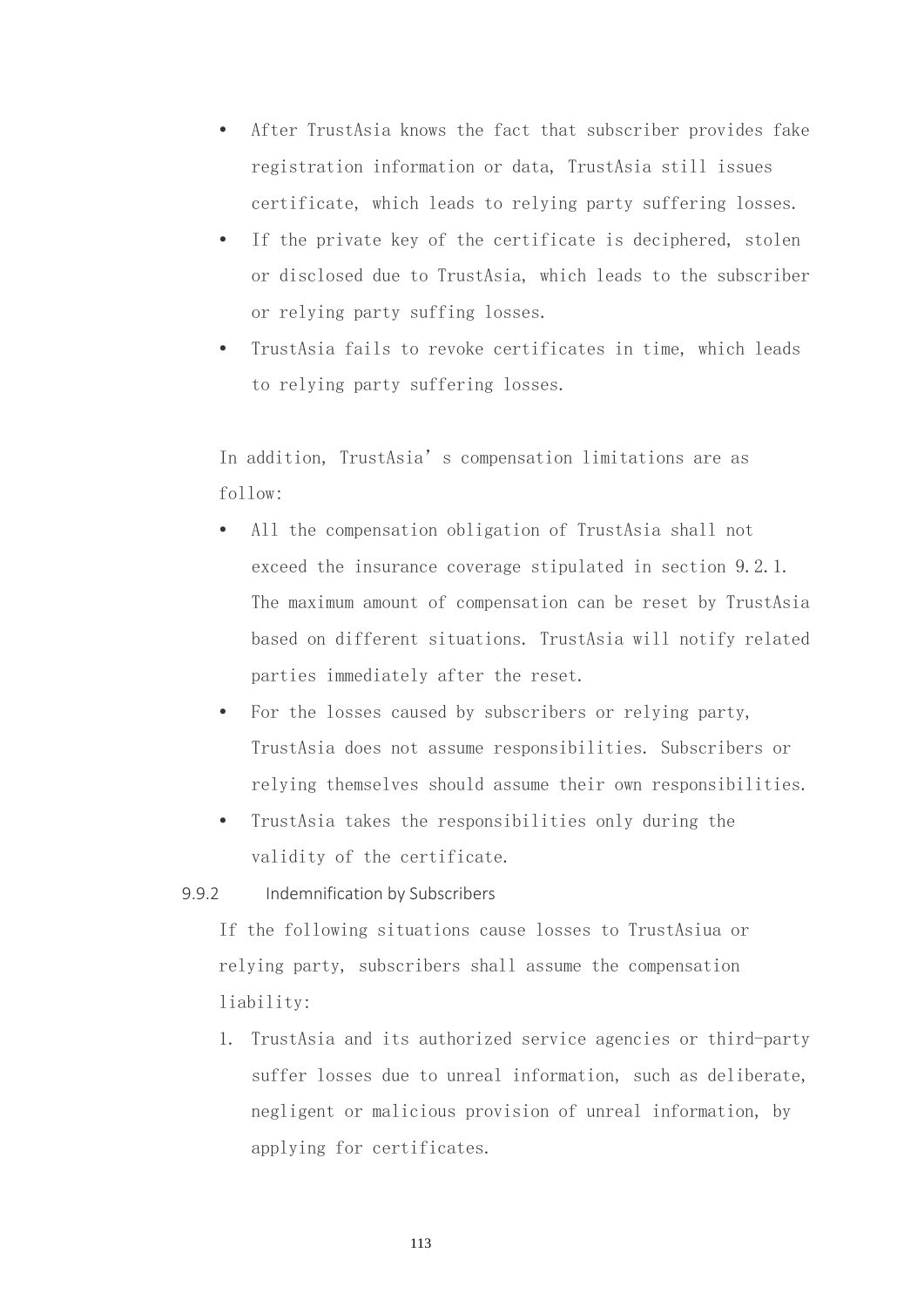- After TrustAsia knows the fact that subscriber provides fake registration information or data, TrustAsia still issues certificate, which leads to relying party suffering losses.
- If the private key of the certificate is deciphered, stolen or disclosed due to TrustAsia, which leads to the subscriber or relying party suffing losses.
- TrustAsia fails to revoke certificates in time, which leads to relying party suffering losses.

In addition, TrustAsia's compensation limitations are as follow:

- All the compensation obligation of TrustAsia shall not exceed the insurance coverage stipulated in section 9.2.1. The maximum amount of compensation can be reset by TrustAsia based on different situations. TrustAsia will notify related parties immediately after the reset.
- For the losses caused by subscribers or relying party, TrustAsia does not assume responsibilities. Subscribers or relying themselves should assume their own responsibilities.
- TrustAsia takes the responsibilities only during the validity of the certificate.

### 9.9.2 Indemnification by Subscribers

If the following situations cause losses to TrustAsiua or relying party, subscribers shall assume the compensation liability:

1. TrustAsia and its authorized service agencies or third-party suffer losses due to unreal information, such as deliberate, negligent or malicious provision of unreal information, by applying for certificates.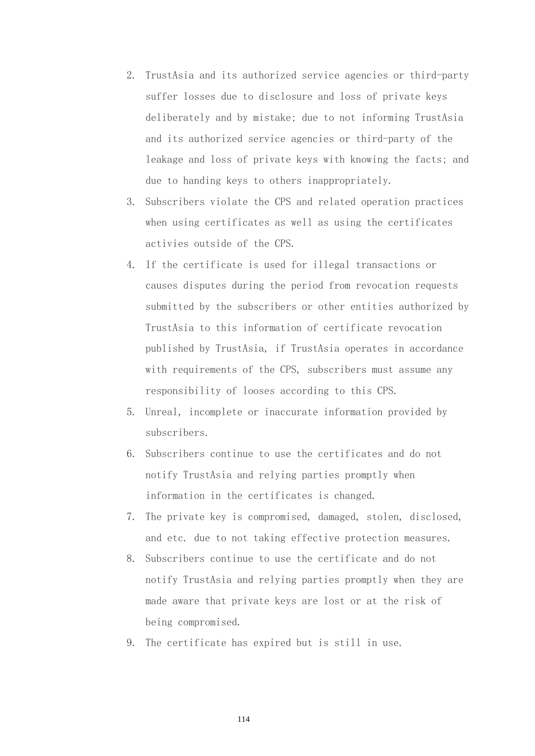2. TrustAsia and its authorized service agencies or third-party suffer losses due to disclosure and loss of private keys deliberately and by mistake; due to not informing TrustAsia and its authorized service agencies or third-party of the leakage and loss of private keys with knowing the facts; and due to handing keys to others inappropriately.
3. Subscribers violate the CPS and related operation practices when using certificates as well as using the certificates activies outside of the CPS.
4. If the certificate is used for illegal transactions or causes disputes during the period from revocation requests submitted by the subscribers or other entities authorized by TrustAsia to this information of certificate revocation published by TrustAsia, if TrustAsia operates in accordance with requirements of the CPS, subscribers must assume any responsibility of looses according to this CPS.
5. Unreal, incomplete or inaccurate information provided by subscribers.
6. Subscribers continue to use the certificates and do not notify TrustAsia and relying parties promptly when information in the certificates is changed.
7. The private key is compromised, damaged, stolen, disclosed, and etc. due to not taking effective protection measures.
8. Subscribers continue to use the certificate and do not notify TrustAsia and relying parties promptly when they are made aware that private keys are lost or at the risk of being compromised.
9. The certificate has expired but is still in use.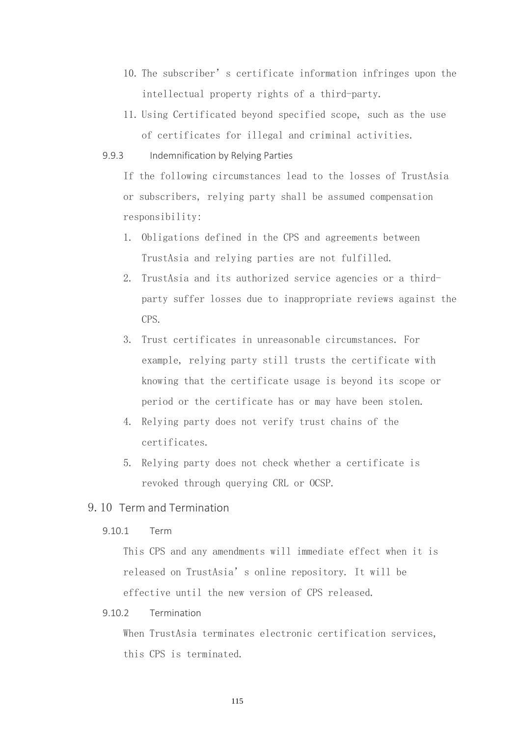10. The subscriber's certificate information infringes upon the intellectual property rights of a third-party.
11. Using Certificated beyond specified scope, such as the use of certificates for illegal and criminal activities.

#### 9.9.3 Indemnification by Relying Parties

If the following circumstances lead to the losses of TrustAsia or subscribers, relying party shall be assumed compensation responsibility:

1. Obligations defined in the CPS and agreements between TrustAsia and relying parties are not fulfilled.
2. TrustAsia and its authorized service agencies or a third-party suffer losses due to inappropriate reviews against the CPS.
3. Trust certificates in unreasonable circumstances. For example, relying party still trusts the certificate with knowing that the certificate usage is beyond its scope or period or the certificate has or may have been stolen.
4. Relying party does not verify trust chains of the certificates.
5. Relying party does not check whether a certificate is revoked through querying CRL or OCSP.

### 9.10 Term and Termination

#### 9.10.1 Term

This CPS and any amendments will immediate effect when it is released on TrustAsia's online repository. It will be effective until the new version of CPS released.

#### 9.10.2 Termination

When TrustAsia terminates electronic certification services, this CPS is terminated.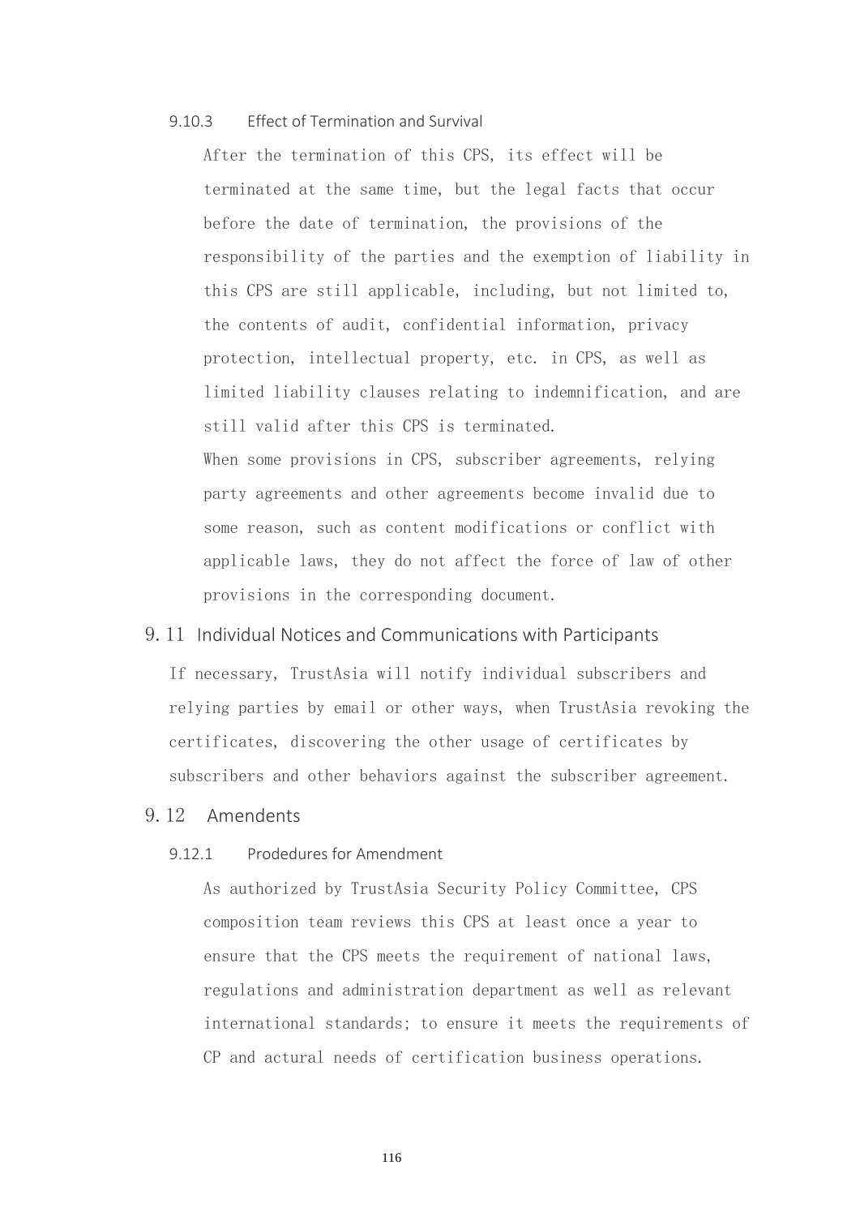#### 9.10.3 Effect of Termination and Survival

After the termination of this CPS, its effect will be terminated at the same time, but the legal facts that occur before the date of termination, the provisions of the responsibility of the parties and the exemption of liability in this CPS are still applicable, including, but not limited to, the contents of audit, confidential information, privacy protection, intellectual property, etc. in CPS, as well as limited liability clauses relating to indemnification, and are still valid after this CPS is terminated.

When some provisions in CPS, subscriber agreements, relying party agreements and other agreements become invalid due to some reason, such as content modifications or conflict with applicable laws, they do not affect the force of law of other provisions in the corresponding document.

### 9.11 Individual Notices and Communications with Participants

If necessary, TrustAsia will notify individual subscribers and relying parties by email or other ways, when TrustAsia revoking the certificates, discovering the other usage of certificates by subscribers and other behaviors against the subscriber agreement.

### 9.12 Amendents

#### 9.12.1 Prodedures for Amendment

As authorized by TrustAsia Security Policy Committee, CPS composition team reviews this CPS at least once a year to ensure that the CPS meets the requirement of national laws, regulations and administration department as well as relevant international standards; to ensure it meets the requirements of CP and actural needs of certification business operations.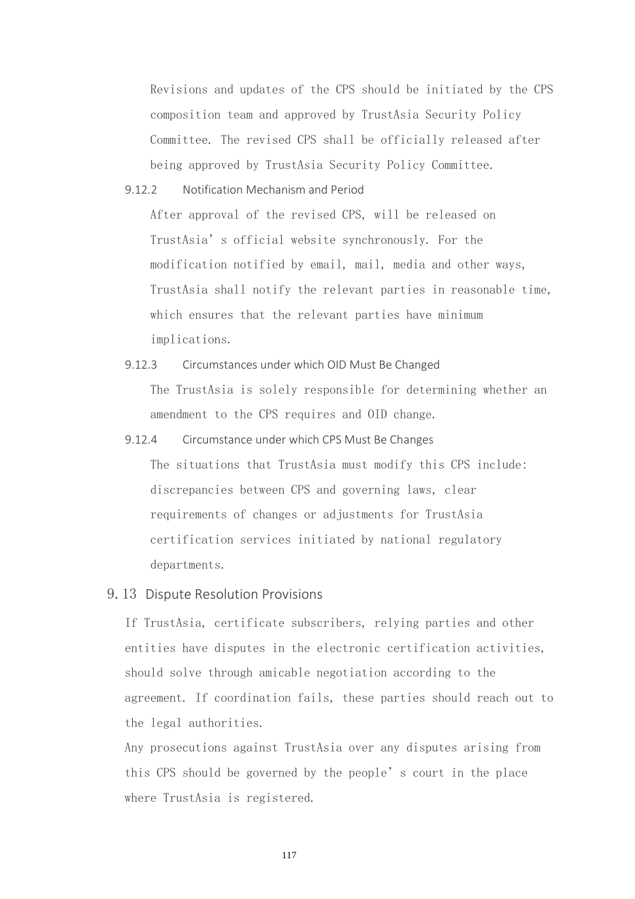Revisions and updates of the CPS should be initiated by the CPS composition team and approved by TrustAsia Security Policy Committee. The revised CPS shall be officially released after being approved by TrustAsia Security Policy Committee.

#### 9.12.2 Notification Mechanism and Period

After approval of the revised CPS, will be released on TrustAsia's official website synchronously. For the modification notified by email, mail, media and other ways, TrustAsia shall notify the relevant parties in reasonable time, which ensures that the relevant parties have minimum implications.

#### 9.12.3 Circumstances under which OID Must Be Changed

The TrustAsia is solely responsible for determining whether an amendment to the CPS requires and OID change.

#### 9.12.4 Circumstance under which CPS Must Be Changes

The situations that TrustAsia must modify this CPS include: discrepancies between CPS and governing laws, clear requirements of changes or adjustments for TrustAsia certification services initiated by national regulatory departments.

### 9.13 Dispute Resolution Provisions

If TrustAsia, certificate subscribers, relying parties and other entities have disputes in the electronic certification activities, should solve through amicable negotiation according to the agreement. If coordination fails, these parties should reach out to the legal authorities.

Any prosecutions against TrustAsia over any disputes arising from this CPS should be governed by the people's court in the place where TrustAsia is registered.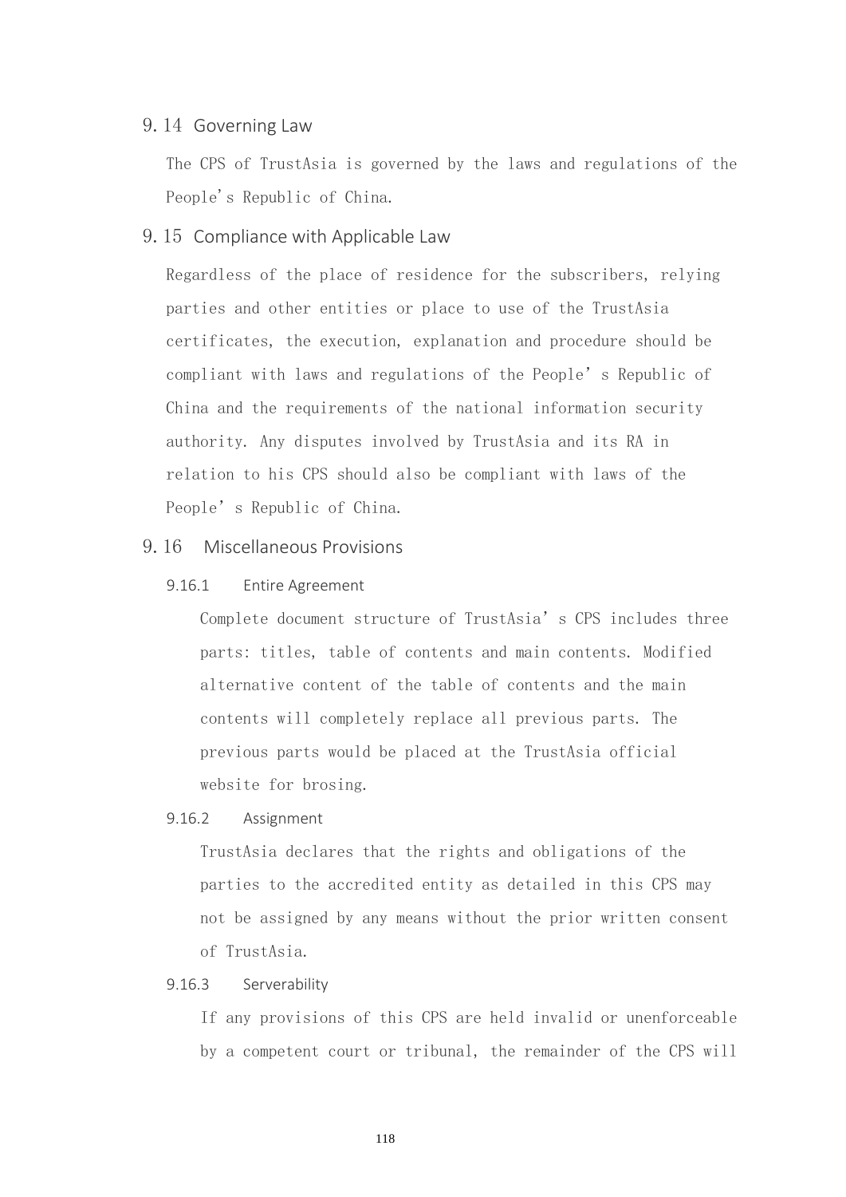## 9.14 Governing Law

The CPS of TrustAsia is governed by the laws and regulations of the People's Republic of China.

## 9.15 Compliance with Applicable Law

Regardless of the place of residence for the subscribers, relying parties and other entities or place to use of the TrustAsia certificates, the execution, explanation and procedure should be compliant with laws and regulations of the People's Republic of China and the requirements of the national information security authority. Any disputes involved by TrustAsia and its RA in relation to his CPS should also be compliant with laws of the People's Republic of China.

## 9.16 Miscellaneous Provisions

### 9.16.1 Entire Agreement

Complete document structure of TrustAsia's CPS includes three parts: titles, table of contents and main contents. Modified alternative content of the table of contents and the main contents will completely replace all previous parts. The previous parts would be placed at the TrustAsia official website for brosing.

### 9.16.2 Assignment

TrustAsia declares that the rights and obligations of the parties to the accredited entity as detailed in this CPS may not be assigned by any means without the prior written consent of TrustAsia.

### 9.16.3 Serverability

If any provisions of this CPS are held invalid or unenforceable by a competent court or tribunal, the remainder of the CPS will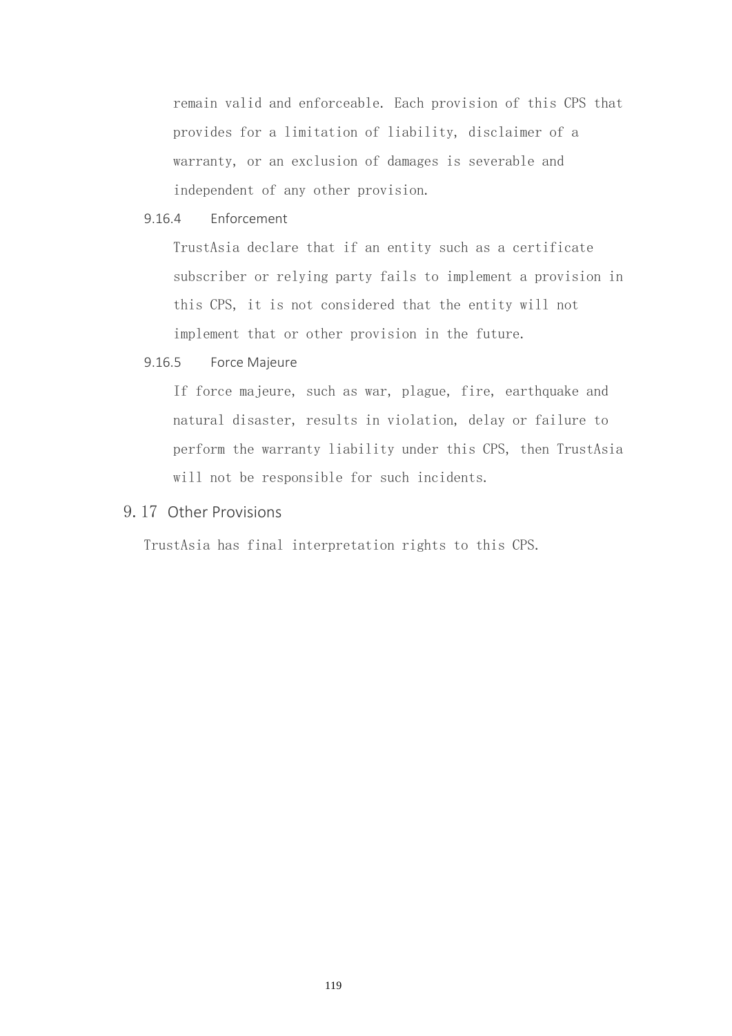remain valid and enforceable. Each provision of this CPS that provides for a limitation of liability, disclaimer of a warranty, or an exclusion of damages is severable and independent of any other provision.

#### 9.16.4 Enforcement

TrustAsia declare that if an entity such as a certificate subscriber or relying party fails to implement a provision in this CPS, it is not considered that the entity will not implement that or other provision in the future.

#### 9.16.5 Force Majeure

If force majeure, such as war, plague, fire, earthquake and natural disaster, results in violation, delay or failure to perform the warranty liability under this CPS, then TrustAsia will not be responsible for such incidents.

### 9.17 Other Provisions

TrustAsia has final interpretation rights to this CPS.